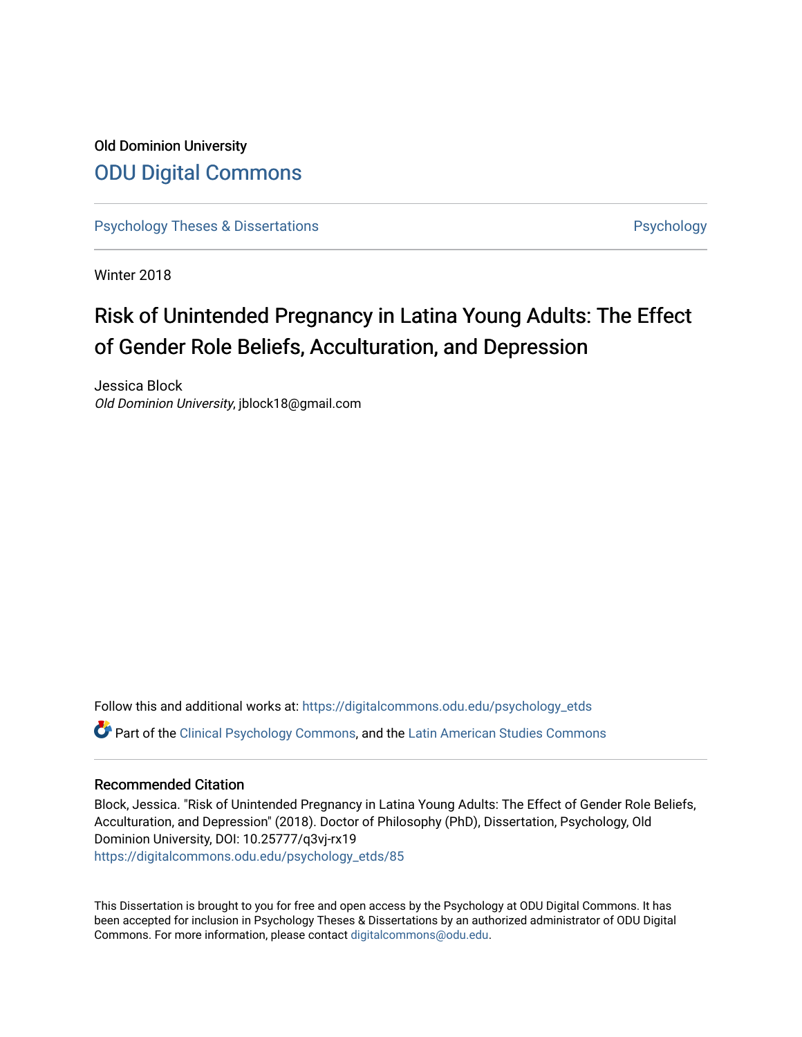Old Dominion University

# ODU Digital Commons

Psychology Theses & Dissertations | Psychology

Winter 2018

# Risk of Unintended Pregnancy in Latina Young Adults: The Effect of Gender Role Beliefs, Acculturation, and Depression

Jessica Block
*Old Dominion University*, jblock18@gmail.com

Follow this and additional works at: https://digitalcommons.odu.edu/psychology_etds

Part of the Clinical Psychology Commons, and the Latin American Studies Commons

## Recommended Citation

Block, Jessica. "Risk of Unintended Pregnancy in Latina Young Adults: The Effect of Gender Role Beliefs, Acculturation, and Depression" (2018). Doctor of Philosophy (PhD), Dissertation, Psychology, Old Dominion University, DOI: 10.25777/q3vj-rx19
https://digitalcommons.odu.edu/psychology_etds/85

This Dissertation is brought to you for free and open access by the Psychology at ODU Digital Commons. It has been accepted for inclusion in Psychology Theses & Dissertations by an authorized administrator of ODU Digital Commons. For more information, please contact digitalcommons@odu.edu.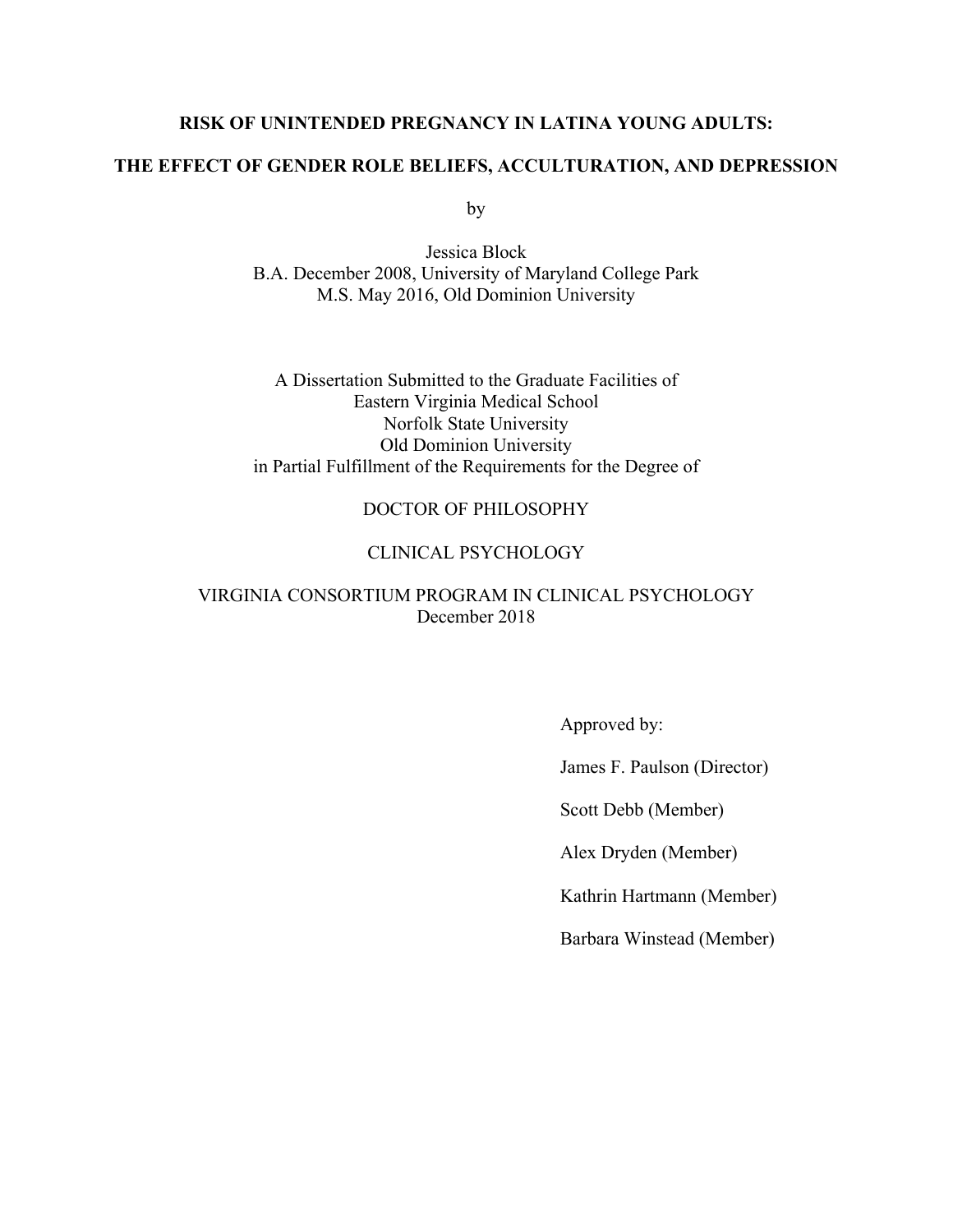**RISK OF UNINTENDED PREGNANCY IN LATINA YOUNG ADULTS:**

**THE EFFECT OF GENDER ROLE BELIEFS, ACCULTURATION, AND DEPRESSION**

by

Jessica Block
B.A. December 2008, University of Maryland College Park
M.S. May 2016, Old Dominion University

A Dissertation Submitted to the Graduate Facilities of
Eastern Virginia Medical School
Norfolk State University
Old Dominion University
in Partial Fulfillment of the Requirements for the Degree of

DOCTOR OF PHILOSOPHY

CLINICAL PSYCHOLOGY

VIRGINIA CONSORTIUM PROGRAM IN CLINICAL PSYCHOLOGY
December 2018

Approved by:

James F. Paulson (Director)

Scott Debb (Member)

Alex Dryden (Member)

Kathrin Hartmann (Member)

Barbara Winstead (Member)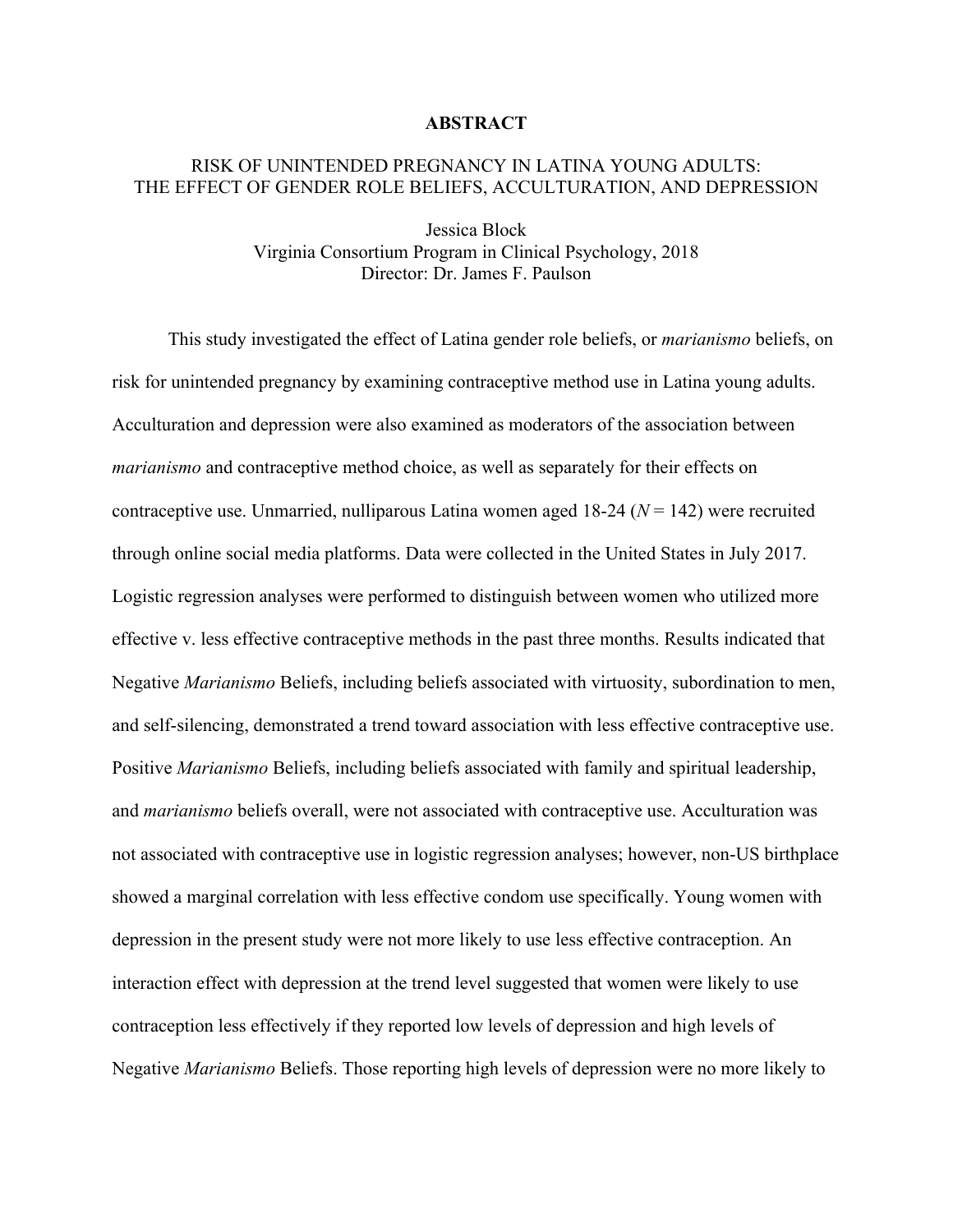# ABSTRACT

## RISK OF UNINTENDED PREGNANCY IN LATINA YOUNG ADULTS: THE EFFECT OF GENDER ROLE BELIEFS, ACCULTURATION, AND DEPRESSION

Jessica Block
Virginia Consortium Program in Clinical Psychology, 2018
Director: Dr. James F. Paulson

This study investigated the effect of Latina gender role beliefs, or *marianismo* beliefs, on risk for unintended pregnancy by examining contraceptive method use in Latina young adults. Acculturation and depression were also examined as moderators of the association between *marianismo* and contraceptive method choice, as well as separately for their effects on contraceptive use. Unmarried, nulliparous Latina women aged 18-24 ($N = 142$) were recruited through online social media platforms. Data were collected in the United States in July 2017. Logistic regression analyses were performed to distinguish between women who utilized more effective v. less effective contraceptive methods in the past three months. Results indicated that Negative *Marianismo* Beliefs, including beliefs associated with virtuosity, subordination to men, and self-silencing, demonstrated a trend toward association with less effective contraceptive use. Positive *Marianismo* Beliefs, including beliefs associated with family and spiritual leadership, and *marianismo* beliefs overall, were not associated with contraceptive use. Acculturation was not associated with contraceptive use in logistic regression analyses; however, non-US birthplace showed a marginal correlation with less effective condom use specifically. Young women with depression in the present study were not more likely to use less effective contraception. An interaction effect with depression at the trend level suggested that women were likely to use contraception less effectively if they reported low levels of depression and high levels of Negative *Marianismo* Beliefs. Those reporting high levels of depression were no more likely to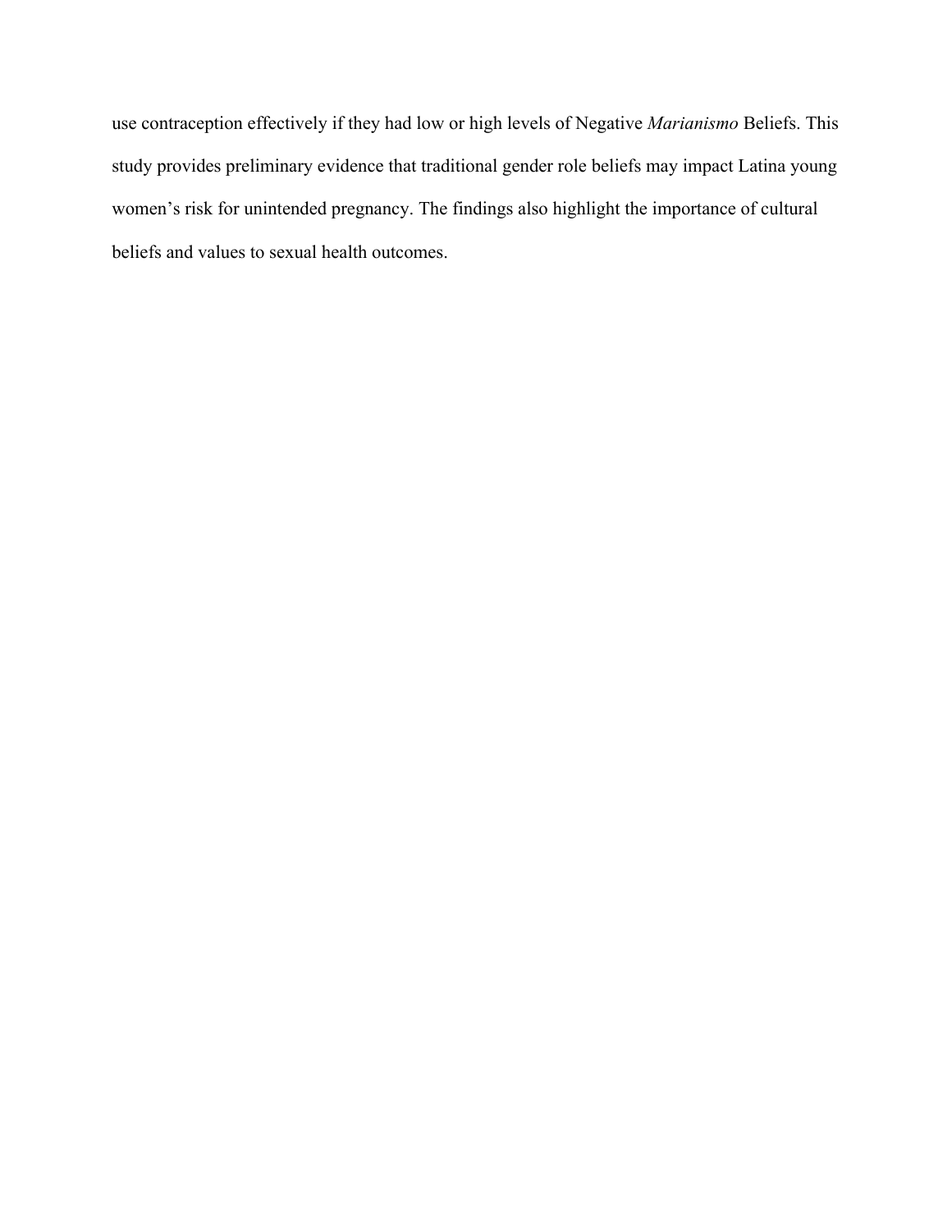use contraception effectively if they had low or high levels of Negative *Marianismo* Beliefs. This study provides preliminary evidence that traditional gender role beliefs may impact Latina young women's risk for unintended pregnancy. The findings also highlight the importance of cultural beliefs and values to sexual health outcomes.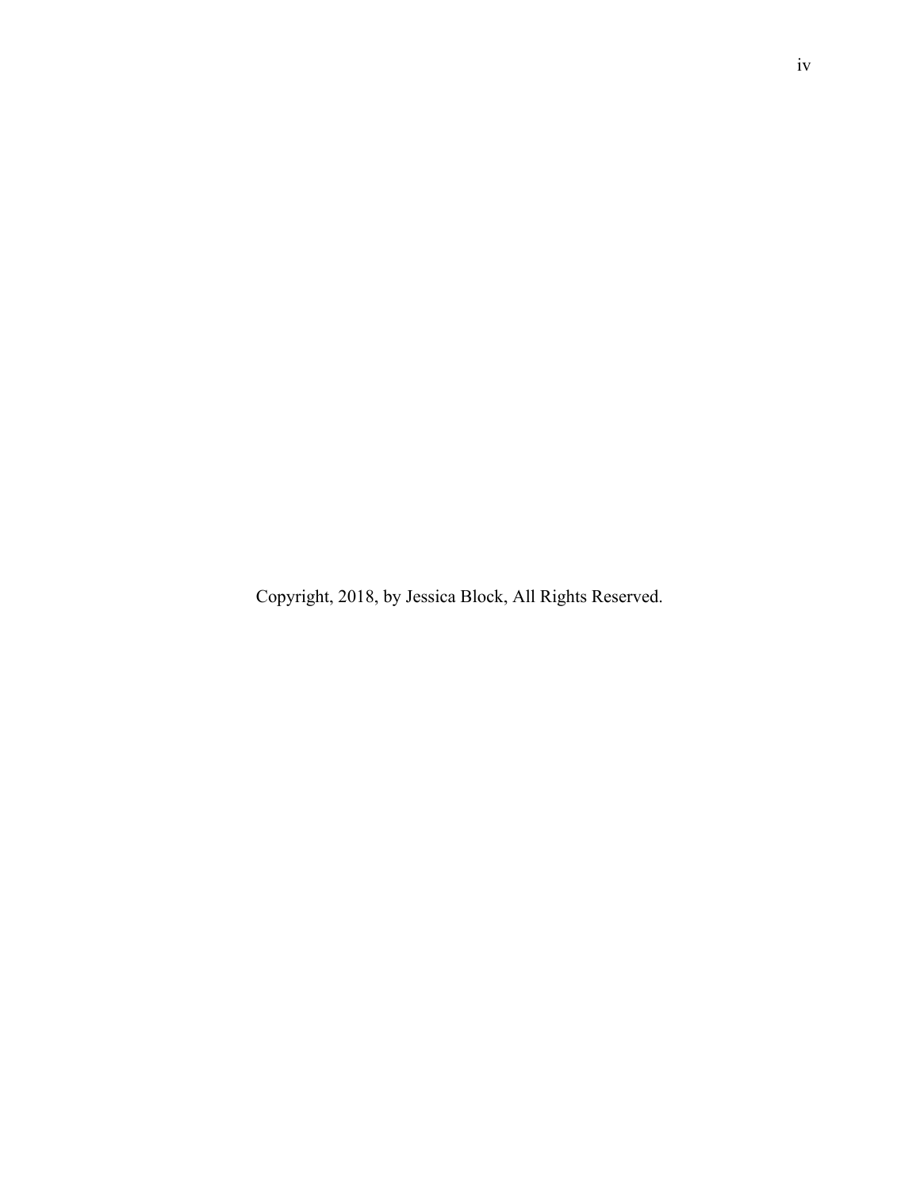Copyright, 2018, by Jessica Block, All Rights Reserved.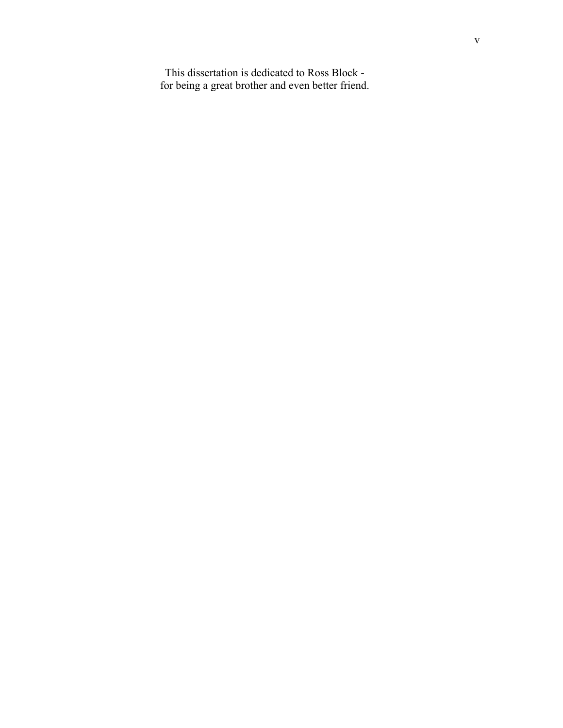This dissertation is dedicated to Ross Block -
for being a great brother and even better friend.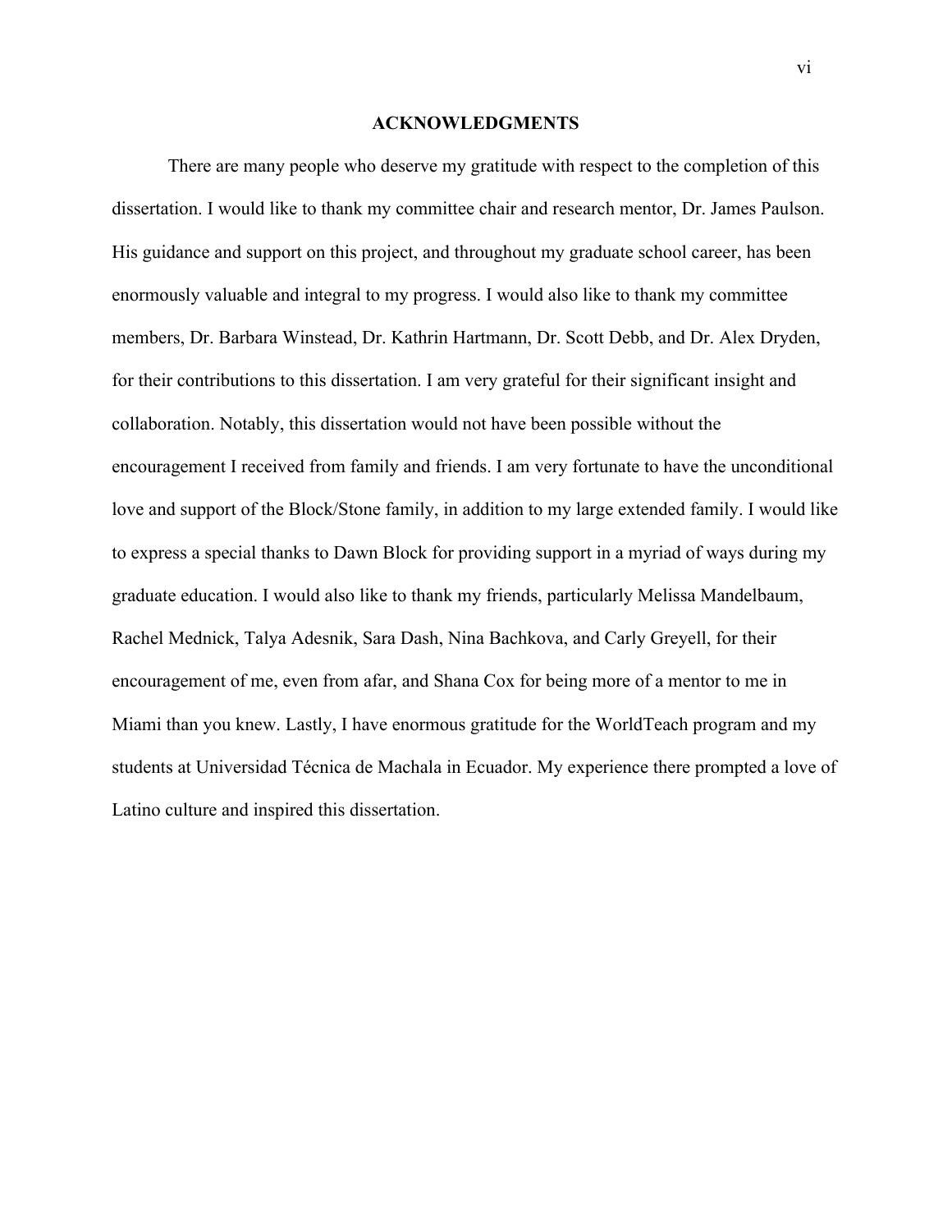# ACKNOWLEDGMENTS

There are many people who deserve my gratitude with respect to the completion of this dissertation. I would like to thank my committee chair and research mentor, Dr. James Paulson. His guidance and support on this project, and throughout my graduate school career, has been enormously valuable and integral to my progress. I would also like to thank my committee members, Dr. Barbara Winstead, Dr. Kathrin Hartmann, Dr. Scott Debb, and Dr. Alex Dryden, for their contributions to this dissertation. I am very grateful for their significant insight and collaboration. Notably, this dissertation would not have been possible without the encouragement I received from family and friends. I am very fortunate to have the unconditional love and support of the Block/Stone family, in addition to my large extended family. I would like to express a special thanks to Dawn Block for providing support in a myriad of ways during my graduate education. I would also like to thank my friends, particularly Melissa Mandelbaum, Rachel Mednick, Talya Adesnik, Sara Dash, Nina Bachkova, and Carly Greyell, for their encouragement of me, even from afar, and Shana Cox for being more of a mentor to me in Miami than you knew. Lastly, I have enormous gratitude for the WorldTeach program and my students at Universidad Técnica de Machala in Ecuador. My experience there prompted a love of Latino culture and inspired this dissertation.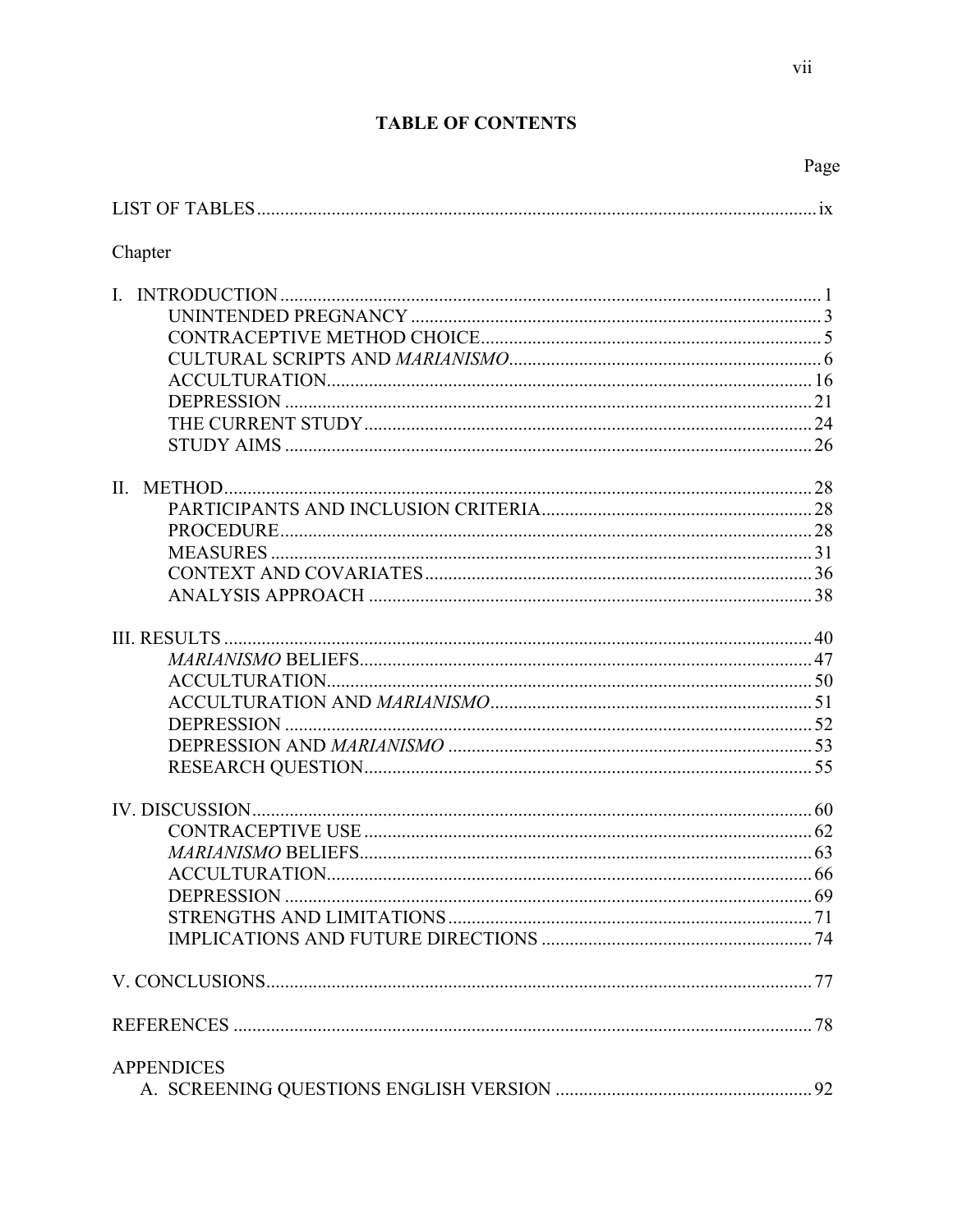# TABLE OF CONTENTS

Page

LIST OF TABLES ........................................................................................................ ix

Chapter

I. INTRODUCTION .................................................................................................... 1
  - UNINTENDED PREGNANCY ........................................................................ 3
  - CONTRACEPTIVE METHOD CHOICE .......................................................... 5
  - CULTURAL SCRIPTS AND *MARIANISMO* ..................................................... 6
  - ACCULTURATION ........................................................................................ 16
  - DEPRESSION ................................................................................................. 21
  - THE CURRENT STUDY ................................................................................. 24
  - STUDY AIMS .................................................................................................. 26

II. METHOD ............................................................................................................... 28
  - PARTICIPANTS AND INCLUSION CRITERIA ............................................ 28
  - PROCEDURE .................................................................................................. 28
  - MEASURES .................................................................................................... 31
  - CONTEXT AND COVARIATES ..................................................................... 36
  - ANALYSIS APPROACH ................................................................................ 38

III. RESULTS .............................................................................................................. 40
  - *MARIANISMO* BELIEFS .................................................................................. 47
  - ACCULTURATION ........................................................................................ 50
  - ACCULTURATION AND *MARIANISMO* ....................................................... 51
  - DEPRESSION ................................................................................................. 52
  - DEPRESSION AND *MARIANISMO* ............................................................... 53
  - RESEARCH QUESTION ................................................................................. 55

IV. DISCUSSION ......................................................................................................... 60
  - CONTRACEPTIVE USE ................................................................................. 62
  - *MARIANISMO* BELIEFS .................................................................................. 63
  - ACCULTURATION ........................................................................................ 66
  - DEPRESSION ................................................................................................. 69
  - STRENGTHS AND LIMITATIONS ............................................................... 71
  - IMPLICATIONS AND FUTURE DIRECTIONS ........................................... 74

V. CONCLUSIONS ...................................................................................................... 77

REFERENCES ............................................................................................................ 78

APPENDICES
  - A. SCREENING QUESTIONS ENGLISH VERSION ....................................... 92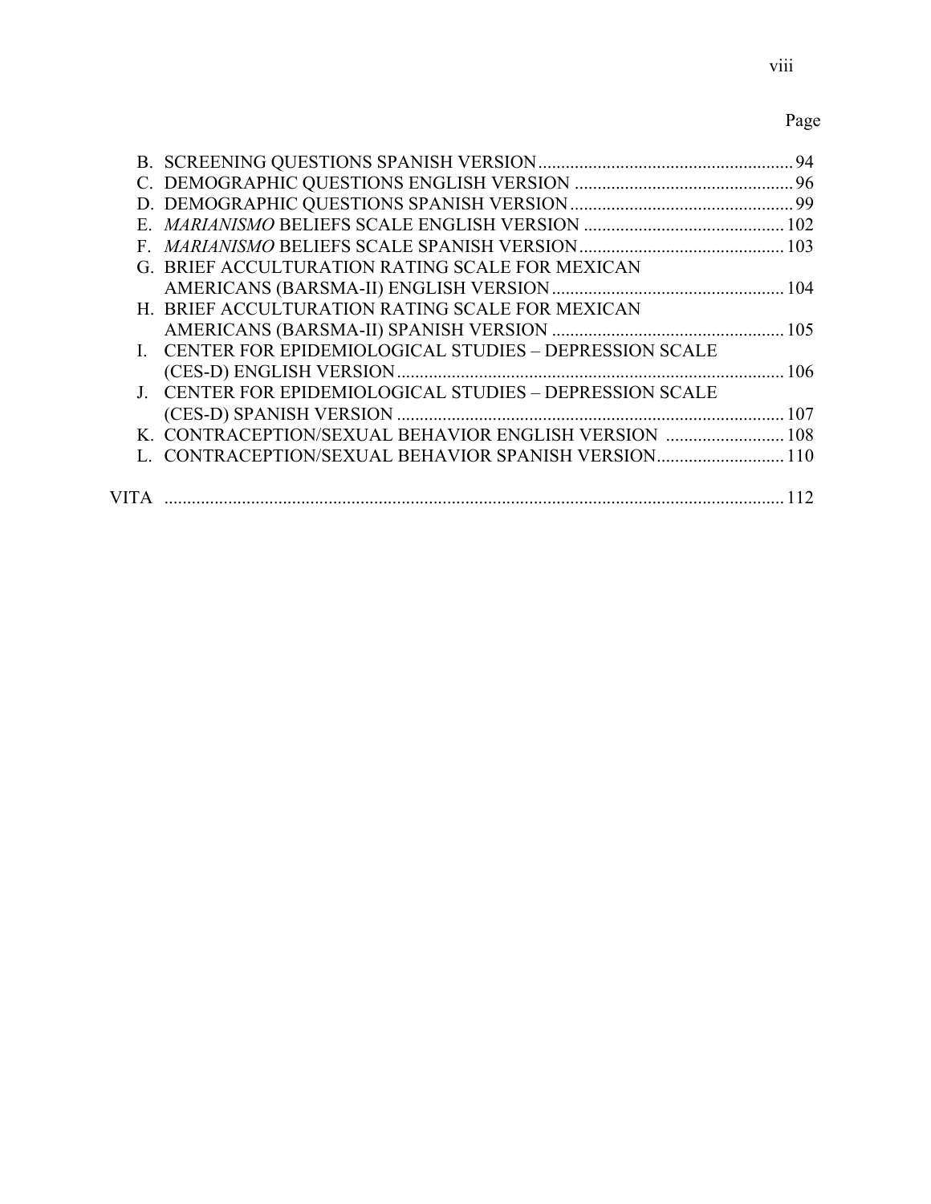Page

B. SCREENING QUESTIONS SPANISH VERSION ........................................................ 94
C. DEMOGRAPHIC QUESTIONS ENGLISH VERSION ................................................ 96
D. DEMOGRAPHIC QUESTIONS SPANISH VERSION ................................................. 99
E. *MARIANISMO* BELIEFS SCALE ENGLISH VERSION ............................................ 102
F. *MARIANISMO* BELIEFS SCALE SPANISH VERSION ............................................. 103
G. BRIEF ACCULTURATION RATING SCALE FOR MEXICAN AMERICANS (BARSMA-II) ENGLISH VERSION ................................................... 104
H. BRIEF ACCULTURATION RATING SCALE FOR MEXICAN AMERICANS (BARSMA-II) SPANISH VERSION ................................................... 105
I. CENTER FOR EPIDEMIOLOGICAL STUDIES – DEPRESSION SCALE (CES-D) ENGLISH VERSION ..................................................................................... 106
J. CENTER FOR EPIDEMIOLOGICAL STUDIES – DEPRESSION SCALE (CES-D) SPANISH VERSION ..................................................................................... 107
K. CONTRACEPTION/SEXUAL BEHAVIOR ENGLISH VERSION .......................... 108
L. CONTRACEPTION/SEXUAL BEHAVIOR SPANISH VERSION ............................ 110

VITA ........................................................................................................................ 112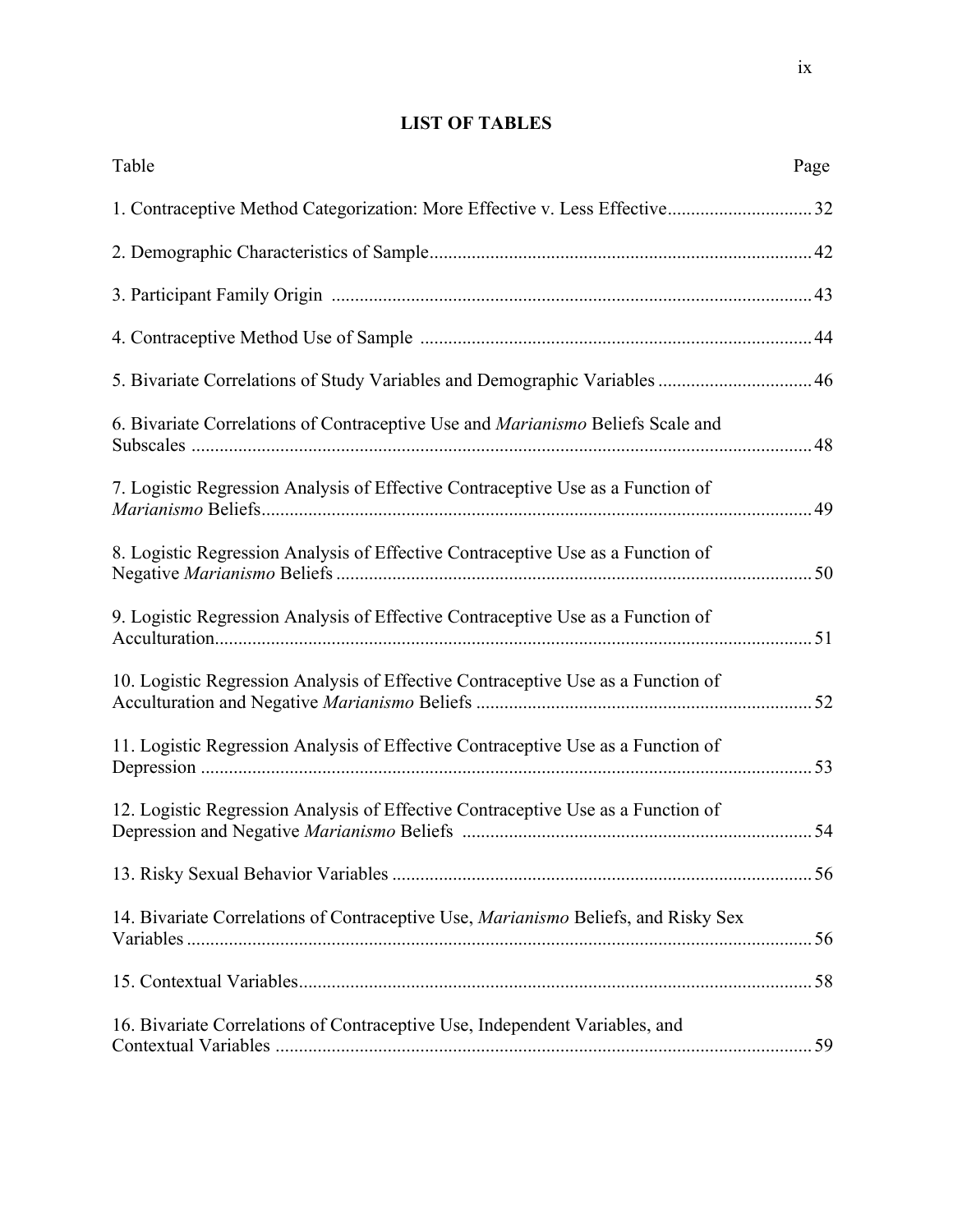# LIST OF TABLES

| Table | Page |
|---|---|
| 1. Contraceptive Method Categorization: More Effective v. Less Effective | 32 |
| 2. Demographic Characteristics of Sample | 42 |
| 3. Participant Family Origin | 43 |
| 4. Contraceptive Method Use of Sample | 44 |
| 5. Bivariate Correlations of Study Variables and Demographic Variables | 46 |
| 6. Bivariate Correlations of Contraceptive Use and *Marianismo* Beliefs Scale and Subscales | 48 |
| 7. Logistic Regression Analysis of Effective Contraceptive Use as a Function of *Marianismo* Beliefs | 49 |
| 8. Logistic Regression Analysis of Effective Contraceptive Use as a Function of Negative *Marianismo* Beliefs | 50 |
| 9. Logistic Regression Analysis of Effective Contraceptive Use as a Function of Acculturation | 51 |
| 10. Logistic Regression Analysis of Effective Contraceptive Use as a Function of Acculturation and Negative *Marianismo* Beliefs | 52 |
| 11. Logistic Regression Analysis of Effective Contraceptive Use as a Function of Depression | 53 |
| 12. Logistic Regression Analysis of Effective Contraceptive Use as a Function of Depression and Negative *Marianismo* Beliefs | 54 |
| 13. Risky Sexual Behavior Variables | 56 |
| 14. Bivariate Correlations of Contraceptive Use, *Marianismo* Beliefs, and Risky Sex Variables | 56 |
| 15. Contextual Variables | 58 |
| 16. Bivariate Correlations of Contraceptive Use, Independent Variables, and Contextual Variables | 59 |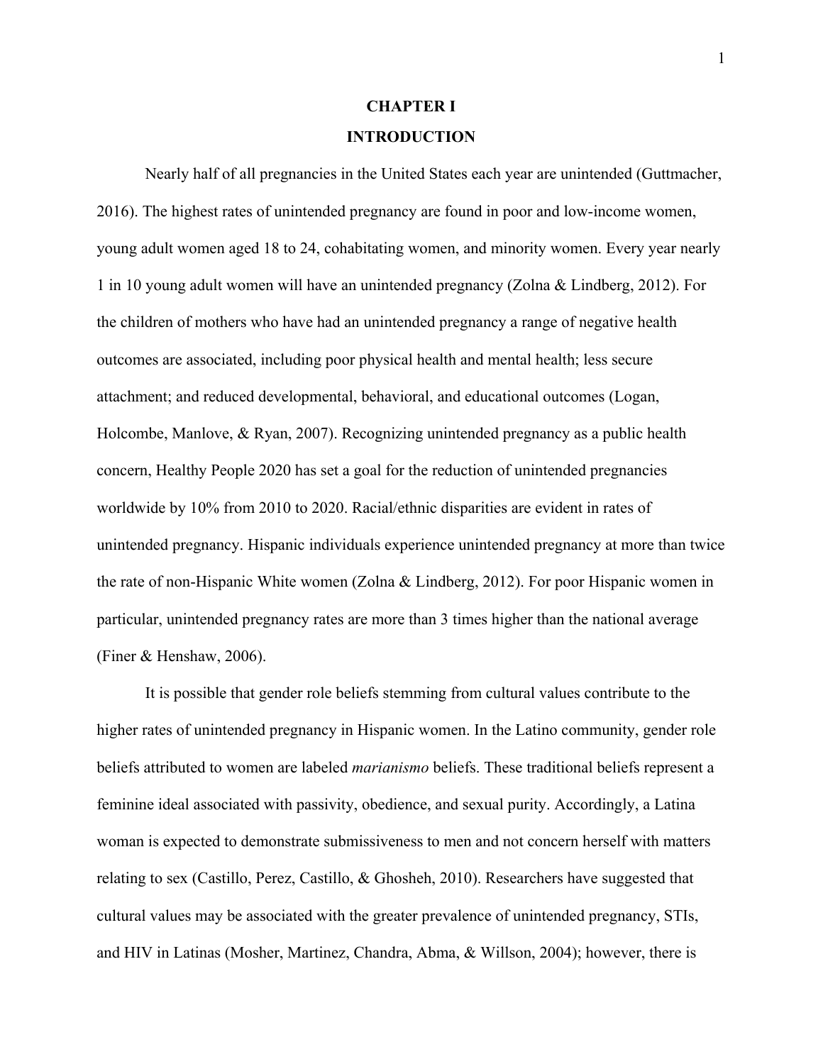# CHAPTER I

# INTRODUCTION

Nearly half of all pregnancies in the United States each year are unintended (Guttmacher, 2016). The highest rates of unintended pregnancy are found in poor and low-income women, young adult women aged 18 to 24, cohabitating women, and minority women. Every year nearly 1 in 10 young adult women will have an unintended pregnancy (Zolna & Lindberg, 2012). For the children of mothers who have had an unintended pregnancy a range of negative health outcomes are associated, including poor physical health and mental health; less secure attachment; and reduced developmental, behavioral, and educational outcomes (Logan, Holcombe, Manlove, & Ryan, 2007). Recognizing unintended pregnancy as a public health concern, Healthy People 2020 has set a goal for the reduction of unintended pregnancies worldwide by 10% from 2010 to 2020. Racial/ethnic disparities are evident in rates of unintended pregnancy. Hispanic individuals experience unintended pregnancy at more than twice the rate of non-Hispanic White women (Zolna & Lindberg, 2012). For poor Hispanic women in particular, unintended pregnancy rates are more than 3 times higher than the national average (Finer & Henshaw, 2006).

It is possible that gender role beliefs stemming from cultural values contribute to the higher rates of unintended pregnancy in Hispanic women. In the Latino community, gender role beliefs attributed to women are labeled *marianismo* beliefs. These traditional beliefs represent a feminine ideal associated with passivity, obedience, and sexual purity. Accordingly, a Latina woman is expected to demonstrate submissiveness to men and not concern herself with matters relating to sex (Castillo, Perez, Castillo, & Ghosheh, 2010). Researchers have suggested that cultural values may be associated with the greater prevalence of unintended pregnancy, STIs, and HIV in Latinas (Mosher, Martinez, Chandra, Abma, & Willson, 2004); however, there is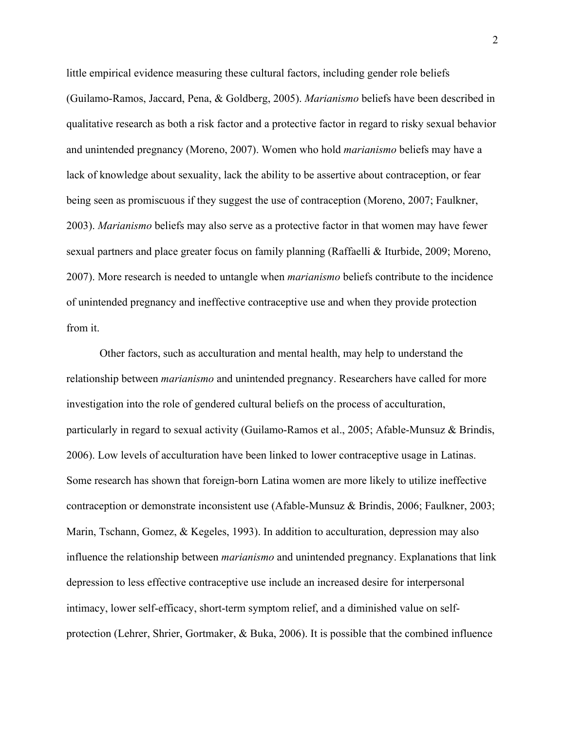little empirical evidence measuring these cultural factors, including gender role beliefs (Guilamo-Ramos, Jaccard, Pena, & Goldberg, 2005). *Marianismo* beliefs have been described in qualitative research as both a risk factor and a protective factor in regard to risky sexual behavior and unintended pregnancy (Moreno, 2007). Women who hold *marianismo* beliefs may have a lack of knowledge about sexuality, lack the ability to be assertive about contraception, or fear being seen as promiscuous if they suggest the use of contraception (Moreno, 2007; Faulkner, 2003). *Marianismo* beliefs may also serve as a protective factor in that women may have fewer sexual partners and place greater focus on family planning (Raffaelli & Iturbide, 2009; Moreno, 2007). More research is needed to untangle when *marianismo* beliefs contribute to the incidence of unintended pregnancy and ineffective contraceptive use and when they provide protection from it.

Other factors, such as acculturation and mental health, may help to understand the relationship between *marianismo* and unintended pregnancy. Researchers have called for more investigation into the role of gendered cultural beliefs on the process of acculturation, particularly in regard to sexual activity (Guilamo-Ramos et al., 2005; Afable-Munsuz & Brindis, 2006). Low levels of acculturation have been linked to lower contraceptive usage in Latinas. Some research has shown that foreign-born Latina women are more likely to utilize ineffective contraception or demonstrate inconsistent use (Afable-Munsuz & Brindis, 2006; Faulkner, 2003; Marin, Tschann, Gomez, & Kegeles, 1993). In addition to acculturation, depression may also influence the relationship between *marianismo* and unintended pregnancy. Explanations that link depression to less effective contraceptive use include an increased desire for interpersonal intimacy, lower self-efficacy, short-term symptom relief, and a diminished value on self-protection (Lehrer, Shrier, Gortmaker, & Buka, 2006). It is possible that the combined influence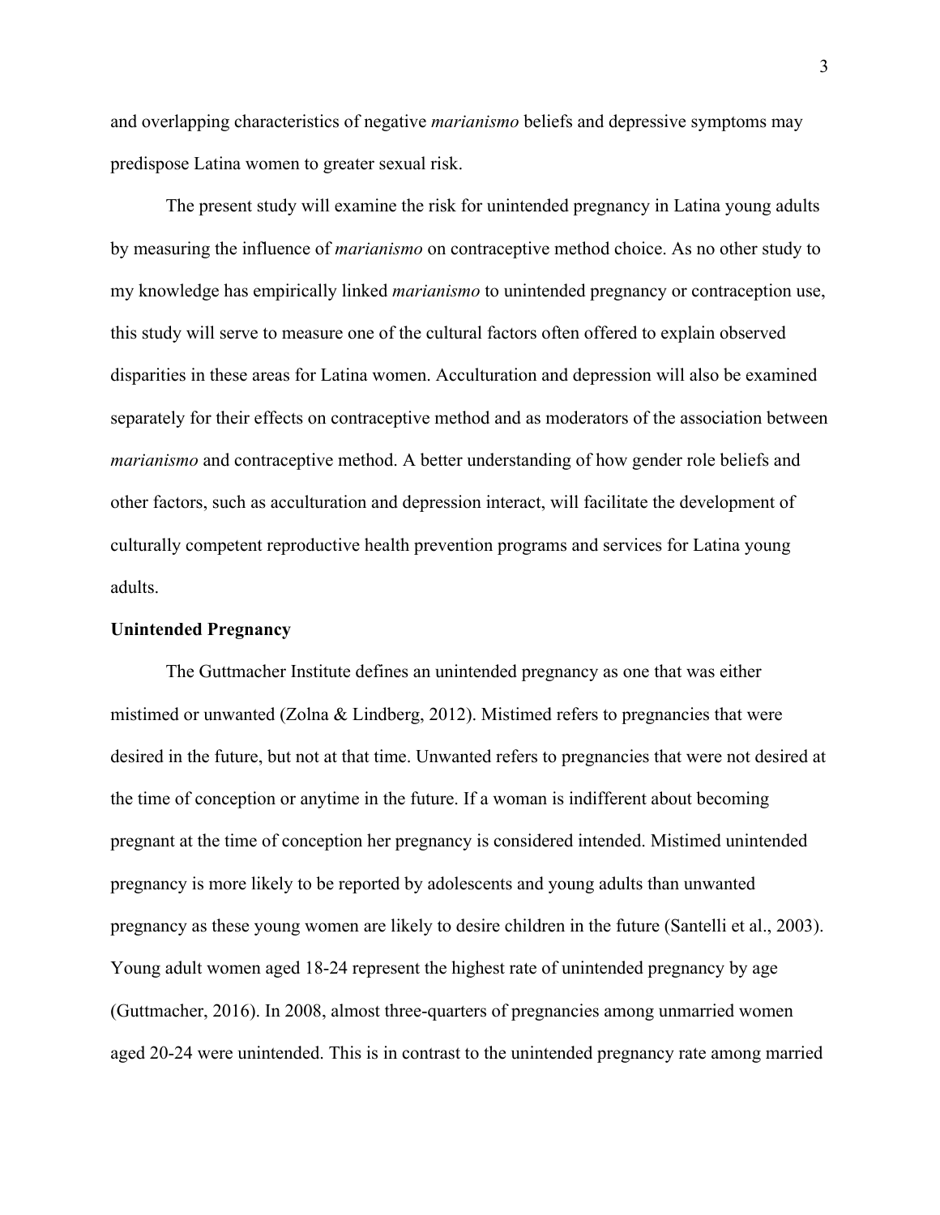and overlapping characteristics of negative *marianismo* beliefs and depressive symptoms may predispose Latina women to greater sexual risk.

The present study will examine the risk for unintended pregnancy in Latina young adults by measuring the influence of *marianismo* on contraceptive method choice. As no other study to my knowledge has empirically linked *marianismo* to unintended pregnancy or contraception use, this study will serve to measure one of the cultural factors often offered to explain observed disparities in these areas for Latina women. Acculturation and depression will also be examined separately for their effects on contraceptive method and as moderators of the association between *marianismo* and contraceptive method. A better understanding of how gender role beliefs and other factors, such as acculturation and depression interact, will facilitate the development of culturally competent reproductive health prevention programs and services for Latina young adults.

**Unintended Pregnancy**

The Guttmacher Institute defines an unintended pregnancy as one that was either mistimed or unwanted (Zolna & Lindberg, 2012). Mistimed refers to pregnancies that were desired in the future, but not at that time. Unwanted refers to pregnancies that were not desired at the time of conception or anytime in the future. If a woman is indifferent about becoming pregnant at the time of conception her pregnancy is considered intended. Mistimed unintended pregnancy is more likely to be reported by adolescents and young adults than unwanted pregnancy as these young women are likely to desire children in the future (Santelli et al., 2003). Young adult women aged 18-24 represent the highest rate of unintended pregnancy by age (Guttmacher, 2016). In 2008, almost three-quarters of pregnancies among unmarried women aged 20-24 were unintended. This is in contrast to the unintended pregnancy rate among married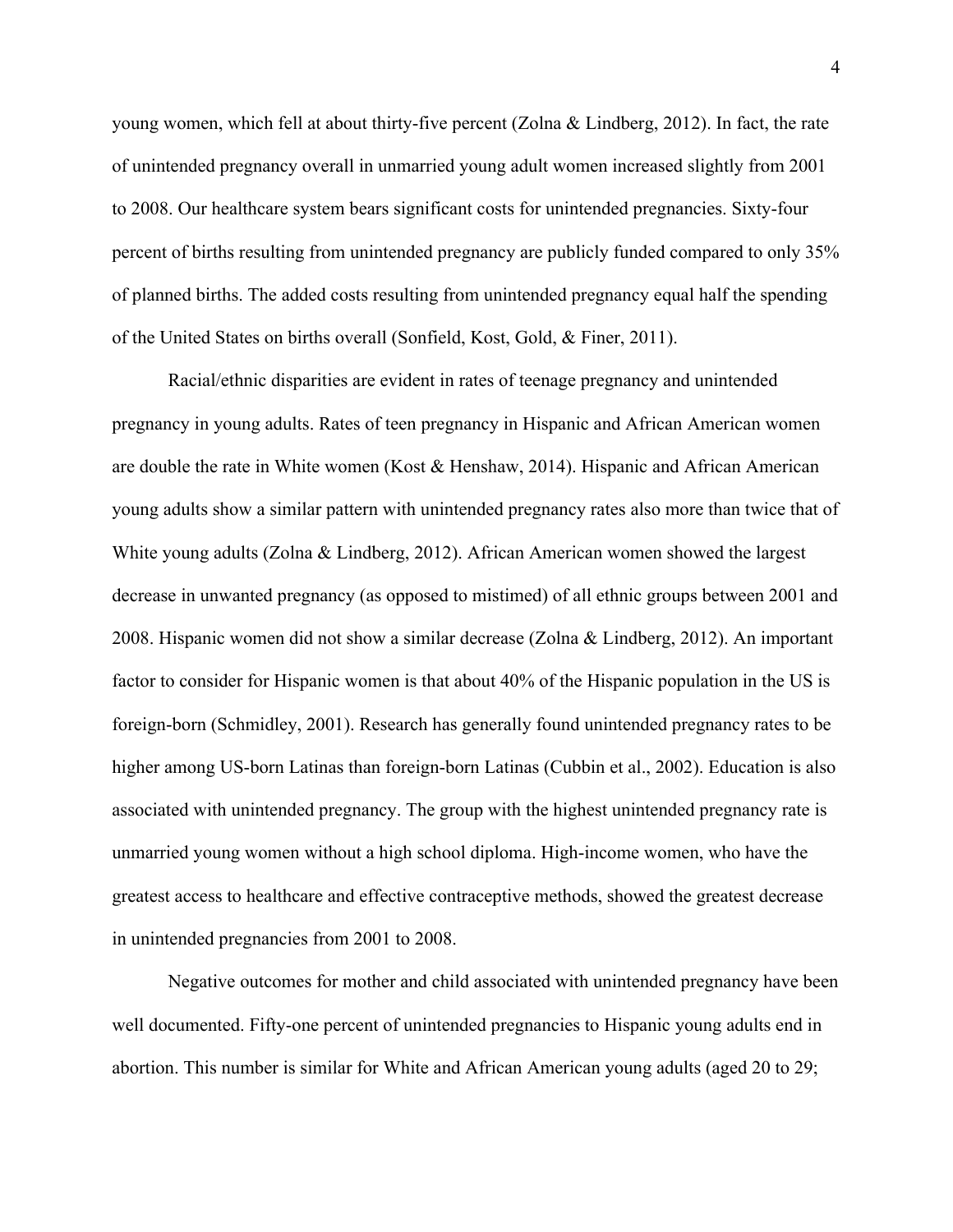young women, which fell at about thirty-five percent (Zolna & Lindberg, 2012). In fact, the rate of unintended pregnancy overall in unmarried young adult women increased slightly from 2001 to 2008. Our healthcare system bears significant costs for unintended pregnancies. Sixty-four percent of births resulting from unintended pregnancy are publicly funded compared to only 35% of planned births. The added costs resulting from unintended pregnancy equal half the spending of the United States on births overall (Sonfield, Kost, Gold, & Finer, 2011).

Racial/ethnic disparities are evident in rates of teenage pregnancy and unintended pregnancy in young adults. Rates of teen pregnancy in Hispanic and African American women are double the rate in White women (Kost & Henshaw, 2014). Hispanic and African American young adults show a similar pattern with unintended pregnancy rates also more than twice that of White young adults (Zolna & Lindberg, 2012). African American women showed the largest decrease in unwanted pregnancy (as opposed to mistimed) of all ethnic groups between 2001 and 2008. Hispanic women did not show a similar decrease (Zolna & Lindberg, 2012). An important factor to consider for Hispanic women is that about 40% of the Hispanic population in the US is foreign-born (Schmidley, 2001). Research has generally found unintended pregnancy rates to be higher among US-born Latinas than foreign-born Latinas (Cubbin et al., 2002). Education is also associated with unintended pregnancy. The group with the highest unintended pregnancy rate is unmarried young women without a high school diploma. High-income women, who have the greatest access to healthcare and effective contraceptive methods, showed the greatest decrease in unintended pregnancies from 2001 to 2008.

Negative outcomes for mother and child associated with unintended pregnancy have been well documented. Fifty-one percent of unintended pregnancies to Hispanic young adults end in abortion. This number is similar for White and African American young adults (aged 20 to 29;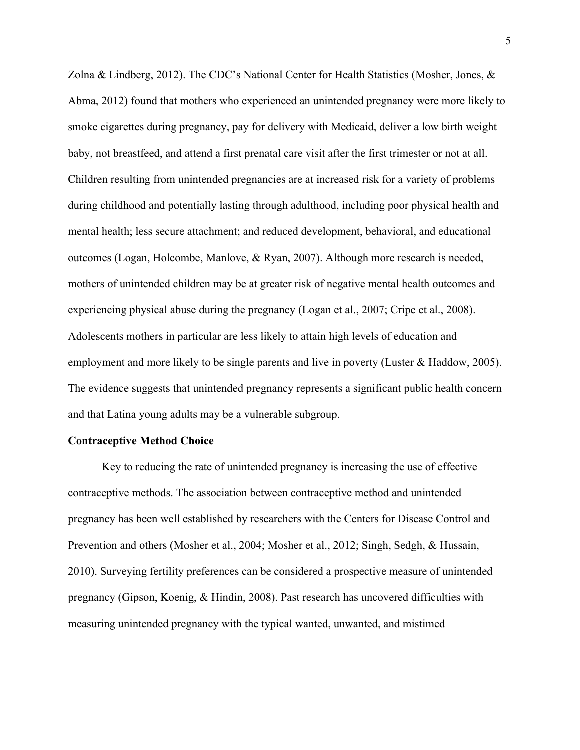Zolna & Lindberg, 2012). The CDC's National Center for Health Statistics (Mosher, Jones, & Abma, 2012) found that mothers who experienced an unintended pregnancy were more likely to smoke cigarettes during pregnancy, pay for delivery with Medicaid, deliver a low birth weight baby, not breastfeed, and attend a first prenatal care visit after the first trimester or not at all. Children resulting from unintended pregnancies are at increased risk for a variety of problems during childhood and potentially lasting through adulthood, including poor physical health and mental health; less secure attachment; and reduced development, behavioral, and educational outcomes (Logan, Holcombe, Manlove, & Ryan, 2007). Although more research is needed, mothers of unintended children may be at greater risk of negative mental health outcomes and experiencing physical abuse during the pregnancy (Logan et al., 2007; Cripe et al., 2008). Adolescents mothers in particular are less likely to attain high levels of education and employment and more likely to be single parents and live in poverty (Luster & Haddow, 2005). The evidence suggests that unintended pregnancy represents a significant public health concern and that Latina young adults may be a vulnerable subgroup.

**Contraceptive Method Choice**

Key to reducing the rate of unintended pregnancy is increasing the use of effective contraceptive methods. The association between contraceptive method and unintended pregnancy has been well established by researchers with the Centers for Disease Control and Prevention and others (Mosher et al., 2004; Mosher et al., 2012; Singh, Sedgh, & Hussain, 2010). Surveying fertility preferences can be considered a prospective measure of unintended pregnancy (Gipson, Koenig, & Hindin, 2008). Past research has uncovered difficulties with measuring unintended pregnancy with the typical wanted, unwanted, and mistimed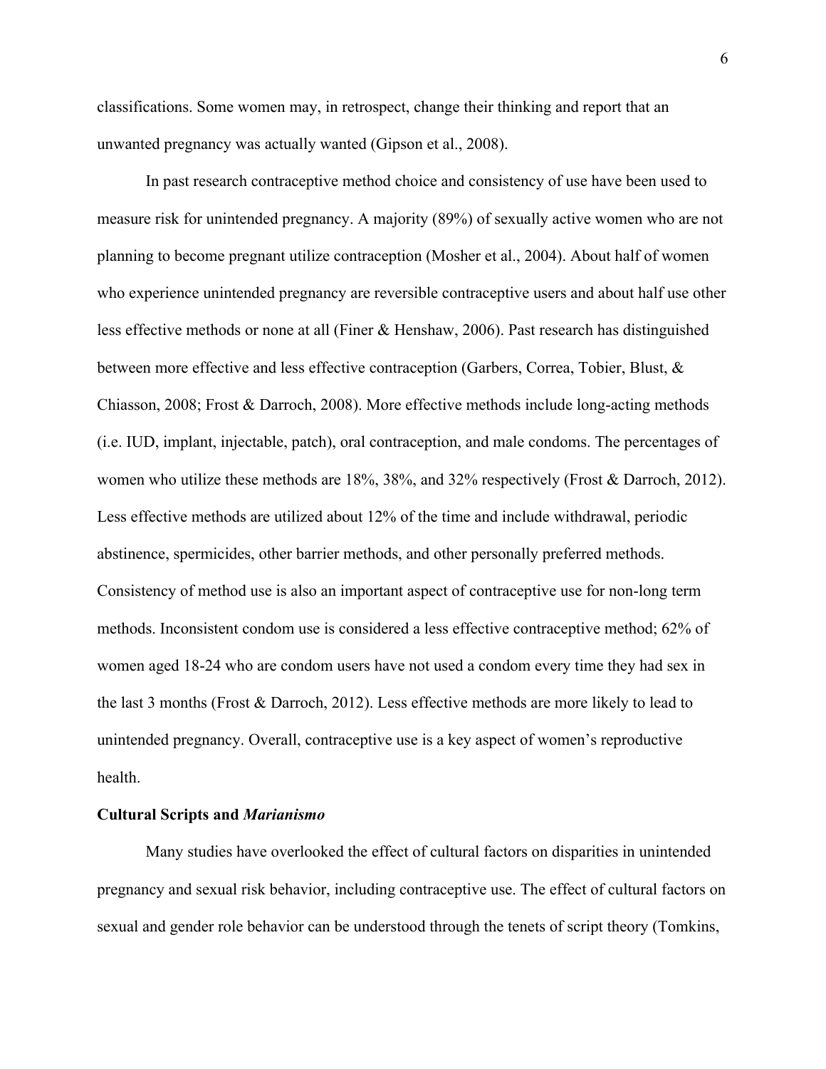classifications. Some women may, in retrospect, change their thinking and report that an unwanted pregnancy was actually wanted (Gipson et al., 2008).

In past research contraceptive method choice and consistency of use have been used to measure risk for unintended pregnancy. A majority (89%) of sexually active women who are not planning to become pregnant utilize contraception (Mosher et al., 2004). About half of women who experience unintended pregnancy are reversible contraceptive users and about half use other less effective methods or none at all (Finer & Henshaw, 2006). Past research has distinguished between more effective and less effective contraception (Garbers, Correa, Tobier, Blust, & Chiasson, 2008; Frost & Darroch, 2008). More effective methods include long-acting methods (i.e. IUD, implant, injectable, patch), oral contraception, and male condoms. The percentages of women who utilize these methods are 18%, 38%, and 32% respectively (Frost & Darroch, 2012). Less effective methods are utilized about 12% of the time and include withdrawal, periodic abstinence, spermicides, other barrier methods, and other personally preferred methods. Consistency of method use is also an important aspect of contraceptive use for non-long term methods. Inconsistent condom use is considered a less effective contraceptive method; 62% of women aged 18-24 who are condom users have not used a condom every time they had sex in the last 3 months (Frost & Darroch, 2012). Less effective methods are more likely to lead to unintended pregnancy. Overall, contraceptive use is a key aspect of women's reproductive health.

## Cultural Scripts and *Marianismo*

Many studies have overlooked the effect of cultural factors on disparities in unintended pregnancy and sexual risk behavior, including contraceptive use. The effect of cultural factors on sexual and gender role behavior can be understood through the tenets of script theory (Tomkins,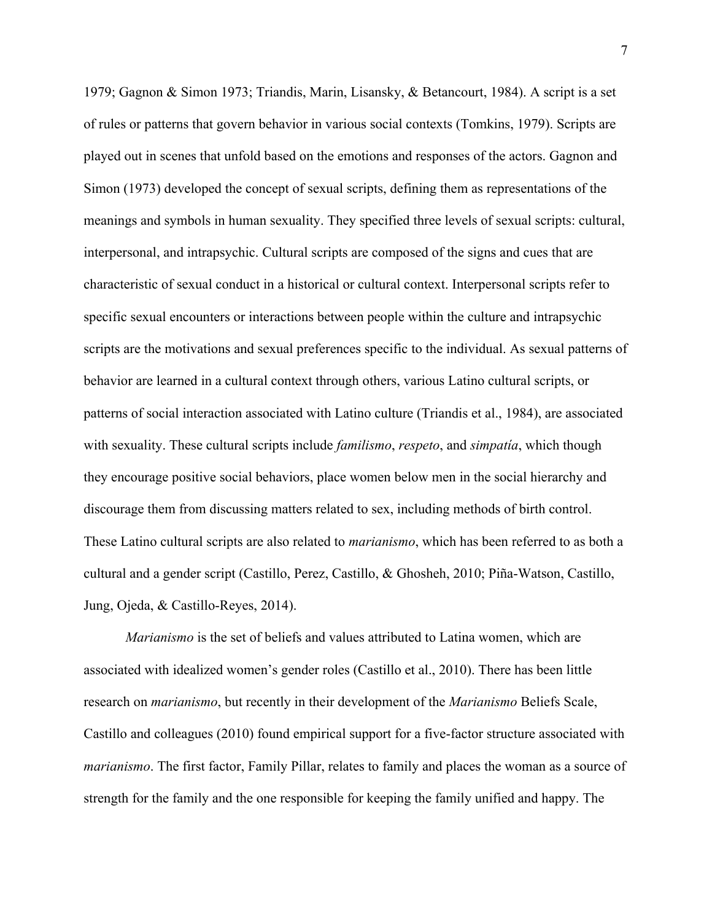1979; Gagnon & Simon 1973; Triandis, Marin, Lisansky, & Betancourt, 1984). A script is a set of rules or patterns that govern behavior in various social contexts (Tomkins, 1979). Scripts are played out in scenes that unfold based on the emotions and responses of the actors. Gagnon and Simon (1973) developed the concept of sexual scripts, defining them as representations of the meanings and symbols in human sexuality. They specified three levels of sexual scripts: cultural, interpersonal, and intrapsychic. Cultural scripts are composed of the signs and cues that are characteristic of sexual conduct in a historical or cultural context. Interpersonal scripts refer to specific sexual encounters or interactions between people within the culture and intrapsychic scripts are the motivations and sexual preferences specific to the individual. As sexual patterns of behavior are learned in a cultural context through others, various Latino cultural scripts, or patterns of social interaction associated with Latino culture (Triandis et al., 1984), are associated with sexuality. These cultural scripts include *familismo*, *respeto*, and *simpatía*, which though they encourage positive social behaviors, place women below men in the social hierarchy and discourage them from discussing matters related to sex, including methods of birth control. These Latino cultural scripts are also related to *marianismo*, which has been referred to as both a cultural and a gender script (Castillo, Perez, Castillo, & Ghosheh, 2010; Piña-Watson, Castillo, Jung, Ojeda, & Castillo-Reyes, 2014).

*Marianismo* is the set of beliefs and values attributed to Latina women, which are associated with idealized women's gender roles (Castillo et al., 2010). There has been little research on *marianismo*, but recently in their development of the *Marianismo* Beliefs Scale, Castillo and colleagues (2010) found empirical support for a five-factor structure associated with *marianismo*. The first factor, Family Pillar, relates to family and places the woman as a source of strength for the family and the one responsible for keeping the family unified and happy. The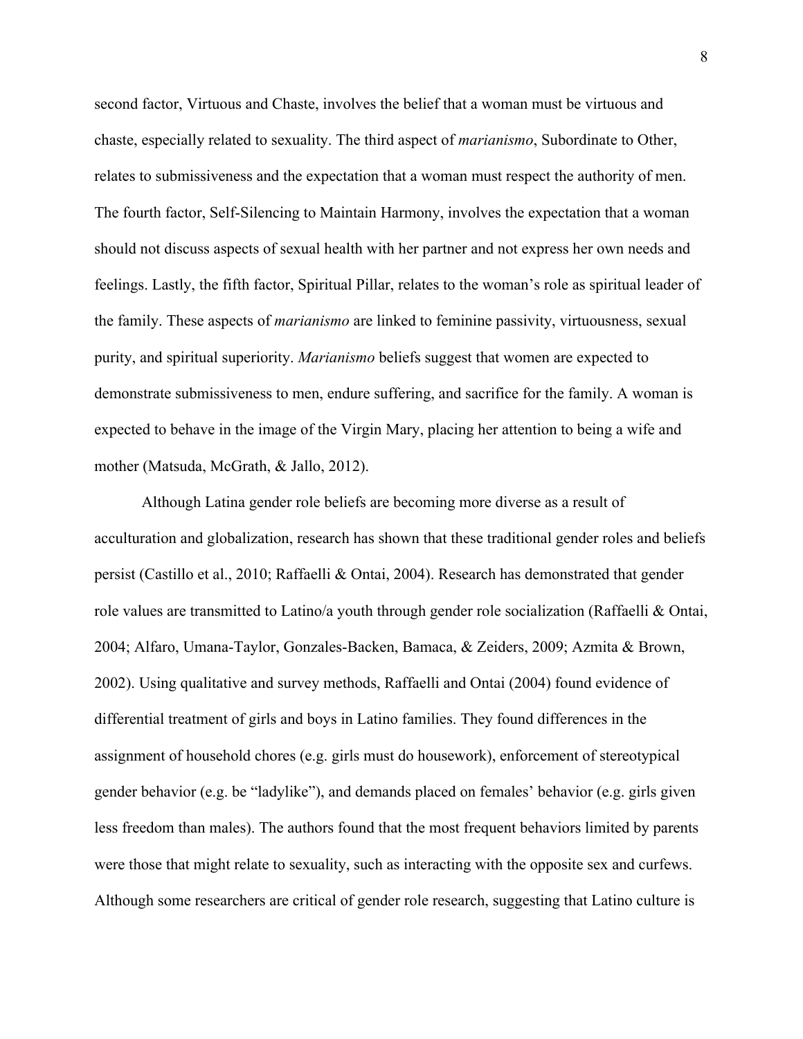second factor, Virtuous and Chaste, involves the belief that a woman must be virtuous and chaste, especially related to sexuality. The third aspect of *marianismo*, Subordinate to Other, relates to submissiveness and the expectation that a woman must respect the authority of men. The fourth factor, Self-Silencing to Maintain Harmony, involves the expectation that a woman should not discuss aspects of sexual health with her partner and not express her own needs and feelings. Lastly, the fifth factor, Spiritual Pillar, relates to the woman's role as spiritual leader of the family. These aspects of *marianismo* are linked to feminine passivity, virtuousness, sexual purity, and spiritual superiority. *Marianismo* beliefs suggest that women are expected to demonstrate submissiveness to men, endure suffering, and sacrifice for the family. A woman is expected to behave in the image of the Virgin Mary, placing her attention to being a wife and mother (Matsuda, McGrath, & Jallo, 2012).

Although Latina gender role beliefs are becoming more diverse as a result of acculturation and globalization, research has shown that these traditional gender roles and beliefs persist (Castillo et al., 2010; Raffaelli & Ontai, 2004). Research has demonstrated that gender role values are transmitted to Latino/a youth through gender role socialization (Raffaelli & Ontai, 2004; Alfaro, Umana-Taylor, Gonzales-Backen, Bamaca, & Zeiders, 2009; Azmita & Brown, 2002). Using qualitative and survey methods, Raffaelli and Ontai (2004) found evidence of differential treatment of girls and boys in Latino families. They found differences in the assignment of household chores (e.g. girls must do housework), enforcement of stereotypical gender behavior (e.g. be "ladylike"), and demands placed on females' behavior (e.g. girls given less freedom than males). The authors found that the most frequent behaviors limited by parents were those that might relate to sexuality, such as interacting with the opposite sex and curfews. Although some researchers are critical of gender role research, suggesting that Latino culture is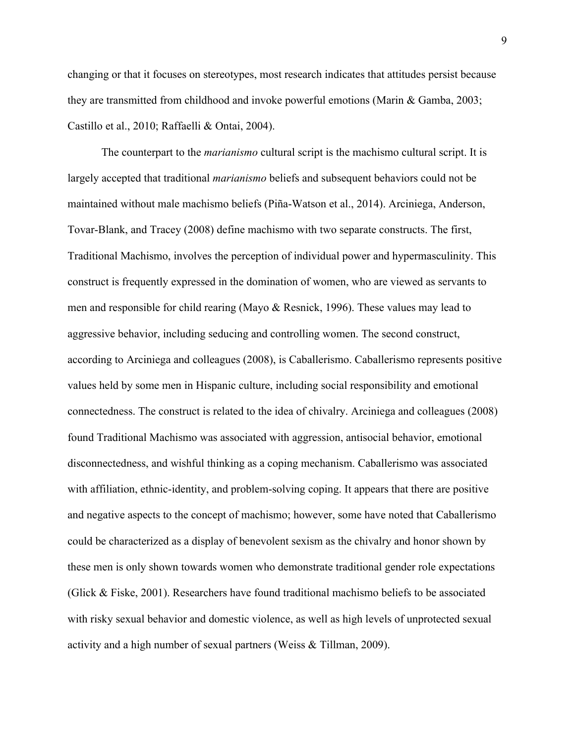changing or that it focuses on stereotypes, most research indicates that attitudes persist because they are transmitted from childhood and invoke powerful emotions (Marin & Gamba, 2003; Castillo et al., 2010; Raffaelli & Ontai, 2004).

The counterpart to the *marianismo* cultural script is the machismo cultural script. It is largely accepted that traditional *marianismo* beliefs and subsequent behaviors could not be maintained without male machismo beliefs (Piña-Watson et al., 2014). Arciniega, Anderson, Tovar-Blank, and Tracey (2008) define machismo with two separate constructs. The first, Traditional Machismo, involves the perception of individual power and hypermasculinity. This construct is frequently expressed in the domination of women, who are viewed as servants to men and responsible for child rearing (Mayo & Resnick, 1996). These values may lead to aggressive behavior, including seducing and controlling women. The second construct, according to Arciniega and colleagues (2008), is Caballerismo. Caballerismo represents positive values held by some men in Hispanic culture, including social responsibility and emotional connectedness. The construct is related to the idea of chivalry. Arciniega and colleagues (2008) found Traditional Machismo was associated with aggression, antisocial behavior, emotional disconnectedness, and wishful thinking as a coping mechanism. Caballerismo was associated with affiliation, ethnic-identity, and problem-solving coping. It appears that there are positive and negative aspects to the concept of machismo; however, some have noted that Caballerismo could be characterized as a display of benevolent sexism as the chivalry and honor shown by these men is only shown towards women who demonstrate traditional gender role expectations (Glick & Fiske, 2001). Researchers have found traditional machismo beliefs to be associated with risky sexual behavior and domestic violence, as well as high levels of unprotected sexual activity and a high number of sexual partners (Weiss & Tillman, 2009).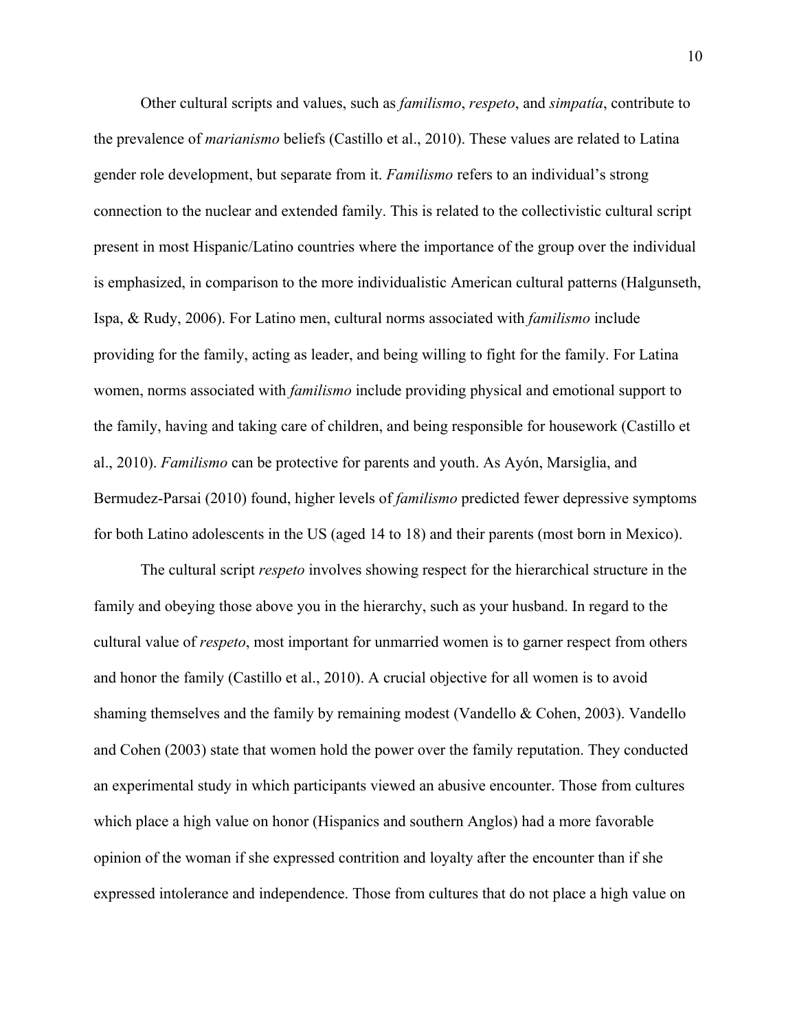Other cultural scripts and values, such as *familismo*, *respeto*, and *simpatía*, contribute to the prevalence of *marianismo* beliefs (Castillo et al., 2010). These values are related to Latina gender role development, but separate from it. *Familismo* refers to an individual's strong connection to the nuclear and extended family. This is related to the collectivistic cultural script present in most Hispanic/Latino countries where the importance of the group over the individual is emphasized, in comparison to the more individualistic American cultural patterns (Halgunseth, Ispa, & Rudy, 2006). For Latino men, cultural norms associated with *familismo* include providing for the family, acting as leader, and being willing to fight for the family. For Latina women, norms associated with *familismo* include providing physical and emotional support to the family, having and taking care of children, and being responsible for housework (Castillo et al., 2010). *Familismo* can be protective for parents and youth. As Ayón, Marsiglia, and Bermudez-Parsai (2010) found, higher levels of *familismo* predicted fewer depressive symptoms for both Latino adolescents in the US (aged 14 to 18) and their parents (most born in Mexico).

The cultural script *respeto* involves showing respect for the hierarchical structure in the family and obeying those above you in the hierarchy, such as your husband. In regard to the cultural value of *respeto*, most important for unmarried women is to garner respect from others and honor the family (Castillo et al., 2010). A crucial objective for all women is to avoid shaming themselves and the family by remaining modest (Vandello & Cohen, 2003). Vandello and Cohen (2003) state that women hold the power over the family reputation. They conducted an experimental study in which participants viewed an abusive encounter. Those from cultures which place a high value on honor (Hispanics and southern Anglos) had a more favorable opinion of the woman if she expressed contrition and loyalty after the encounter than if she expressed intolerance and independence. Those from cultures that do not place a high value on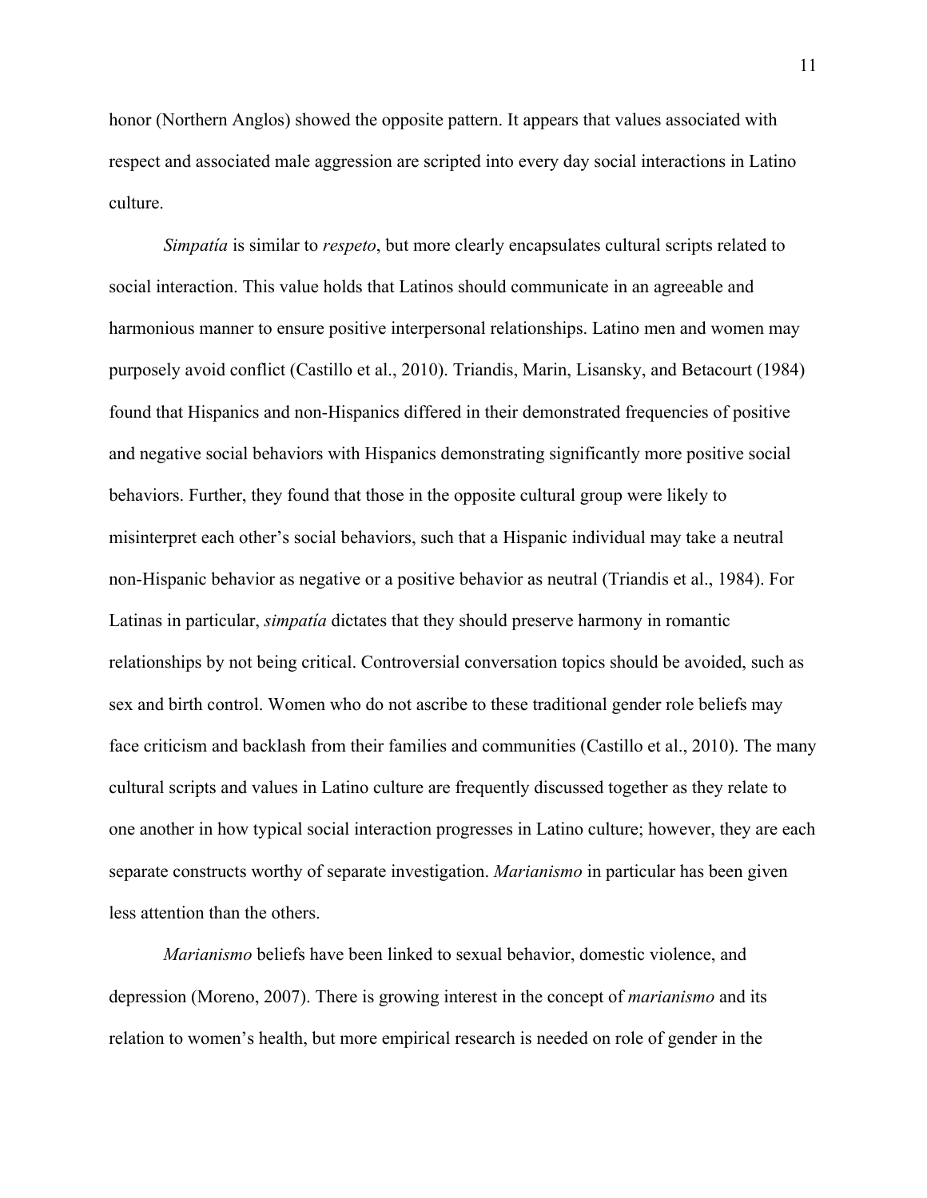honor (Northern Anglos) showed the opposite pattern. It appears that values associated with respect and associated male aggression are scripted into every day social interactions in Latino culture.

*Simpatía* is similar to *respeto*, but more clearly encapsulates cultural scripts related to social interaction. This value holds that Latinos should communicate in an agreeable and harmonious manner to ensure positive interpersonal relationships. Latino men and women may purposely avoid conflict (Castillo et al., 2010). Triandis, Marin, Lisansky, and Betacourt (1984) found that Hispanics and non-Hispanics differed in their demonstrated frequencies of positive and negative social behaviors with Hispanics demonstrating significantly more positive social behaviors. Further, they found that those in the opposite cultural group were likely to misinterpret each other's social behaviors, such that a Hispanic individual may take a neutral non-Hispanic behavior as negative or a positive behavior as neutral (Triandis et al., 1984). For Latinas in particular, *simpatía* dictates that they should preserve harmony in romantic relationships by not being critical. Controversial conversation topics should be avoided, such as sex and birth control. Women who do not ascribe to these traditional gender role beliefs may face criticism and backlash from their families and communities (Castillo et al., 2010). The many cultural scripts and values in Latino culture are frequently discussed together as they relate to one another in how typical social interaction progresses in Latino culture; however, they are each separate constructs worthy of separate investigation. *Marianismo* in particular has been given less attention than the others.

*Marianismo* beliefs have been linked to sexual behavior, domestic violence, and depression (Moreno, 2007). There is growing interest in the concept of *marianismo* and its relation to women's health, but more empirical research is needed on role of gender in the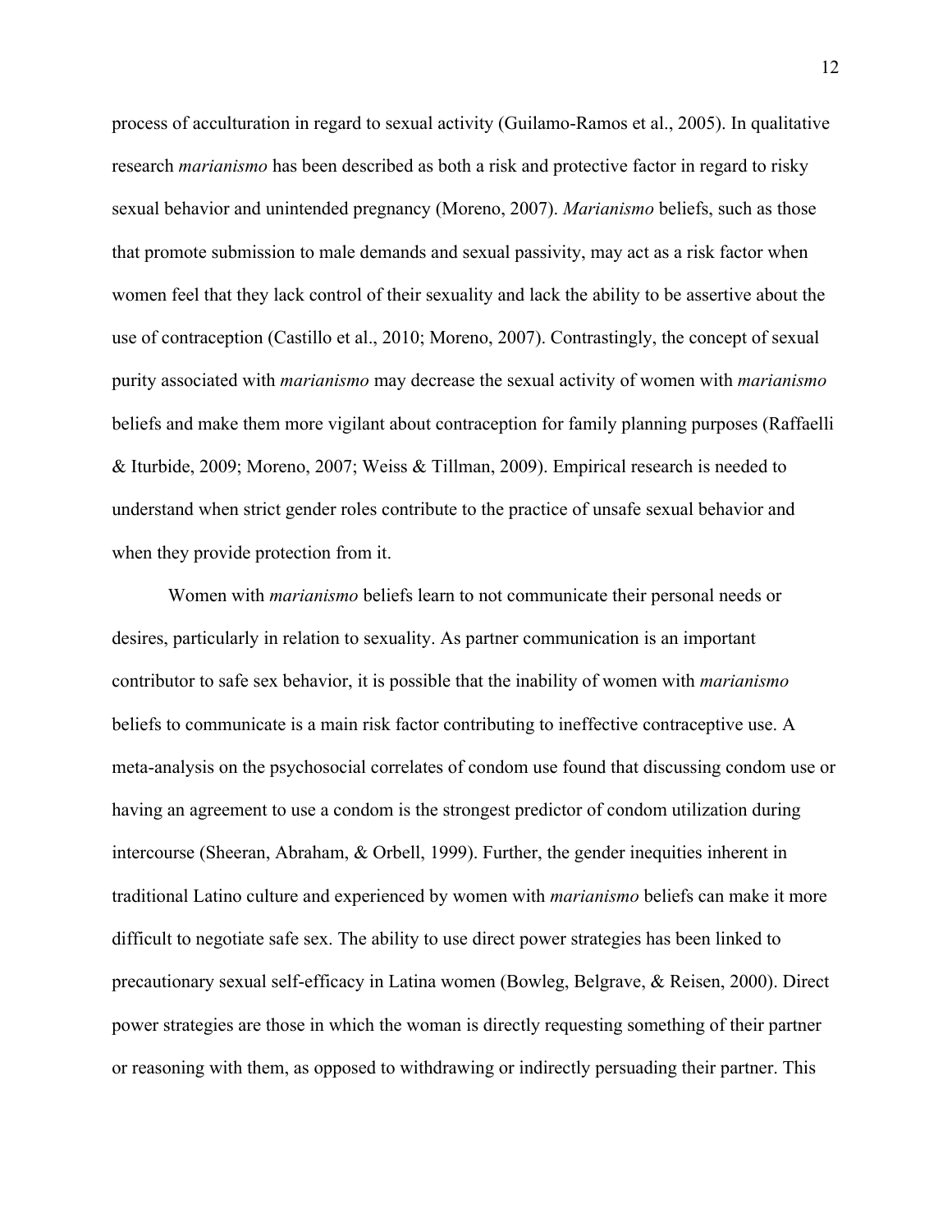process of acculturation in regard to sexual activity (Guilamo-Ramos et al., 2005). In qualitative research *marianismo* has been described as both a risk and protective factor in regard to risky sexual behavior and unintended pregnancy (Moreno, 2007). *Marianismo* beliefs, such as those that promote submission to male demands and sexual passivity, may act as a risk factor when women feel that they lack control of their sexuality and lack the ability to be assertive about the use of contraception (Castillo et al., 2010; Moreno, 2007). Contrastingly, the concept of sexual purity associated with *marianismo* may decrease the sexual activity of women with *marianismo* beliefs and make them more vigilant about contraception for family planning purposes (Raffaelli & Iturbide, 2009; Moreno, 2007; Weiss & Tillman, 2009). Empirical research is needed to understand when strict gender roles contribute to the practice of unsafe sexual behavior and when they provide protection from it.

Women with *marianismo* beliefs learn to not communicate their personal needs or desires, particularly in relation to sexuality. As partner communication is an important contributor to safe sex behavior, it is possible that the inability of women with *marianismo* beliefs to communicate is a main risk factor contributing to ineffective contraceptive use. A meta-analysis on the psychosocial correlates of condom use found that discussing condom use or having an agreement to use a condom is the strongest predictor of condom utilization during intercourse (Sheeran, Abraham, & Orbell, 1999). Further, the gender inequities inherent in traditional Latino culture and experienced by women with *marianismo* beliefs can make it more difficult to negotiate safe sex. The ability to use direct power strategies has been linked to precautionary sexual self-efficacy in Latina women (Bowleg, Belgrave, & Reisen, 2000). Direct power strategies are those in which the woman is directly requesting something of their partner or reasoning with them, as opposed to withdrawing or indirectly persuading their partner. This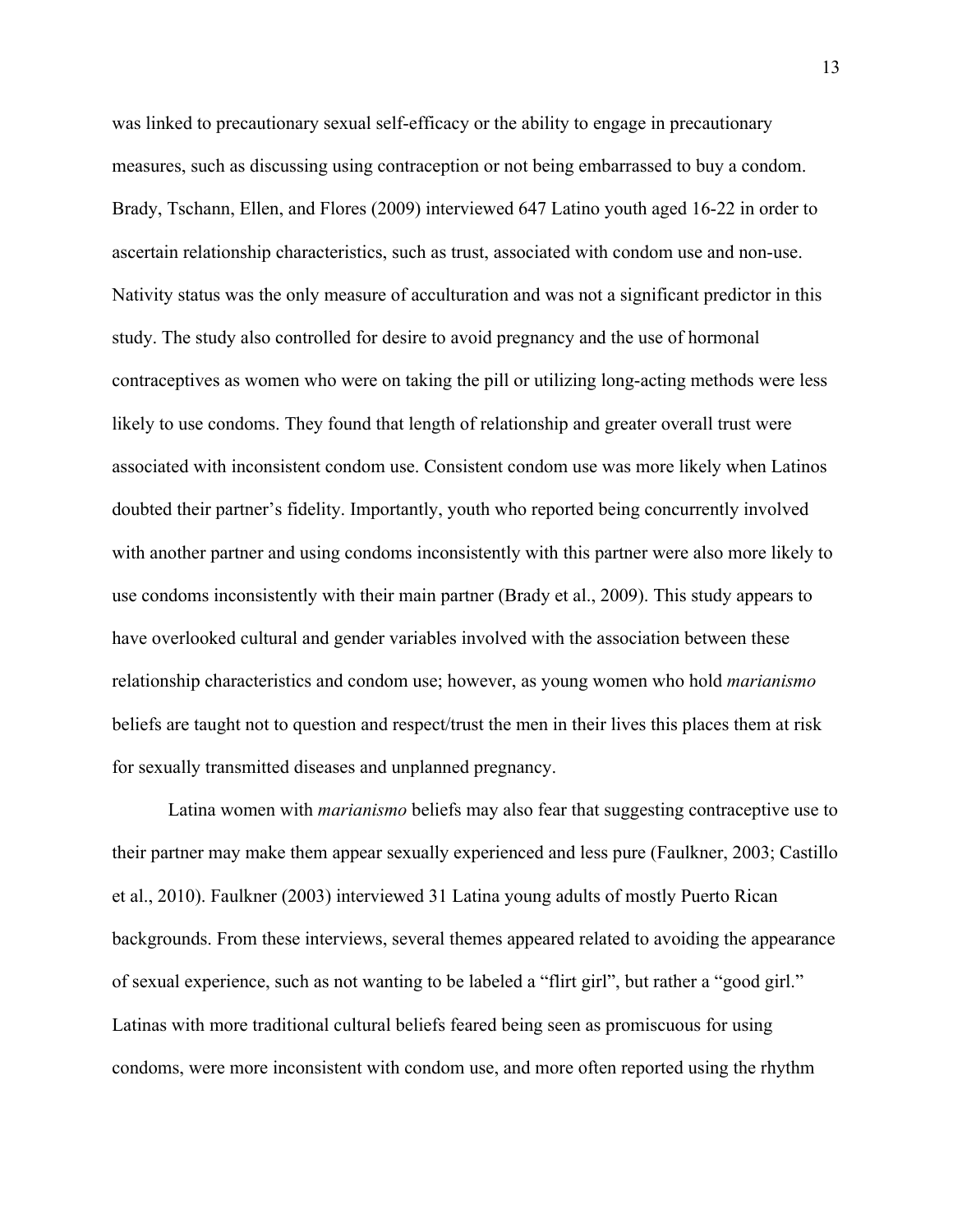was linked to precautionary sexual self-efficacy or the ability to engage in precautionary measures, such as discussing using contraception or not being embarrassed to buy a condom. Brady, Tschann, Ellen, and Flores (2009) interviewed 647 Latino youth aged 16-22 in order to ascertain relationship characteristics, such as trust, associated with condom use and non-use. Nativity status was the only measure of acculturation and was not a significant predictor in this study. The study also controlled for desire to avoid pregnancy and the use of hormonal contraceptives as women who were on taking the pill or utilizing long-acting methods were less likely to use condoms. They found that length of relationship and greater overall trust were associated with inconsistent condom use. Consistent condom use was more likely when Latinos doubted their partner's fidelity. Importantly, youth who reported being concurrently involved with another partner and using condoms inconsistently with this partner were also more likely to use condoms inconsistently with their main partner (Brady et al., 2009). This study appears to have overlooked cultural and gender variables involved with the association between these relationship characteristics and condom use; however, as young women who hold *marianismo* beliefs are taught not to question and respect/trust the men in their lives this places them at risk for sexually transmitted diseases and unplanned pregnancy.

Latina women with *marianismo* beliefs may also fear that suggesting contraceptive use to their partner may make them appear sexually experienced and less pure (Faulkner, 2003; Castillo et al., 2010). Faulkner (2003) interviewed 31 Latina young adults of mostly Puerto Rican backgrounds. From these interviews, several themes appeared related to avoiding the appearance of sexual experience, such as not wanting to be labeled a "flirt girl", but rather a "good girl." Latinas with more traditional cultural beliefs feared being seen as promiscuous for using condoms, were more inconsistent with condom use, and more often reported using the rhythm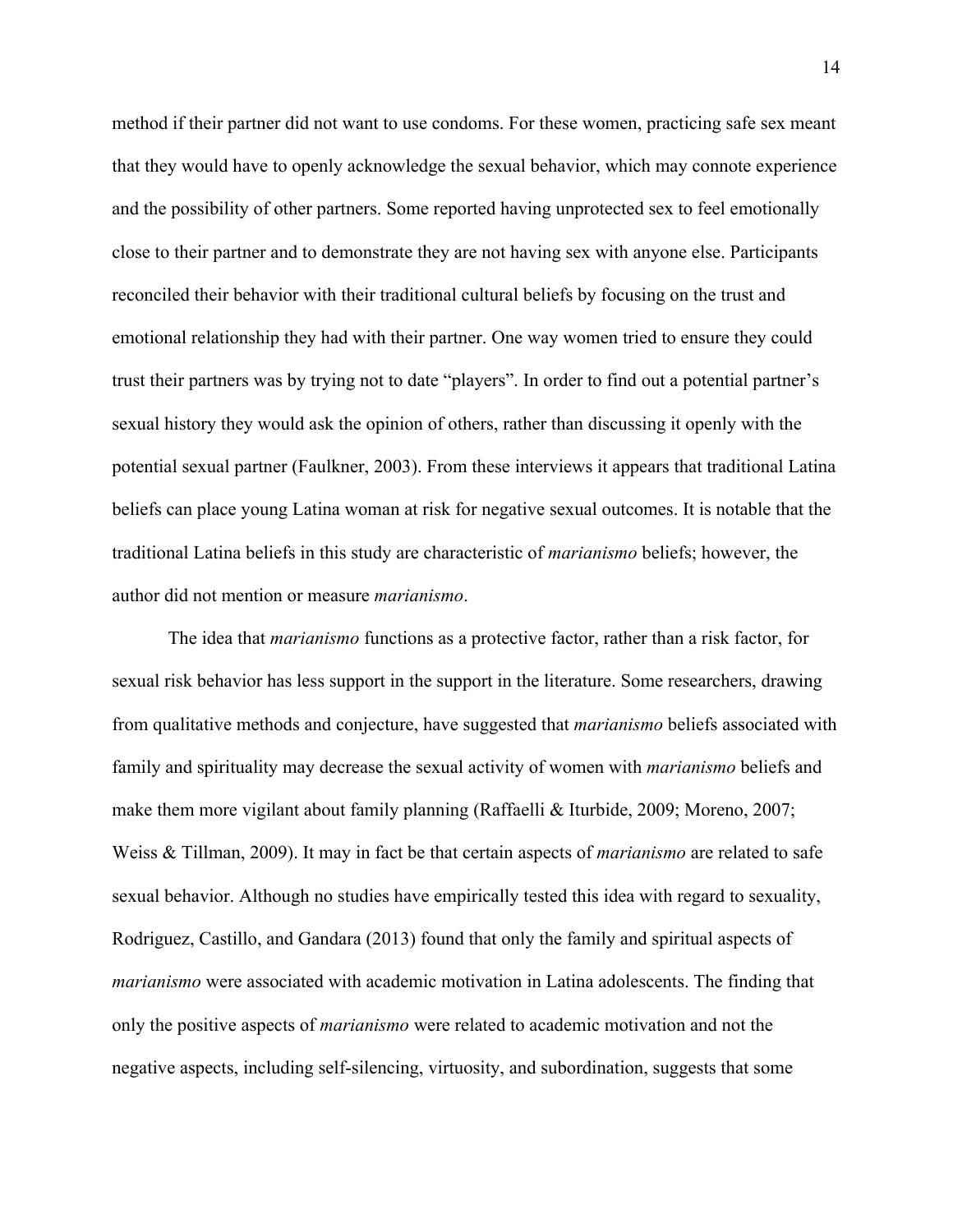method if their partner did not want to use condoms. For these women, practicing safe sex meant that they would have to openly acknowledge the sexual behavior, which may connote experience and the possibility of other partners. Some reported having unprotected sex to feel emotionally close to their partner and to demonstrate they are not having sex with anyone else. Participants reconciled their behavior with their traditional cultural beliefs by focusing on the trust and emotional relationship they had with their partner. One way women tried to ensure they could trust their partners was by trying not to date "players". In order to find out a potential partner's sexual history they would ask the opinion of others, rather than discussing it openly with the potential sexual partner (Faulkner, 2003). From these interviews it appears that traditional Latina beliefs can place young Latina woman at risk for negative sexual outcomes. It is notable that the traditional Latina beliefs in this study are characteristic of *marianismo* beliefs; however, the author did not mention or measure *marianismo*.

The idea that *marianismo* functions as a protective factor, rather than a risk factor, for sexual risk behavior has less support in the support in the literature. Some researchers, drawing from qualitative methods and conjecture, have suggested that *marianismo* beliefs associated with family and spirituality may decrease the sexual activity of women with *marianismo* beliefs and make them more vigilant about family planning (Raffaelli & Iturbide, 2009; Moreno, 2007; Weiss & Tillman, 2009). It may in fact be that certain aspects of *marianismo* are related to safe sexual behavior. Although no studies have empirically tested this idea with regard to sexuality, Rodriguez, Castillo, and Gandara (2013) found that only the family and spiritual aspects of *marianismo* were associated with academic motivation in Latina adolescents. The finding that only the positive aspects of *marianismo* were related to academic motivation and not the negative aspects, including self-silencing, virtuosity, and subordination, suggests that some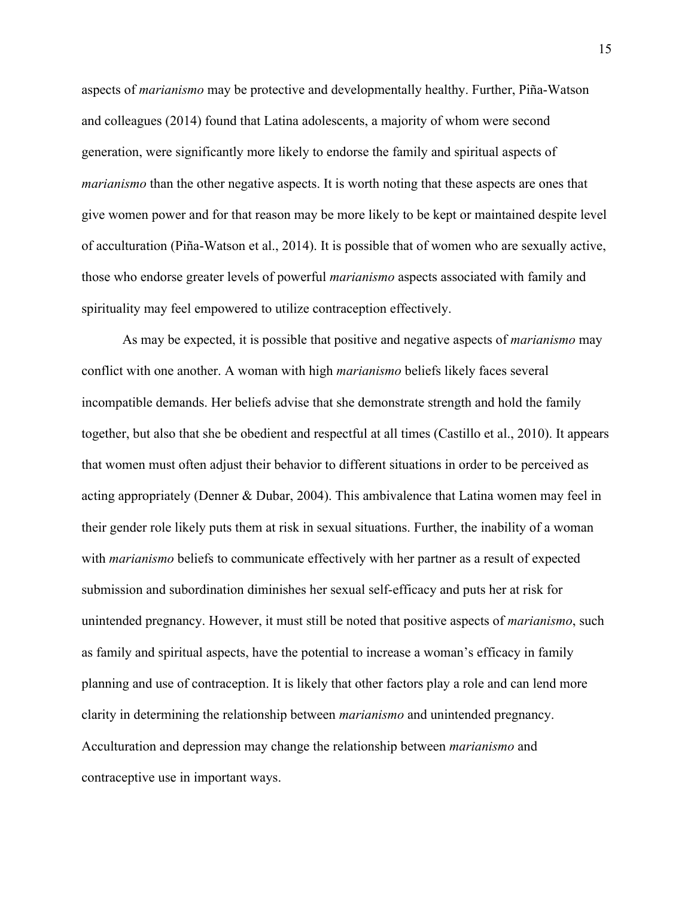aspects of *marianismo* may be protective and developmentally healthy. Further, Piña-Watson and colleagues (2014) found that Latina adolescents, a majority of whom were second generation, were significantly more likely to endorse the family and spiritual aspects of *marianismo* than the other negative aspects. It is worth noting that these aspects are ones that give women power and for that reason may be more likely to be kept or maintained despite level of acculturation (Piña-Watson et al., 2014). It is possible that of women who are sexually active, those who endorse greater levels of powerful *marianismo* aspects associated with family and spirituality may feel empowered to utilize contraception effectively.

As may be expected, it is possible that positive and negative aspects of *marianismo* may conflict with one another. A woman with high *marianismo* beliefs likely faces several incompatible demands. Her beliefs advise that she demonstrate strength and hold the family together, but also that she be obedient and respectful at all times (Castillo et al., 2010). It appears that women must often adjust their behavior to different situations in order to be perceived as acting appropriately (Denner & Dubar, 2004). This ambivalence that Latina women may feel in their gender role likely puts them at risk in sexual situations. Further, the inability of a woman with *marianismo* beliefs to communicate effectively with her partner as a result of expected submission and subordination diminishes her sexual self-efficacy and puts her at risk for unintended pregnancy. However, it must still be noted that positive aspects of *marianismo*, such as family and spiritual aspects, have the potential to increase a woman's efficacy in family planning and use of contraception. It is likely that other factors play a role and can lend more clarity in determining the relationship between *marianismo* and unintended pregnancy. Acculturation and depression may change the relationship between *marianismo* and contraceptive use in important ways.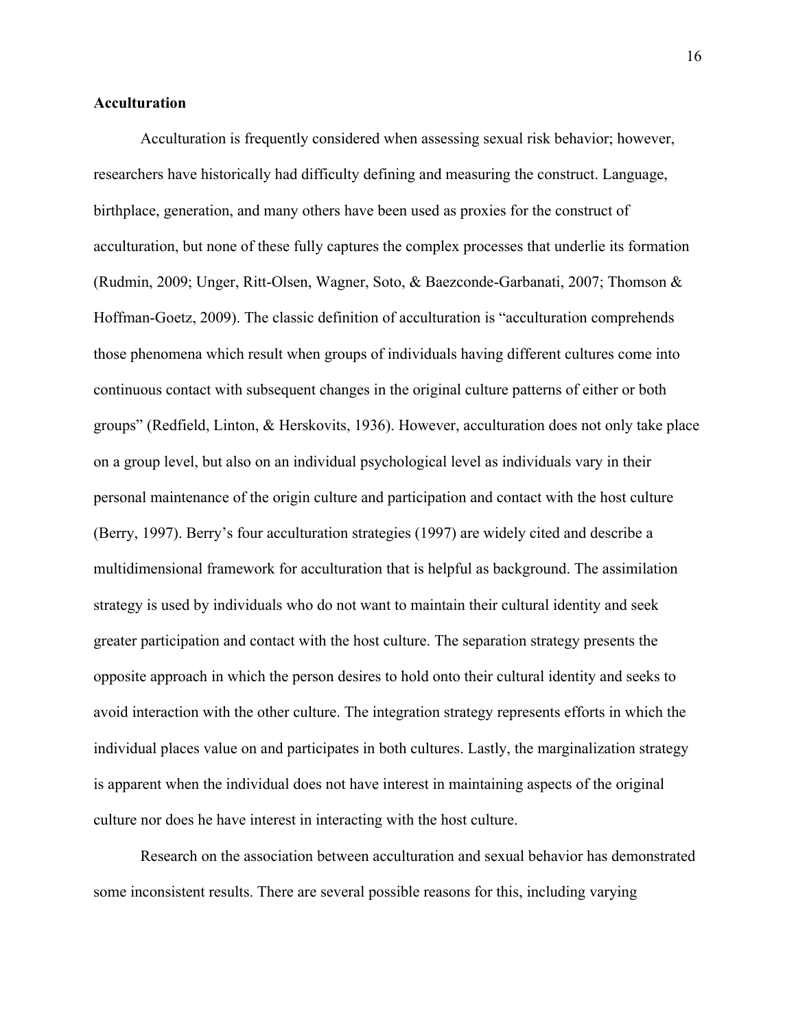**Acculturation**

Acculturation is frequently considered when assessing sexual risk behavior; however, researchers have historically had difficulty defining and measuring the construct. Language, birthplace, generation, and many others have been used as proxies for the construct of acculturation, but none of these fully captures the complex processes that underlie its formation (Rudmin, 2009; Unger, Ritt-Olsen, Wagner, Soto, & Baezconde-Garbanati, 2007; Thomson & Hoffman-Goetz, 2009). The classic definition of acculturation is "acculturation comprehends those phenomena which result when groups of individuals having different cultures come into continuous contact with subsequent changes in the original culture patterns of either or both groups" (Redfield, Linton, & Herskovits, 1936). However, acculturation does not only take place on a group level, but also on an individual psychological level as individuals vary in their personal maintenance of the origin culture and participation and contact with the host culture (Berry, 1997). Berry's four acculturation strategies (1997) are widely cited and describe a multidimensional framework for acculturation that is helpful as background. The assimilation strategy is used by individuals who do not want to maintain their cultural identity and seek greater participation and contact with the host culture. The separation strategy presents the opposite approach in which the person desires to hold onto their cultural identity and seeks to avoid interaction with the other culture. The integration strategy represents efforts in which the individual places value on and participates in both cultures. Lastly, the marginalization strategy is apparent when the individual does not have interest in maintaining aspects of the original culture nor does he have interest in interacting with the host culture.

Research on the association between acculturation and sexual behavior has demonstrated some inconsistent results. There are several possible reasons for this, including varying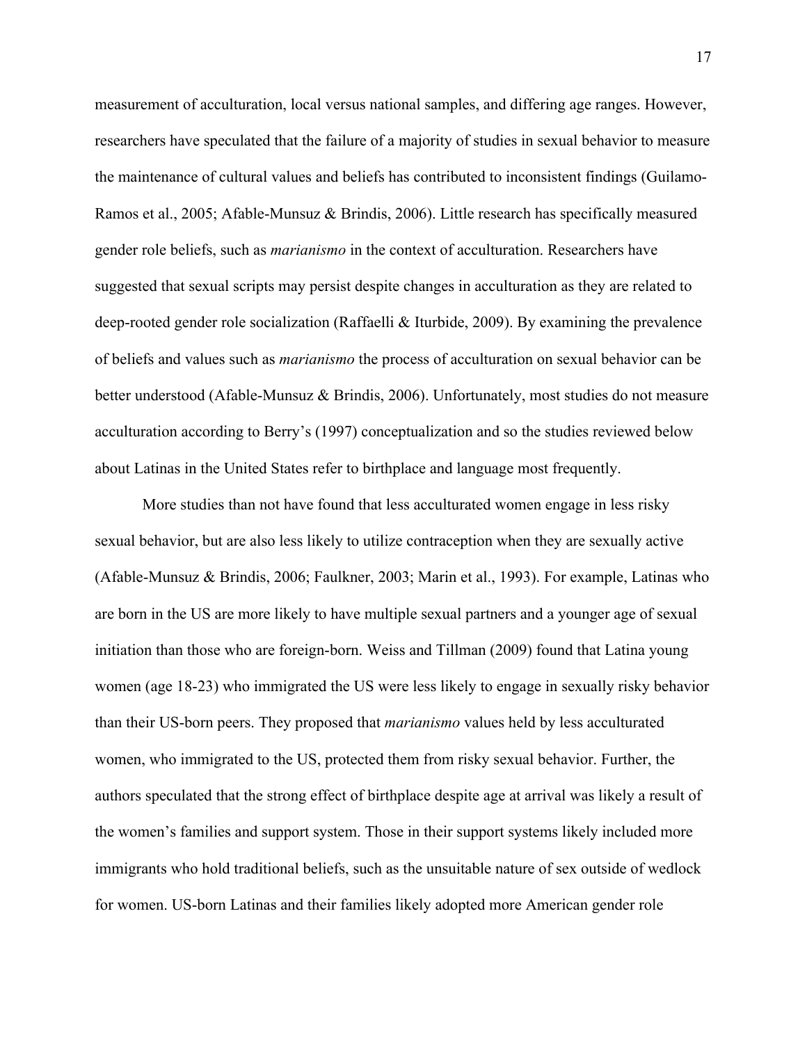measurement of acculturation, local versus national samples, and differing age ranges. However, researchers have speculated that the failure of a majority of studies in sexual behavior to measure the maintenance of cultural values and beliefs has contributed to inconsistent findings (Guilamo-Ramos et al., 2005; Afable-Munsuz & Brindis, 2006). Little research has specifically measured gender role beliefs, such as *marianismo* in the context of acculturation. Researchers have suggested that sexual scripts may persist despite changes in acculturation as they are related to deep-rooted gender role socialization (Raffaelli & Iturbide, 2009). By examining the prevalence of beliefs and values such as *marianismo* the process of acculturation on sexual behavior can be better understood (Afable-Munsuz & Brindis, 2006). Unfortunately, most studies do not measure acculturation according to Berry's (1997) conceptualization and so the studies reviewed below about Latinas in the United States refer to birthplace and language most frequently.

More studies than not have found that less acculturated women engage in less risky sexual behavior, but are also less likely to utilize contraception when they are sexually active (Afable-Munsuz & Brindis, 2006; Faulkner, 2003; Marin et al., 1993). For example, Latinas who are born in the US are more likely to have multiple sexual partners and a younger age of sexual initiation than those who are foreign-born. Weiss and Tillman (2009) found that Latina young women (age 18-23) who immigrated the US were less likely to engage in sexually risky behavior than their US-born peers. They proposed that *marianismo* values held by less acculturated women, who immigrated to the US, protected them from risky sexual behavior. Further, the authors speculated that the strong effect of birthplace despite age at arrival was likely a result of the women's families and support system. Those in their support systems likely included more immigrants who hold traditional beliefs, such as the unsuitable nature of sex outside of wedlock for women. US-born Latinas and their families likely adopted more American gender role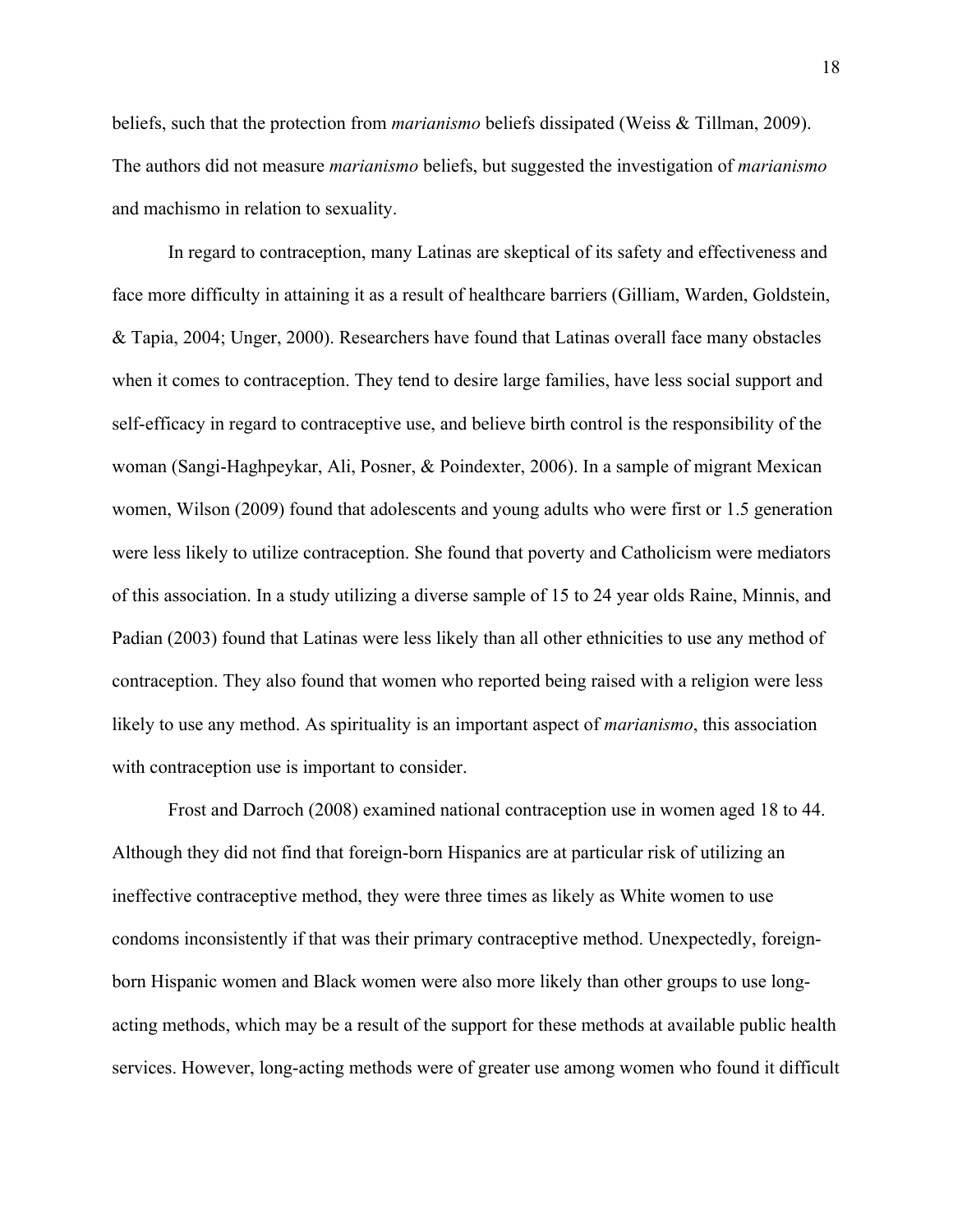beliefs, such that the protection from *marianismo* beliefs dissipated (Weiss & Tillman, 2009). The authors did not measure *marianismo* beliefs, but suggested the investigation of *marianismo* and machismo in relation to sexuality.

In regard to contraception, many Latinas are skeptical of its safety and effectiveness and face more difficulty in attaining it as a result of healthcare barriers (Gilliam, Warden, Goldstein, & Tapia, 2004; Unger, 2000). Researchers have found that Latinas overall face many obstacles when it comes to contraception. They tend to desire large families, have less social support and self-efficacy in regard to contraceptive use, and believe birth control is the responsibility of the woman (Sangi-Haghpeykar, Ali, Posner, & Poindexter, 2006). In a sample of migrant Mexican women, Wilson (2009) found that adolescents and young adults who were first or 1.5 generation were less likely to utilize contraception. She found that poverty and Catholicism were mediators of this association. In a study utilizing a diverse sample of 15 to 24 year olds Raine, Minnis, and Padian (2003) found that Latinas were less likely than all other ethnicities to use any method of contraception. They also found that women who reported being raised with a religion were less likely to use any method. As spirituality is an important aspect of *marianismo*, this association with contraception use is important to consider.

Frost and Darroch (2008) examined national contraception use in women aged 18 to 44. Although they did not find that foreign-born Hispanics are at particular risk of utilizing an ineffective contraceptive method, they were three times as likely as White women to use condoms inconsistently if that was their primary contraceptive method. Unexpectedly, foreign-born Hispanic women and Black women were also more likely than other groups to use long-acting methods, which may be a result of the support for these methods at available public health services. However, long-acting methods were of greater use among women who found it difficult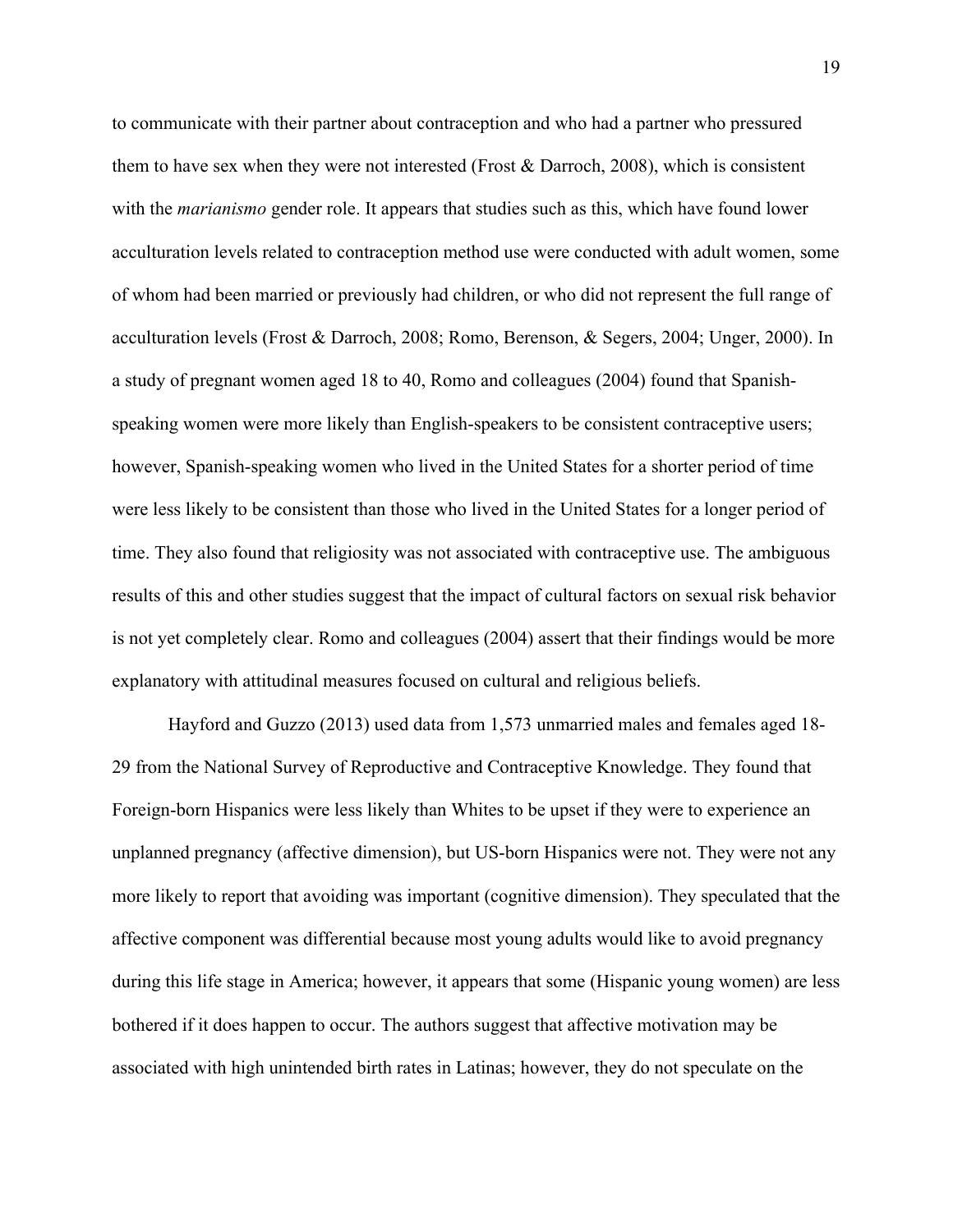to communicate with their partner about contraception and who had a partner who pressured them to have sex when they were not interested (Frost & Darroch, 2008), which is consistent with the *marianismo* gender role. It appears that studies such as this, which have found lower acculturation levels related to contraception method use were conducted with adult women, some of whom had been married or previously had children, or who did not represent the full range of acculturation levels (Frost & Darroch, 2008; Romo, Berenson, & Segers, 2004; Unger, 2000). In a study of pregnant women aged 18 to 40, Romo and colleagues (2004) found that Spanish-speaking women were more likely than English-speakers to be consistent contraceptive users; however, Spanish-speaking women who lived in the United States for a shorter period of time were less likely to be consistent than those who lived in the United States for a longer period of time. They also found that religiosity was not associated with contraceptive use. The ambiguous results of this and other studies suggest that the impact of cultural factors on sexual risk behavior is not yet completely clear. Romo and colleagues (2004) assert that their findings would be more explanatory with attitudinal measures focused on cultural and religious beliefs.

Hayford and Guzzo (2013) used data from 1,573 unmarried males and females aged 18-29 from the National Survey of Reproductive and Contraceptive Knowledge. They found that Foreign-born Hispanics were less likely than Whites to be upset if they were to experience an unplanned pregnancy (affective dimension), but US-born Hispanics were not. They were not any more likely to report that avoiding was important (cognitive dimension). They speculated that the affective component was differential because most young adults would like to avoid pregnancy during this life stage in America; however, it appears that some (Hispanic young women) are less bothered if it does happen to occur. The authors suggest that affective motivation may be associated with high unintended birth rates in Latinas; however, they do not speculate on the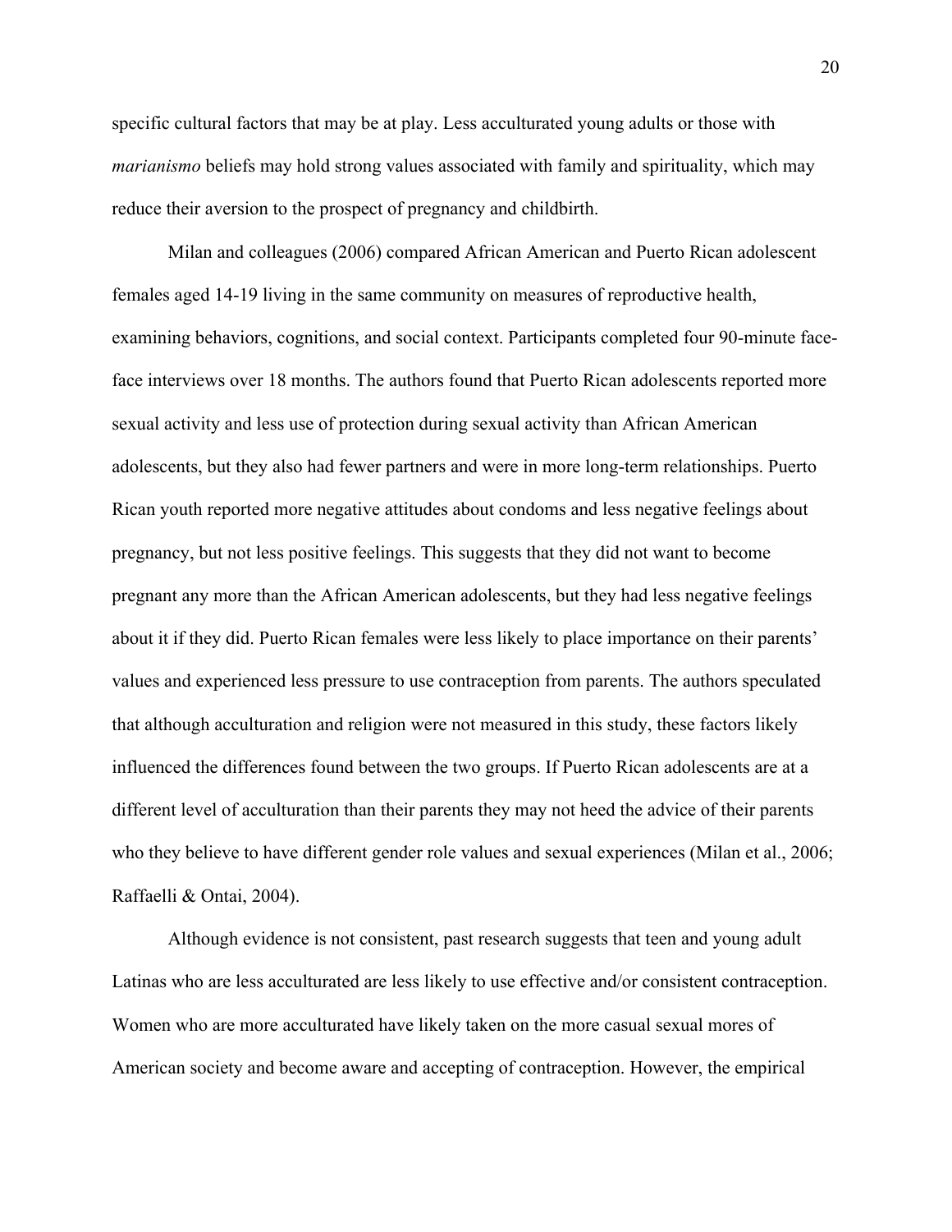specific cultural factors that may be at play. Less acculturated young adults or those with *marianismo* beliefs may hold strong values associated with family and spirituality, which may reduce their aversion to the prospect of pregnancy and childbirth.

Milan and colleagues (2006) compared African American and Puerto Rican adolescent females aged 14-19 living in the same community on measures of reproductive health, examining behaviors, cognitions, and social context. Participants completed four 90-minute face-face interviews over 18 months. The authors found that Puerto Rican adolescents reported more sexual activity and less use of protection during sexual activity than African American adolescents, but they also had fewer partners and were in more long-term relationships. Puerto Rican youth reported more negative attitudes about condoms and less negative feelings about pregnancy, but not less positive feelings. This suggests that they did not want to become pregnant any more than the African American adolescents, but they had less negative feelings about it if they did. Puerto Rican females were less likely to place importance on their parents' values and experienced less pressure to use contraception from parents. The authors speculated that although acculturation and religion were not measured in this study, these factors likely influenced the differences found between the two groups. If Puerto Rican adolescents are at a different level of acculturation than their parents they may not heed the advice of their parents who they believe to have different gender role values and sexual experiences (Milan et al., 2006; Raffaelli & Ontai, 2004).

Although evidence is not consistent, past research suggests that teen and young adult Latinas who are less acculturated are less likely to use effective and/or consistent contraception. Women who are more acculturated have likely taken on the more casual sexual mores of American society and become aware and accepting of contraception. However, the empirical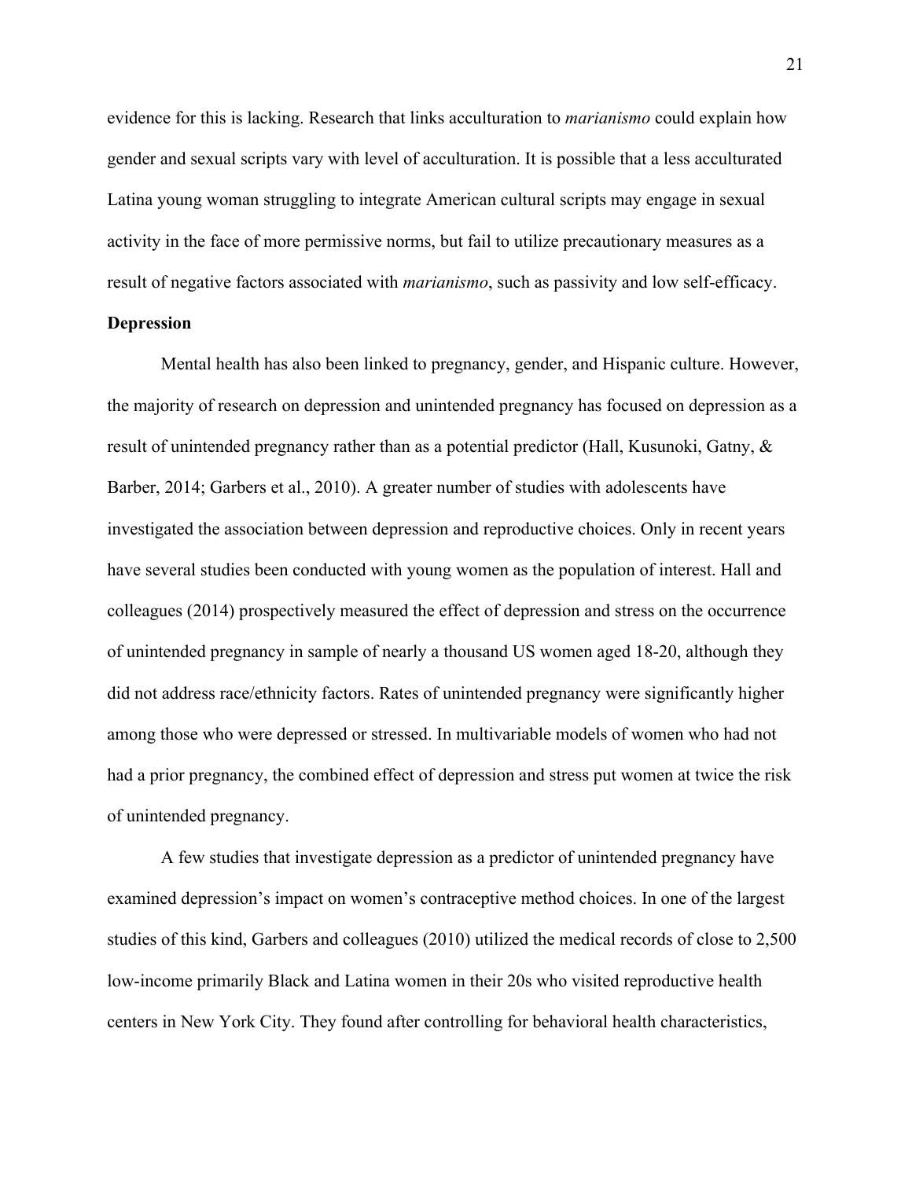evidence for this is lacking. Research that links acculturation to *marianismo* could explain how gender and sexual scripts vary with level of acculturation. It is possible that a less acculturated Latina young woman struggling to integrate American cultural scripts may engage in sexual activity in the face of more permissive norms, but fail to utilize precautionary measures as a result of negative factors associated with *marianismo*, such as passivity and low self-efficacy.

**Depression**

Mental health has also been linked to pregnancy, gender, and Hispanic culture. However, the majority of research on depression and unintended pregnancy has focused on depression as a result of unintended pregnancy rather than as a potential predictor (Hall, Kusunoki, Gatny, & Barber, 2014; Garbers et al., 2010). A greater number of studies with adolescents have investigated the association between depression and reproductive choices. Only in recent years have several studies been conducted with young women as the population of interest. Hall and colleagues (2014) prospectively measured the effect of depression and stress on the occurrence of unintended pregnancy in sample of nearly a thousand US women aged 18-20, although they did not address race/ethnicity factors. Rates of unintended pregnancy were significantly higher among those who were depressed or stressed. In multivariable models of women who had not had a prior pregnancy, the combined effect of depression and stress put women at twice the risk of unintended pregnancy.

A few studies that investigate depression as a predictor of unintended pregnancy have examined depression's impact on women's contraceptive method choices. In one of the largest studies of this kind, Garbers and colleagues (2010) utilized the medical records of close to 2,500 low-income primarily Black and Latina women in their 20s who visited reproductive health centers in New York City. They found after controlling for behavioral health characteristics,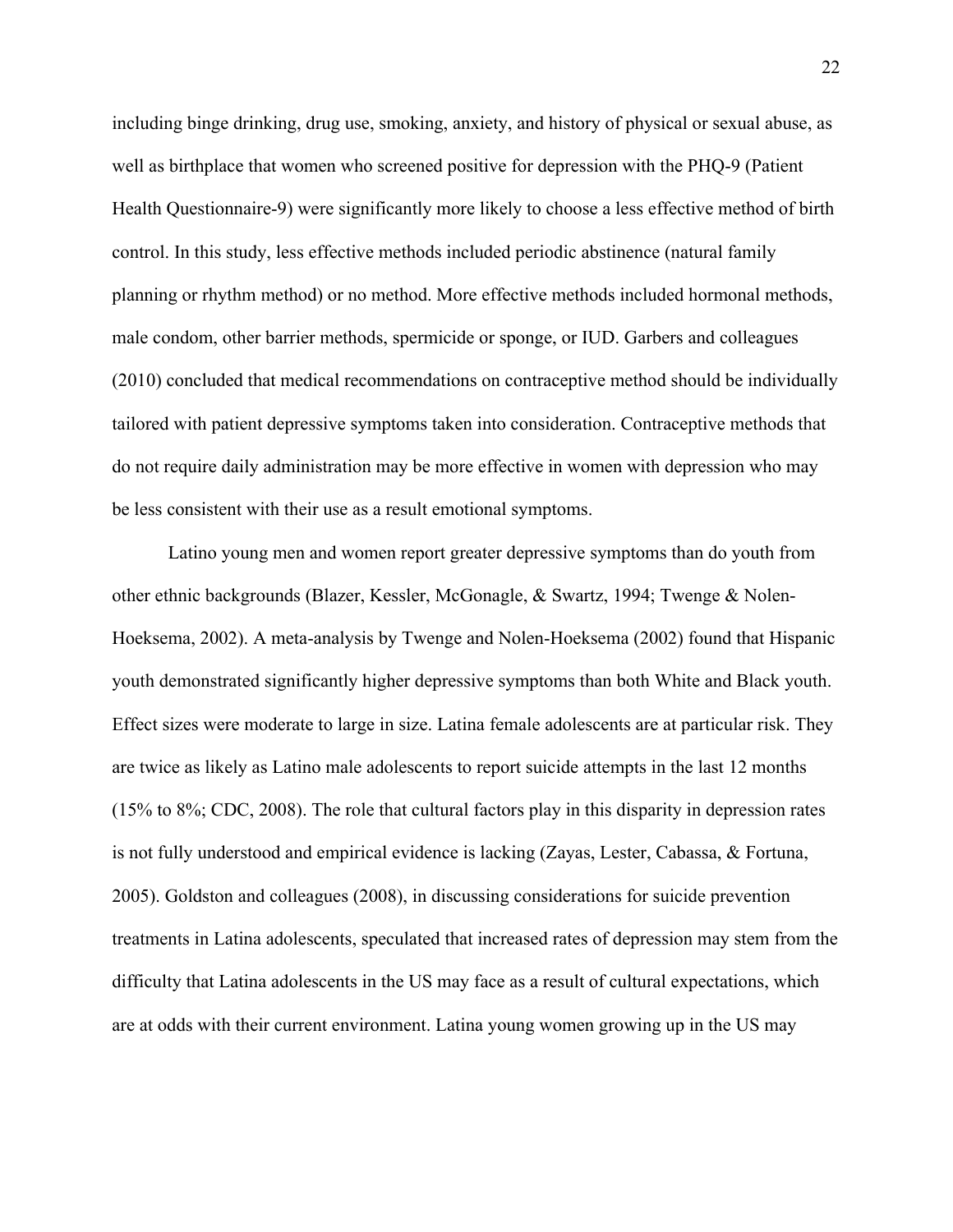including binge drinking, drug use, smoking, anxiety, and history of physical or sexual abuse, as well as birthplace that women who screened positive for depression with the PHQ-9 (Patient Health Questionnaire-9) were significantly more likely to choose a less effective method of birth control. In this study, less effective methods included periodic abstinence (natural family planning or rhythm method) or no method. More effective methods included hormonal methods, male condom, other barrier methods, spermicide or sponge, or IUD. Garbers and colleagues (2010) concluded that medical recommendations on contraceptive method should be individually tailored with patient depressive symptoms taken into consideration. Contraceptive methods that do not require daily administration may be more effective in women with depression who may be less consistent with their use as a result emotional symptoms.

Latino young men and women report greater depressive symptoms than do youth from other ethnic backgrounds (Blazer, Kessler, McGonagle, & Swartz, 1994; Twenge & Nolen-Hoeksema, 2002). A meta-analysis by Twenge and Nolen-Hoeksema (2002) found that Hispanic youth demonstrated significantly higher depressive symptoms than both White and Black youth. Effect sizes were moderate to large in size. Latina female adolescents are at particular risk. They are twice as likely as Latino male adolescents to report suicide attempts in the last 12 months (15% to 8%; CDC, 2008). The role that cultural factors play in this disparity in depression rates is not fully understood and empirical evidence is lacking (Zayas, Lester, Cabassa, & Fortuna, 2005). Goldston and colleagues (2008), in discussing considerations for suicide prevention treatments in Latina adolescents, speculated that increased rates of depression may stem from the difficulty that Latina adolescents in the US may face as a result of cultural expectations, which are at odds with their current environment. Latina young women growing up in the US may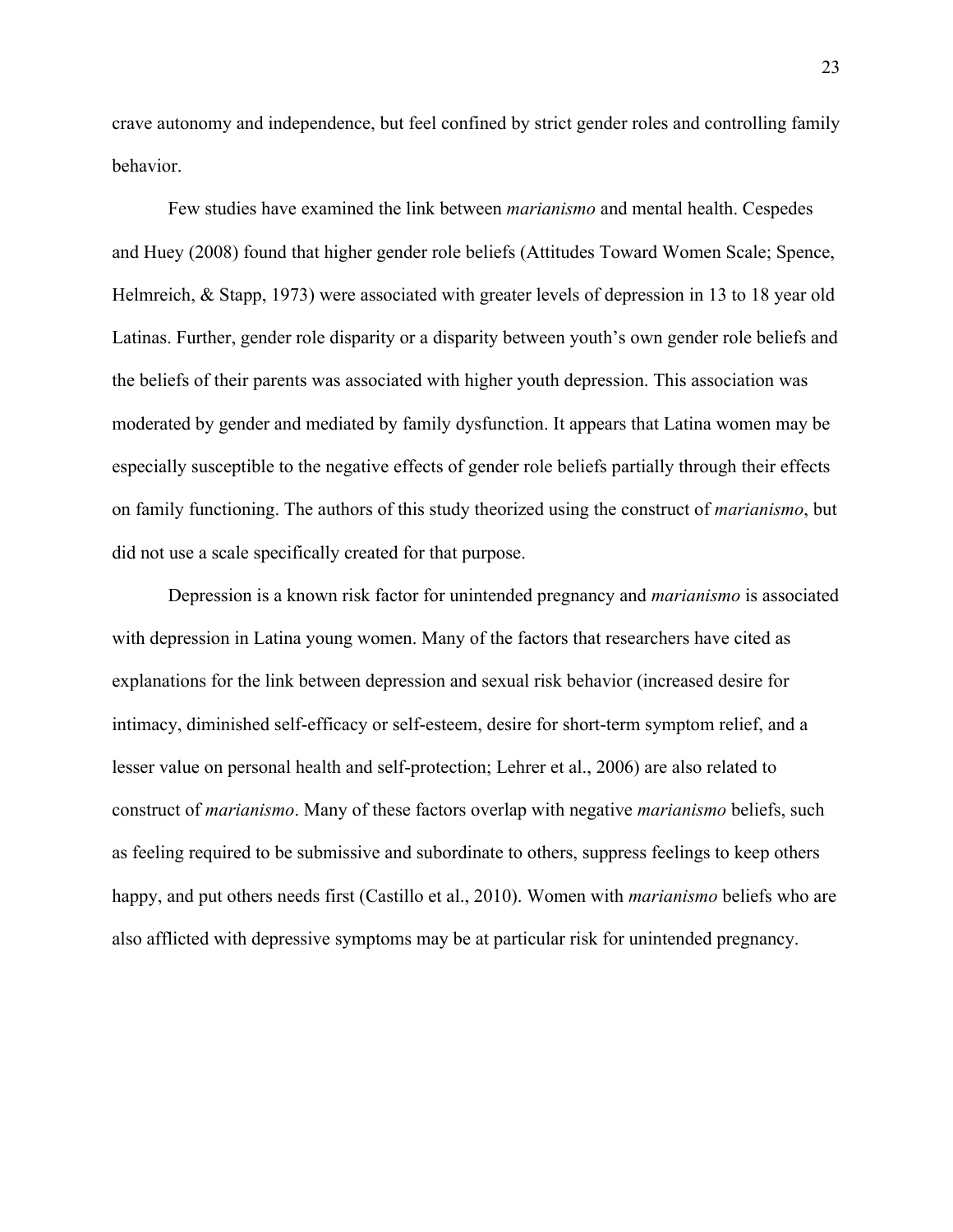crave autonomy and independence, but feel confined by strict gender roles and controlling family behavior.

Few studies have examined the link between *marianismo* and mental health. Cespedes and Huey (2008) found that higher gender role beliefs (Attitudes Toward Women Scale; Spence, Helmreich, & Stapp, 1973) were associated with greater levels of depression in 13 to 18 year old Latinas. Further, gender role disparity or a disparity between youth's own gender role beliefs and the beliefs of their parents was associated with higher youth depression. This association was moderated by gender and mediated by family dysfunction. It appears that Latina women may be especially susceptible to the negative effects of gender role beliefs partially through their effects on family functioning. The authors of this study theorized using the construct of *marianismo*, but did not use a scale specifically created for that purpose.

Depression is a known risk factor for unintended pregnancy and *marianismo* is associated with depression in Latina young women. Many of the factors that researchers have cited as explanations for the link between depression and sexual risk behavior (increased desire for intimacy, diminished self-efficacy or self-esteem, desire for short-term symptom relief, and a lesser value on personal health and self-protection; Lehrer et al., 2006) are also related to construct of *marianismo*. Many of these factors overlap with negative *marianismo* beliefs, such as feeling required to be submissive and subordinate to others, suppress feelings to keep others happy, and put others needs first (Castillo et al., 2010). Women with *marianismo* beliefs who are also afflicted with depressive symptoms may be at particular risk for unintended pregnancy.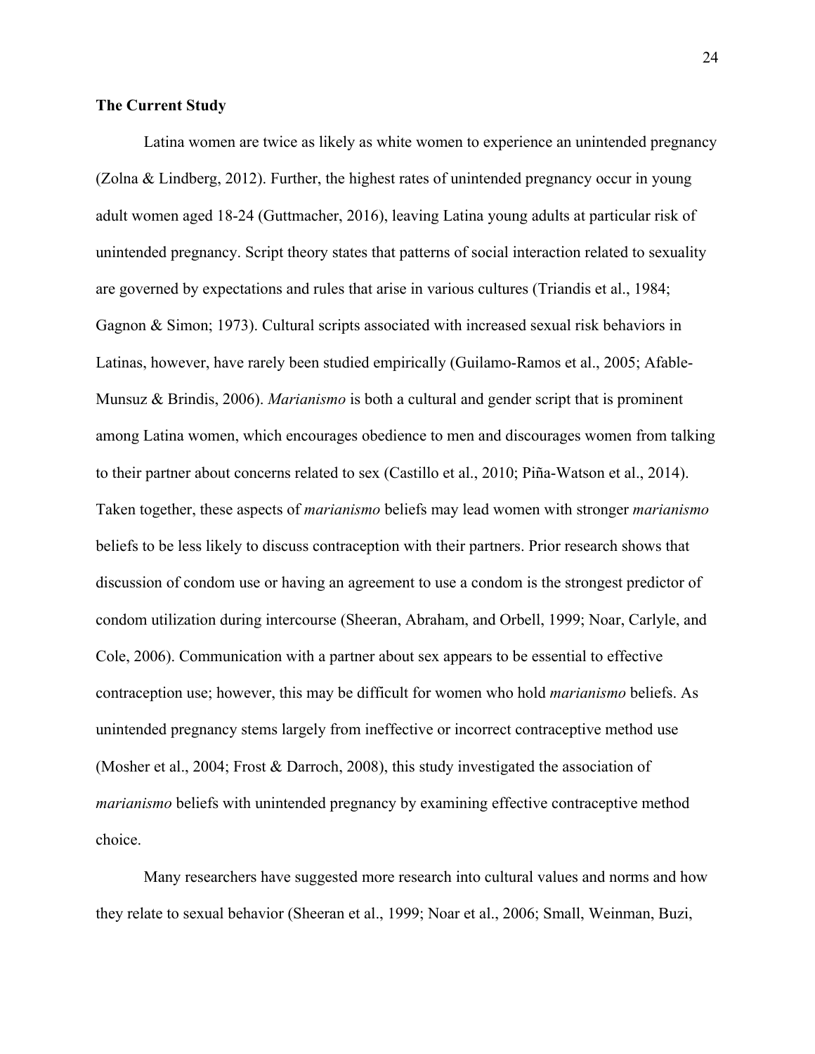**The Current Study**

Latina women are twice as likely as white women to experience an unintended pregnancy (Zolna & Lindberg, 2012). Further, the highest rates of unintended pregnancy occur in young adult women aged 18-24 (Guttmacher, 2016), leaving Latina young adults at particular risk of unintended pregnancy. Script theory states that patterns of social interaction related to sexuality are governed by expectations and rules that arise in various cultures (Triandis et al., 1984; Gagnon & Simon; 1973). Cultural scripts associated with increased sexual risk behaviors in Latinas, however, have rarely been studied empirically (Guilamo-Ramos et al., 2005; Afable-Munsuz & Brindis, 2006). *Marianismo* is both a cultural and gender script that is prominent among Latina women, which encourages obedience to men and discourages women from talking to their partner about concerns related to sex (Castillo et al., 2010; Piña-Watson et al., 2014). Taken together, these aspects of *marianismo* beliefs may lead women with stronger *marianismo* beliefs to be less likely to discuss contraception with their partners. Prior research shows that discussion of condom use or having an agreement to use a condom is the strongest predictor of condom utilization during intercourse (Sheeran, Abraham, and Orbell, 1999; Noar, Carlyle, and Cole, 2006). Communication with a partner about sex appears to be essential to effective contraception use; however, this may be difficult for women who hold *marianismo* beliefs. As unintended pregnancy stems largely from ineffective or incorrect contraceptive method use (Mosher et al., 2004; Frost & Darroch, 2008), this study investigated the association of *marianismo* beliefs with unintended pregnancy by examining effective contraceptive method choice.

Many researchers have suggested more research into cultural values and norms and how they relate to sexual behavior (Sheeran et al., 1999; Noar et al., 2006; Small, Weinman, Buzi,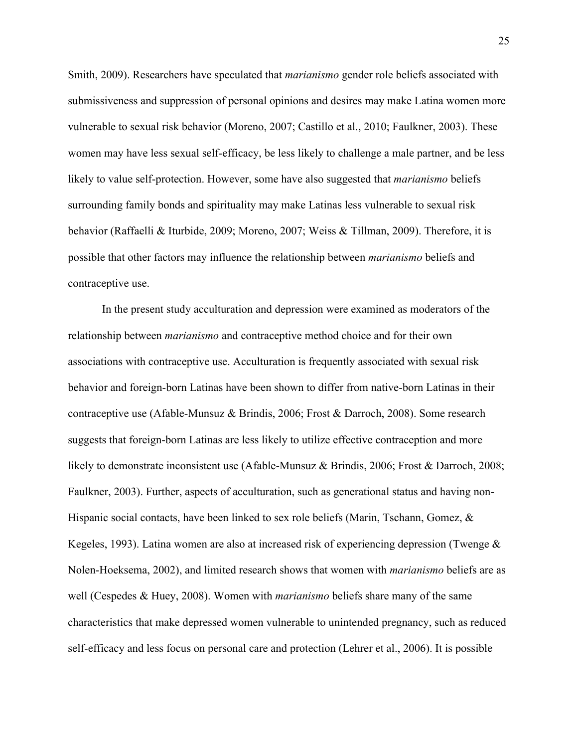Smith, 2009). Researchers have speculated that *marianismo* gender role beliefs associated with submissiveness and suppression of personal opinions and desires may make Latina women more vulnerable to sexual risk behavior (Moreno, 2007; Castillo et al., 2010; Faulkner, 2003). These women may have less sexual self-efficacy, be less likely to challenge a male partner, and be less likely to value self-protection. However, some have also suggested that *marianismo* beliefs surrounding family bonds and spirituality may make Latinas less vulnerable to sexual risk behavior (Raffaelli & Iturbide, 2009; Moreno, 2007; Weiss & Tillman, 2009). Therefore, it is possible that other factors may influence the relationship between *marianismo* beliefs and contraceptive use.

In the present study acculturation and depression were examined as moderators of the relationship between *marianismo* and contraceptive method choice and for their own associations with contraceptive use. Acculturation is frequently associated with sexual risk behavior and foreign-born Latinas have been shown to differ from native-born Latinas in their contraceptive use (Afable-Munsuz & Brindis, 2006; Frost & Darroch, 2008). Some research suggests that foreign-born Latinas are less likely to utilize effective contraception and more likely to demonstrate inconsistent use (Afable-Munsuz & Brindis, 2006; Frost & Darroch, 2008; Faulkner, 2003). Further, aspects of acculturation, such as generational status and having non-Hispanic social contacts, have been linked to sex role beliefs (Marin, Tschann, Gomez, & Kegeles, 1993). Latina women are also at increased risk of experiencing depression (Twenge & Nolen-Hoeksema, 2002), and limited research shows that women with *marianismo* beliefs are as well (Cespedes & Huey, 2008). Women with *marianismo* beliefs share many of the same characteristics that make depressed women vulnerable to unintended pregnancy, such as reduced self-efficacy and less focus on personal care and protection (Lehrer et al., 2006). It is possible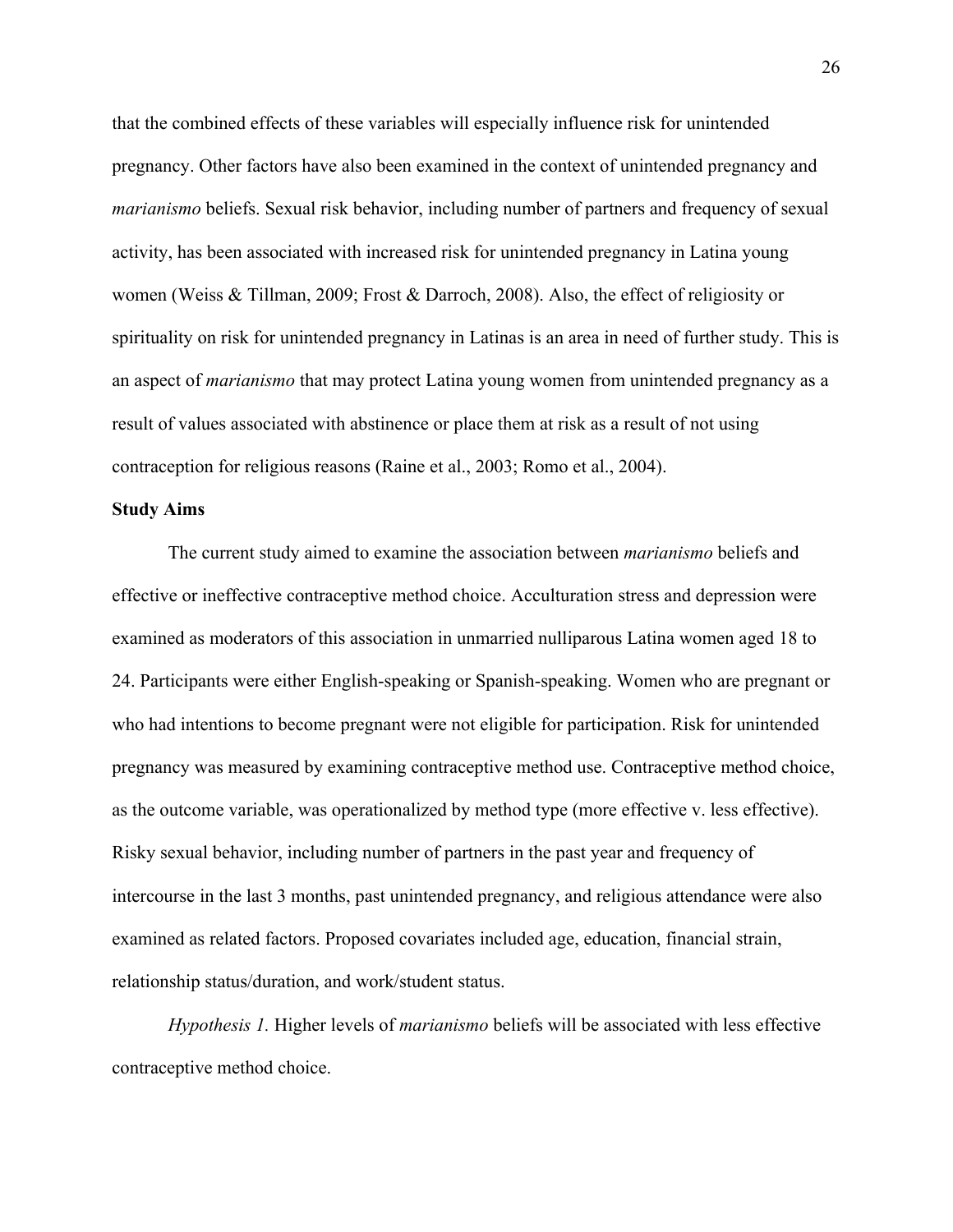that the combined effects of these variables will especially influence risk for unintended pregnancy. Other factors have also been examined in the context of unintended pregnancy and *marianismo* beliefs. Sexual risk behavior, including number of partners and frequency of sexual activity, has been associated with increased risk for unintended pregnancy in Latina young women (Weiss & Tillman, 2009; Frost & Darroch, 2008). Also, the effect of religiosity or spirituality on risk for unintended pregnancy in Latinas is an area in need of further study. This is an aspect of *marianismo* that may protect Latina young women from unintended pregnancy as a result of values associated with abstinence or place them at risk as a result of not using contraception for religious reasons (Raine et al., 2003; Romo et al., 2004).

**Study Aims**

The current study aimed to examine the association between *marianismo* beliefs and effective or ineffective contraceptive method choice. Acculturation stress and depression were examined as moderators of this association in unmarried nulliparous Latina women aged 18 to 24. Participants were either English-speaking or Spanish-speaking. Women who are pregnant or who had intentions to become pregnant were not eligible for participation. Risk for unintended pregnancy was measured by examining contraceptive method use. Contraceptive method choice, as the outcome variable, was operationalized by method type (more effective v. less effective). Risky sexual behavior, including number of partners in the past year and frequency of intercourse in the last 3 months, past unintended pregnancy, and religious attendance were also examined as related factors. Proposed covariates included age, education, financial strain, relationship status/duration, and work/student status.

*Hypothesis 1.* Higher levels of *marianismo* beliefs will be associated with less effective contraceptive method choice.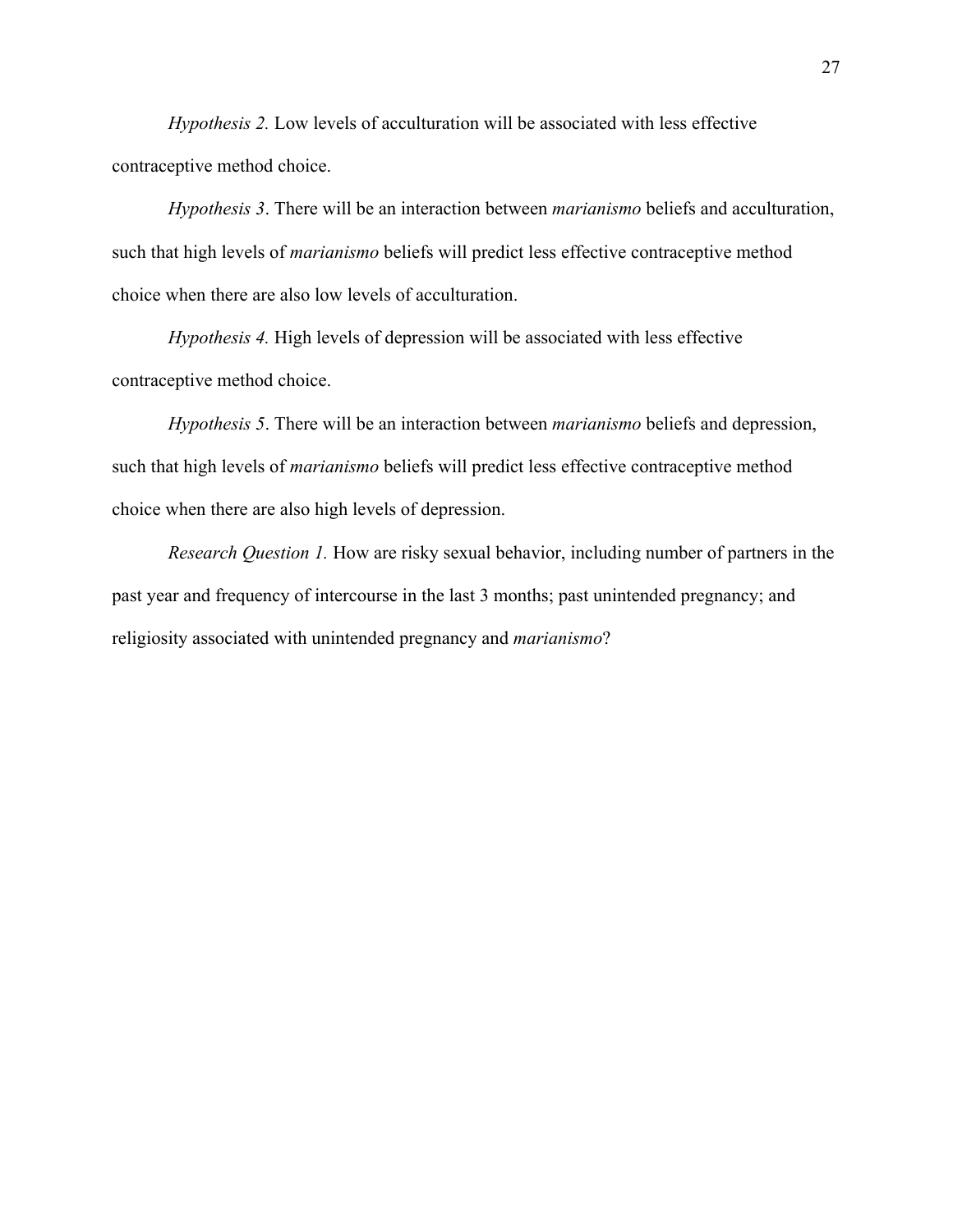*Hypothesis 2.* Low levels of acculturation will be associated with less effective contraceptive method choice.

*Hypothesis 3*. There will be an interaction between *marianismo* beliefs and acculturation, such that high levels of *marianismo* beliefs will predict less effective contraceptive method choice when there are also low levels of acculturation.

*Hypothesis 4.* High levels of depression will be associated with less effective contraceptive method choice.

*Hypothesis 5*. There will be an interaction between *marianismo* beliefs and depression, such that high levels of *marianismo* beliefs will predict less effective contraceptive method choice when there are also high levels of depression.

*Research Question 1.* How are risky sexual behavior, including number of partners in the past year and frequency of intercourse in the last 3 months; past unintended pregnancy; and religiosity associated with unintended pregnancy and *marianismo*?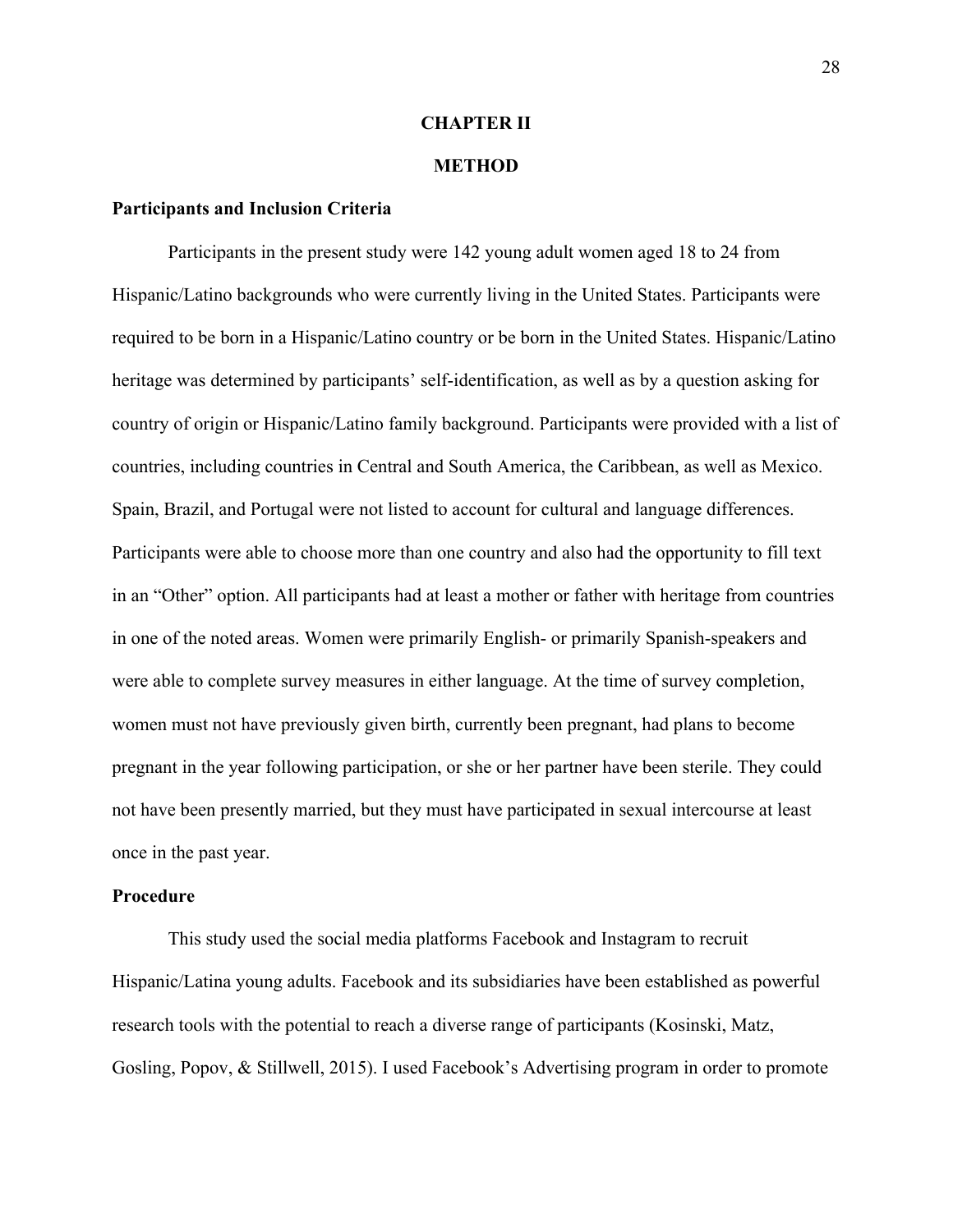# CHAPTER II

# METHOD

## Participants and Inclusion Criteria

Participants in the present study were 142 young adult women aged 18 to 24 from Hispanic/Latino backgrounds who were currently living in the United States. Participants were required to be born in a Hispanic/Latino country or be born in the United States. Hispanic/Latino heritage was determined by participants' self-identification, as well as by a question asking for country of origin or Hispanic/Latino family background. Participants were provided with a list of countries, including countries in Central and South America, the Caribbean, as well as Mexico. Spain, Brazil, and Portugal were not listed to account for cultural and language differences. Participants were able to choose more than one country and also had the opportunity to fill text in an "Other" option. All participants had at least a mother or father with heritage from countries in one of the noted areas. Women were primarily English- or primarily Spanish-speakers and were able to complete survey measures in either language. At the time of survey completion, women must not have previously given birth, currently been pregnant, had plans to become pregnant in the year following participation, or she or her partner have been sterile. They could not have been presently married, but they must have participated in sexual intercourse at least once in the past year.

## Procedure

This study used the social media platforms Facebook and Instagram to recruit Hispanic/Latina young adults. Facebook and its subsidiaries have been established as powerful research tools with the potential to reach a diverse range of participants (Kosinski, Matz, Gosling, Popov, & Stillwell, 2015). I used Facebook's Advertising program in order to promote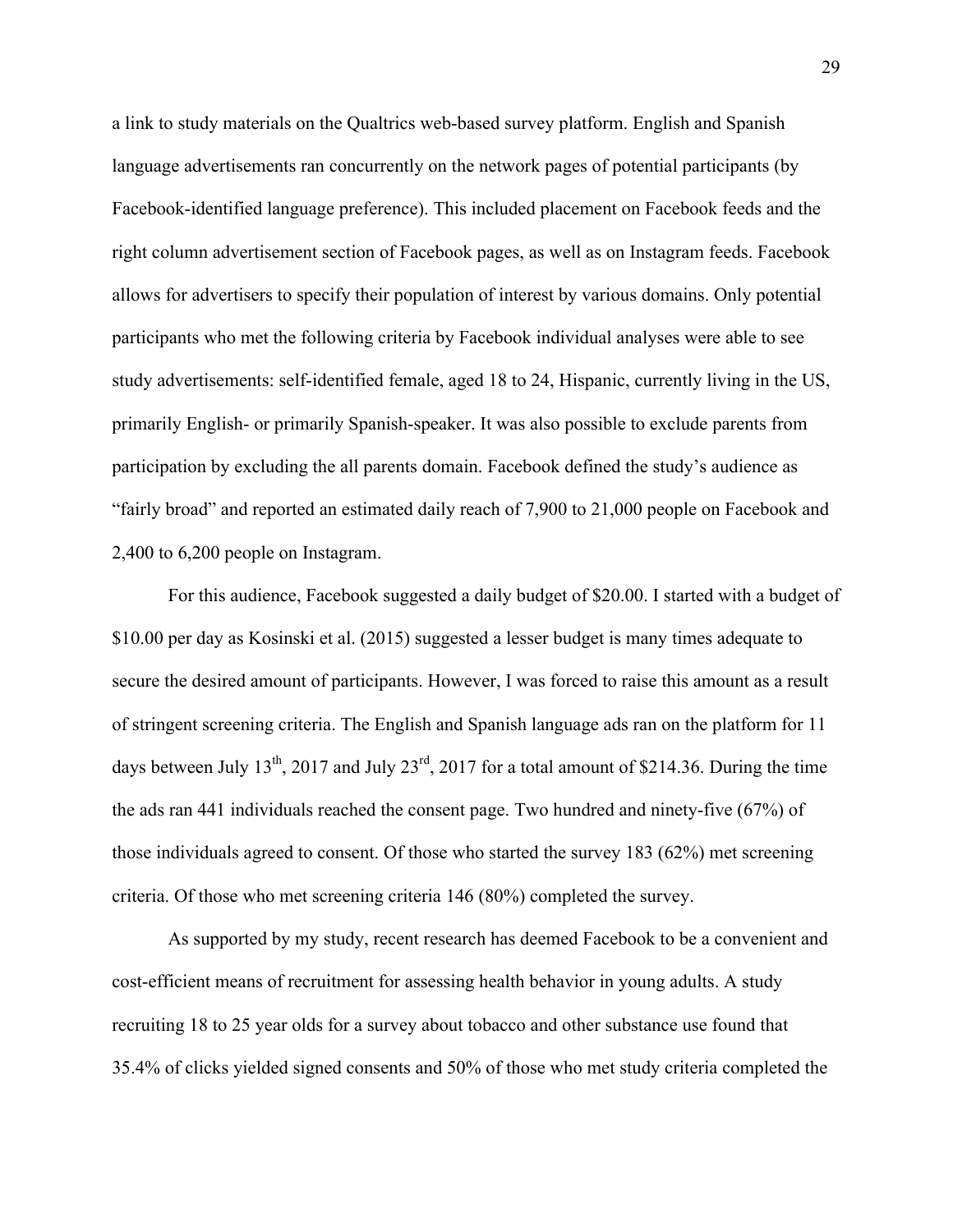a link to study materials on the Qualtrics web-based survey platform. English and Spanish language advertisements ran concurrently on the network pages of potential participants (by Facebook-identified language preference). This included placement on Facebook feeds and the right column advertisement section of Facebook pages, as well as on Instagram feeds. Facebook allows for advertisers to specify their population of interest by various domains. Only potential participants who met the following criteria by Facebook individual analyses were able to see study advertisements: self-identified female, aged 18 to 24, Hispanic, currently living in the US, primarily English- or primarily Spanish-speaker. It was also possible to exclude parents from participation by excluding the all parents domain. Facebook defined the study's audience as "fairly broad" and reported an estimated daily reach of 7,900 to 21,000 people on Facebook and 2,400 to 6,200 people on Instagram.

For this audience, Facebook suggested a daily budget of $20.00. I started with a budget of $10.00 per day as Kosinski et al. (2015) suggested a lesser budget is many times adequate to secure the desired amount of participants. However, I was forced to raise this amount as a result of stringent screening criteria. The English and Spanish language ads ran on the platform for 11 days between July 13th, 2017 and July 23rd, 2017 for a total amount of $214.36. During the time the ads ran 441 individuals reached the consent page. Two hundred and ninety-five (67%) of those individuals agreed to consent. Of those who started the survey 183 (62%) met screening criteria. Of those who met screening criteria 146 (80%) completed the survey.

As supported by my study, recent research has deemed Facebook to be a convenient and cost-efficient means of recruitment for assessing health behavior in young adults. A study recruiting 18 to 25 year olds for a survey about tobacco and other substance use found that 35.4% of clicks yielded signed consents and 50% of those who met study criteria completed the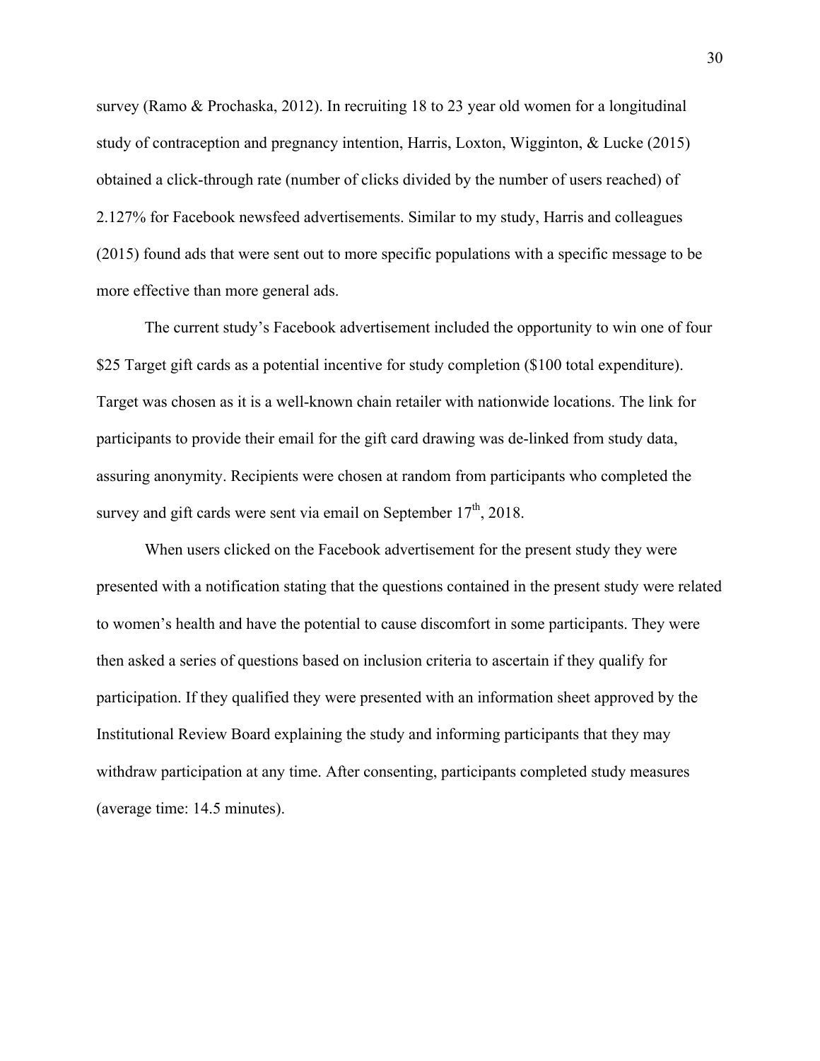survey (Ramo & Prochaska, 2012). In recruiting 18 to 23 year old women for a longitudinal study of contraception and pregnancy intention, Harris, Loxton, Wigginton, & Lucke (2015) obtained a click-through rate (number of clicks divided by the number of users reached) of 2.127% for Facebook newsfeed advertisements. Similar to my study, Harris and colleagues (2015) found ads that were sent out to more specific populations with a specific message to be more effective than more general ads.

The current study's Facebook advertisement included the opportunity to win one of four $25 Target gift cards as a potential incentive for study completion ($100 total expenditure). Target was chosen as it is a well-known chain retailer with nationwide locations. The link for participants to provide their email for the gift card drawing was de-linked from study data, assuring anonymity. Recipients were chosen at random from participants who completed the survey and gift cards were sent via email on September 17th, 2018.

When users clicked on the Facebook advertisement for the present study they were presented with a notification stating that the questions contained in the present study were related to women's health and have the potential to cause discomfort in some participants. They were then asked a series of questions based on inclusion criteria to ascertain if they qualify for participation. If they qualified they were presented with an information sheet approved by the Institutional Review Board explaining the study and informing participants that they may withdraw participation at any time. After consenting, participants completed study measures (average time: 14.5 minutes).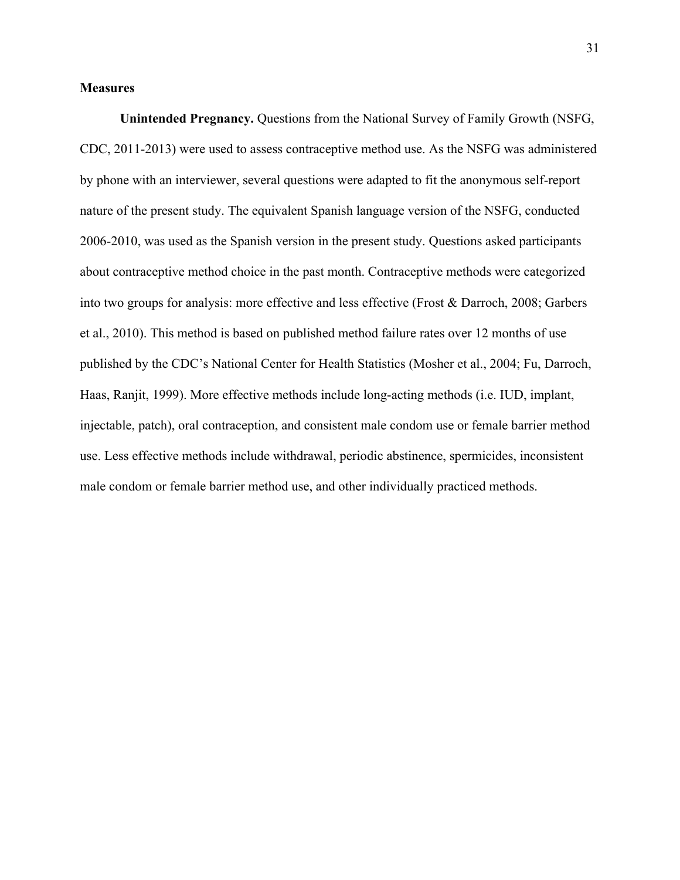**Measures**

**Unintended Pregnancy.** Questions from the National Survey of Family Growth (NSFG, CDC, 2011-2013) were used to assess contraceptive method use. As the NSFG was administered by phone with an interviewer, several questions were adapted to fit the anonymous self-report nature of the present study. The equivalent Spanish language version of the NSFG, conducted 2006-2010, was used as the Spanish version in the present study. Questions asked participants about contraceptive method choice in the past month. Contraceptive methods were categorized into two groups for analysis: more effective and less effective (Frost & Darroch, 2008; Garbers et al., 2010). This method is based on published method failure rates over 12 months of use published by the CDC's National Center for Health Statistics (Mosher et al., 2004; Fu, Darroch, Haas, Ranjit, 1999). More effective methods include long-acting methods (i.e. IUD, implant, injectable, patch), oral contraception, and consistent male condom use or female barrier method use. Less effective methods include withdrawal, periodic abstinence, spermicides, inconsistent male condom or female barrier method use, and other individually practiced methods.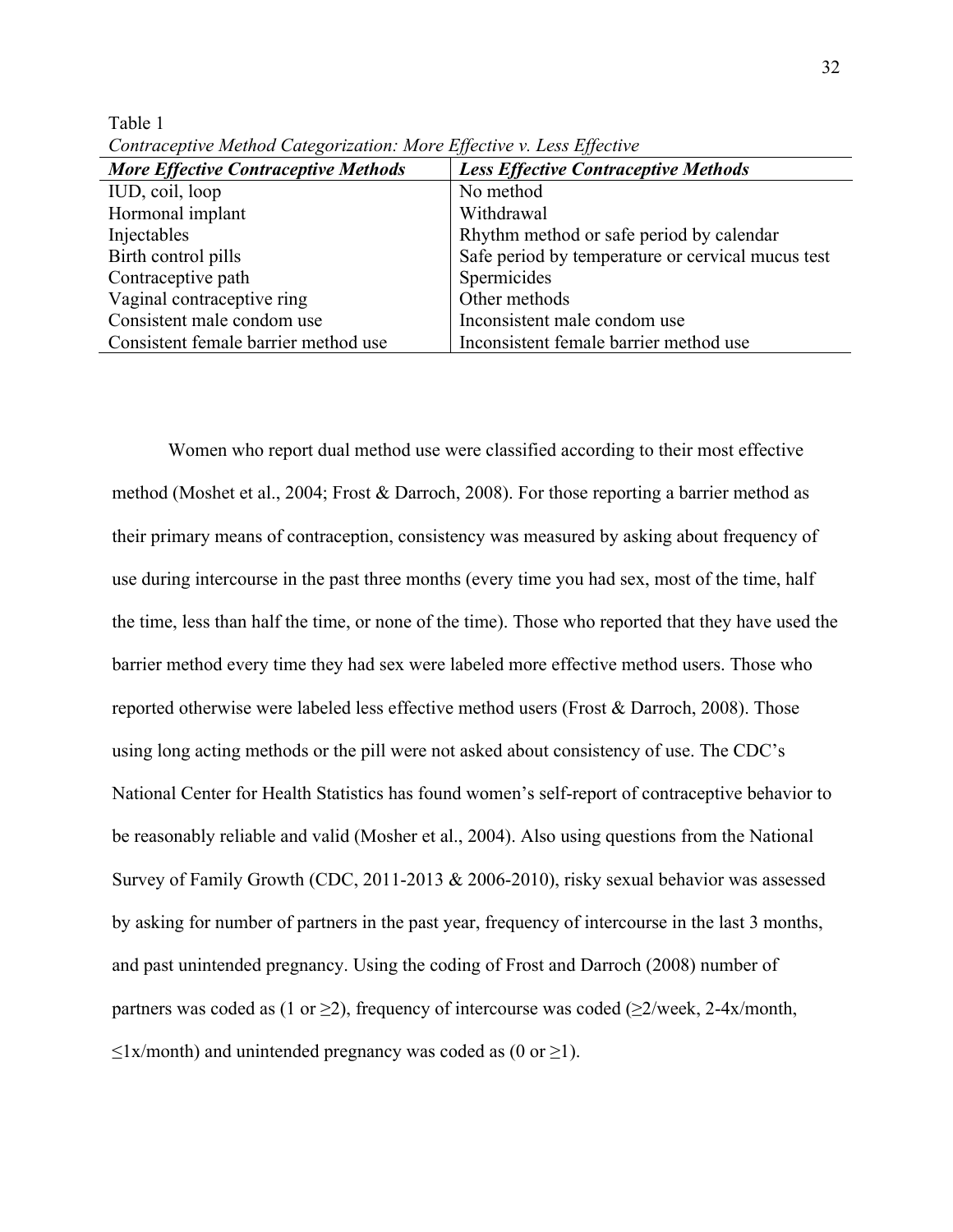Table 1

*Contraceptive Method Categorization: More Effective v. Less Effective*

| ***More Effective Contraceptive Methods*** | ***Less Effective Contraceptive Methods*** |
|---|---|
| IUD, coil, loop | No method |
| Hormonal implant | Withdrawal |
| Injectables | Rhythm method or safe period by calendar |
| Birth control pills | Safe period by temperature or cervical mucus test |
| Contraceptive path | Spermicides |
| Vaginal contraceptive ring | Other methods |
| Consistent male condom use | Inconsistent male condom use |
| Consistent female barrier method use | Inconsistent female barrier method use |

Women who report dual method use were classified according to their most effective method (Moshet et al., 2004; Frost & Darroch, 2008). For those reporting a barrier method as their primary means of contraception, consistency was measured by asking about frequency of use during intercourse in the past three months (every time you had sex, most of the time, half the time, less than half the time, or none of the time). Those who reported that they have used the barrier method every time they had sex were labeled more effective method users. Those who reported otherwise were labeled less effective method users (Frost & Darroch, 2008). Those using long acting methods or the pill were not asked about consistency of use. The CDC's National Center for Health Statistics has found women's self-report of contraceptive behavior to be reasonably reliable and valid (Mosher et al., 2004). Also using questions from the National Survey of Family Growth (CDC, 2011-2013 & 2006-2010), risky sexual behavior was assessed by asking for number of partners in the past year, frequency of intercourse in the last 3 months, and past unintended pregnancy. Using the coding of Frost and Darroch (2008) number of partners was coded as (1 or ≥2), frequency of intercourse was coded (≥2/week, 2-4x/month, ≤1x/month) and unintended pregnancy was coded as (0 or ≥1).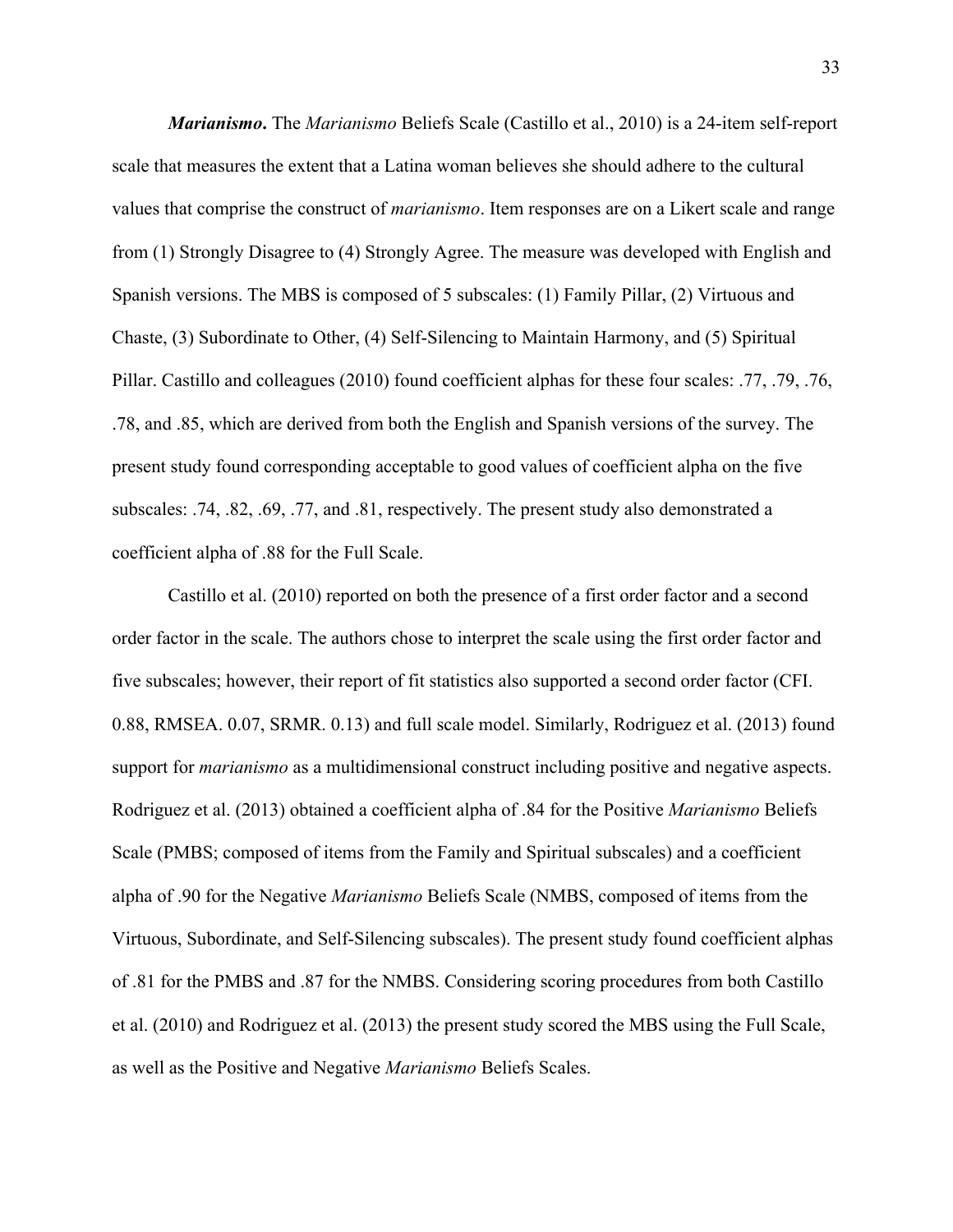***Marianismo*.** The *Marianismo* Beliefs Scale (Castillo et al., 2010) is a 24-item self-report scale that measures the extent that a Latina woman believes she should adhere to the cultural values that comprise the construct of *marianismo*. Item responses are on a Likert scale and range from (1) Strongly Disagree to (4) Strongly Agree. The measure was developed with English and Spanish versions. The MBS is composed of 5 subscales: (1) Family Pillar, (2) Virtuous and Chaste, (3) Subordinate to Other, (4) Self-Silencing to Maintain Harmony, and (5) Spiritual Pillar. Castillo and colleagues (2010) found coefficient alphas for these four scales: .77, .79, .76, .78, and .85, which are derived from both the English and Spanish versions of the survey. The present study found corresponding acceptable to good values of coefficient alpha on the five subscales: .74, .82, .69, .77, and .81, respectively. The present study also demonstrated a coefficient alpha of .88 for the Full Scale.

Castillo et al. (2010) reported on both the presence of a first order factor and a second order factor in the scale. The authors chose to interpret the scale using the first order factor and five subscales; however, their report of fit statistics also supported a second order factor (CFI. 0.88, RMSEA. 0.07, SRMR. 0.13) and full scale model. Similarly, Rodriguez et al. (2013) found support for *marianismo* as a multidimensional construct including positive and negative aspects. Rodriguez et al. (2013) obtained a coefficient alpha of .84 for the Positive *Marianismo* Beliefs Scale (PMBS; composed of items from the Family and Spiritual subscales) and a coefficient alpha of .90 for the Negative *Marianismo* Beliefs Scale (NMBS, composed of items from the Virtuous, Subordinate, and Self-Silencing subscales). The present study found coefficient alphas of .81 for the PMBS and .87 for the NMBS. Considering scoring procedures from both Castillo et al. (2010) and Rodriguez et al. (2013) the present study scored the MBS using the Full Scale, as well as the Positive and Negative *Marianismo* Beliefs Scales.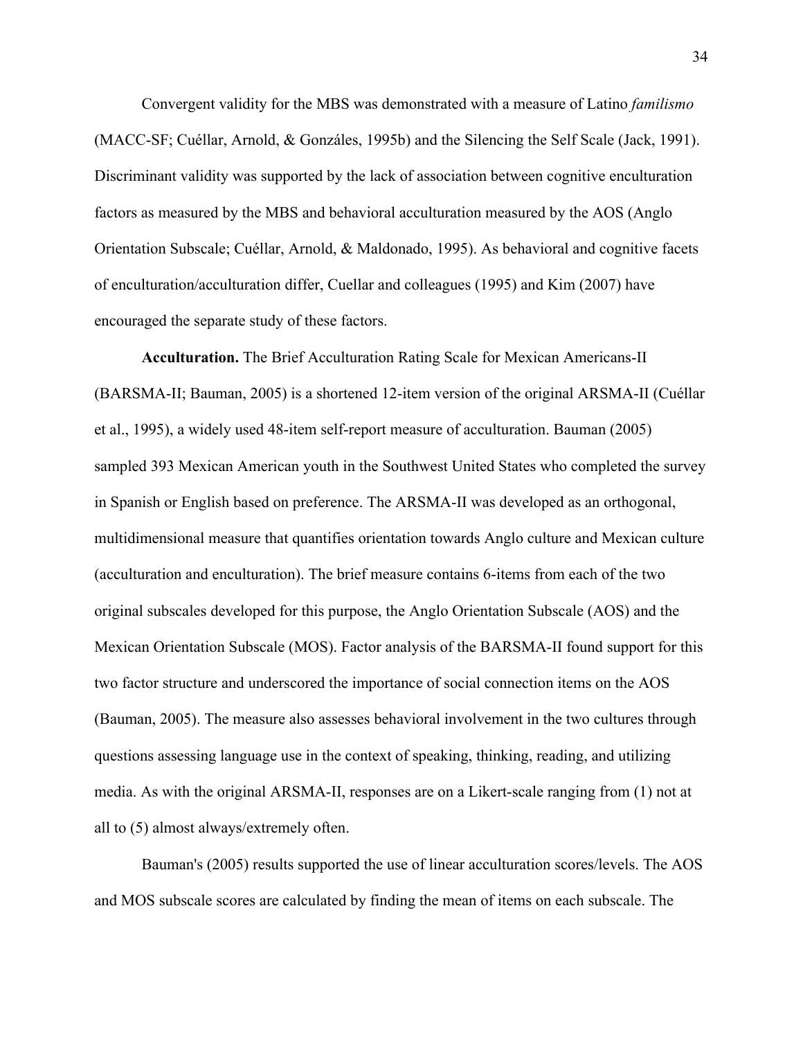Convergent validity for the MBS was demonstrated with a measure of Latino *familismo* (MACC-SF; Cuéllar, Arnold, & Gonzáles, 1995b) and the Silencing the Self Scale (Jack, 1991). Discriminant validity was supported by the lack of association between cognitive enculturation factors as measured by the MBS and behavioral acculturation measured by the AOS (Anglo Orientation Subscale; Cuéllar, Arnold, & Maldonado, 1995). As behavioral and cognitive facets of enculturation/acculturation differ, Cuellar and colleagues (1995) and Kim (2007) have encouraged the separate study of these factors.

**Acculturation.** The Brief Acculturation Rating Scale for Mexican Americans-II (BARSMA-II; Bauman, 2005) is a shortened 12-item version of the original ARSMA-II (Cuéllar et al., 1995), a widely used 48-item self-report measure of acculturation. Bauman (2005) sampled 393 Mexican American youth in the Southwest United States who completed the survey in Spanish or English based on preference. The ARSMA-II was developed as an orthogonal, multidimensional measure that quantifies orientation towards Anglo culture and Mexican culture (acculturation and enculturation). The brief measure contains 6-items from each of the two original subscales developed for this purpose, the Anglo Orientation Subscale (AOS) and the Mexican Orientation Subscale (MOS). Factor analysis of the BARSMA-II found support for this two factor structure and underscored the importance of social connection items on the AOS (Bauman, 2005). The measure also assesses behavioral involvement in the two cultures through questions assessing language use in the context of speaking, thinking, reading, and utilizing media. As with the original ARSMA-II, responses are on a Likert-scale ranging from (1) not at all to (5) almost always/extremely often.

Bauman's (2005) results supported the use of linear acculturation scores/levels. The AOS and MOS subscale scores are calculated by finding the mean of items on each subscale. The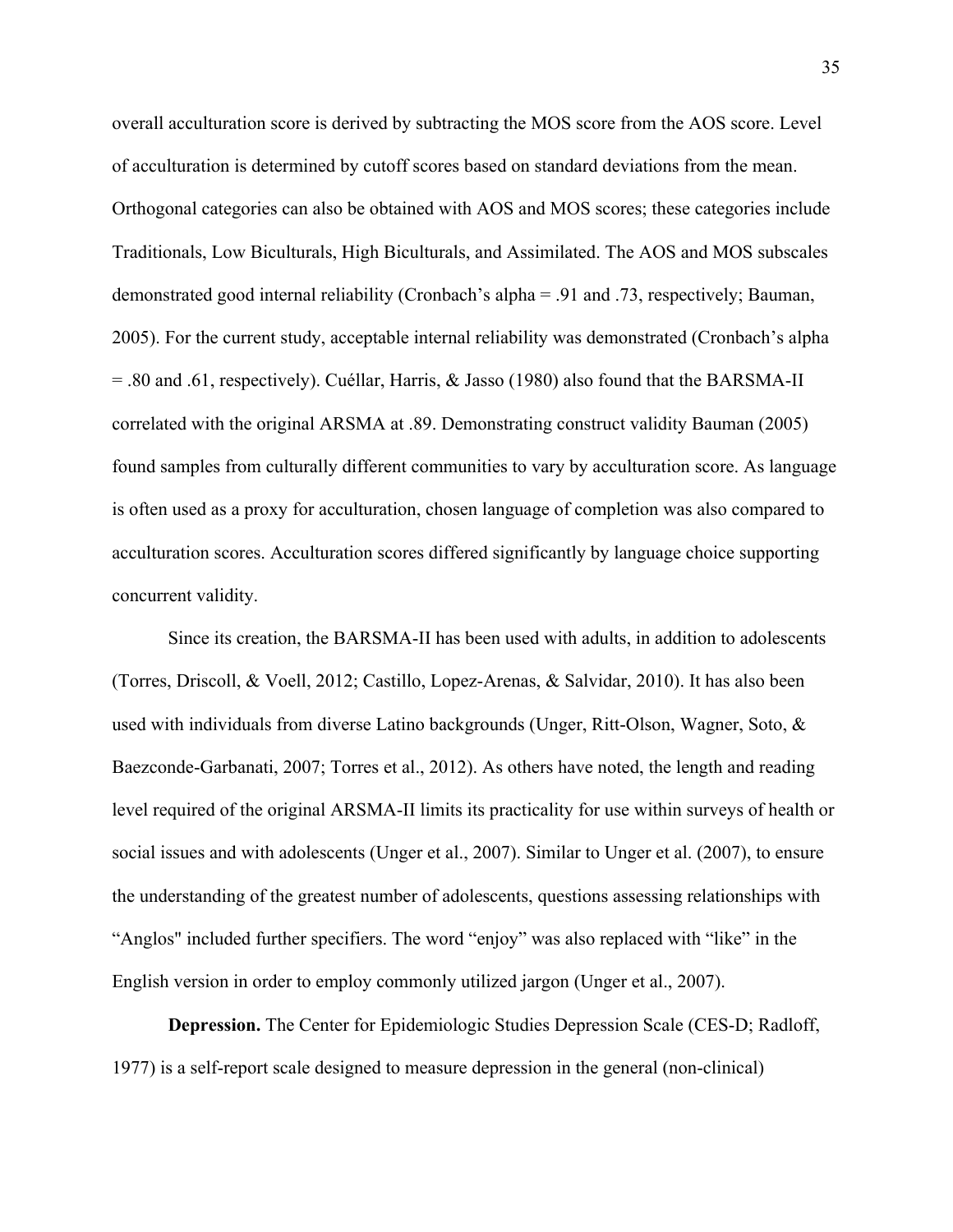overall acculturation score is derived by subtracting the MOS score from the AOS score. Level of acculturation is determined by cutoff scores based on standard deviations from the mean. Orthogonal categories can also be obtained with AOS and MOS scores; these categories include Traditionals, Low Biculturals, High Biculturals, and Assimilated. The AOS and MOS subscales demonstrated good internal reliability (Cronbach's alpha = .91 and .73, respectively; Bauman, 2005). For the current study, acceptable internal reliability was demonstrated (Cronbach's alpha = .80 and .61, respectively). Cuéllar, Harris, & Jasso (1980) also found that the BARSMA-II correlated with the original ARSMA at .89. Demonstrating construct validity Bauman (2005) found samples from culturally different communities to vary by acculturation score. As language is often used as a proxy for acculturation, chosen language of completion was also compared to acculturation scores. Acculturation scores differed significantly by language choice supporting concurrent validity.

Since its creation, the BARSMA-II has been used with adults, in addition to adolescents (Torres, Driscoll, & Voell, 2012; Castillo, Lopez-Arenas, & Salvidar, 2010). It has also been used with individuals from diverse Latino backgrounds (Unger, Ritt-Olson, Wagner, Soto, & Baezconde-Garbanati, 2007; Torres et al., 2012). As others have noted, the length and reading level required of the original ARSMA-II limits its practicality for use within surveys of health or social issues and with adolescents (Unger et al., 2007). Similar to Unger et al. (2007), to ensure the understanding of the greatest number of adolescents, questions assessing relationships with "Anglos" included further specifiers. The word "enjoy" was also replaced with "like" in the English version in order to employ commonly utilized jargon (Unger et al., 2007).

**Depression.** The Center for Epidemiologic Studies Depression Scale (CES-D; Radloff, 1977) is a self-report scale designed to measure depression in the general (non-clinical)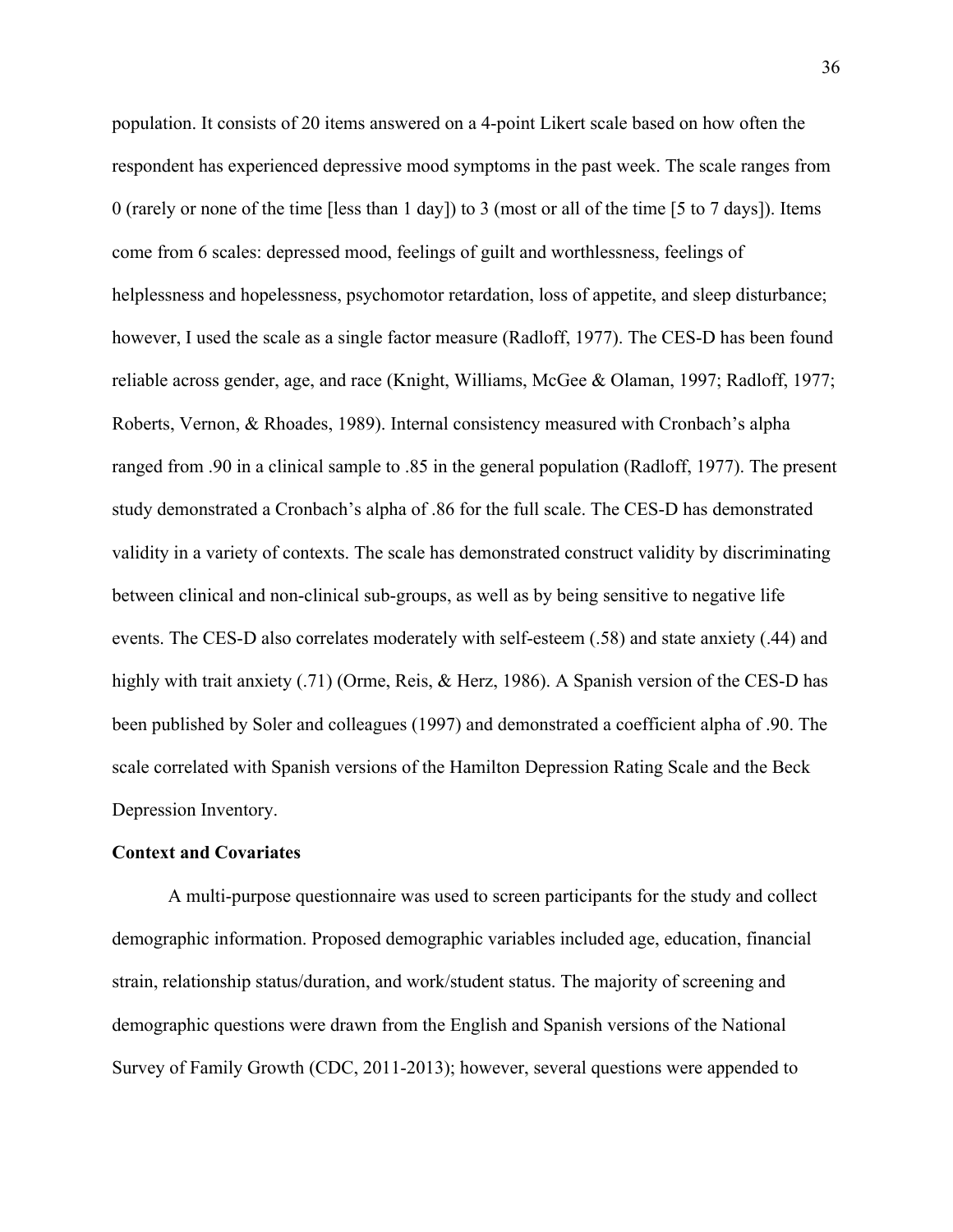population. It consists of 20 items answered on a 4-point Likert scale based on how often the respondent has experienced depressive mood symptoms in the past week. The scale ranges from 0 (rarely or none of the time [less than 1 day]) to 3 (most or all of the time [5 to 7 days]). Items come from 6 scales: depressed mood, feelings of guilt and worthlessness, feelings of helplessness and hopelessness, psychomotor retardation, loss of appetite, and sleep disturbance; however, I used the scale as a single factor measure (Radloff, 1977). The CES-D has been found reliable across gender, age, and race (Knight, Williams, McGee & Olaman, 1997; Radloff, 1977; Roberts, Vernon, & Rhoades, 1989). Internal consistency measured with Cronbach's alpha ranged from .90 in a clinical sample to .85 in the general population (Radloff, 1977). The present study demonstrated a Cronbach's alpha of .86 for the full scale. The CES-D has demonstrated validity in a variety of contexts. The scale has demonstrated construct validity by discriminating between clinical and non-clinical sub-groups, as well as by being sensitive to negative life events. The CES-D also correlates moderately with self-esteem (.58) and state anxiety (.44) and highly with trait anxiety (.71) (Orme, Reis, & Herz, 1986). A Spanish version of the CES-D has been published by Soler and colleagues (1997) and demonstrated a coefficient alpha of .90. The scale correlated with Spanish versions of the Hamilton Depression Rating Scale and the Beck Depression Inventory.

**Context and Covariates**

A multi-purpose questionnaire was used to screen participants for the study and collect demographic information. Proposed demographic variables included age, education, financial strain, relationship status/duration, and work/student status. The majority of screening and demographic questions were drawn from the English and Spanish versions of the National Survey of Family Growth (CDC, 2011-2013); however, several questions were appended to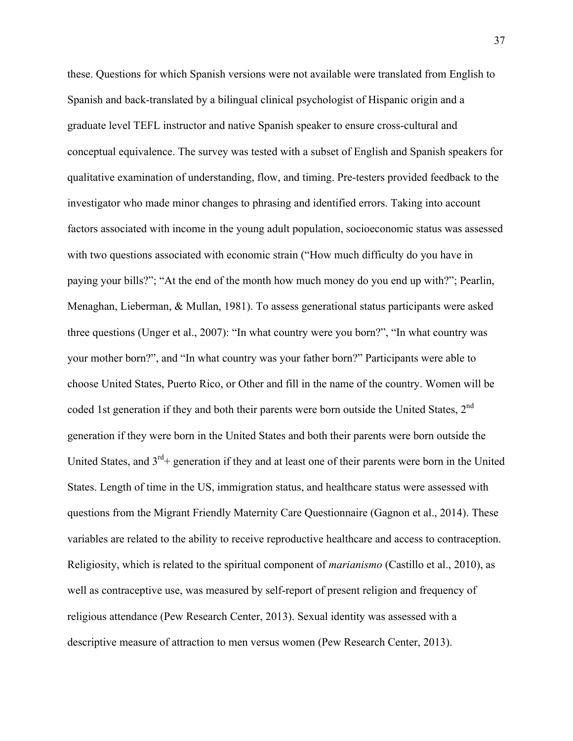these. Questions for which Spanish versions were not available were translated from English to Spanish and back-translated by a bilingual clinical psychologist of Hispanic origin and a graduate level TEFL instructor and native Spanish speaker to ensure cross-cultural and conceptual equivalence. The survey was tested with a subset of English and Spanish speakers for qualitative examination of understanding, flow, and timing. Pre-testers provided feedback to the investigator who made minor changes to phrasing and identified errors. Taking into account factors associated with income in the young adult population, socioeconomic status was assessed with two questions associated with economic strain ("How much difficulty do you have in paying your bills?"; "At the end of the month how much money do you end up with?"; Pearlin, Menaghan, Lieberman, & Mullan, 1981). To assess generational status participants were asked three questions (Unger et al., 2007): "In what country were you born?", "In what country was your mother born?", and "In what country was your father born?" Participants were able to choose United States, Puerto Rico, or Other and fill in the name of the country. Women will be coded 1st generation if they and both their parents were born outside the United States, 2$^{nd}$ generation if they were born in the United States and both their parents were born outside the United States, and 3$^{rd}$+ generation if they and at least one of their parents were born in the United States. Length of time in the US, immigration status, and healthcare status were assessed with questions from the Migrant Friendly Maternity Care Questionnaire (Gagnon et al., 2014). These variables are related to the ability to receive reproductive healthcare and access to contraception. Religiosity, which is related to the spiritual component of *marianismo* (Castillo et al., 2010), as well as contraceptive use, was measured by self-report of present religion and frequency of religious attendance (Pew Research Center, 2013). Sexual identity was assessed with a descriptive measure of attraction to men versus women (Pew Research Center, 2013).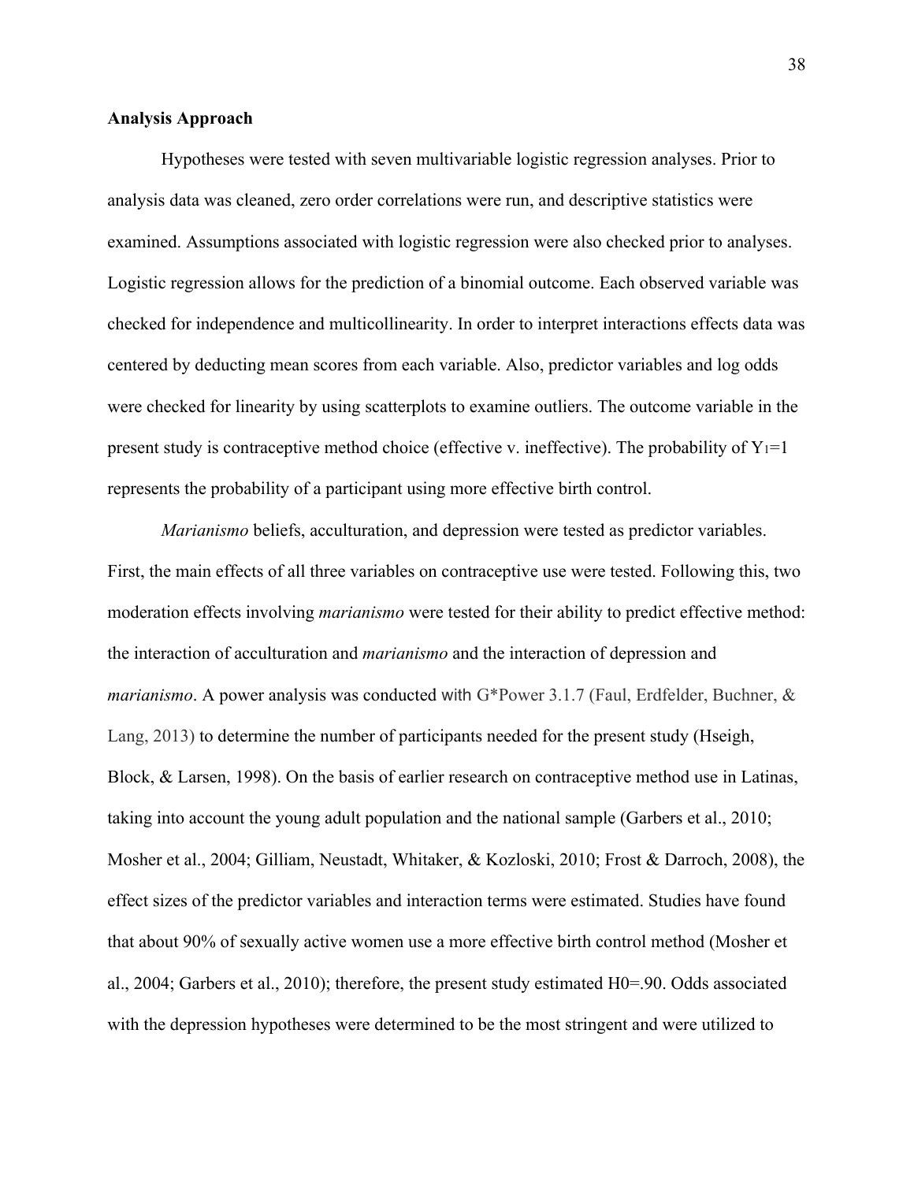**Analysis Approach**

Hypotheses were tested with seven multivariable logistic regression analyses. Prior to analysis data was cleaned, zero order correlations were run, and descriptive statistics were examined. Assumptions associated with logistic regression were also checked prior to analyses. Logistic regression allows for the prediction of a binomial outcome. Each observed variable was checked for independence and multicollinearity. In order to interpret interactions effects data was centered by deducting mean scores from each variable. Also, predictor variables and log odds were checked for linearity by using scatterplots to examine outliers. The outcome variable in the present study is contraceptive method choice (effective v. ineffective). The probability of $Y_1$=1 represents the probability of a participant using more effective birth control.

*Marianismo* beliefs, acculturation, and depression were tested as predictor variables. First, the main effects of all three variables on contraceptive use were tested. Following this, two moderation effects involving *marianismo* were tested for their ability to predict effective method: the interaction of acculturation and *marianismo* and the interaction of depression and *marianismo*. A power analysis was conducted with G*Power 3.1.7 (Faul, Erdfelder, Buchner, & Lang, 2013) to determine the number of participants needed for the present study (Hseigh, Block, & Larsen, 1998). On the basis of earlier research on contraceptive method use in Latinas, taking into account the young adult population and the national sample (Garbers et al., 2010; Mosher et al., 2004; Gilliam, Neustadt, Whitaker, & Kozloski, 2010; Frost & Darroch, 2008), the effect sizes of the predictor variables and interaction terms were estimated. Studies have found that about 90% of sexually active women use a more effective birth control method (Mosher et al., 2004; Garbers et al., 2010); therefore, the present study estimated H0=.90. Odds associated with the depression hypotheses were determined to be the most stringent and were utilized to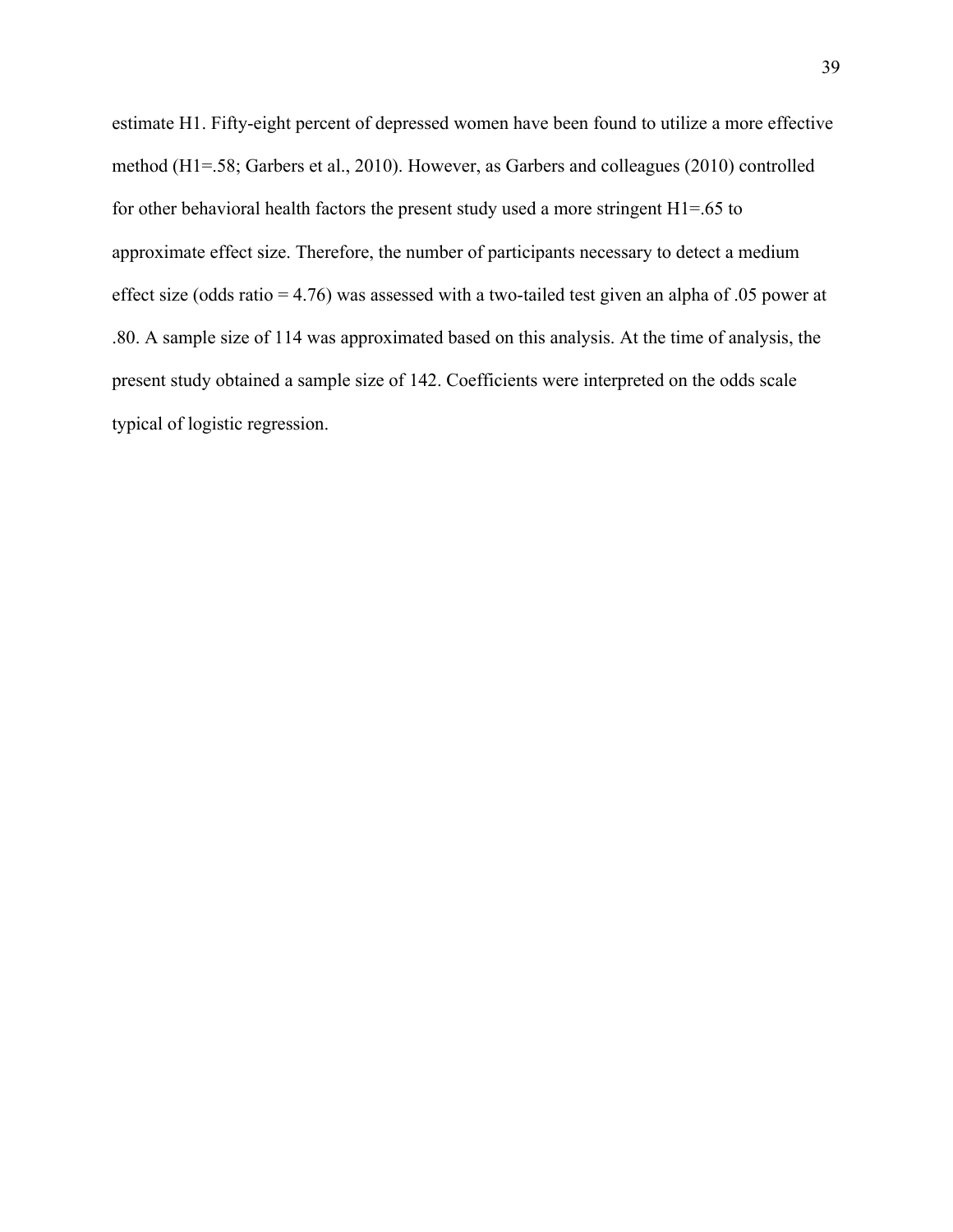estimate H1. Fifty-eight percent of depressed women have been found to utilize a more effective method (H1=.58; Garbers et al., 2010). However, as Garbers and colleagues (2010) controlled for other behavioral health factors the present study used a more stringent H1=.65 to approximate effect size. Therefore, the number of participants necessary to detect a medium effect size (odds ratio = 4.76) was assessed with a two-tailed test given an alpha of .05 power at .80. A sample size of 114 was approximated based on this analysis. At the time of analysis, the present study obtained a sample size of 142. Coefficients were interpreted on the odds scale typical of logistic regression.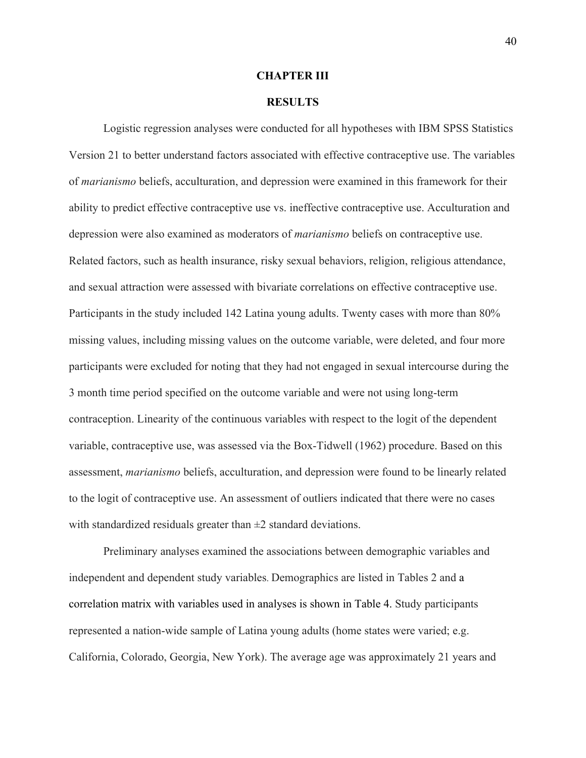# CHAPTER III

## RESULTS

Logistic regression analyses were conducted for all hypotheses with IBM SPSS Statistics Version 21 to better understand factors associated with effective contraceptive use. The variables of *marianismo* beliefs, acculturation, and depression were examined in this framework for their ability to predict effective contraceptive use vs. ineffective contraceptive use. Acculturation and depression were also examined as moderators of *marianismo* beliefs on contraceptive use. Related factors, such as health insurance, risky sexual behaviors, religion, religious attendance, and sexual attraction were assessed with bivariate correlations on effective contraceptive use. Participants in the study included 142 Latina young adults. Twenty cases with more than 80% missing values, including missing values on the outcome variable, were deleted, and four more participants were excluded for noting that they had not engaged in sexual intercourse during the 3 month time period specified on the outcome variable and were not using long-term contraception. Linearity of the continuous variables with respect to the logit of the dependent variable, contraceptive use, was assessed via the Box-Tidwell (1962) procedure. Based on this assessment, *marianismo* beliefs, acculturation, and depression were found to be linearly related to the logit of contraceptive use. An assessment of outliers indicated that there were no cases with standardized residuals greater than ±2 standard deviations.

Preliminary analyses examined the associations between demographic variables and independent and dependent study variables. Demographics are listed in Tables 2 and a correlation matrix with variables used in analyses is shown in Table 4. Study participants represented a nation-wide sample of Latina young adults (home states were varied; e.g. California, Colorado, Georgia, New York). The average age was approximately 21 years and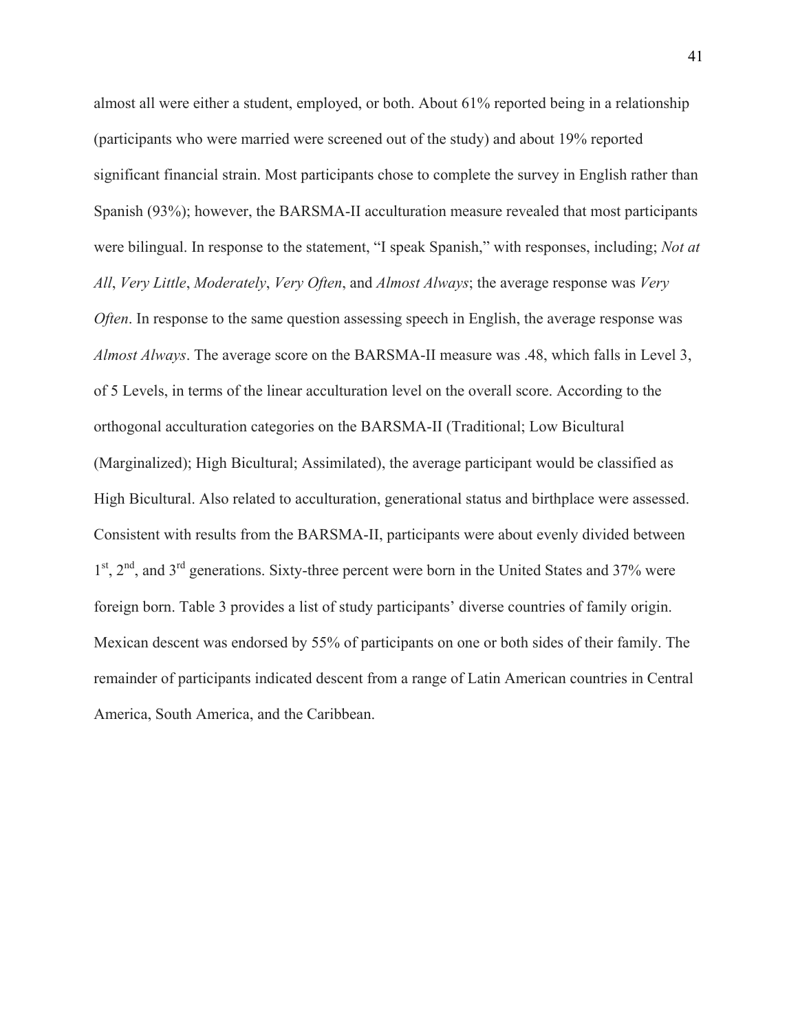almost all were either a student, employed, or both. About 61% reported being in a relationship (participants who were married were screened out of the study) and about 19% reported significant financial strain. Most participants chose to complete the survey in English rather than Spanish (93%); however, the BARSMA-II acculturation measure revealed that most participants were bilingual. In response to the statement, "I speak Spanish," with responses, including; *Not at All*, *Very Little*, *Moderately*, *Very Often*, and *Almost Always*; the average response was *Very Often*. In response to the same question assessing speech in English, the average response was *Almost Always*. The average score on the BARSMA-II measure was .48, which falls in Level 3, of 5 Levels, in terms of the linear acculturation level on the overall score. According to the orthogonal acculturation categories on the BARSMA-II (Traditional; Low Bicultural (Marginalized); High Bicultural; Assimilated), the average participant would be classified as High Bicultural. Also related to acculturation, generational status and birthplace were assessed. Consistent with results from the BARSMA-II, participants were about evenly divided between 1st, 2nd, and 3rd generations. Sixty-three percent were born in the United States and 37% were foreign born. Table 3 provides a list of study participants' diverse countries of family origin. Mexican descent was endorsed by 55% of participants on one or both sides of their family. The remainder of participants indicated descent from a range of Latin American countries in Central America, South America, and the Caribbean.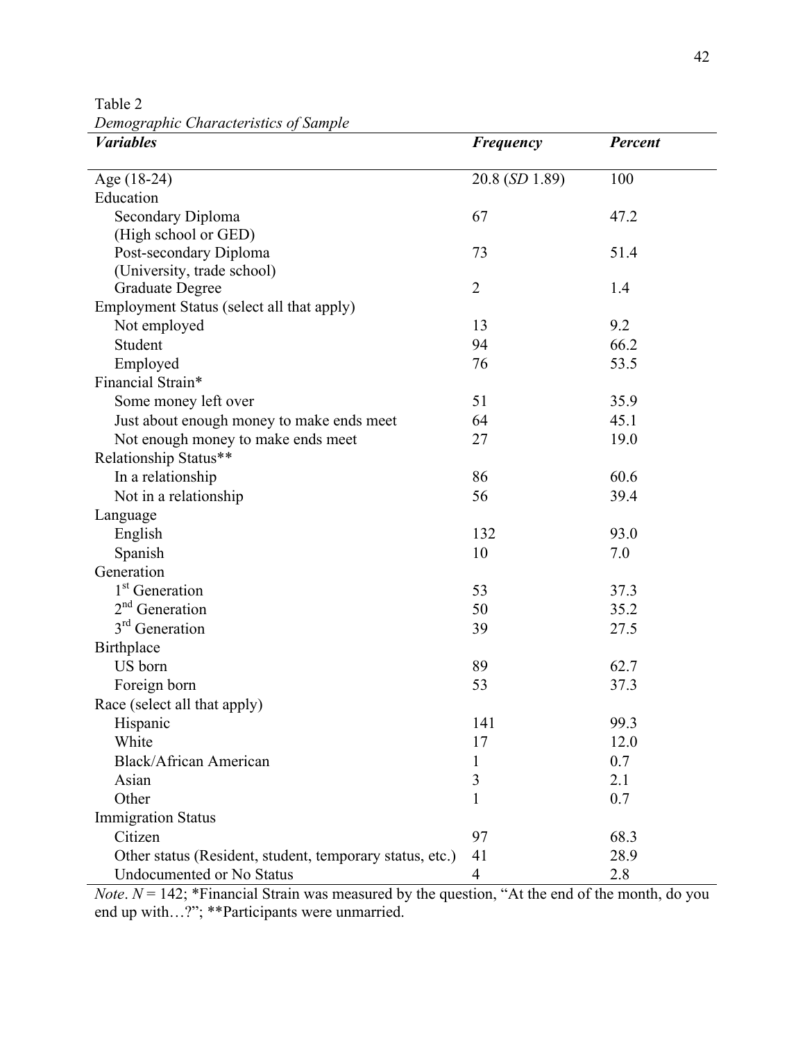Table 2

*Demographic Characteristics of Sample*

| ***Variables*** | ***Frequency*** | ***Percent*** |
|---|---|---|
| Age (18-24) | 20.8 (*SD* 1.89) | 100 |
| Education | | |
| Secondary Diploma (High school or GED) | 67 | 47.2 |
| Post-secondary Diploma (University, trade school) | 73 | 51.4 |
| Graduate Degree | 2 | 1.4 |
| Employment Status (select all that apply) | | |
| Not employed | 13 | 9.2 |
| Student | 94 | 66.2 |
| Employed | 76 | 53.5 |
| Financial Strain* | | |
| Some money left over | 51 | 35.9 |
| Just about enough money to make ends meet | 64 | 45.1 |
| Not enough money to make ends meet | 27 | 19.0 |
| Relationship Status** | | |
| In a relationship | 86 | 60.6 |
| Not in a relationship | 56 | 39.4 |
| Language | | |
| English | 132 | 93.0 |
| Spanish | 10 | 7.0 |
| Generation | | |
| 1st Generation | 53 | 37.3 |
| 2nd Generation | 50 | 35.2 |
| 3rd Generation | 39 | 27.5 |
| Birthplace | | |
| US born | 89 | 62.7 |
| Foreign born | 53 | 37.3 |
| Race (select all that apply) | | |
| Hispanic | 141 | 99.3 |
| White | 17 | 12.0 |
| Black/African American | 1 | 0.7 |
| Asian | 3 | 2.1 |
| Other | 1 | 0.7 |
| Immigration Status | | |
| Citizen | 97 | 68.3 |
| Other status (Resident, student, temporary status, etc.) | 41 | 28.9 |
| Undocumented or No Status | 4 | 2.8 |

*Note*. $N = 142$; *Financial Strain was measured by the question, "At the end of the month, do you end up with…?"; **Participants were unmarried.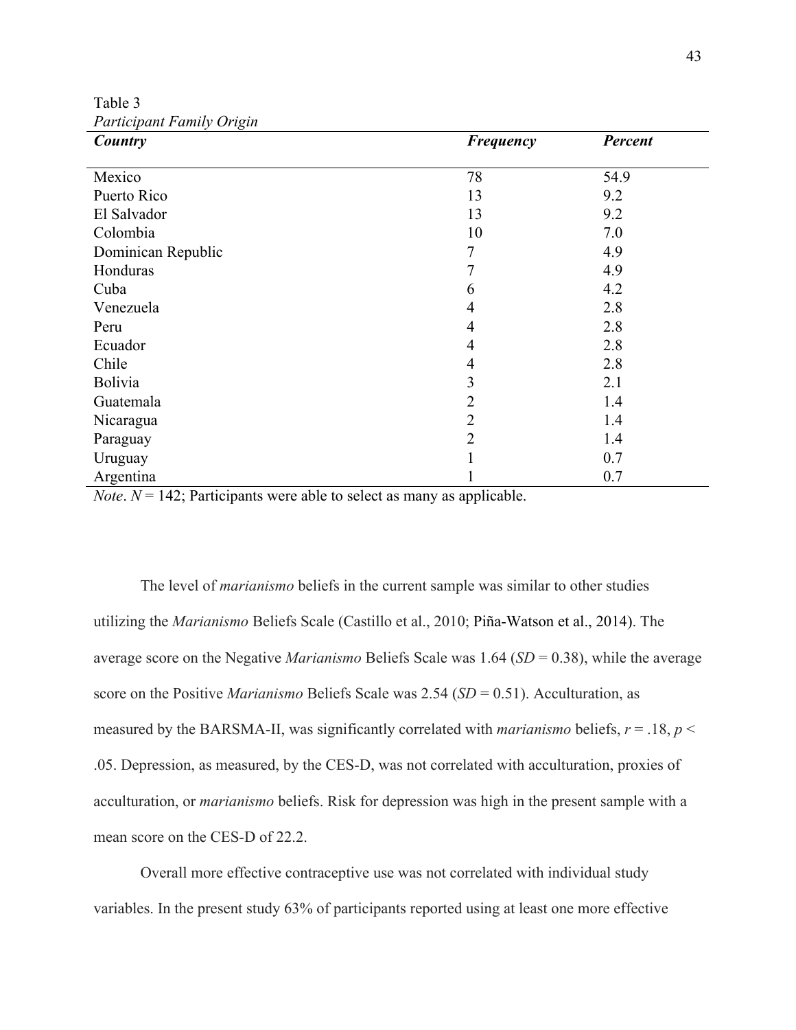Table 3
*Participant Family Origin*

| ***Country*** | ***Frequency*** | ***Percent*** |
|---|---|---|
| Mexico | 78 | 54.9 |
| Puerto Rico | 13 | 9.2 |
| El Salvador | 13 | 9.2 |
| Colombia | 10 | 7.0 |
| Dominican Republic | 7 | 4.9 |
| Honduras | 7 | 4.9 |
| Cuba | 6 | 4.2 |
| Venezuela | 4 | 2.8 |
| Peru | 4 | 2.8 |
| Ecuador | 4 | 2.8 |
| Chile | 4 | 2.8 |
| Bolivia | 3 | 2.1 |
| Guatemala | 2 | 1.4 |
| Nicaragua | 2 | 1.4 |
| Paraguay | 2 | 1.4 |
| Uruguay | 1 | 0.7 |
| Argentina | 1 | 0.7 |

*Note*. $N = 142$; Participants were able to select as many as applicable.

The level of *marianismo* beliefs in the current sample was similar to other studies utilizing the *Marianismo* Beliefs Scale (Castillo et al., 2010; Piña-Watson et al., 2014). The average score on the Negative *Marianismo* Beliefs Scale was 1.64 ($SD = 0.38$), while the average score on the Positive *Marianismo* Beliefs Scale was 2.54 ($SD = 0.51$). Acculturation, as measured by the BARSMA-II, was significantly correlated with *marianismo* beliefs, $r = .18$, $p < .05$. Depression, as measured, by the CES-D, was not correlated with acculturation, proxies of acculturation, or *marianismo* beliefs. Risk for depression was high in the present sample with a mean score on the CES-D of 22.2.

Overall more effective contraceptive use was not correlated with individual study variables. In the present study 63% of participants reported using at least one more effective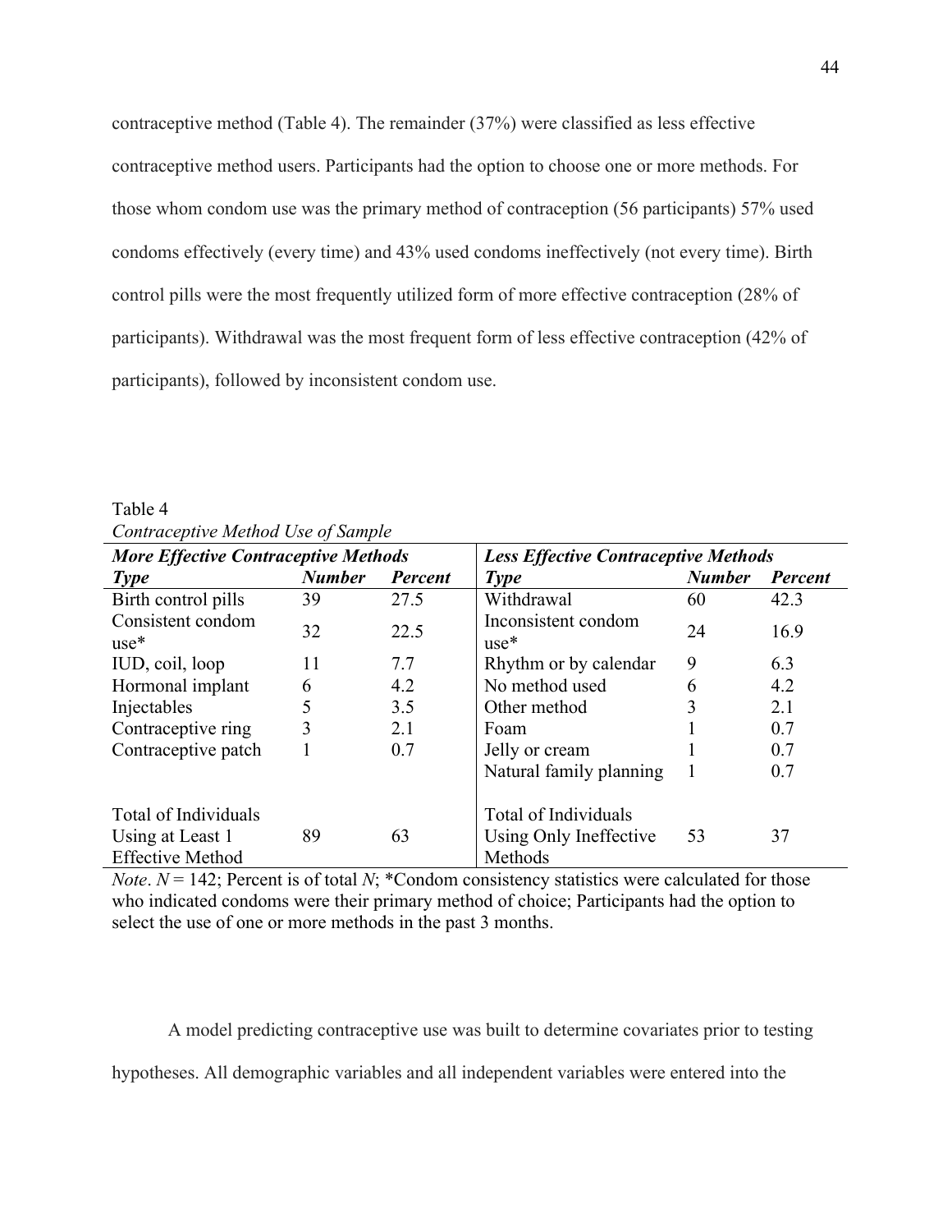contraceptive method (Table 4). The remainder (37%) were classified as less effective contraceptive method users. Participants had the option to choose one or more methods. For those whom condom use was the primary method of contraception (56 participants) 57% used condoms effectively (every time) and 43% used condoms ineffectively (not every time). Birth control pills were the most frequently utilized form of more effective contraception (28% of participants). Withdrawal was the most frequent form of less effective contraception (42% of participants), followed by inconsistent condom use.

Table 4

*Contraceptive Method Use of Sample*

| ***More Effective Contraceptive Methods*** | | | ***Less Effective Contraceptive Methods*** | | |
|---|---|---|---|---|---|
| ***Type*** | ***Number*** | ***Percent*** | ***Type*** | ***Number*** | ***Percent*** |
| Birth control pills | 39 | 27.5 | Withdrawal | 60 | 42.3 |
| Consistent condom use* | 32 | 22.5 | Inconsistent condom use* | 24 | 16.9 |
| IUD, coil, loop | 11 | 7.7 | Rhythm or by calendar | 9 | 6.3 |
| Hormonal implant | 6 | 4.2 | No method used | 6 | 4.2 |
| Injectables | 5 | 3.5 | Other method | 3 | 2.1 |
| Contraceptive ring | 3 | 2.1 | Foam | 1 | 0.7 |
| Contraceptive patch | 1 | 0.7 | Jelly or cream | 1 | 0.7 |
| | | | Natural family planning | 1 | 0.7 |
| Total of Individuals Using at Least 1 Effective Method | 89 | 63 | Total of Individuals Using Only Ineffective Methods | 53 | 37 |

*Note*. $N = 142$; Percent is of total $N$; *Condom consistency statistics were calculated for those who indicated condoms were their primary method of choice; Participants had the option to select the use of one or more methods in the past 3 months.

A model predicting contraceptive use was built to determine covariates prior to testing hypotheses. All demographic variables and all independent variables were entered into the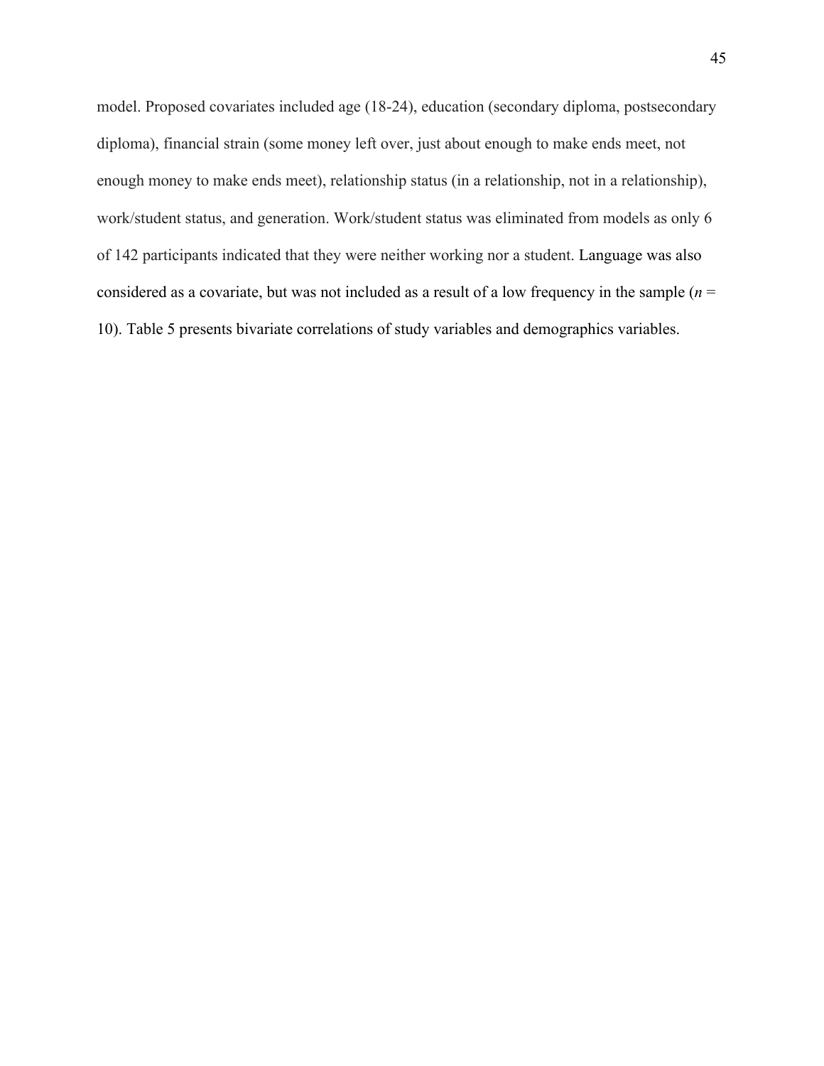model. Proposed covariates included age (18-24), education (secondary diploma, postsecondary diploma), financial strain (some money left over, just about enough to make ends meet, not enough money to make ends meet), relationship status (in a relationship, not in a relationship), work/student status, and generation. Work/student status was eliminated from models as only 6 of 142 participants indicated that they were neither working nor a student. Language was also considered as a covariate, but was not included as a result of a low frequency in the sample ($n$ = 10). Table 5 presents bivariate correlations of study variables and demographics variables.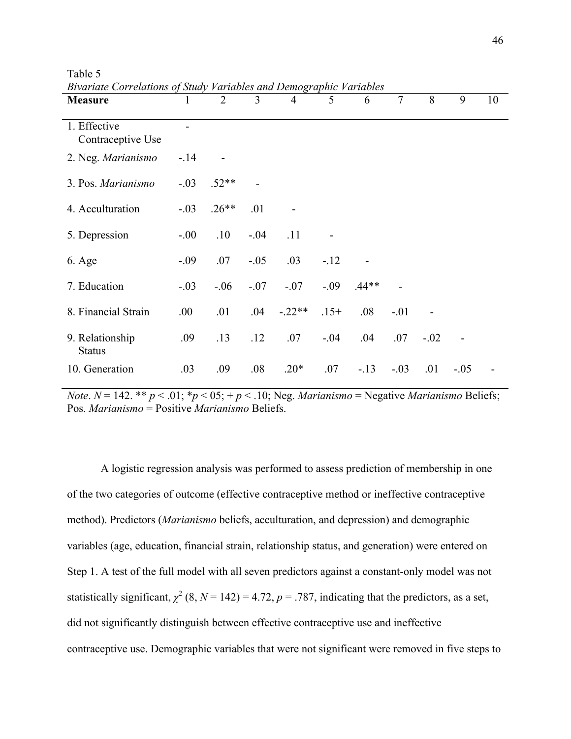Table 5

*Bivariate Correlations of Study Variables and Demographic Variables*

| Measure | 1 | 2 | 3 | 4 | 5 | 6 | 7 | 8 | 9 | 10 |
|---|---|---|---|---|---|---|---|---|---|---|
| 1. Effective Contraceptive Use | - | | | | | | | | | |
| 2. Neg. *Marianismo* | -.14 | - | | | | | | | | |
| 3. Pos. *Marianismo* | -.03 | .52** | - | | | | | | | |
| 4. Acculturation | -.03 | .26** | .01 | - | | | | | | |
| 5. Depression | -.00 | .10 | -.04 | .11 | - | | | | | |
| 6. Age | -.09 | .07 | -.05 | .03 | -.12 | - | | | | |
| 7. Education | -.03 | -.06 | -.07 | -.07 | -.09 | .44** | - | | | |
| 8. Financial Strain | .00 | .01 | .04 | -.22** | .15+ | .08 | -.01 | - | | |
| 9. Relationship Status | .09 | .13 | .12 | .07 | -.04 | .04 | .07 | -.02 | - | |
| 10. Generation | .03 | .09 | .08 | .20* | .07 | -.13 | -.03 | .01 | -.05 | - |

*Note*. $N = 142$. ** $p < .01$; *$p <$ 05; + $p < .10$; Neg. *Marianismo* = Negative *Marianismo* Beliefs; Pos. *Marianismo* = Positive *Marianismo* Beliefs.

A logistic regression analysis was performed to assess prediction of membership in one of the two categories of outcome (effective contraceptive method or ineffective contraceptive method). Predictors (*Marianismo* beliefs, acculturation, and depression) and demographic variables (age, education, financial strain, relationship status, and generation) were entered on Step 1. A test of the full model with all seven predictors against a constant-only model was not statistically significant, $\chi^2$ (8, $N = 142$) = 4.72, $p = .787$, indicating that the predictors, as a set, did not significantly distinguish between effective contraceptive use and ineffective contraceptive use. Demographic variables that were not significant were removed in five steps to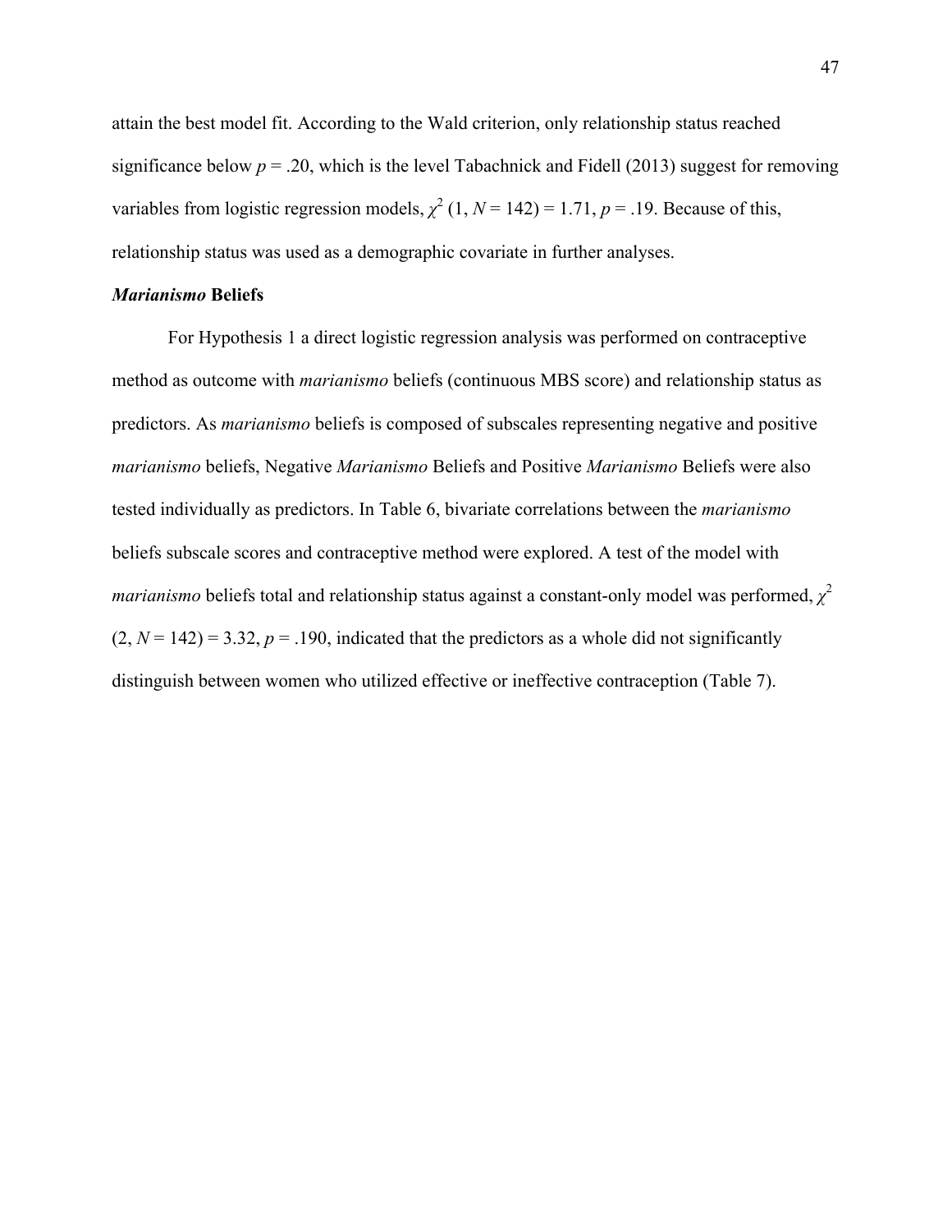attain the best model fit. According to the Wald criterion, only relationship status reached significance below $p = .20$, which is the level Tabachnick and Fidell (2013) suggest for removing variables from logistic regression models, $\chi^2$ (1, $N = 142$) = 1.71, $p = .19$. Because of this, relationship status was used as a demographic covariate in further analyses.

### ***Marianismo*** **Beliefs**

For Hypothesis 1 a direct logistic regression analysis was performed on contraceptive method as outcome with *marianismo* beliefs (continuous MBS score) and relationship status as predictors. As *marianismo* beliefs is composed of subscales representing negative and positive *marianismo* beliefs, Negative *Marianismo* Beliefs and Positive *Marianismo* Beliefs were also tested individually as predictors. In Table 6, bivariate correlations between the *marianismo* beliefs subscale scores and contraceptive method were explored. A test of the model with *marianismo* beliefs total and relationship status against a constant-only model was performed, $\chi^2$ (2, $N = 142$) = 3.32, $p = .190$, indicated that the predictors as a whole did not significantly distinguish between women who utilized effective or ineffective contraception (Table 7).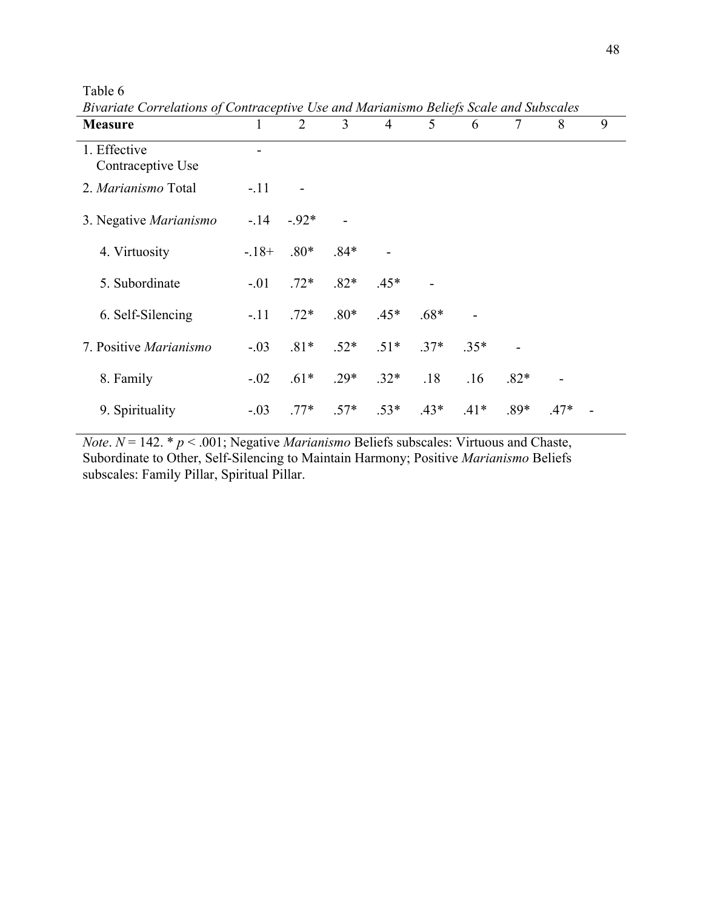Table 6

*Bivariate Correlations of Contraceptive Use and Marianismo Beliefs Scale and Subscales*

| **Measure** | 1 | 2 | 3 | 4 | 5 | 6 | 7 | 8 | 9 |
|---|---|---|---|---|---|---|---|---|---|
| 1. Effective Contraceptive Use | - | | | | | | | | |
| 2. *Marianismo* Total | -.11 | - | | | | | | | |
| 3. Negative *Marianismo* | -.14 | -.92* | - | | | | | | |
| 4. Virtuosity | -.18+ | .80* | .84* | - | | | | | |
| 5. Subordinate | -.01 | .72* | .82* | .45* | - | | | | |
| 6. Self-Silencing | -.11 | .72* | .80* | .45* | .68* | - | | | |
| 7. Positive *Marianismo* | -.03 | .81* | .52* | .51* | .37* | .35* | - | | |
| 8. Family | -.02 | .61* | .29* | .32* | .18 | .16 | .82* | - | |
| 9. Spirituality | -.03 | .77* | .57* | .53* | .43* | .41* | .89* | .47* | - |

*Note*. $N = 142$. * $p < .001$; Negative *Marianismo* Beliefs subscales: Virtuous and Chaste, Subordinate to Other, Self-Silencing to Maintain Harmony; Positive *Marianismo* Beliefs subscales: Family Pillar, Spiritual Pillar.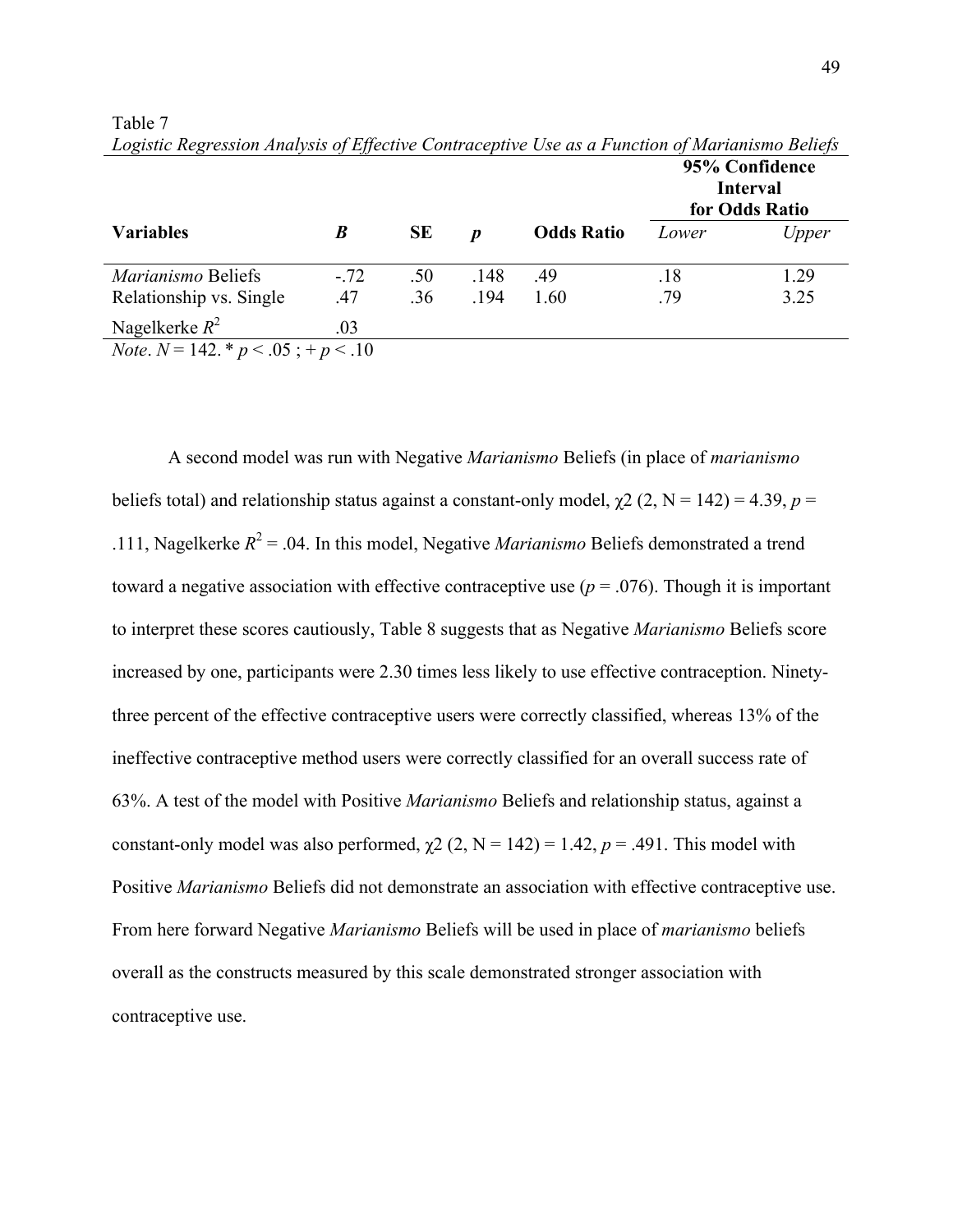Table 7

*Logistic Regression Analysis of Effective Contraceptive Use as a Function of Marianismo Beliefs*

| | | | | | **95% Confidence Interval for Odds Ratio** | |
|---|---|---|---|---|---|---|
| **Variables** | ***B*** | **SE** | ***p*** | **Odds Ratio** | *Lower* | *Upper* |
| *Marianismo* Beliefs | -.72 | .50 | .148 | .49 | .18 | 1.29 |
| Relationship vs. Single | .47 | .36 | .194 | 1.60 | .79 | 3.25 |
| Nagelkerke $R^2$ | .03 | | | | | |

*Note*. $N = 142$. * $p < .05$ ; + $p < .10$

A second model was run with Negative *Marianismo* Beliefs (in place of *marianismo* beliefs total) and relationship status against a constant-only model, $\chi 2$ (2, N = 142) = 4.39, $p$ = .111, Nagelkerke $R^2$ = .04. In this model, Negative *Marianismo* Beliefs demonstrated a trend toward a negative association with effective contraceptive use ($p$ = .076). Though it is important to interpret these scores cautiously, Table 8 suggests that as Negative *Marianismo* Beliefs score increased by one, participants were 2.30 times less likely to use effective contraception. Ninety-three percent of the effective contraceptive users were correctly classified, whereas 13% of the ineffective contraceptive method users were correctly classified for an overall success rate of 63%. A test of the model with Positive *Marianismo* Beliefs and relationship status, against a constant-only model was also performed, $\chi 2$ (2, N = 142) = 1.42, $p$ = .491. This model with Positive *Marianismo* Beliefs did not demonstrate an association with effective contraceptive use. From here forward Negative *Marianismo* Beliefs will be used in place of *marianismo* beliefs overall as the constructs measured by this scale demonstrated stronger association with contraceptive use.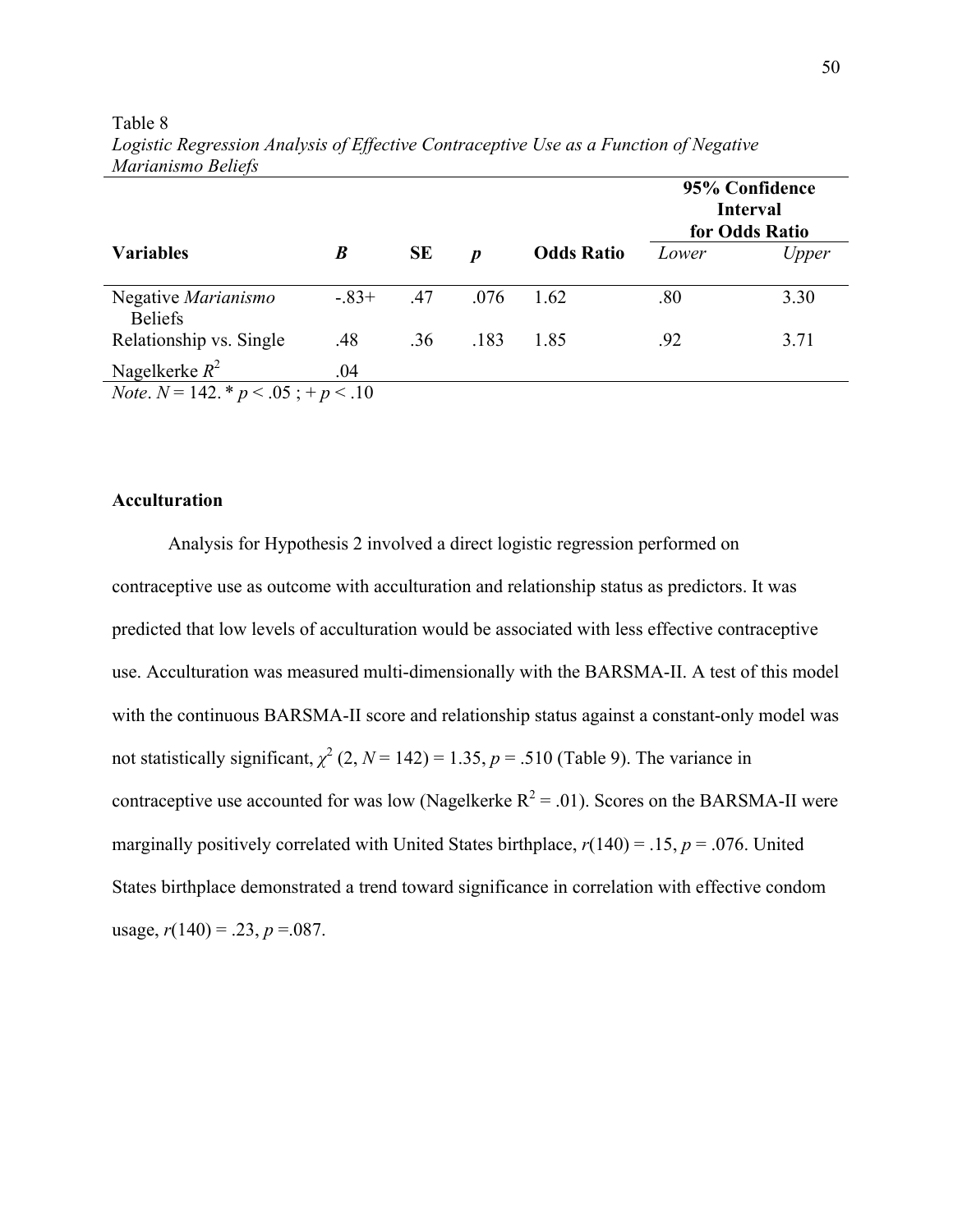Table 8

*Logistic Regression Analysis of Effective Contraceptive Use as a Function of Negative Marianismo Beliefs*

| | | | | | 95% Confidence Interval for Odds Ratio | |
|---|---|---|---|---|---|---|
| **Variables** | ***B*** | **SE** | ***p*** | **Odds Ratio** | *Lower* | *Upper* |
| Negative *Marianismo* Beliefs | -.83+ | .47 | .076 | 1.62 | .80 | 3.30 |
| Relationship vs. Single | .48 | .36 | .183 | 1.85 | .92 | 3.71 |
| Nagelkerke $R^2$ | .04 | | | | | |

*Note*. $N = 142$. * $p < .05$ ; + $p < .10$

**Acculturation**

Analysis for Hypothesis 2 involved a direct logistic regression performed on contraceptive use as outcome with acculturation and relationship status as predictors. It was predicted that low levels of acculturation would be associated with less effective contraceptive use. Acculturation was measured multi-dimensionally with the BARSMA-II. A test of this model with the continuous BARSMA-II score and relationship status against a constant-only model was not statistically significant, $\chi^2$ (2, $N = 142$) = 1.35, $p = .510$ (Table 9). The variance in contraceptive use accounted for was low (Nagelkerke $R^2 = .01$). Scores on the BARSMA-II were marginally positively correlated with United States birthplace, $r(140) = .15$, $p = .076$. United States birthplace demonstrated a trend toward significance in correlation with effective condom usage, $r(140) = .23$, $p = .087$.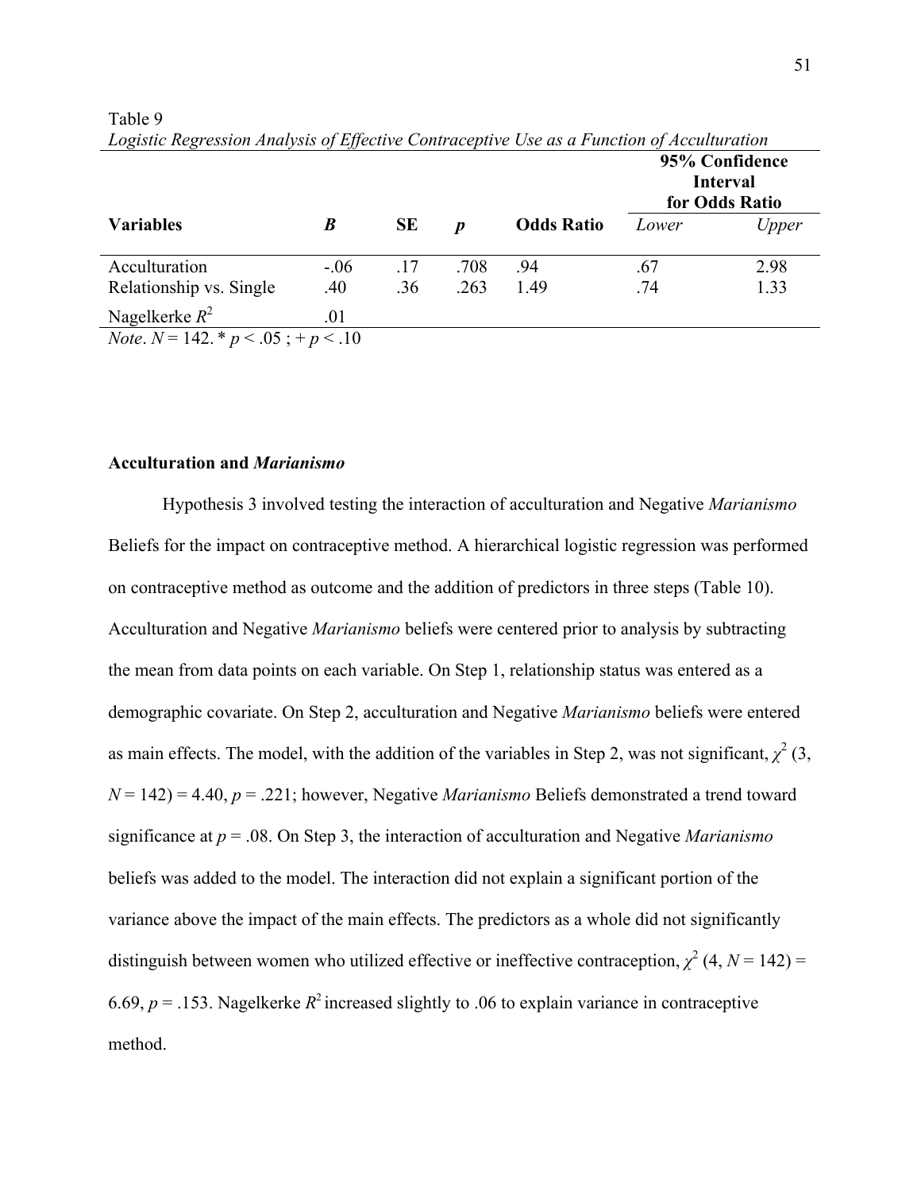Table 9

*Logistic Regression Analysis of Effective Contraceptive Use as a Function of Acculturation*

| | | | | | 95% Confidence Interval for Odds Ratio | |
|---|---|---|---|---|---|---|
| **Variables** | ***B*** | **SE** | ***p*** | **Odds Ratio** | *Lower* | *Upper* |
| Acculturation | -.06 | .17 | .708 | .94 | .67 | 2.98 |
| Relationship vs. Single | .40 | .36 | .263 | 1.49 | .74 | 1.33 |
| Nagelkerke $R^2$ | .01 | | | | | |

*Note*. $N = 142$. * $p < .05$ ; + $p < .10$

**Acculturation and *Marianismo***

Hypothesis 3 involved testing the interaction of acculturation and Negative *Marianismo* Beliefs for the impact on contraceptive method. A hierarchical logistic regression was performed on contraceptive method as outcome and the addition of predictors in three steps (Table 10). Acculturation and Negative *Marianismo* beliefs were centered prior to analysis by subtracting the mean from data points on each variable. On Step 1, relationship status was entered as a demographic covariate. On Step 2, acculturation and Negative *Marianismo* beliefs were entered as main effects. The model, with the addition of the variables in Step 2, was not significant, $\chi^2$ (3, $N = 142$) = 4.40, $p = .221$; however, Negative *Marianismo* Beliefs demonstrated a trend toward significance at $p = .08$. On Step 3, the interaction of acculturation and Negative *Marianismo* beliefs was added to the model. The interaction did not explain a significant portion of the variance above the impact of the main effects. The predictors as a whole did not significantly distinguish between women who utilized effective or ineffective contraception, $\chi^2$ (4, $N = 142$) = 6.69, $p = .153$. Nagelkerke $R^2$ increased slightly to .06 to explain variance in contraceptive method.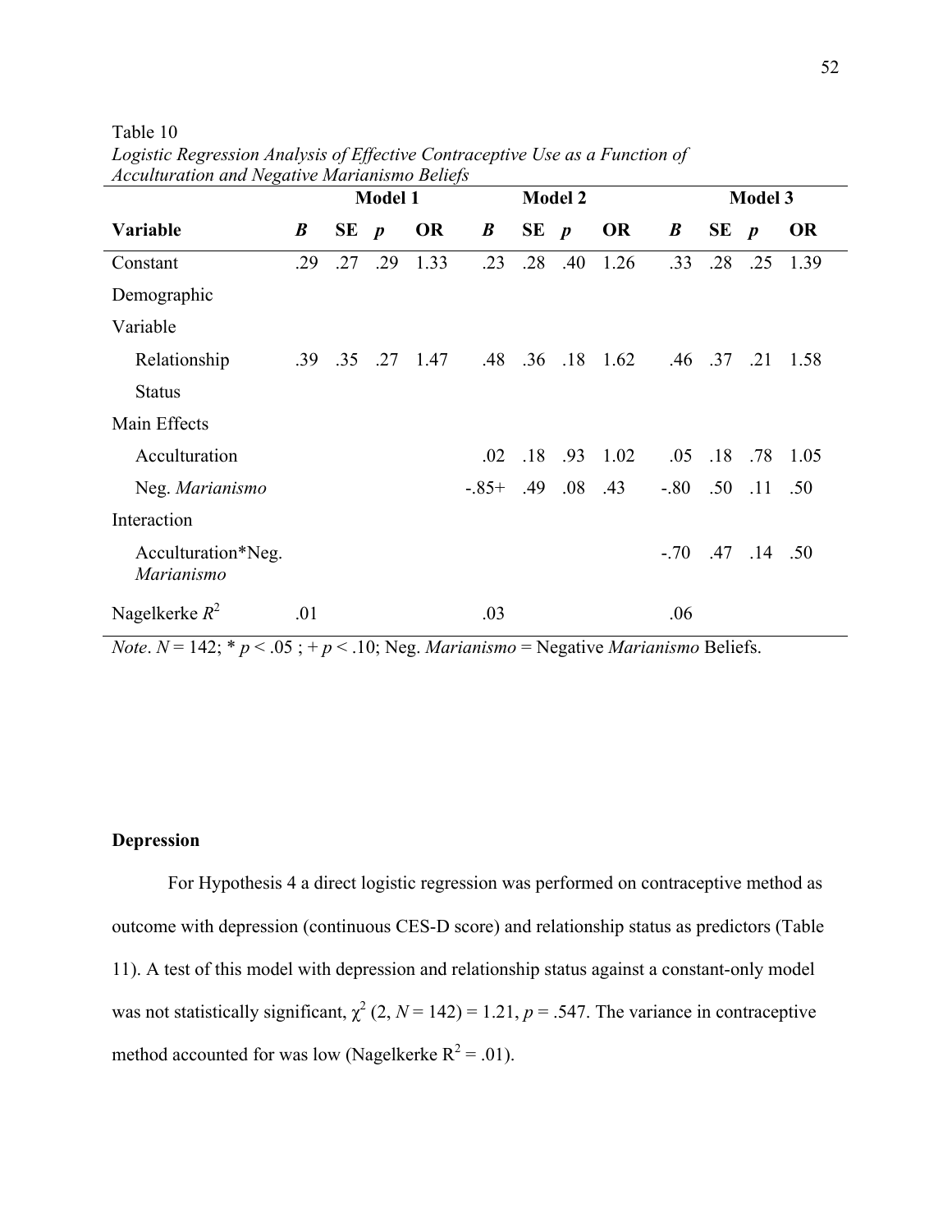Table 10

*Logistic Regression Analysis of Effective Contraceptive Use as a Function of Acculturation and Negative Marianismo Beliefs*

| | Model 1 | | | | Model 2 | | | | Model 3 | | | |
|---|---|---|---|---|---|---|---|---|---|---|---|---|
| **Variable** | ***B*** | **SE** | ***p*** | **OR** | ***B*** | **SE** | ***p*** | **OR** | ***B*** | **SE** | ***p*** | **OR** |
| Constant | .29 | .27 | .29 | 1.33 | .23 | .28 | .40 | 1.26 | .33 | .28 | .25 | 1.39 |
| Demographic Variable | | | | | | | | | | | | |
| Relationship Status | .39 | .35 | .27 | 1.47 | .48 | .36 | .18 | 1.62 | .46 | .37 | .21 | 1.58 |
| Main Effects | | | | | | | | | | | | |
| Acculturation | | | | | .02 | .18 | .93 | 1.02 | .05 | .18 | .78 | 1.05 |
| Neg. *Marianismo* | | | | | -.85+ | .49 | .08 | .43 | -.80 | .50 | .11 | .50 |
| Interaction | | | | | | | | | | | | |
| Acculturation*Neg. *Marianismo* | | | | | | | | | -.70 | .47 | .14 | .50 |
| Nagelkerke $R^2$ | .01 | | | | .03 | | | | .06 | | | |

*Note*. $N = 142$; * $p < .05$ ; + $p < .10$; Neg. *Marianismo* = Negative *Marianismo* Beliefs.

**Depression**

For Hypothesis 4 a direct logistic regression was performed on contraceptive method as outcome with depression (continuous CES-D score) and relationship status as predictors (Table 11). A test of this model with depression and relationship status against a constant-only model was not statistically significant, $\chi^2$ (2, $N = 142$) = 1.21, $p = .547$. The variance in contraceptive method accounted for was low (Nagelkerke $R^2 = .01$).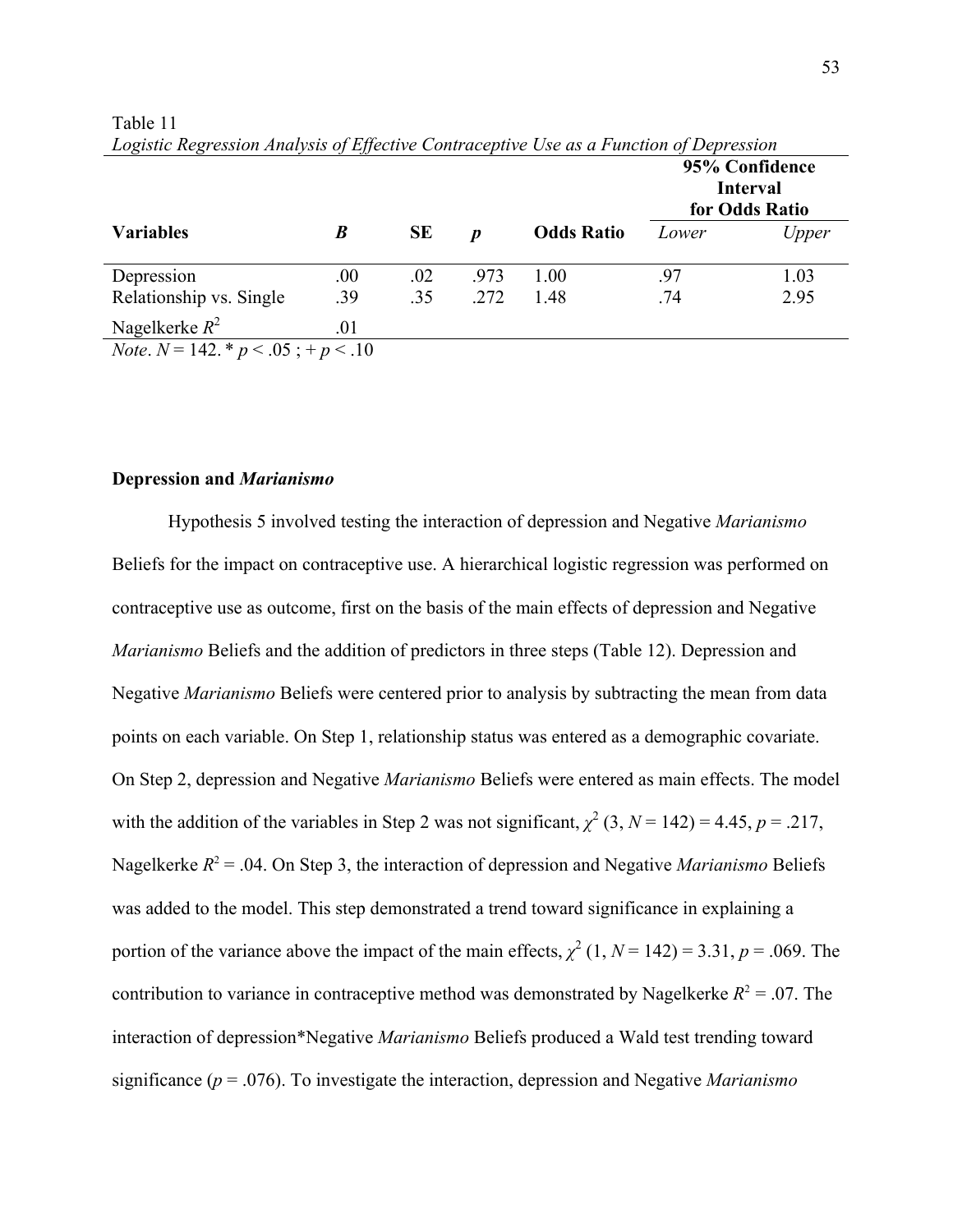Table 11
*Logistic Regression Analysis of Effective Contraceptive Use as a Function of Depression*

| Variables | *B* | SE | *p* | Odds Ratio | 95% Confidence Interval for Odds Ratio | |
|---|---|---|---|---|---|---|
| | | | | | *Lower* | *Upper* |
| Depression | .00 | .02 | .973 | 1.00 | .97 | 1.03 |
| Relationship vs. Single | .39 | .35 | .272 | 1.48 | .74 | 2.95 |
| Nagelkerke $R^2$ | .01 | | | | | |

*Note*. $N = 142$. * $p < .05$ ; + $p < .10$

**Depression and *Marianismo***

Hypothesis 5 involved testing the interaction of depression and Negative *Marianismo* Beliefs for the impact on contraceptive use. A hierarchical logistic regression was performed on contraceptive use as outcome, first on the basis of the main effects of depression and Negative *Marianismo* Beliefs and the addition of predictors in three steps (Table 12). Depression and Negative *Marianismo* Beliefs were centered prior to analysis by subtracting the mean from data points on each variable. On Step 1, relationship status was entered as a demographic covariate. On Step 2, depression and Negative *Marianismo* Beliefs were entered as main effects. The model with the addition of the variables in Step 2 was not significant, $\chi^2$ (3, $N = 142$) = 4.45, $p = .217$, Nagelkerke $R^2 = .04$. On Step 3, the interaction of depression and Negative *Marianismo* Beliefs was added to the model. This step demonstrated a trend toward significance in explaining a portion of the variance above the impact of the main effects, $\chi^2$ (1, $N = 142$) = 3.31, $p = .069$. The contribution to variance in contraceptive method was demonstrated by Nagelkerke $R^2 = .07$. The interaction of depression*Negative *Marianismo* Beliefs produced a Wald test trending toward significance ($p = .076$). To investigate the interaction, depression and Negative *Marianismo*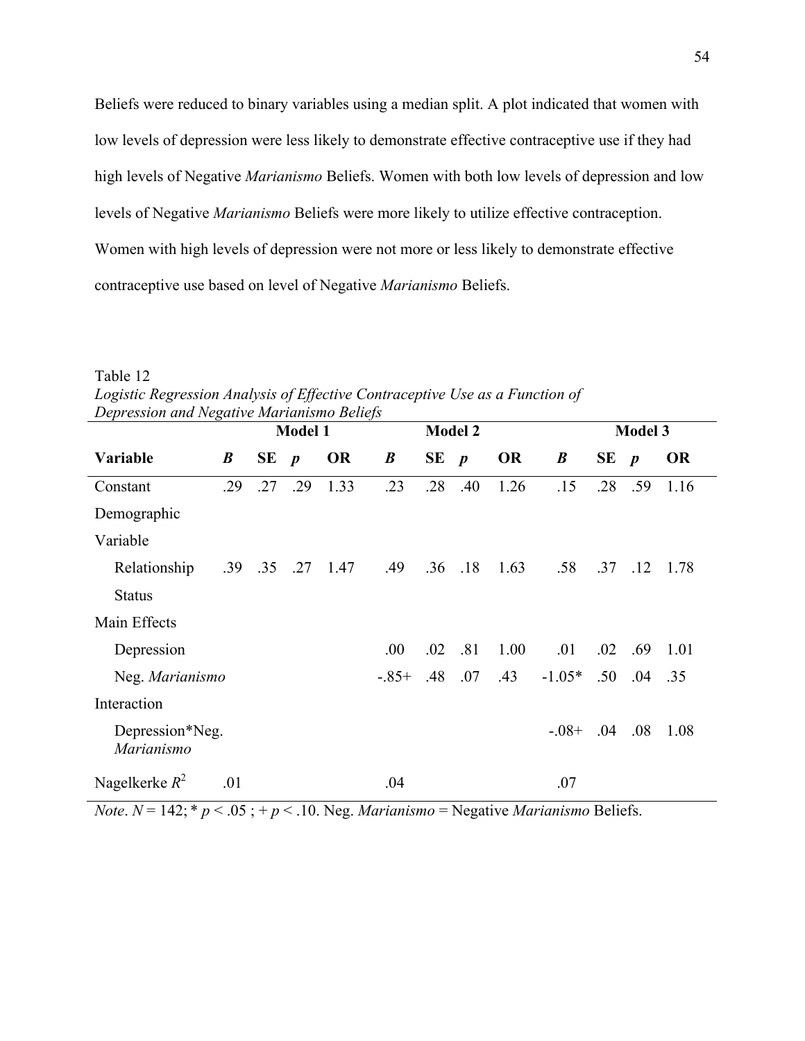Beliefs were reduced to binary variables using a median split. A plot indicated that women with low levels of depression were less likely to demonstrate effective contraceptive use if they had high levels of Negative *Marianismo* Beliefs. Women with both low levels of depression and low levels of Negative *Marianismo* Beliefs were more likely to utilize effective contraception. Women with high levels of depression were not more or less likely to demonstrate effective contraceptive use based on level of Negative *Marianismo* Beliefs.

Table 12

*Logistic Regression Analysis of Effective Contraceptive Use as a Function of Depression and Negative Marianismo Beliefs*

| | Model 1 | | | | Model 2 | | | | Model 3 | | | |
|---|---|---|---|---|---|---|---|---|---|---|---|---|
| **Variable** | ***B*** | **SE** | ***p*** | **OR** | ***B*** | **SE** | ***p*** | **OR** | ***B*** | **SE** | ***p*** | **OR** |
| Constant | .29 | .27 | .29 | 1.33 | .23 | .28 | .40 | 1.26 | .15 | .28 | .59 | 1.16 |
| Demographic Variable | | | | | | | | | | | | |
| Relationship Status | .39 | .35 | .27 | 1.47 | .49 | .36 | .18 | 1.63 | .58 | .37 | .12 | 1.78 |
| Main Effects | | | | | | | | | | | | |
| Depression | | | | | .00 | .02 | .81 | 1.00 | .01 | .02 | .69 | 1.01 |
| Neg. *Marianismo* | | | | | -.85+ | .48 | .07 | .43 | -1.05* | .50 | .04 | .35 |
| Interaction | | | | | | | | | | | | |
| Depression*Neg. *Marianismo* | | | | | | | | | -.08+ | .04 | .08 | 1.08 |
| Nagelkerke $R^2$ | .01 | | | | .04 | | | | .07 | | | |

*Note*. $N = 142$; * $p < .05$ ; + $p < .10$. Neg. *Marianismo* = Negative *Marianismo* Beliefs.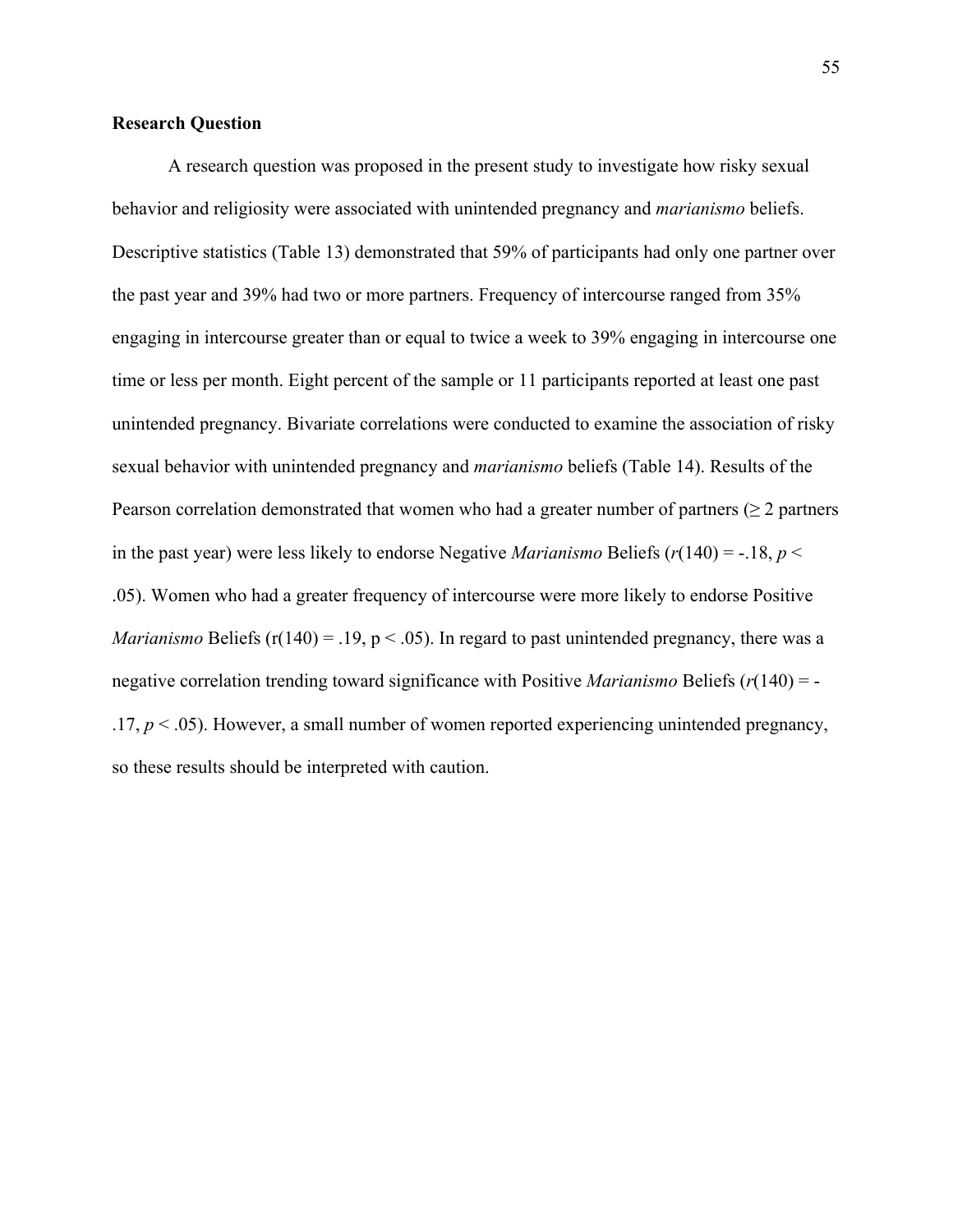**Research Question**

A research question was proposed in the present study to investigate how risky sexual behavior and religiosity were associated with unintended pregnancy and *marianismo* beliefs. Descriptive statistics (Table 13) demonstrated that 59% of participants had only one partner over the past year and 39% had two or more partners. Frequency of intercourse ranged from 35% engaging in intercourse greater than or equal to twice a week to 39% engaging in intercourse one time or less per month. Eight percent of the sample or 11 participants reported at least one past unintended pregnancy. Bivariate correlations were conducted to examine the association of risky sexual behavior with unintended pregnancy and *marianismo* beliefs (Table 14). Results of the Pearson correlation demonstrated that women who had a greater number of partners ($\geq$ 2 partners in the past year) were less likely to endorse Negative *Marianismo* Beliefs ($r(140) = -.18$, $p < .05$). Women who had a greater frequency of intercourse were more likely to endorse Positive *Marianismo* Beliefs ($r(140) = .19$, $p < .05$). In regard to past unintended pregnancy, there was a negative correlation trending toward significance with Positive *Marianismo* Beliefs ($r(140) = -.17$, $p < .05$). However, a small number of women reported experiencing unintended pregnancy, so these results should be interpreted with caution.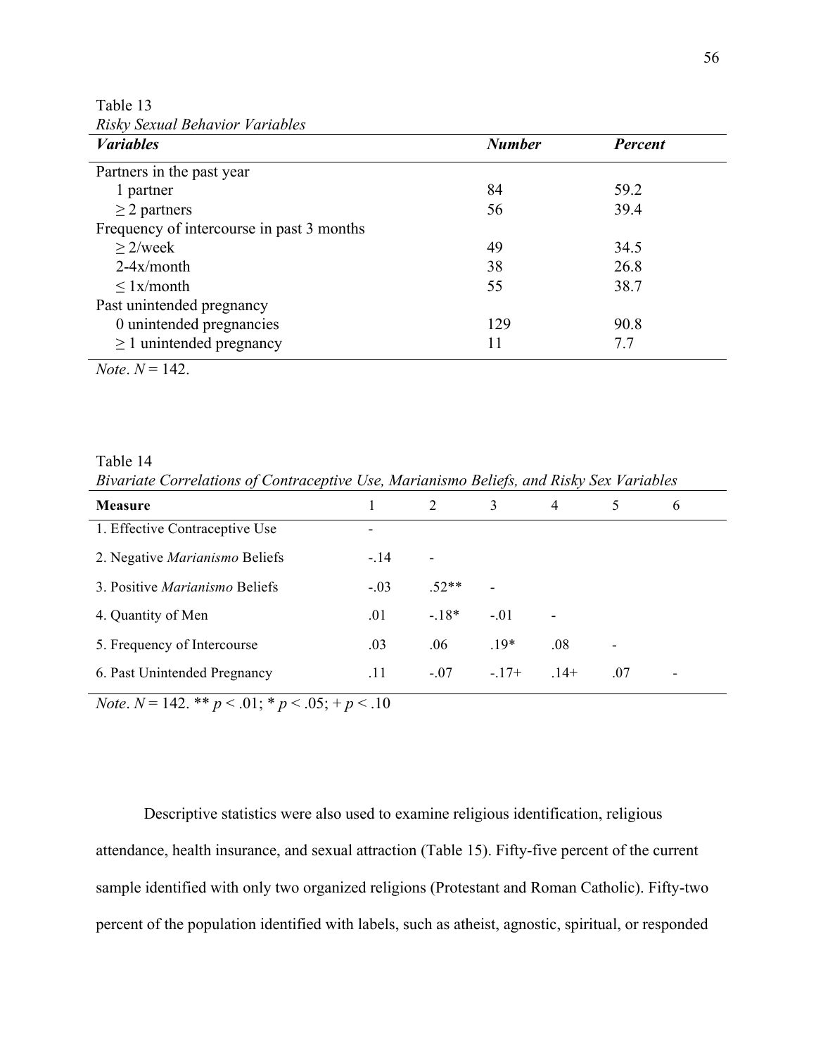Table 13

*Risky Sexual Behavior Variables*

| ***Variables*** | ***Number*** | ***Percent*** |
|---|---|---|
| Partners in the past year | | |
| 1 partner | 84 | 59.2 |
| ≥ 2 partners | 56 | 39.4 |
| Frequency of intercourse in past 3 months | | |
| ≥ 2/week | 49 | 34.5 |
| 2-4x/month | 38 | 26.8 |
| ≤ 1x/month | 55 | 38.7 |
| Past unintended pregnancy | | |
| 0 unintended pregnancies | 129 | 90.8 |
| ≥ 1 unintended pregnancy | 11 | 7.7 |

*Note*. $N = 142$.

Table 14

*Bivariate Correlations of Contraceptive Use, Marianismo Beliefs, and Risky Sex Variables*

| **Measure** | 1 | 2 | 3 | 4 | 5 | 6 |
|---|---|---|---|---|---|---|
| 1. Effective Contraceptive Use | - | | | | | |
| 2. Negative *Marianismo* Beliefs | -.14 | - | | | | |
| 3. Positive *Marianismo* Beliefs | -.03 | .52** | - | | | |
| 4. Quantity of Men | .01 | -.18* | -.01 | - | | |
| 5. Frequency of Intercourse | .03 | .06 | .19* | .08 | - | |
| 6. Past Unintended Pregnancy | .11 | -.07 | -.17+ | .14+ | .07 | - |

*Note*. $N = 142$. ** $p < .01$; * $p < .05$; + $p < .10$

Descriptive statistics were also used to examine religious identification, religious attendance, health insurance, and sexual attraction (Table 15). Fifty-five percent of the current sample identified with only two organized religions (Protestant and Roman Catholic). Fifty-two percent of the population identified with labels, such as atheist, agnostic, spiritual, or responded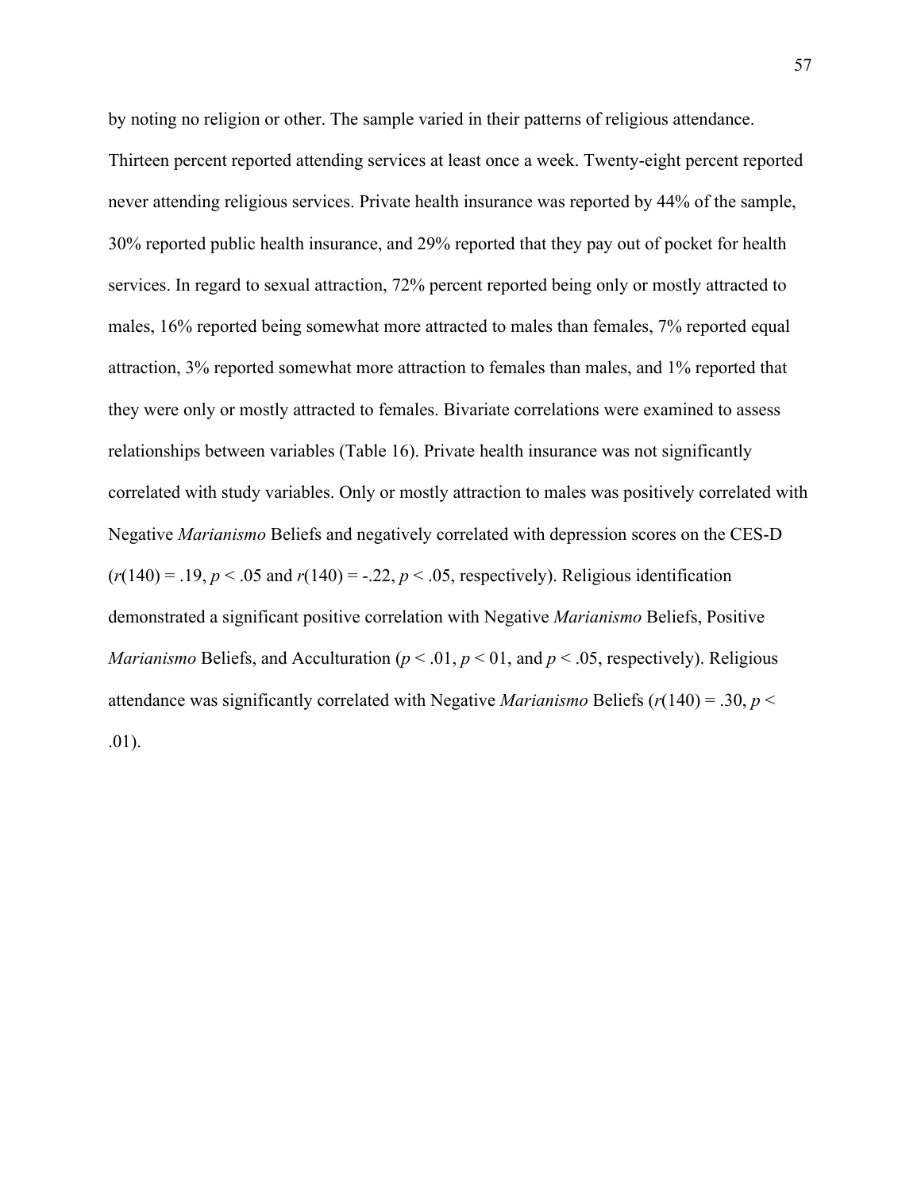by noting no religion or other. The sample varied in their patterns of religious attendance. Thirteen percent reported attending services at least once a week. Twenty-eight percent reported never attending religious services. Private health insurance was reported by 44% of the sample, 30% reported public health insurance, and 29% reported that they pay out of pocket for health services. In regard to sexual attraction, 72% percent reported being only or mostly attracted to males, 16% reported being somewhat more attracted to males than females, 7% reported equal attraction, 3% reported somewhat more attraction to females than males, and 1% reported that they were only or mostly attracted to females. Bivariate correlations were examined to assess relationships between variables (Table 16). Private health insurance was not significantly correlated with study variables. Only or mostly attraction to males was positively correlated with Negative *Marianismo* Beliefs and negatively correlated with depression scores on the CES-D ($r(140) = .19$, $p < .05$ and $r(140) = -.22$, $p < .05$, respectively). Religious identification demonstrated a significant positive correlation with Negative *Marianismo* Beliefs, Positive *Marianismo* Beliefs, and Acculturation ($p < .01$, $p < 01$, and $p < .05$, respectively). Religious attendance was significantly correlated with Negative *Marianismo* Beliefs ($r(140) = .30$, $p < .01$).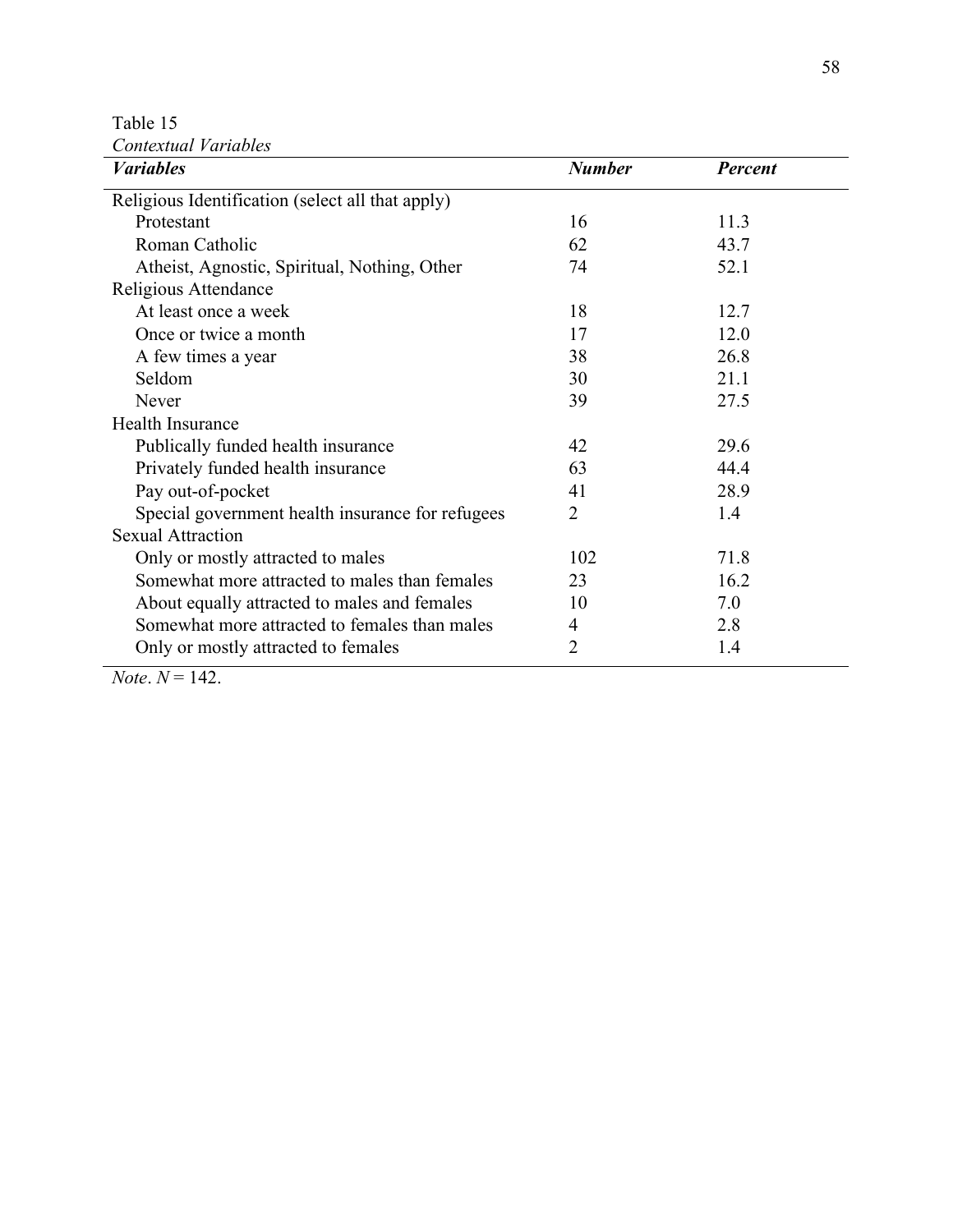Table 15

*Contextual Variables*

| ***Variables*** | ***Number*** | ***Percent*** |
|---|---|---|
| Religious Identification (select all that apply) | | |
| Protestant | 16 | 11.3 |
| Roman Catholic | 62 | 43.7 |
| Atheist, Agnostic, Spiritual, Nothing, Other | 74 | 52.1 |
| Religious Attendance | | |
| At least once a week | 18 | 12.7 |
| Once or twice a month | 17 | 12.0 |
| A few times a year | 38 | 26.8 |
| Seldom | 30 | 21.1 |
| Never | 39 | 27.5 |
| Health Insurance | | |
| Publically funded health insurance | 42 | 29.6 |
| Privately funded health insurance | 63 | 44.4 |
| Pay out-of-pocket | 41 | 28.9 |
| Special government health insurance for refugees | 2 | 1.4 |
| Sexual Attraction | | |
| Only or mostly attracted to males | 102 | 71.8 |
| Somewhat more attracted to males than females | 23 | 16.2 |
| About equally attracted to males and females | 10 | 7.0 |
| Somewhat more attracted to females than males | 4 | 2.8 |
| Only or mostly attracted to females | 2 | 1.4 |

*Note*. $N = 142$.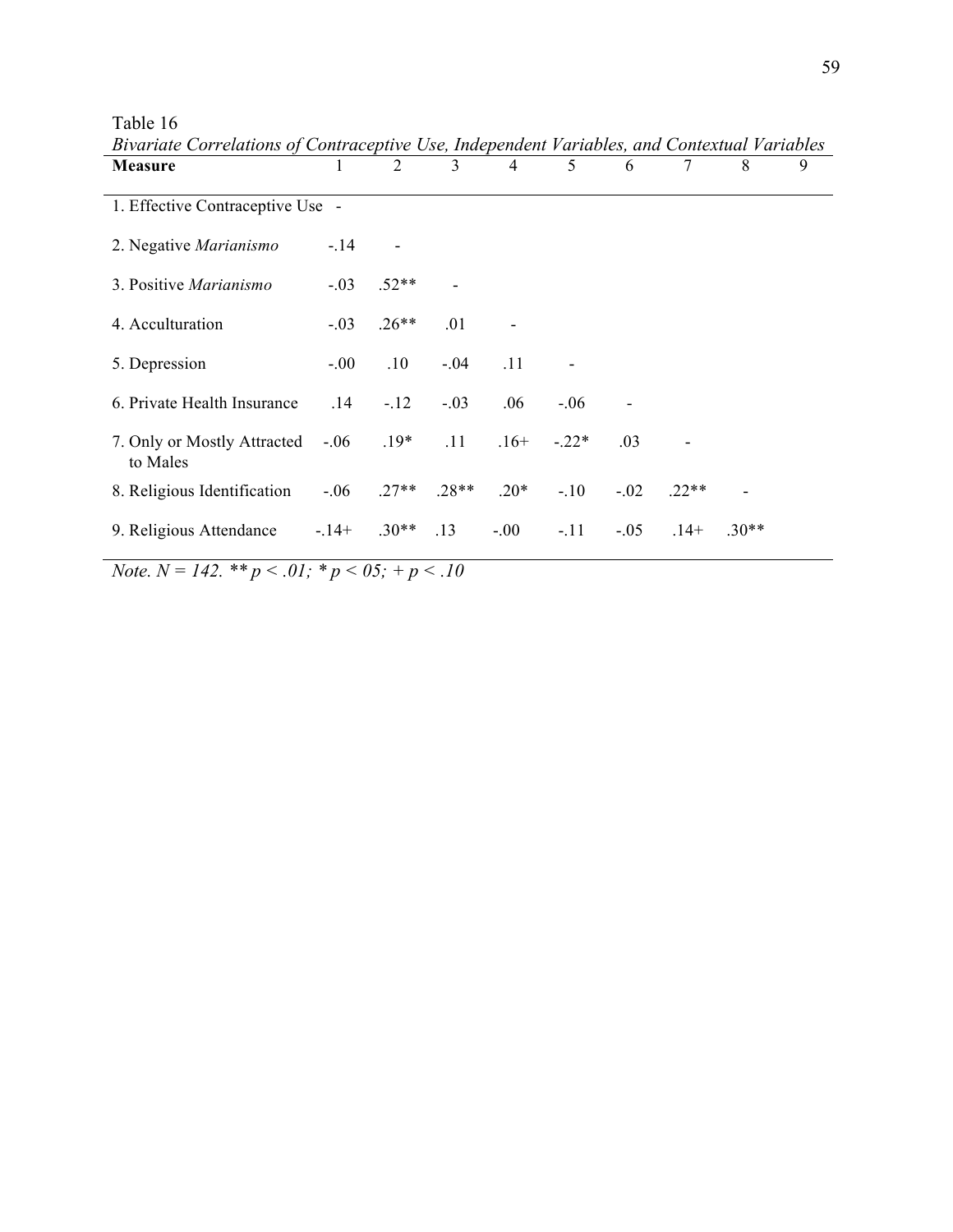Table 16

*Bivariate Correlations of Contraceptive Use, Independent Variables, and Contextual Variables*

| **Measure** | 1 | 2 | 3 | 4 | 5 | 6 | 7 | 8 | 9 |
|---|---|---|---|---|---|---|---|---|---|
| 1. Effective Contraceptive Use | - | | | | | | | | |
| 2. Negative *Marianismo* | -.14 | - | | | | | | | |
| 3. Positive *Marianismo* | -.03 | .52** | - | | | | | | |
| 4. Acculturation | -.03 | .26** | .01 | - | | | | | |
| 5. Depression | -.00 | .10 | -.04 | .11 | - | | | | |
| 6. Private Health Insurance | .14 | -.12 | -.03 | .06 | -.06 | - | | | |
| 7. Only or Mostly Attracted to Males | -.06 | .19* | .11 | .16+ | -.22* | .03 | - | | |
| 8. Religious Identification | -.06 | .27** | .28** | .20* | -.10 | -.02 | .22** | - | |
| 9. Religious Attendance | -.14+ | .30** | .13 | -.00 | -.11 | -.05 | .14+ | .30** | |

*Note. N = 142. ** p < .01; * p < 05; + p < .10*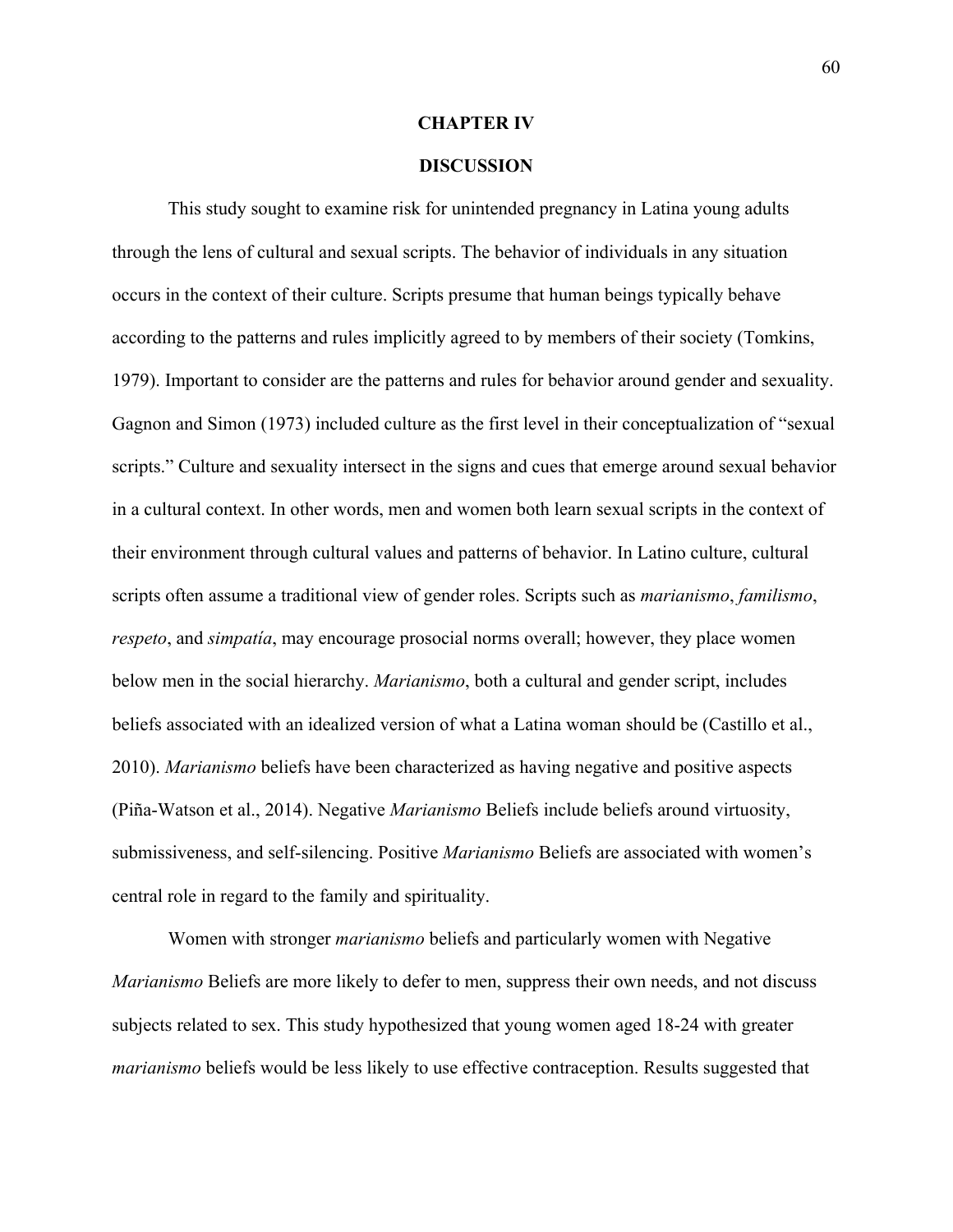# CHAPTER IV

# DISCUSSION

This study sought to examine risk for unintended pregnancy in Latina young adults through the lens of cultural and sexual scripts. The behavior of individuals in any situation occurs in the context of their culture. Scripts presume that human beings typically behave according to the patterns and rules implicitly agreed to by members of their society (Tomkins, 1979). Important to consider are the patterns and rules for behavior around gender and sexuality. Gagnon and Simon (1973) included culture as the first level in their conceptualization of "sexual scripts." Culture and sexuality intersect in the signs and cues that emerge around sexual behavior in a cultural context. In other words, men and women both learn sexual scripts in the context of their environment through cultural values and patterns of behavior. In Latino culture, cultural scripts often assume a traditional view of gender roles. Scripts such as *marianismo*, *familismo*, *respeto*, and *simpatía*, may encourage prosocial norms overall; however, they place women below men in the social hierarchy. *Marianismo*, both a cultural and gender script, includes beliefs associated with an idealized version of what a Latina woman should be (Castillo et al., 2010). *Marianismo* beliefs have been characterized as having negative and positive aspects (Piña-Watson et al., 2014). Negative *Marianismo* Beliefs include beliefs around virtuosity, submissiveness, and self-silencing. Positive *Marianismo* Beliefs are associated with women's central role in regard to the family and spirituality.

Women with stronger *marianismo* beliefs and particularly women with Negative *Marianismo* Beliefs are more likely to defer to men, suppress their own needs, and not discuss subjects related to sex. This study hypothesized that young women aged 18-24 with greater *marianismo* beliefs would be less likely to use effective contraception. Results suggested that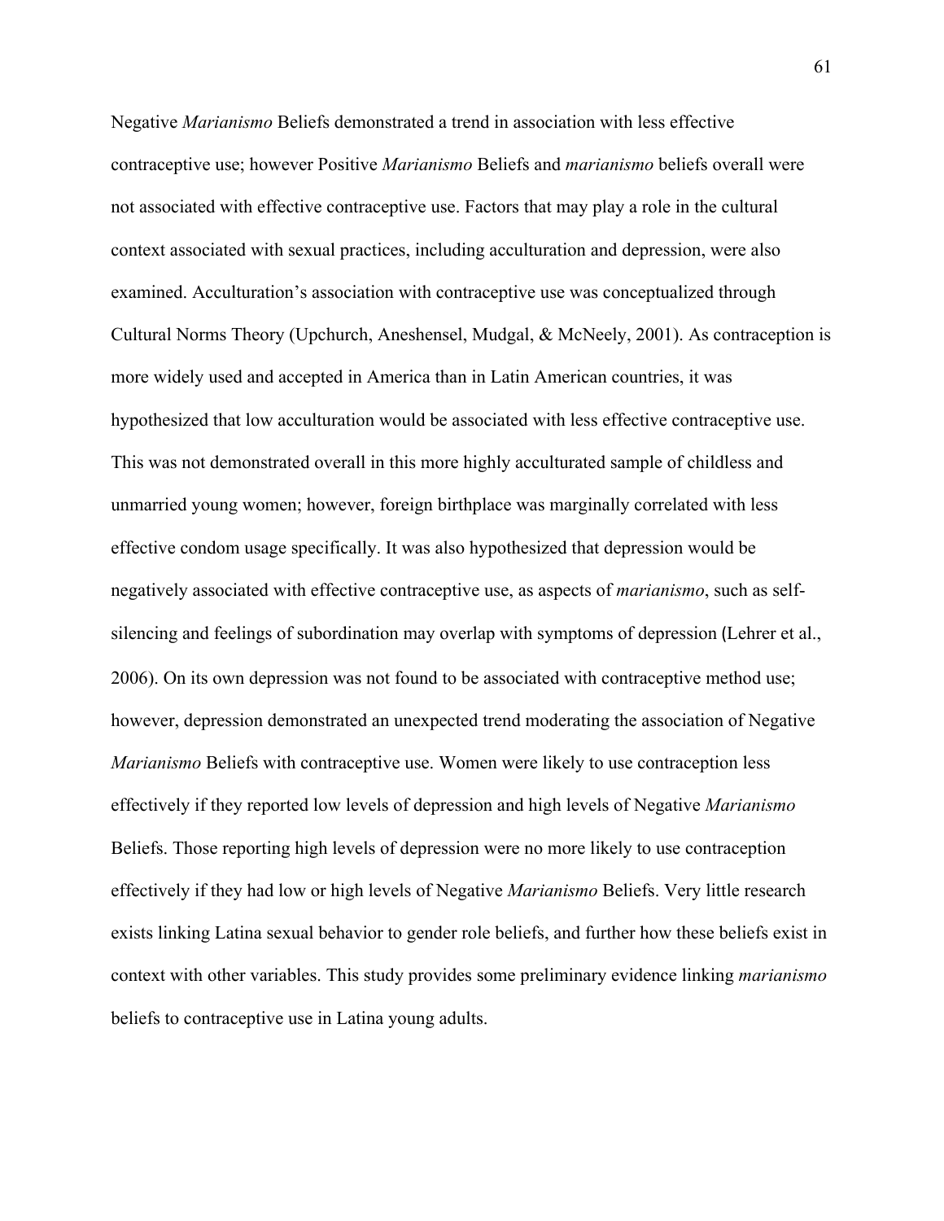Negative *Marianismo* Beliefs demonstrated a trend in association with less effective contraceptive use; however Positive *Marianismo* Beliefs and *marianismo* beliefs overall were not associated with effective contraceptive use. Factors that may play a role in the cultural context associated with sexual practices, including acculturation and depression, were also examined. Acculturation's association with contraceptive use was conceptualized through Cultural Norms Theory (Upchurch, Aneshensel, Mudgal, & McNeely, 2001). As contraception is more widely used and accepted in America than in Latin American countries, it was hypothesized that low acculturation would be associated with less effective contraceptive use. This was not demonstrated overall in this more highly acculturated sample of childless and unmarried young women; however, foreign birthplace was marginally correlated with less effective condom usage specifically. It was also hypothesized that depression would be negatively associated with effective contraceptive use, as aspects of *marianismo*, such as self-silencing and feelings of subordination may overlap with symptoms of depression (Lehrer et al., 2006). On its own depression was not found to be associated with contraceptive method use; however, depression demonstrated an unexpected trend moderating the association of Negative *Marianismo* Beliefs with contraceptive use. Women were likely to use contraception less effectively if they reported low levels of depression and high levels of Negative *Marianismo* Beliefs. Those reporting high levels of depression were no more likely to use contraception effectively if they had low or high levels of Negative *Marianismo* Beliefs. Very little research exists linking Latina sexual behavior to gender role beliefs, and further how these beliefs exist in context with other variables. This study provides some preliminary evidence linking *marianismo* beliefs to contraceptive use in Latina young adults.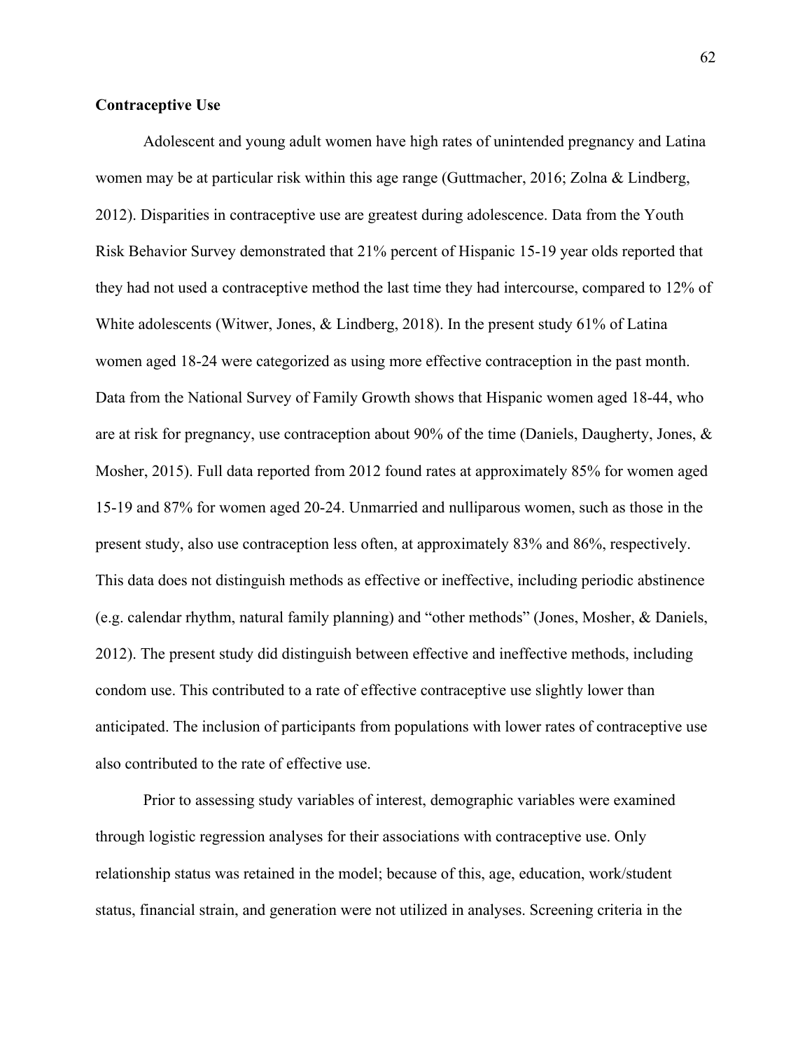**Contraceptive Use**

Adolescent and young adult women have high rates of unintended pregnancy and Latina women may be at particular risk within this age range (Guttmacher, 2016; Zolna & Lindberg, 2012). Disparities in contraceptive use are greatest during adolescence. Data from the Youth Risk Behavior Survey demonstrated that 21% percent of Hispanic 15-19 year olds reported that they had not used a contraceptive method the last time they had intercourse, compared to 12% of White adolescents (Witwer, Jones, & Lindberg, 2018). In the present study 61% of Latina women aged 18-24 were categorized as using more effective contraception in the past month. Data from the National Survey of Family Growth shows that Hispanic women aged 18-44, who are at risk for pregnancy, use contraception about 90% of the time (Daniels, Daugherty, Jones, & Mosher, 2015). Full data reported from 2012 found rates at approximately 85% for women aged 15-19 and 87% for women aged 20-24. Unmarried and nulliparous women, such as those in the present study, also use contraception less often, at approximately 83% and 86%, respectively. This data does not distinguish methods as effective or ineffective, including periodic abstinence (e.g. calendar rhythm, natural family planning) and "other methods" (Jones, Mosher, & Daniels, 2012). The present study did distinguish between effective and ineffective methods, including condom use. This contributed to a rate of effective contraceptive use slightly lower than anticipated. The inclusion of participants from populations with lower rates of contraceptive use also contributed to the rate of effective use.

Prior to assessing study variables of interest, demographic variables were examined through logistic regression analyses for their associations with contraceptive use. Only relationship status was retained in the model; because of this, age, education, work/student status, financial strain, and generation were not utilized in analyses. Screening criteria in the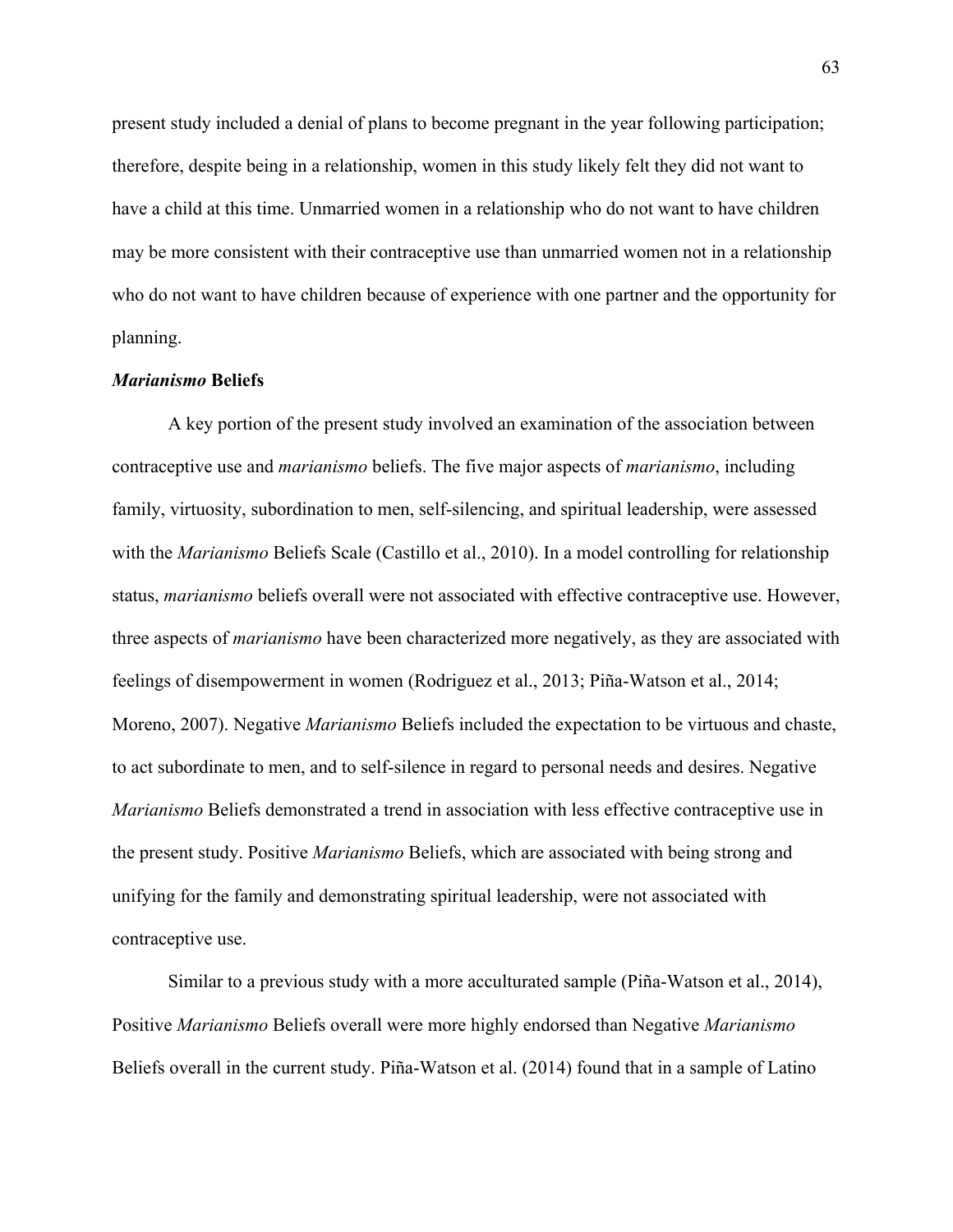present study included a denial of plans to become pregnant in the year following participation; therefore, despite being in a relationship, women in this study likely felt they did not want to have a child at this time. Unmarried women in a relationship who do not want to have children may be more consistent with their contraceptive use than unmarried women not in a relationship who do not want to have children because of experience with one partner and the opportunity for planning.

### *Marianismo* Beliefs

A key portion of the present study involved an examination of the association between contraceptive use and *marianismo* beliefs. The five major aspects of *marianismo*, including family, virtuosity, subordination to men, self-silencing, and spiritual leadership, were assessed with the *Marianismo* Beliefs Scale (Castillo et al., 2010). In a model controlling for relationship status, *marianismo* beliefs overall were not associated with effective contraceptive use. However, three aspects of *marianismo* have been characterized more negatively, as they are associated with feelings of disempowerment in women (Rodriguez et al., 2013; Piña-Watson et al., 2014; Moreno, 2007). Negative *Marianismo* Beliefs included the expectation to be virtuous and chaste, to act subordinate to men, and to self-silence in regard to personal needs and desires. Negative *Marianismo* Beliefs demonstrated a trend in association with less effective contraceptive use in the present study. Positive *Marianismo* Beliefs, which are associated with being strong and unifying for the family and demonstrating spiritual leadership, were not associated with contraceptive use.

Similar to a previous study with a more acculturated sample (Piña-Watson et al., 2014), Positive *Marianismo* Beliefs overall were more highly endorsed than Negative *Marianismo* Beliefs overall in the current study. Piña-Watson et al. (2014) found that in a sample of Latino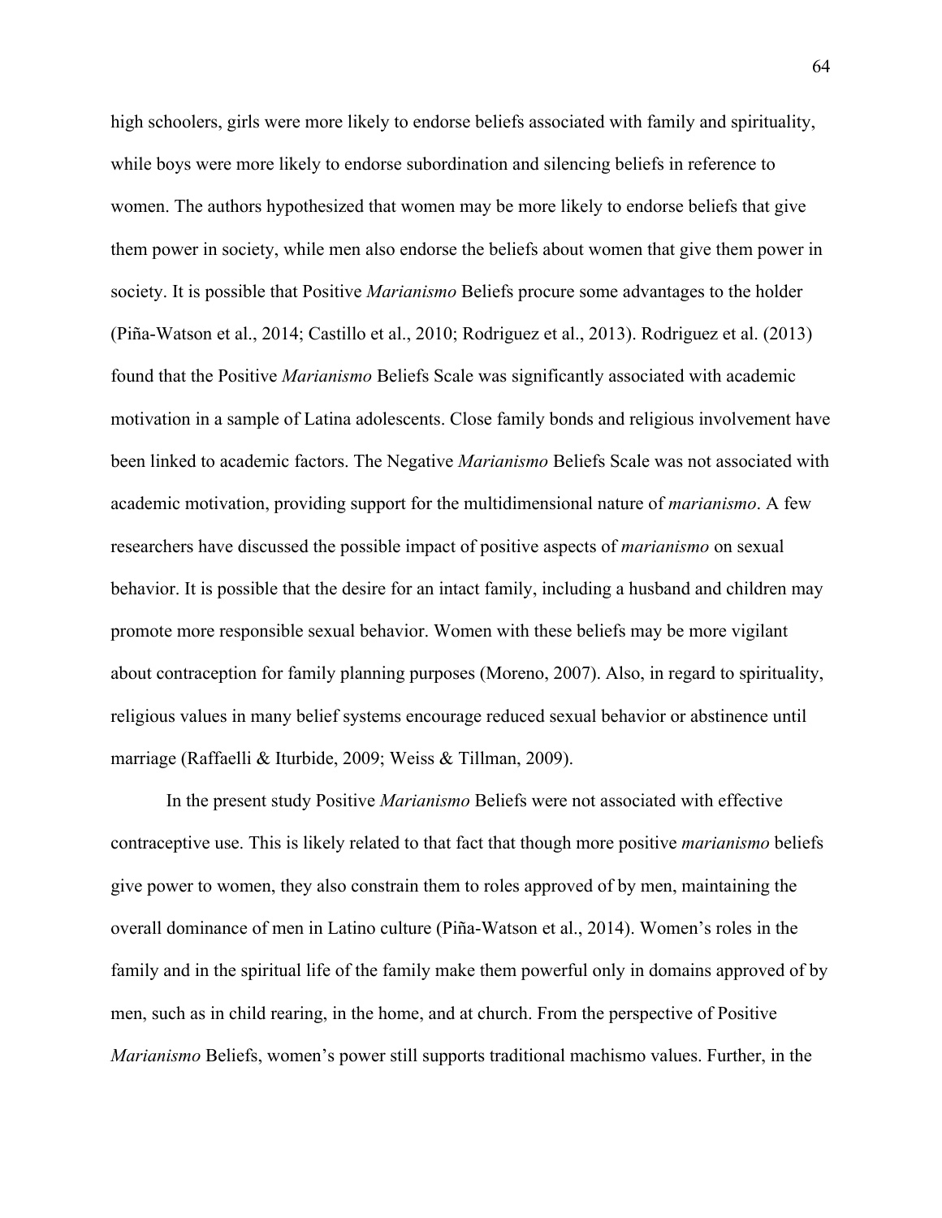high schoolers, girls were more likely to endorse beliefs associated with family and spirituality, while boys were more likely to endorse subordination and silencing beliefs in reference to women. The authors hypothesized that women may be more likely to endorse beliefs that give them power in society, while men also endorse the beliefs about women that give them power in society. It is possible that Positive *Marianismo* Beliefs procure some advantages to the holder (Piña-Watson et al., 2014; Castillo et al., 2010; Rodriguez et al., 2013). Rodriguez et al. (2013) found that the Positive *Marianismo* Beliefs Scale was significantly associated with academic motivation in a sample of Latina adolescents. Close family bonds and religious involvement have been linked to academic factors. The Negative *Marianismo* Beliefs Scale was not associated with academic motivation, providing support for the multidimensional nature of *marianismo*. A few researchers have discussed the possible impact of positive aspects of *marianismo* on sexual behavior. It is possible that the desire for an intact family, including a husband and children may promote more responsible sexual behavior. Women with these beliefs may be more vigilant about contraception for family planning purposes (Moreno, 2007). Also, in regard to spirituality, religious values in many belief systems encourage reduced sexual behavior or abstinence until marriage (Raffaelli & Iturbide, 2009; Weiss & Tillman, 2009).

In the present study Positive *Marianismo* Beliefs were not associated with effective contraceptive use. This is likely related to that fact that though more positive *marianismo* beliefs give power to women, they also constrain them to roles approved of by men, maintaining the overall dominance of men in Latino culture (Piña-Watson et al., 2014). Women's roles in the family and in the spiritual life of the family make them powerful only in domains approved of by men, such as in child rearing, in the home, and at church. From the perspective of Positive *Marianismo* Beliefs, women's power still supports traditional machismo values. Further, in the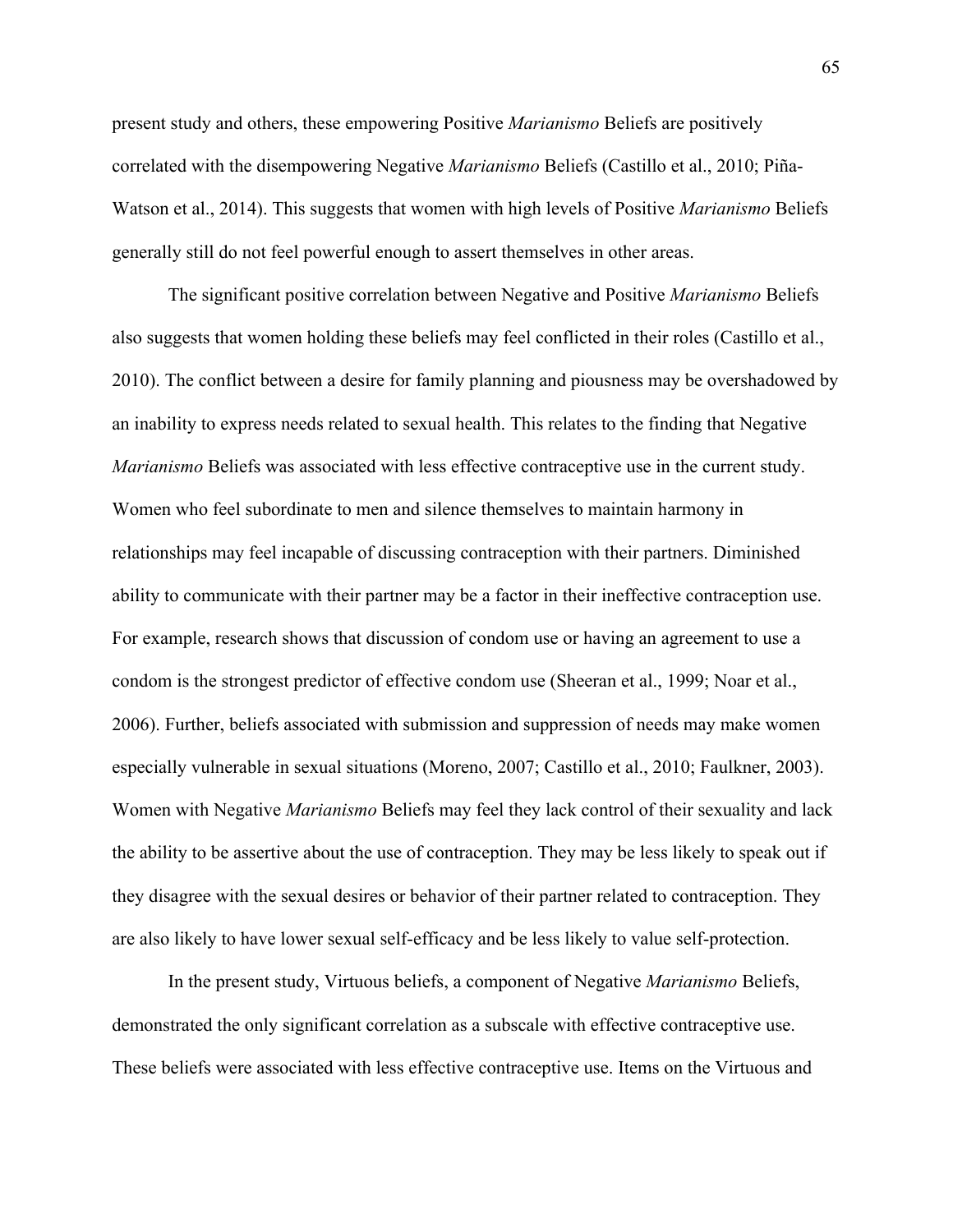present study and others, these empowering Positive *Marianismo* Beliefs are positively correlated with the disempowering Negative *Marianismo* Beliefs (Castillo et al., 2010; Piña-Watson et al., 2014). This suggests that women with high levels of Positive *Marianismo* Beliefs generally still do not feel powerful enough to assert themselves in other areas.

The significant positive correlation between Negative and Positive *Marianismo* Beliefs also suggests that women holding these beliefs may feel conflicted in their roles (Castillo et al., 2010). The conflict between a desire for family planning and piousness may be overshadowed by an inability to express needs related to sexual health. This relates to the finding that Negative *Marianismo* Beliefs was associated with less effective contraceptive use in the current study. Women who feel subordinate to men and silence themselves to maintain harmony in relationships may feel incapable of discussing contraception with their partners. Diminished ability to communicate with their partner may be a factor in their ineffective contraception use. For example, research shows that discussion of condom use or having an agreement to use a condom is the strongest predictor of effective condom use (Sheeran et al., 1999; Noar et al., 2006). Further, beliefs associated with submission and suppression of needs may make women especially vulnerable in sexual situations (Moreno, 2007; Castillo et al., 2010; Faulkner, 2003). Women with Negative *Marianismo* Beliefs may feel they lack control of their sexuality and lack the ability to be assertive about the use of contraception. They may be less likely to speak out if they disagree with the sexual desires or behavior of their partner related to contraception. They are also likely to have lower sexual self-efficacy and be less likely to value self-protection.

In the present study, Virtuous beliefs, a component of Negative *Marianismo* Beliefs, demonstrated the only significant correlation as a subscale with effective contraceptive use. These beliefs were associated with less effective contraceptive use. Items on the Virtuous and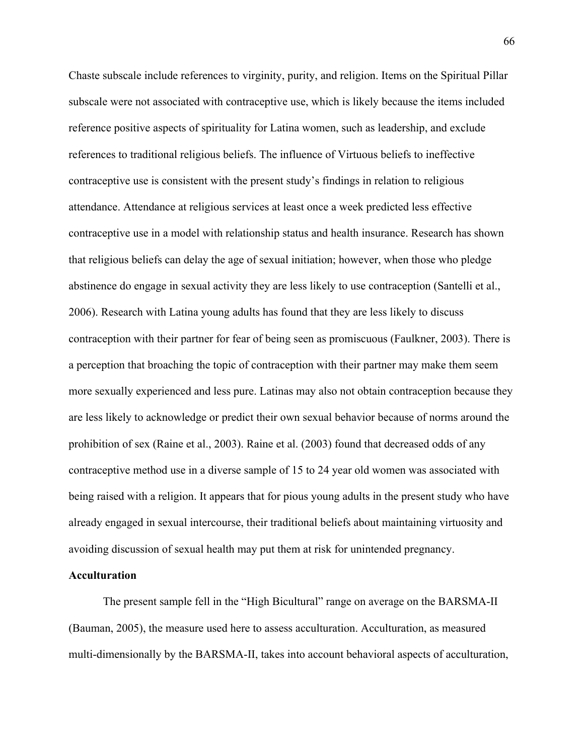Chaste subscale include references to virginity, purity, and religion. Items on the Spiritual Pillar subscale were not associated with contraceptive use, which is likely because the items included reference positive aspects of spirituality for Latina women, such as leadership, and exclude references to traditional religious beliefs. The influence of Virtuous beliefs to ineffective contraceptive use is consistent with the present study's findings in relation to religious attendance. Attendance at religious services at least once a week predicted less effective contraceptive use in a model with relationship status and health insurance. Research has shown that religious beliefs can delay the age of sexual initiation; however, when those who pledge abstinence do engage in sexual activity they are less likely to use contraception (Santelli et al., 2006). Research with Latina young adults has found that they are less likely to discuss contraception with their partner for fear of being seen as promiscuous (Faulkner, 2003). There is a perception that broaching the topic of contraception with their partner may make them seem more sexually experienced and less pure. Latinas may also not obtain contraception because they are less likely to acknowledge or predict their own sexual behavior because of norms around the prohibition of sex (Raine et al., 2003). Raine et al. (2003) found that decreased odds of any contraceptive method use in a diverse sample of 15 to 24 year old women was associated with being raised with a religion. It appears that for pious young adults in the present study who have already engaged in sexual intercourse, their traditional beliefs about maintaining virtuosity and avoiding discussion of sexual health may put them at risk for unintended pregnancy.

**Acculturation**

The present sample fell in the "High Bicultural" range on average on the BARSMA-II (Bauman, 2005), the measure used here to assess acculturation. Acculturation, as measured multi-dimensionally by the BARSMA-II, takes into account behavioral aspects of acculturation,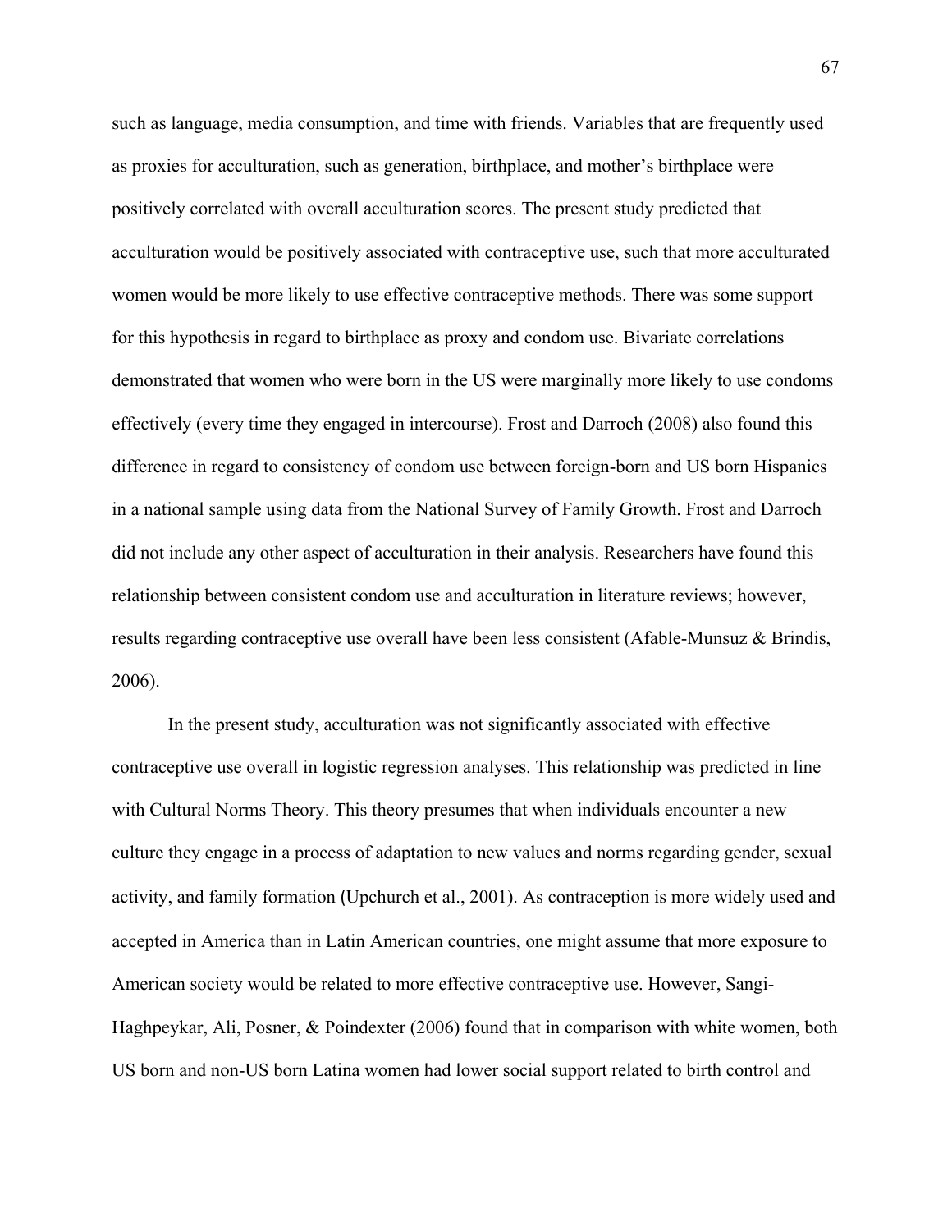such as language, media consumption, and time with friends. Variables that are frequently used as proxies for acculturation, such as generation, birthplace, and mother's birthplace were positively correlated with overall acculturation scores. The present study predicted that acculturation would be positively associated with contraceptive use, such that more acculturated women would be more likely to use effective contraceptive methods. There was some support for this hypothesis in regard to birthplace as proxy and condom use. Bivariate correlations demonstrated that women who were born in the US were marginally more likely to use condoms effectively (every time they engaged in intercourse). Frost and Darroch (2008) also found this difference in regard to consistency of condom use between foreign-born and US born Hispanics in a national sample using data from the National Survey of Family Growth. Frost and Darroch did not include any other aspect of acculturation in their analysis. Researchers have found this relationship between consistent condom use and acculturation in literature reviews; however, results regarding contraceptive use overall have been less consistent (Afable-Munsuz & Brindis, 2006).

In the present study, acculturation was not significantly associated with effective contraceptive use overall in logistic regression analyses. This relationship was predicted in line with Cultural Norms Theory. This theory presumes that when individuals encounter a new culture they engage in a process of adaptation to new values and norms regarding gender, sexual activity, and family formation (Upchurch et al., 2001). As contraception is more widely used and accepted in America than in Latin American countries, one might assume that more exposure to American society would be related to more effective contraceptive use. However, Sangi-Haghpeykar, Ali, Posner, & Poindexter (2006) found that in comparison with white women, both US born and non-US born Latina women had lower social support related to birth control and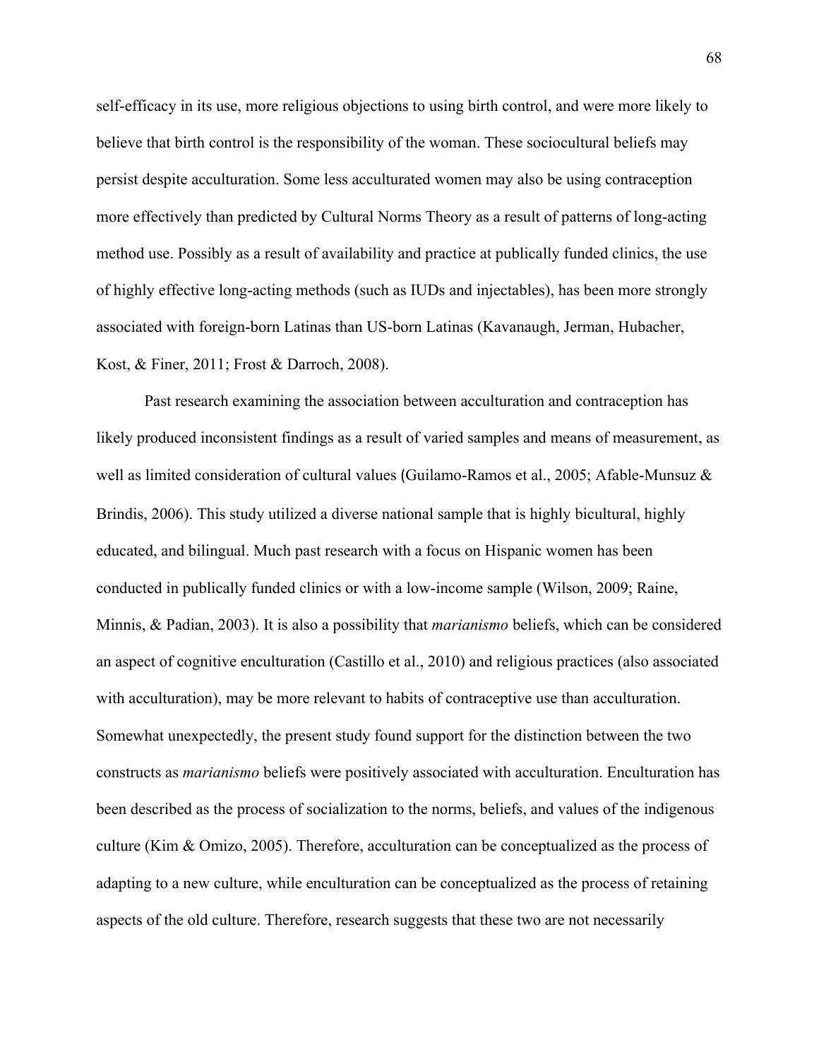self-efficacy in its use, more religious objections to using birth control, and were more likely to believe that birth control is the responsibility of the woman. These sociocultural beliefs may persist despite acculturation. Some less acculturated women may also be using contraception more effectively than predicted by Cultural Norms Theory as a result of patterns of long-acting method use. Possibly as a result of availability and practice at publically funded clinics, the use of highly effective long-acting methods (such as IUDs and injectables), has been more strongly associated with foreign-born Latinas than US-born Latinas (Kavanaugh, Jerman, Hubacher, Kost, & Finer, 2011; Frost & Darroch, 2008).

Past research examining the association between acculturation and contraception has likely produced inconsistent findings as a result of varied samples and means of measurement, as well as limited consideration of cultural values (Guilamo-Ramos et al., 2005; Afable-Munsuz & Brindis, 2006). This study utilized a diverse national sample that is highly bicultural, highly educated, and bilingual. Much past research with a focus on Hispanic women has been conducted in publically funded clinics or with a low-income sample (Wilson, 2009; Raine, Minnis, & Padian, 2003). It is also a possibility that *marianismo* beliefs, which can be considered an aspect of cognitive enculturation (Castillo et al., 2010) and religious practices (also associated with acculturation), may be more relevant to habits of contraceptive use than acculturation. Somewhat unexpectedly, the present study found support for the distinction between the two constructs as *marianismo* beliefs were positively associated with acculturation. Enculturation has been described as the process of socialization to the norms, beliefs, and values of the indigenous culture (Kim & Omizo, 2005). Therefore, acculturation can be conceptualized as the process of adapting to a new culture, while enculturation can be conceptualized as the process of retaining aspects of the old culture. Therefore, research suggests that these two are not necessarily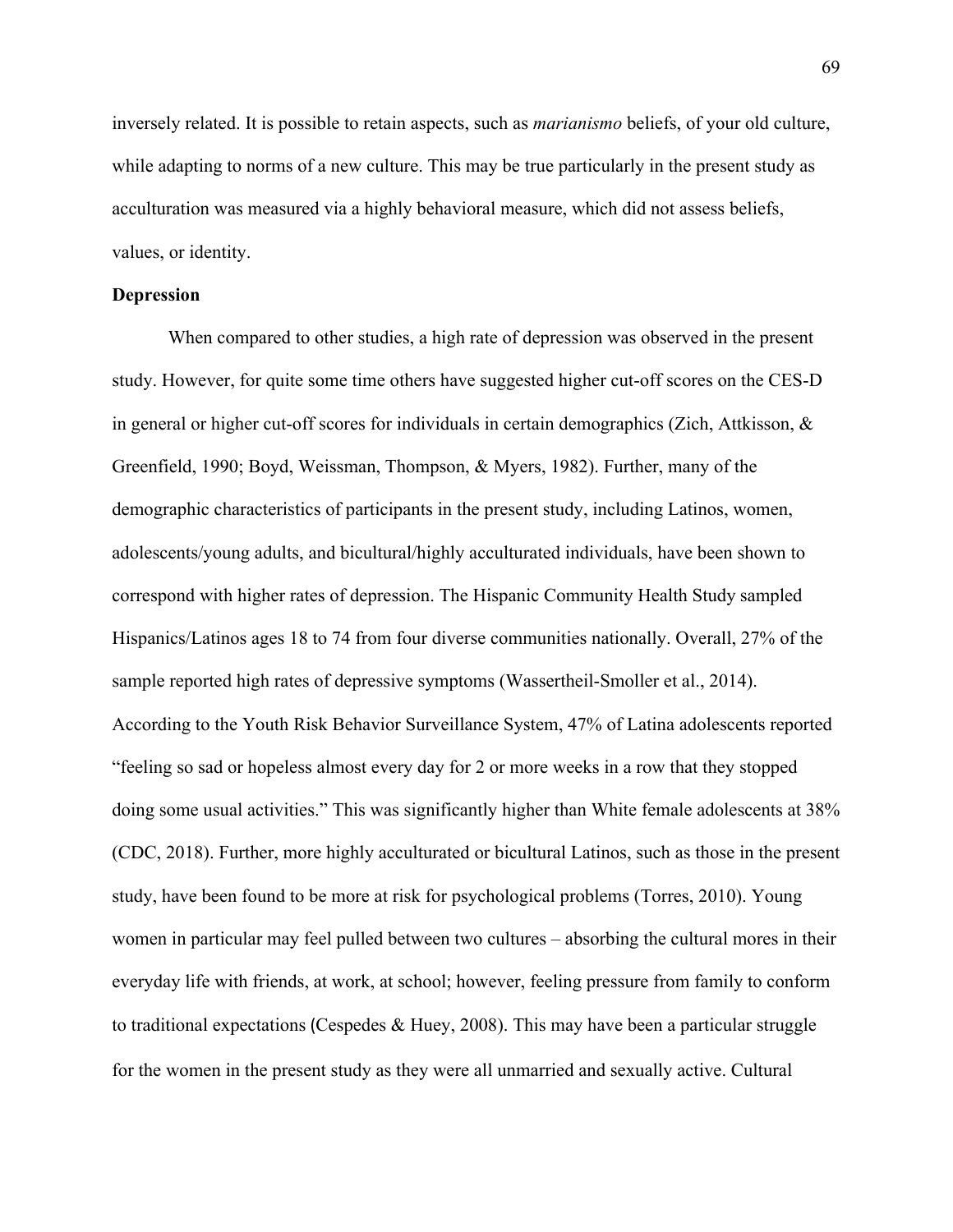inversely related. It is possible to retain aspects, such as *marianismo* beliefs, of your old culture, while adapting to norms of a new culture. This may be true particularly in the present study as acculturation was measured via a highly behavioral measure, which did not assess beliefs, values, or identity.

**Depression**

When compared to other studies, a high rate of depression was observed in the present study. However, for quite some time others have suggested higher cut-off scores on the CES-D in general or higher cut-off scores for individuals in certain demographics (Zich, Attkisson, & Greenfield, 1990; Boyd, Weissman, Thompson, & Myers, 1982). Further, many of the demographic characteristics of participants in the present study, including Latinos, women, adolescents/young adults, and bicultural/highly acculturated individuals, have been shown to correspond with higher rates of depression. The Hispanic Community Health Study sampled Hispanics/Latinos ages 18 to 74 from four diverse communities nationally. Overall, 27% of the sample reported high rates of depressive symptoms (Wassertheil-Smoller et al., 2014). According to the Youth Risk Behavior Surveillance System, 47% of Latina adolescents reported "feeling so sad or hopeless almost every day for 2 or more weeks in a row that they stopped doing some usual activities." This was significantly higher than White female adolescents at 38% (CDC, 2018). Further, more highly acculturated or bicultural Latinos, such as those in the present study, have been found to be more at risk for psychological problems (Torres, 2010). Young women in particular may feel pulled between two cultures – absorbing the cultural mores in their everyday life with friends, at work, at school; however, feeling pressure from family to conform to traditional expectations (Cespedes & Huey, 2008). This may have been a particular struggle for the women in the present study as they were all unmarried and sexually active. Cultural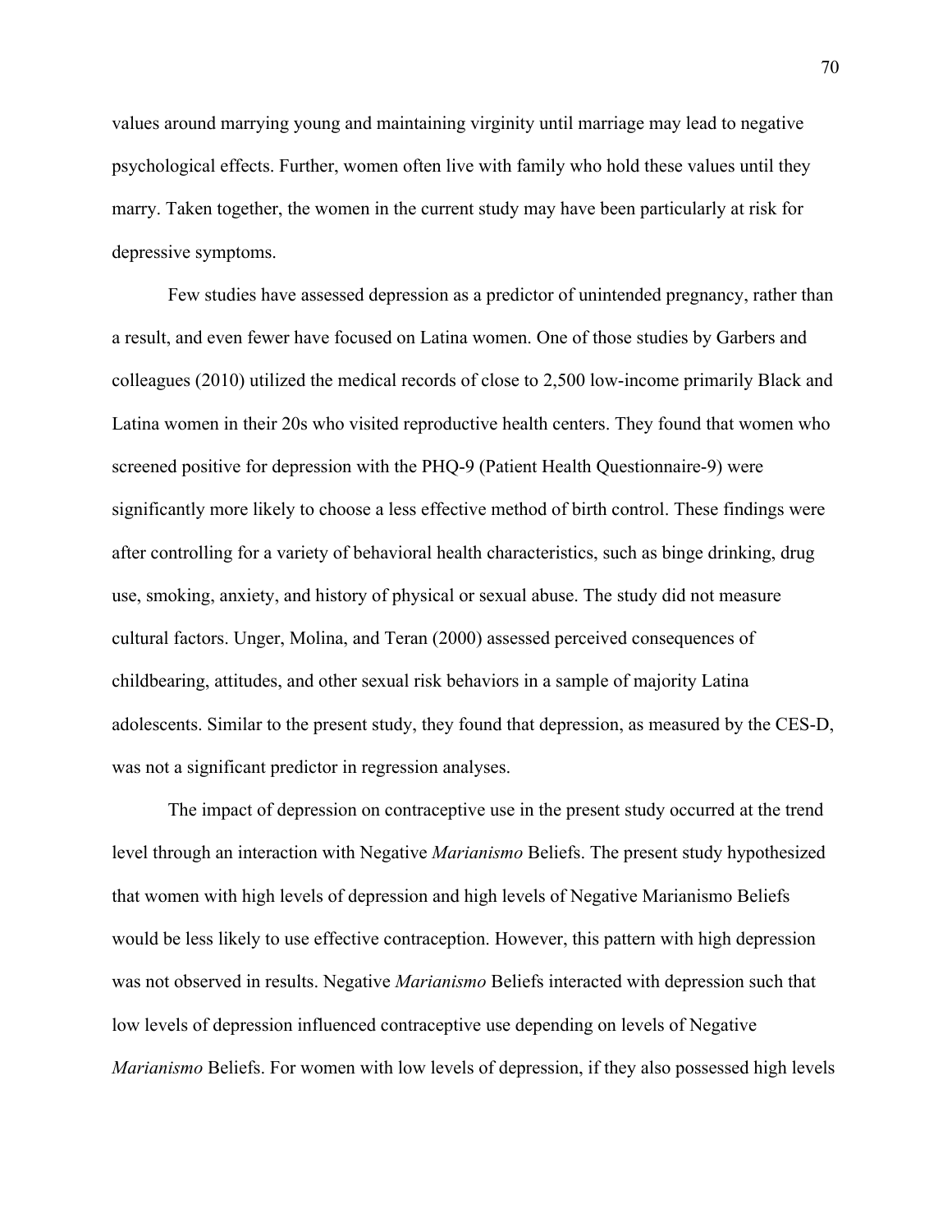values around marrying young and maintaining virginity until marriage may lead to negative psychological effects. Further, women often live with family who hold these values until they marry. Taken together, the women in the current study may have been particularly at risk for depressive symptoms.

Few studies have assessed depression as a predictor of unintended pregnancy, rather than a result, and even fewer have focused on Latina women. One of those studies by Garbers and colleagues (2010) utilized the medical records of close to 2,500 low-income primarily Black and Latina women in their 20s who visited reproductive health centers. They found that women who screened positive for depression with the PHQ-9 (Patient Health Questionnaire-9) were significantly more likely to choose a less effective method of birth control. These findings were after controlling for a variety of behavioral health characteristics, such as binge drinking, drug use, smoking, anxiety, and history of physical or sexual abuse. The study did not measure cultural factors. Unger, Molina, and Teran (2000) assessed perceived consequences of childbearing, attitudes, and other sexual risk behaviors in a sample of majority Latina adolescents. Similar to the present study, they found that depression, as measured by the CES-D, was not a significant predictor in regression analyses.

The impact of depression on contraceptive use in the present study occurred at the trend level through an interaction with Negative *Marianismo* Beliefs. The present study hypothesized that women with high levels of depression and high levels of Negative Marianismo Beliefs would be less likely to use effective contraception. However, this pattern with high depression was not observed in results. Negative *Marianismo* Beliefs interacted with depression such that low levels of depression influenced contraceptive use depending on levels of Negative *Marianismo* Beliefs. For women with low levels of depression, if they also possessed high levels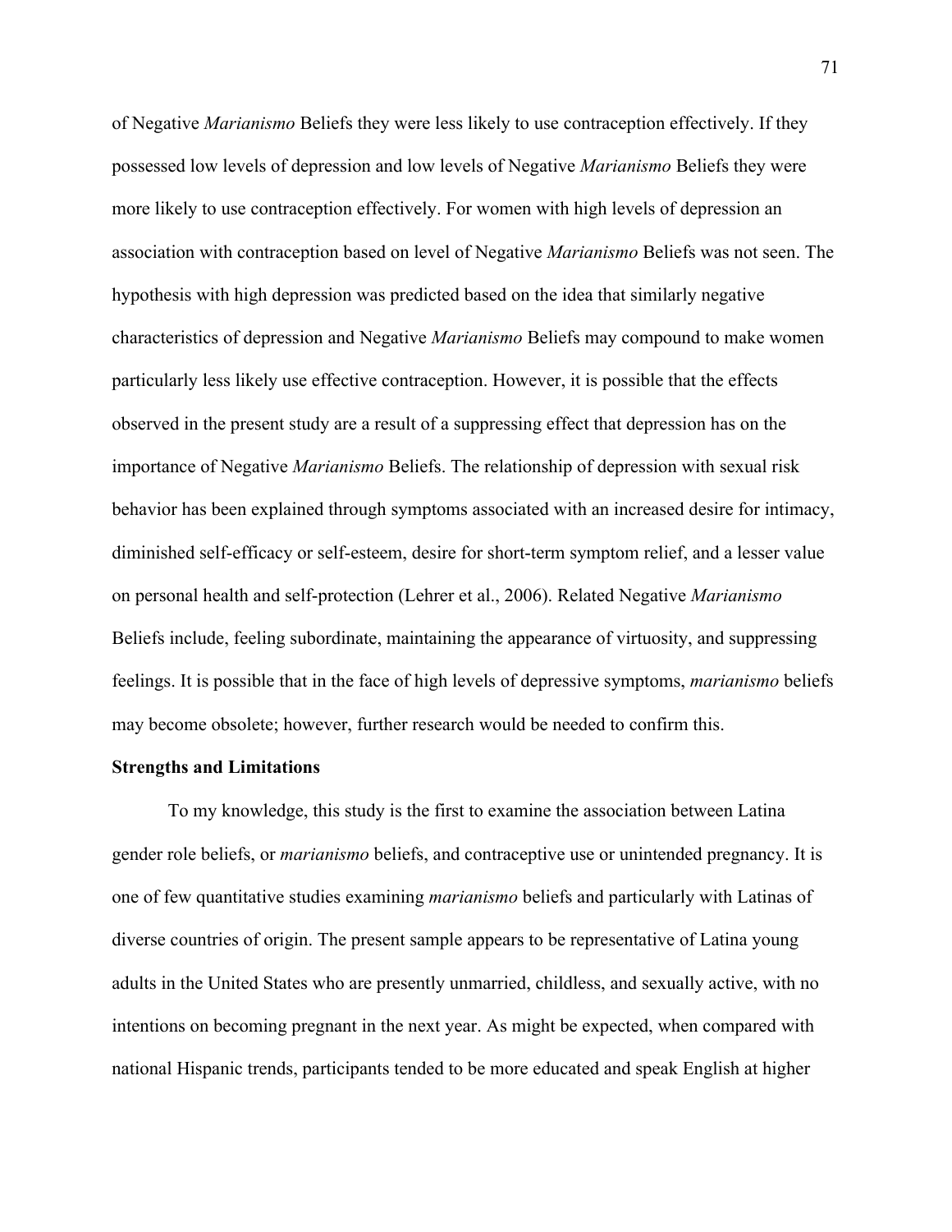of Negative *Marianismo* Beliefs they were less likely to use contraception effectively. If they possessed low levels of depression and low levels of Negative *Marianismo* Beliefs they were more likely to use contraception effectively. For women with high levels of depression an association with contraception based on level of Negative *Marianismo* Beliefs was not seen. The hypothesis with high depression was predicted based on the idea that similarly negative characteristics of depression and Negative *Marianismo* Beliefs may compound to make women particularly less likely use effective contraception. However, it is possible that the effects observed in the present study are a result of a suppressing effect that depression has on the importance of Negative *Marianismo* Beliefs. The relationship of depression with sexual risk behavior has been explained through symptoms associated with an increased desire for intimacy, diminished self-efficacy or self-esteem, desire for short-term symptom relief, and a lesser value on personal health and self-protection (Lehrer et al., 2006). Related Negative *Marianismo* Beliefs include, feeling subordinate, maintaining the appearance of virtuosity, and suppressing feelings. It is possible that in the face of high levels of depressive symptoms, *marianismo* beliefs may become obsolete; however, further research would be needed to confirm this.

**Strengths and Limitations**

To my knowledge, this study is the first to examine the association between Latina gender role beliefs, or *marianismo* beliefs, and contraceptive use or unintended pregnancy. It is one of few quantitative studies examining *marianismo* beliefs and particularly with Latinas of diverse countries of origin. The present sample appears to be representative of Latina young adults in the United States who are presently unmarried, childless, and sexually active, with no intentions on becoming pregnant in the next year. As might be expected, when compared with national Hispanic trends, participants tended to be more educated and speak English at higher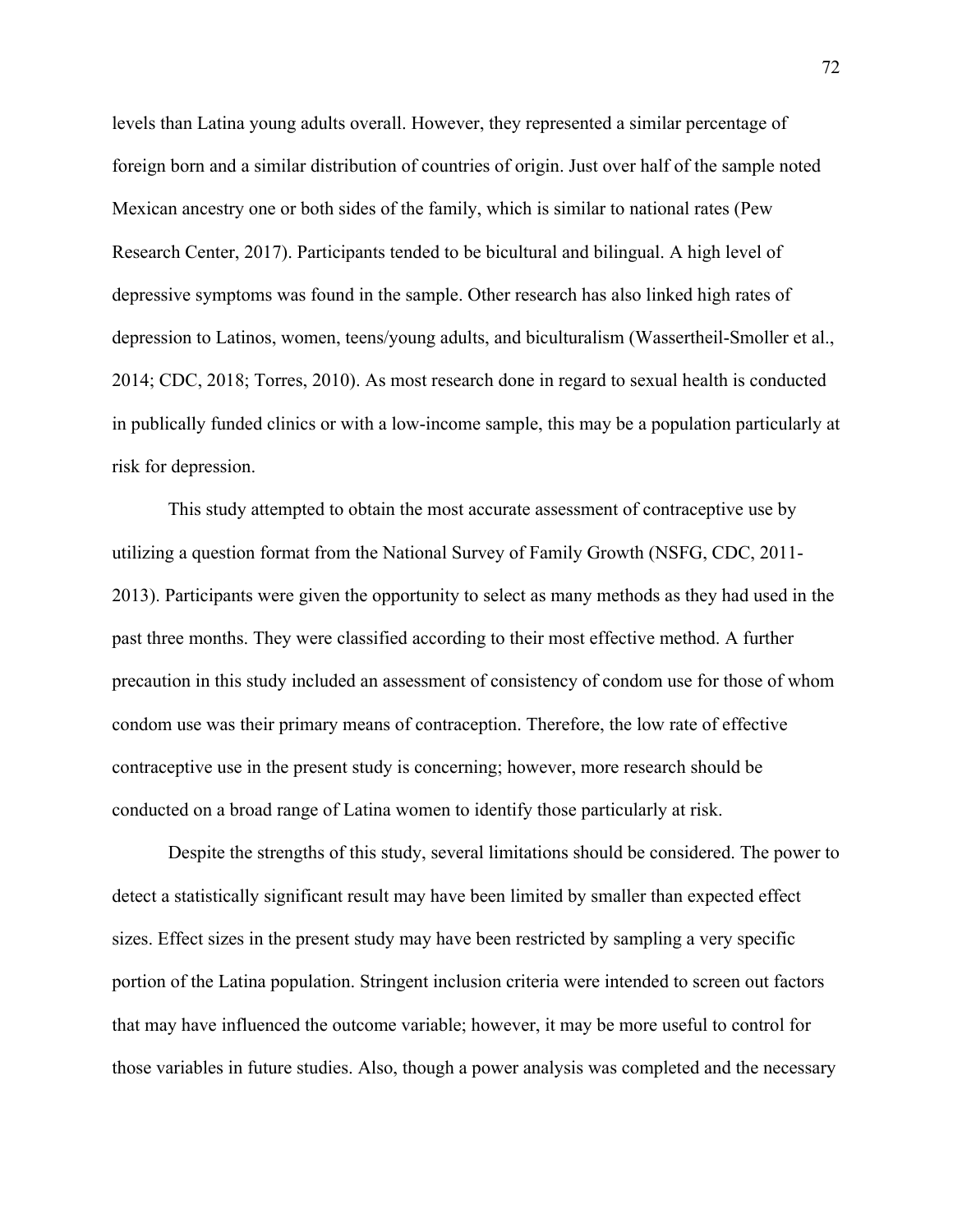levels than Latina young adults overall. However, they represented a similar percentage of foreign born and a similar distribution of countries of origin. Just over half of the sample noted Mexican ancestry one or both sides of the family, which is similar to national rates (Pew Research Center, 2017). Participants tended to be bicultural and bilingual. A high level of depressive symptoms was found in the sample. Other research has also linked high rates of depression to Latinos, women, teens/young adults, and biculturalism (Wassertheil-Smoller et al., 2014; CDC, 2018; Torres, 2010). As most research done in regard to sexual health is conducted in publically funded clinics or with a low-income sample, this may be a population particularly at risk for depression.

This study attempted to obtain the most accurate assessment of contraceptive use by utilizing a question format from the National Survey of Family Growth (NSFG, CDC, 2011-2013). Participants were given the opportunity to select as many methods as they had used in the past three months. They were classified according to their most effective method. A further precaution in this study included an assessment of consistency of condom use for those of whom condom use was their primary means of contraception. Therefore, the low rate of effective contraceptive use in the present study is concerning; however, more research should be conducted on a broad range of Latina women to identify those particularly at risk.

Despite the strengths of this study, several limitations should be considered. The power to detect a statistically significant result may have been limited by smaller than expected effect sizes. Effect sizes in the present study may have been restricted by sampling a very specific portion of the Latina population. Stringent inclusion criteria were intended to screen out factors that may have influenced the outcome variable; however, it may be more useful to control for those variables in future studies. Also, though a power analysis was completed and the necessary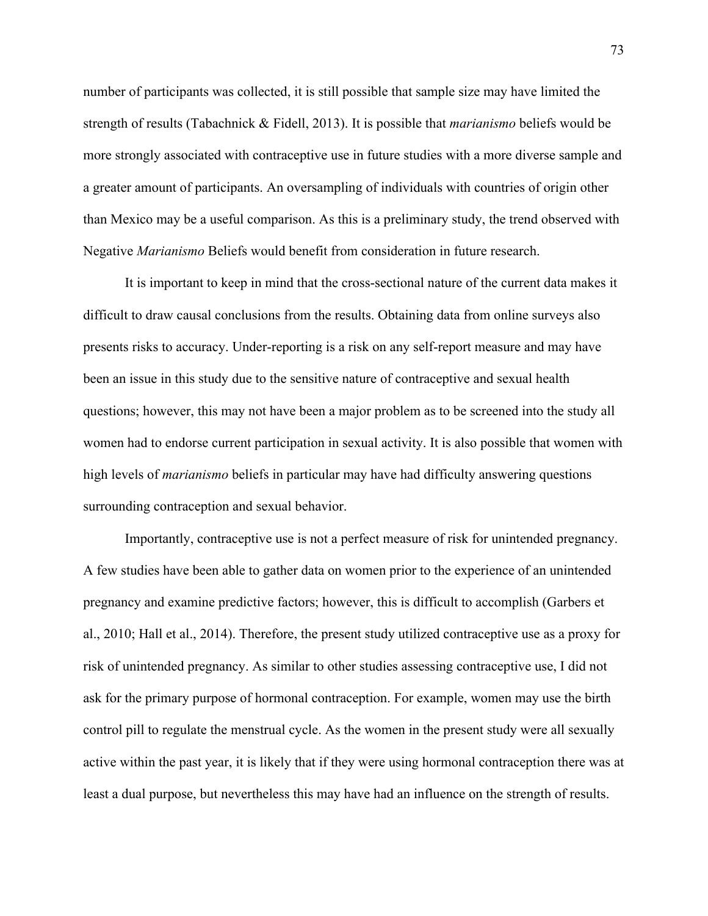number of participants was collected, it is still possible that sample size may have limited the strength of results (Tabachnick & Fidell, 2013). It is possible that *marianismo* beliefs would be more strongly associated with contraceptive use in future studies with a more diverse sample and a greater amount of participants. An oversampling of individuals with countries of origin other than Mexico may be a useful comparison. As this is a preliminary study, the trend observed with Negative *Marianismo* Beliefs would benefit from consideration in future research.

It is important to keep in mind that the cross-sectional nature of the current data makes it difficult to draw causal conclusions from the results. Obtaining data from online surveys also presents risks to accuracy. Under-reporting is a risk on any self-report measure and may have been an issue in this study due to the sensitive nature of contraceptive and sexual health questions; however, this may not have been a major problem as to be screened into the study all women had to endorse current participation in sexual activity. It is also possible that women with high levels of *marianismo* beliefs in particular may have had difficulty answering questions surrounding contraception and sexual behavior.

Importantly, contraceptive use is not a perfect measure of risk for unintended pregnancy. A few studies have been able to gather data on women prior to the experience of an unintended pregnancy and examine predictive factors; however, this is difficult to accomplish (Garbers et al., 2010; Hall et al., 2014). Therefore, the present study utilized contraceptive use as a proxy for risk of unintended pregnancy. As similar to other studies assessing contraceptive use, I did not ask for the primary purpose of hormonal contraception. For example, women may use the birth control pill to regulate the menstrual cycle. As the women in the present study were all sexually active within the past year, it is likely that if they were using hormonal contraception there was at least a dual purpose, but nevertheless this may have had an influence on the strength of results.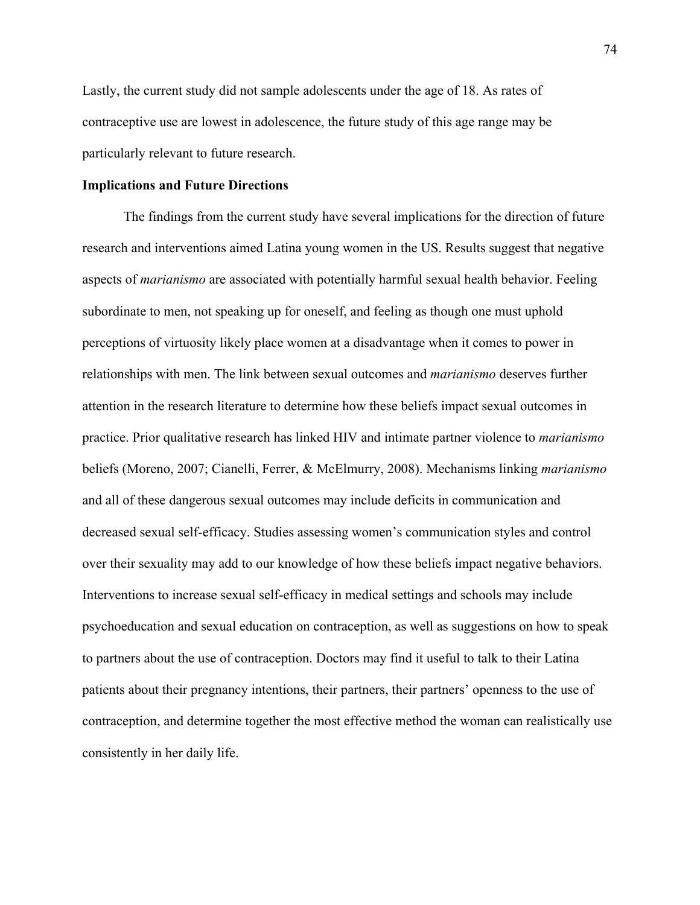Lastly, the current study did not sample adolescents under the age of 18. As rates of contraceptive use are lowest in adolescence, the future study of this age range may be particularly relevant to future research.

**Implications and Future Directions**

The findings from the current study have several implications for the direction of future research and interventions aimed Latina young women in the US. Results suggest that negative aspects of *marianismo* are associated with potentially harmful sexual health behavior. Feeling subordinate to men, not speaking up for oneself, and feeling as though one must uphold perceptions of virtuosity likely place women at a disadvantage when it comes to power in relationships with men. The link between sexual outcomes and *marianismo* deserves further attention in the research literature to determine how these beliefs impact sexual outcomes in practice. Prior qualitative research has linked HIV and intimate partner violence to *marianismo* beliefs (Moreno, 2007; Cianelli, Ferrer, & McElmurry, 2008). Mechanisms linking *marianismo* and all of these dangerous sexual outcomes may include deficits in communication and decreased sexual self-efficacy. Studies assessing women's communication styles and control over their sexuality may add to our knowledge of how these beliefs impact negative behaviors. Interventions to increase sexual self-efficacy in medical settings and schools may include psychoeducation and sexual education on contraception, as well as suggestions on how to speak to partners about the use of contraception. Doctors may find it useful to talk to their Latina patients about their pregnancy intentions, their partners, their partners' openness to the use of contraception, and determine together the most effective method the woman can realistically use consistently in her daily life.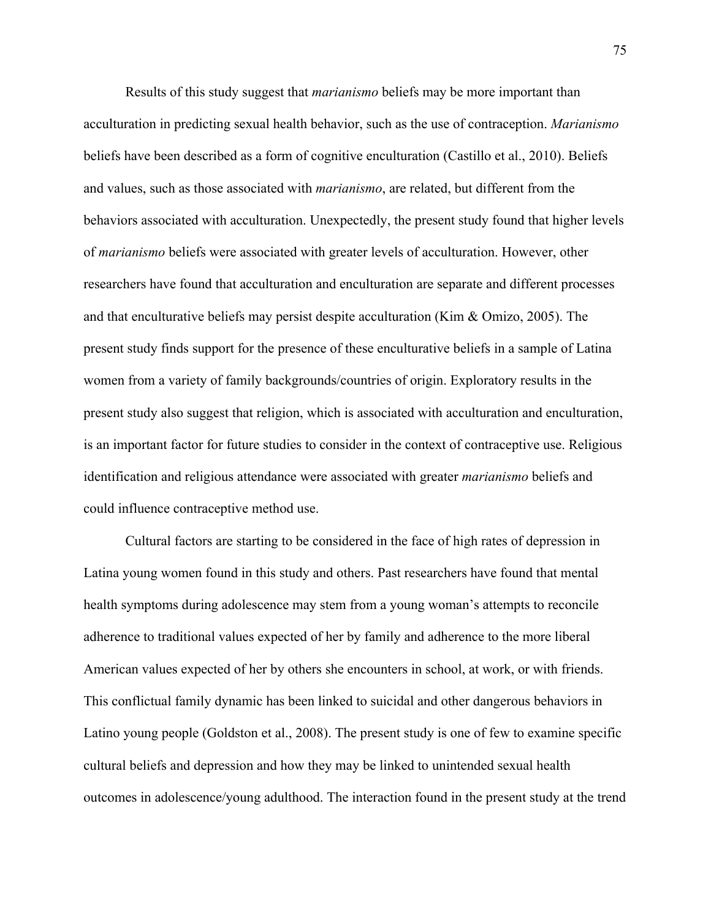Results of this study suggest that *marianismo* beliefs may be more important than acculturation in predicting sexual health behavior, such as the use of contraception. *Marianismo* beliefs have been described as a form of cognitive enculturation (Castillo et al., 2010). Beliefs and values, such as those associated with *marianismo*, are related, but different from the behaviors associated with acculturation. Unexpectedly, the present study found that higher levels of *marianismo* beliefs were associated with greater levels of acculturation. However, other researchers have found that acculturation and enculturation are separate and different processes and that enculturative beliefs may persist despite acculturation (Kim & Omizo, 2005). The present study finds support for the presence of these enculturative beliefs in a sample of Latina women from a variety of family backgrounds/countries of origin. Exploratory results in the present study also suggest that religion, which is associated with acculturation and enculturation, is an important factor for future studies to consider in the context of contraceptive use. Religious identification and religious attendance were associated with greater *marianismo* beliefs and could influence contraceptive method use.

Cultural factors are starting to be considered in the face of high rates of depression in Latina young women found in this study and others. Past researchers have found that mental health symptoms during adolescence may stem from a young woman's attempts to reconcile adherence to traditional values expected of her by family and adherence to the more liberal American values expected of her by others she encounters in school, at work, or with friends. This conflictual family dynamic has been linked to suicidal and other dangerous behaviors in Latino young people (Goldston et al., 2008). The present study is one of few to examine specific cultural beliefs and depression and how they may be linked to unintended sexual health outcomes in adolescence/young adulthood. The interaction found in the present study at the trend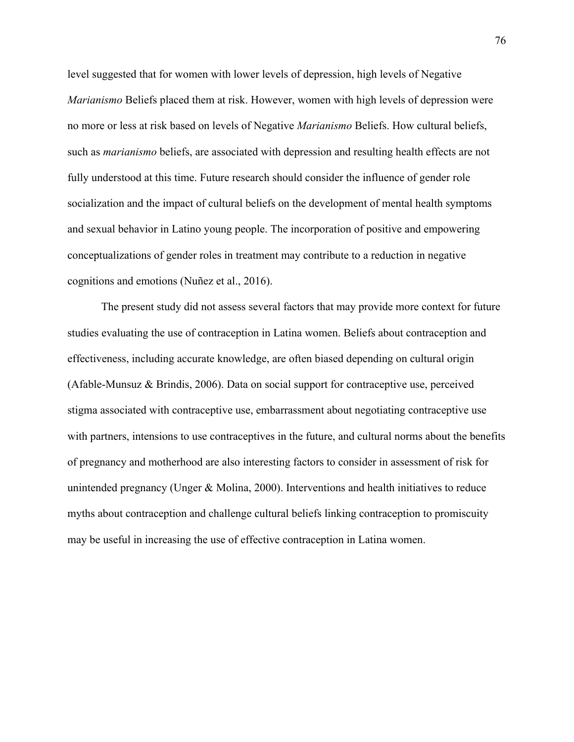level suggested that for women with lower levels of depression, high levels of Negative *Marianismo* Beliefs placed them at risk. However, women with high levels of depression were no more or less at risk based on levels of Negative *Marianismo* Beliefs. How cultural beliefs, such as *marianismo* beliefs, are associated with depression and resulting health effects are not fully understood at this time. Future research should consider the influence of gender role socialization and the impact of cultural beliefs on the development of mental health symptoms and sexual behavior in Latino young people. The incorporation of positive and empowering conceptualizations of gender roles in treatment may contribute to a reduction in negative cognitions and emotions (Nuñez et al., 2016).

The present study did not assess several factors that may provide more context for future studies evaluating the use of contraception in Latina women. Beliefs about contraception and effectiveness, including accurate knowledge, are often biased depending on cultural origin (Afable-Munsuz & Brindis, 2006). Data on social support for contraceptive use, perceived stigma associated with contraceptive use, embarrassment about negotiating contraceptive use with partners, intensions to use contraceptives in the future, and cultural norms about the benefits of pregnancy and motherhood are also interesting factors to consider in assessment of risk for unintended pregnancy (Unger & Molina, 2000). Interventions and health initiatives to reduce myths about contraception and challenge cultural beliefs linking contraception to promiscuity may be useful in increasing the use of effective contraception in Latina women.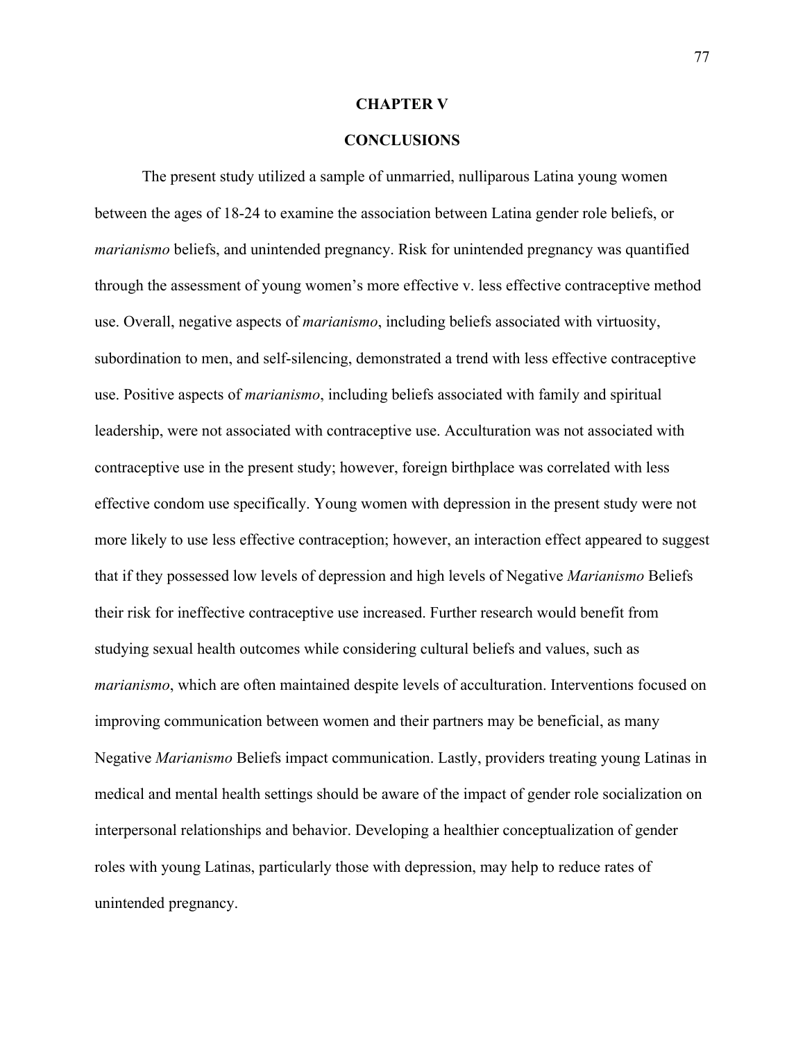# CHAPTER V

# CONCLUSIONS

The present study utilized a sample of unmarried, nulliparous Latina young women between the ages of 18-24 to examine the association between Latina gender role beliefs, or *marianismo* beliefs, and unintended pregnancy. Risk for unintended pregnancy was quantified through the assessment of young women's more effective v. less effective contraceptive method use. Overall, negative aspects of *marianismo*, including beliefs associated with virtuosity, subordination to men, and self-silencing, demonstrated a trend with less effective contraceptive use. Positive aspects of *marianismo*, including beliefs associated with family and spiritual leadership, were not associated with contraceptive use. Acculturation was not associated with contraceptive use in the present study; however, foreign birthplace was correlated with less effective condom use specifically. Young women with depression in the present study were not more likely to use less effective contraception; however, an interaction effect appeared to suggest that if they possessed low levels of depression and high levels of Negative *Marianismo* Beliefs their risk for ineffective contraceptive use increased. Further research would benefit from studying sexual health outcomes while considering cultural beliefs and values, such as *marianismo*, which are often maintained despite levels of acculturation. Interventions focused on improving communication between women and their partners may be beneficial, as many Negative *Marianismo* Beliefs impact communication. Lastly, providers treating young Latinas in medical and mental health settings should be aware of the impact of gender role socialization on interpersonal relationships and behavior. Developing a healthier conceptualization of gender roles with young Latinas, particularly those with depression, may help to reduce rates of unintended pregnancy.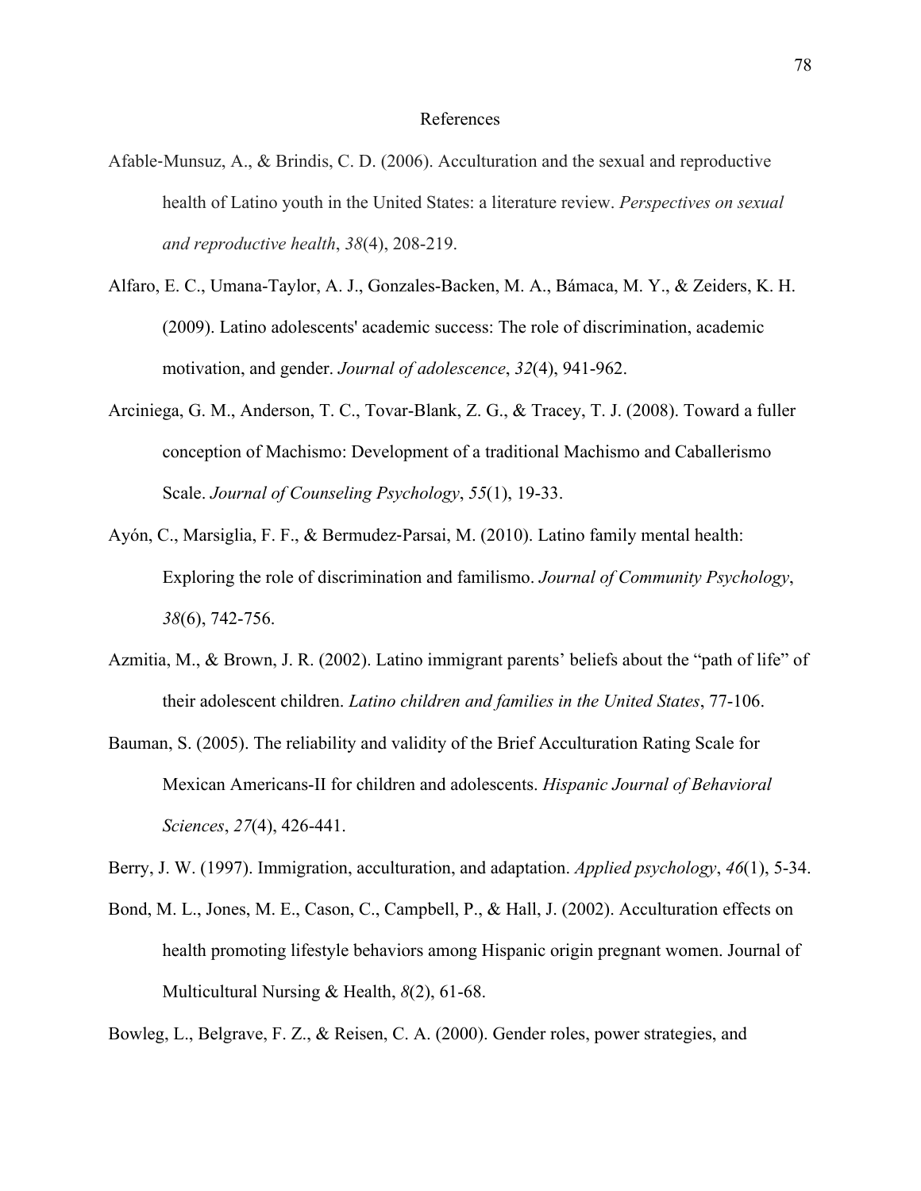# References

Afable-Munsuz, A., & Brindis, C. D. (2006). Acculturation and the sexual and reproductive health of Latino youth in the United States: a literature review. *Perspectives on sexual and reproductive health*, *38*(4), 208-219.

Alfaro, E. C., Umana-Taylor, A. J., Gonzales-Backen, M. A., Bámaca, M. Y., & Zeiders, K. H. (2009). Latino adolescents' academic success: The role of discrimination, academic motivation, and gender. *Journal of adolescence*, *32*(4), 941-962.

Arciniega, G. M., Anderson, T. C., Tovar-Blank, Z. G., & Tracey, T. J. (2008). Toward a fuller conception of Machismo: Development of a traditional Machismo and Caballerismo Scale. *Journal of Counseling Psychology*, *55*(1), 19-33.

Ayón, C., Marsiglia, F. F., & Bermudez-Parsai, M. (2010). Latino family mental health: Exploring the role of discrimination and familismo. *Journal of Community Psychology*, *38*(6), 742-756.

Azmitia, M., & Brown, J. R. (2002). Latino immigrant parents' beliefs about the "path of life" of their adolescent children. *Latino children and families in the United States*, 77-106.

Bauman, S. (2005). The reliability and validity of the Brief Acculturation Rating Scale for Mexican Americans-II for children and adolescents. *Hispanic Journal of Behavioral Sciences*, *27*(4), 426-441.

Berry, J. W. (1997). Immigration, acculturation, and adaptation. *Applied psychology*, *46*(1), 5-34.

Bond, M. L., Jones, M. E., Cason, C., Campbell, P., & Hall, J. (2002). Acculturation effects on health promoting lifestyle behaviors among Hispanic origin pregnant women. Journal of Multicultural Nursing & Health, *8*(2), 61-68.

Bowleg, L., Belgrave, F. Z., & Reisen, C. A. (2000). Gender roles, power strategies, and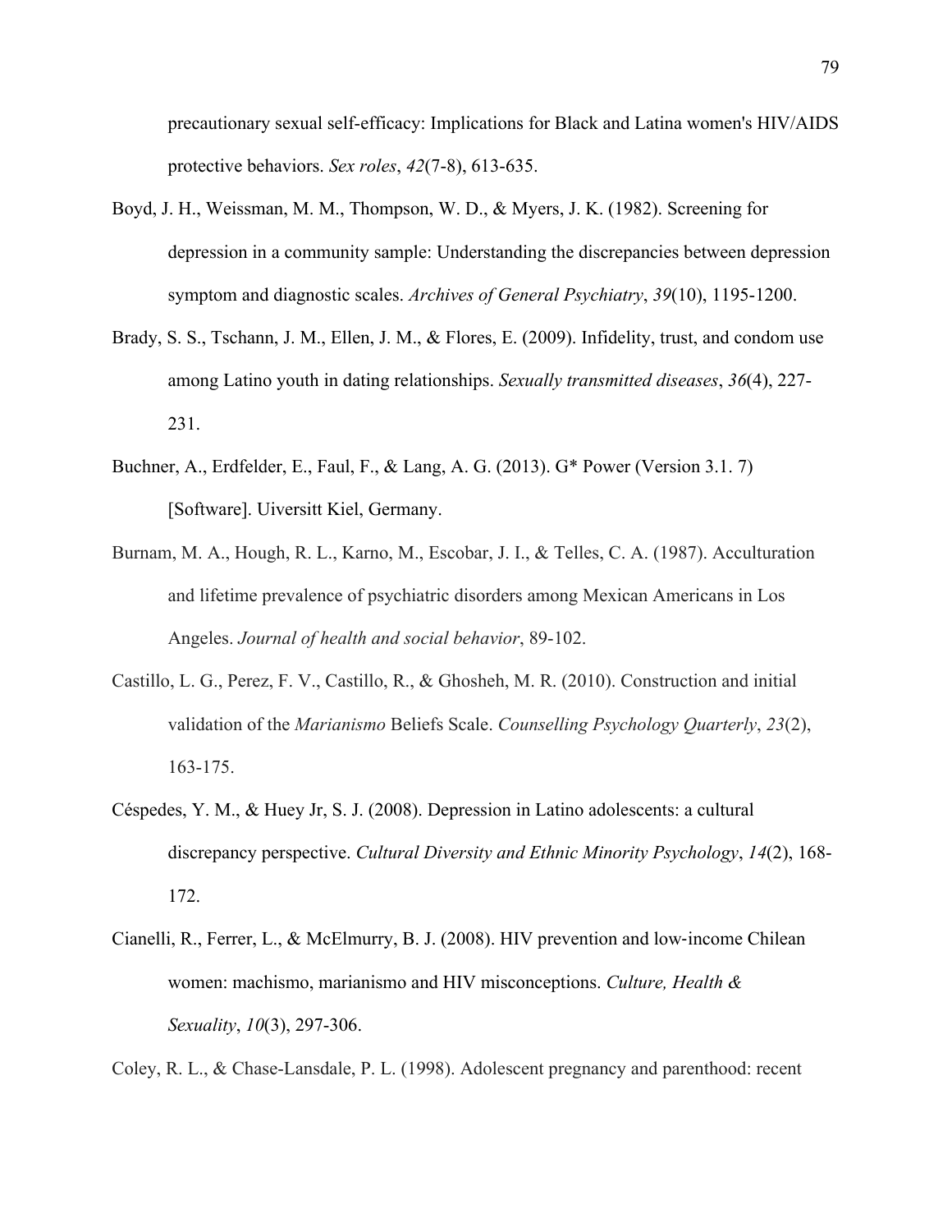precautionary sexual self-efficacy: Implications for Black and Latina women's HIV/AIDS protective behaviors. *Sex roles*, *42*(7-8), 613-635.

Boyd, J. H., Weissman, M. M., Thompson, W. D., & Myers, J. K. (1982). Screening for depression in a community sample: Understanding the discrepancies between depression symptom and diagnostic scales. *Archives of General Psychiatry*, *39*(10), 1195-1200.

Brady, S. S., Tschann, J. M., Ellen, J. M., & Flores, E. (2009). Infidelity, trust, and condom use among Latino youth in dating relationships. *Sexually transmitted diseases*, *36*(4), 227-231.

Buchner, A., Erdfelder, E., Faul, F., & Lang, A. G. (2013). G* Power (Version 3.1. 7) [Software]. Uiversitt Kiel, Germany.

Burnam, M. A., Hough, R. L., Karno, M., Escobar, J. I., & Telles, C. A. (1987). Acculturation and lifetime prevalence of psychiatric disorders among Mexican Americans in Los Angeles. *Journal of health and social behavior*, 89-102.

Castillo, L. G., Perez, F. V., Castillo, R., & Ghosheh, M. R. (2010). Construction and initial validation of the *Marianismo* Beliefs Scale. *Counselling Psychology Quarterly*, *23*(2), 163-175.

Céspedes, Y. M., & Huey Jr, S. J. (2008). Depression in Latino adolescents: a cultural discrepancy perspective. *Cultural Diversity and Ethnic Minority Psychology*, *14*(2), 168-172.

Cianelli, R., Ferrer, L., & McElmurry, B. J. (2008). HIV prevention and low-income Chilean women: machismo, marianismo and HIV misconceptions. *Culture, Health & Sexuality*, *10*(3), 297-306.

Coley, R. L., & Chase-Lansdale, P. L. (1998). Adolescent pregnancy and parenthood: recent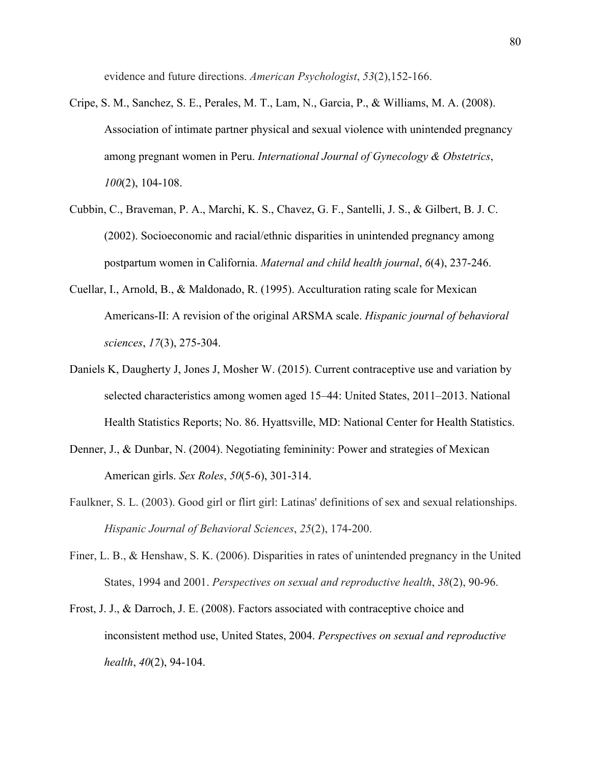evidence and future directions. *American Psychologist*, *53*(2),152-166.

Cripe, S. M., Sanchez, S. E., Perales, M. T., Lam, N., Garcia, P., & Williams, M. A. (2008). Association of intimate partner physical and sexual violence with unintended pregnancy among pregnant women in Peru. *International Journal of Gynecology & Obstetrics*, *100*(2), 104-108.

Cubbin, C., Braveman, P. A., Marchi, K. S., Chavez, G. F., Santelli, J. S., & Gilbert, B. J. C. (2002). Socioeconomic and racial/ethnic disparities in unintended pregnancy among postpartum women in California. *Maternal and child health journal*, *6*(4), 237-246.

Cuellar, I., Arnold, B., & Maldonado, R. (1995). Acculturation rating scale for Mexican Americans-II: A revision of the original ARSMA scale. *Hispanic journal of behavioral sciences*, *17*(3), 275-304.

Daniels K, Daugherty J, Jones J, Mosher W. (2015). Current contraceptive use and variation by selected characteristics among women aged 15–44: United States, 2011–2013. National Health Statistics Reports; No. 86. Hyattsville, MD: National Center for Health Statistics.

Denner, J., & Dunbar, N. (2004). Negotiating femininity: Power and strategies of Mexican American girls. *Sex Roles*, *50*(5-6), 301-314.

Faulkner, S. L. (2003). Good girl or flirt girl: Latinas' definitions of sex and sexual relationships. *Hispanic Journal of Behavioral Sciences*, *25*(2), 174-200.

Finer, L. B., & Henshaw, S. K. (2006). Disparities in rates of unintended pregnancy in the United States, 1994 and 2001. *Perspectives on sexual and reproductive health*, *38*(2), 90-96.

Frost, J. J., & Darroch, J. E. (2008). Factors associated with contraceptive choice and inconsistent method use, United States, 2004. *Perspectives on sexual and reproductive health*, *40*(2), 94-104.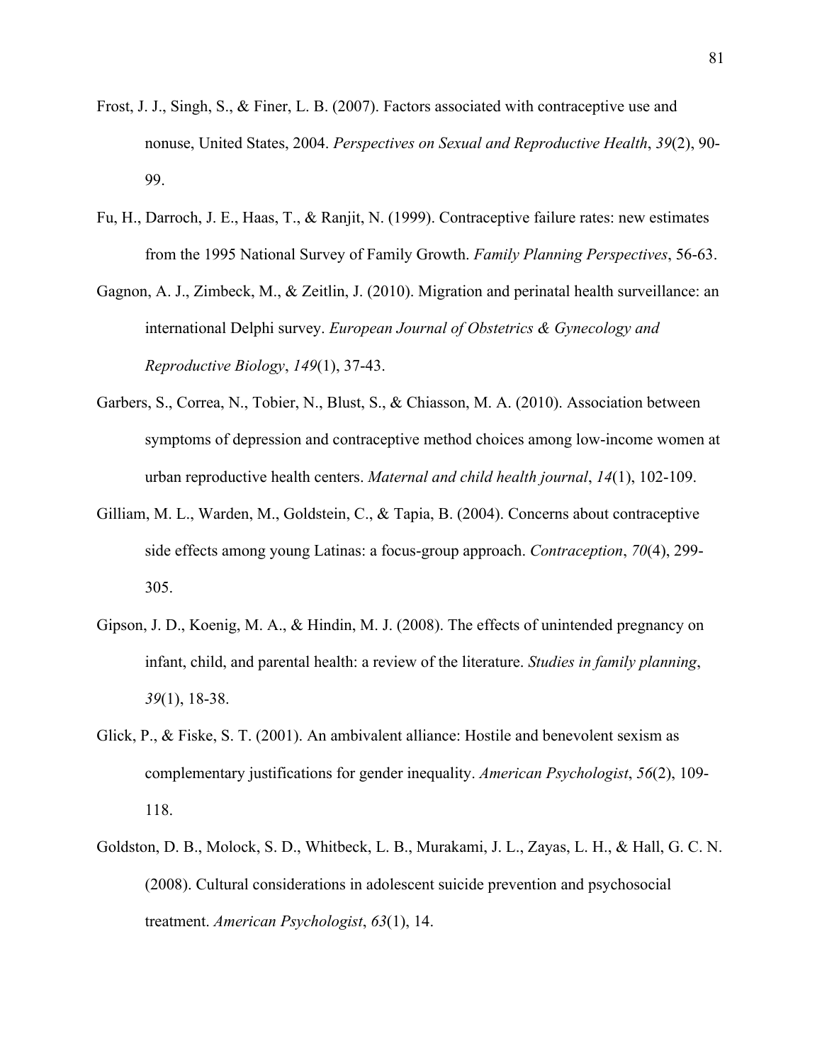Frost, J. J., Singh, S., & Finer, L. B. (2007). Factors associated with contraceptive use and nonuse, United States, 2004. *Perspectives on Sexual and Reproductive Health*, *39*(2), 90-99.

Fu, H., Darroch, J. E., Haas, T., & Ranjit, N. (1999). Contraceptive failure rates: new estimates from the 1995 National Survey of Family Growth. *Family Planning Perspectives*, 56-63.

Gagnon, A. J., Zimbeck, M., & Zeitlin, J. (2010). Migration and perinatal health surveillance: an international Delphi survey. *European Journal of Obstetrics & Gynecology and Reproductive Biology*, *149*(1), 37-43.

Garbers, S., Correa, N., Tobier, N., Blust, S., & Chiasson, M. A. (2010). Association between symptoms of depression and contraceptive method choices among low-income women at urban reproductive health centers. *Maternal and child health journal*, *14*(1), 102-109.

Gilliam, M. L., Warden, M., Goldstein, C., & Tapia, B. (2004). Concerns about contraceptive side effects among young Latinas: a focus-group approach. *Contraception*, *70*(4), 299-305.

Gipson, J. D., Koenig, M. A., & Hindin, M. J. (2008). The effects of unintended pregnancy on infant, child, and parental health: a review of the literature. *Studies in family planning*, *39*(1), 18-38.

Glick, P., & Fiske, S. T. (2001). An ambivalent alliance: Hostile and benevolent sexism as complementary justifications for gender inequality. *American Psychologist*, *56*(2), 109-118.

Goldston, D. B., Molock, S. D., Whitbeck, L. B., Murakami, J. L., Zayas, L. H., & Hall, G. C. N. (2008). Cultural considerations in adolescent suicide prevention and psychosocial treatment. *American Psychologist*, *63*(1), 14.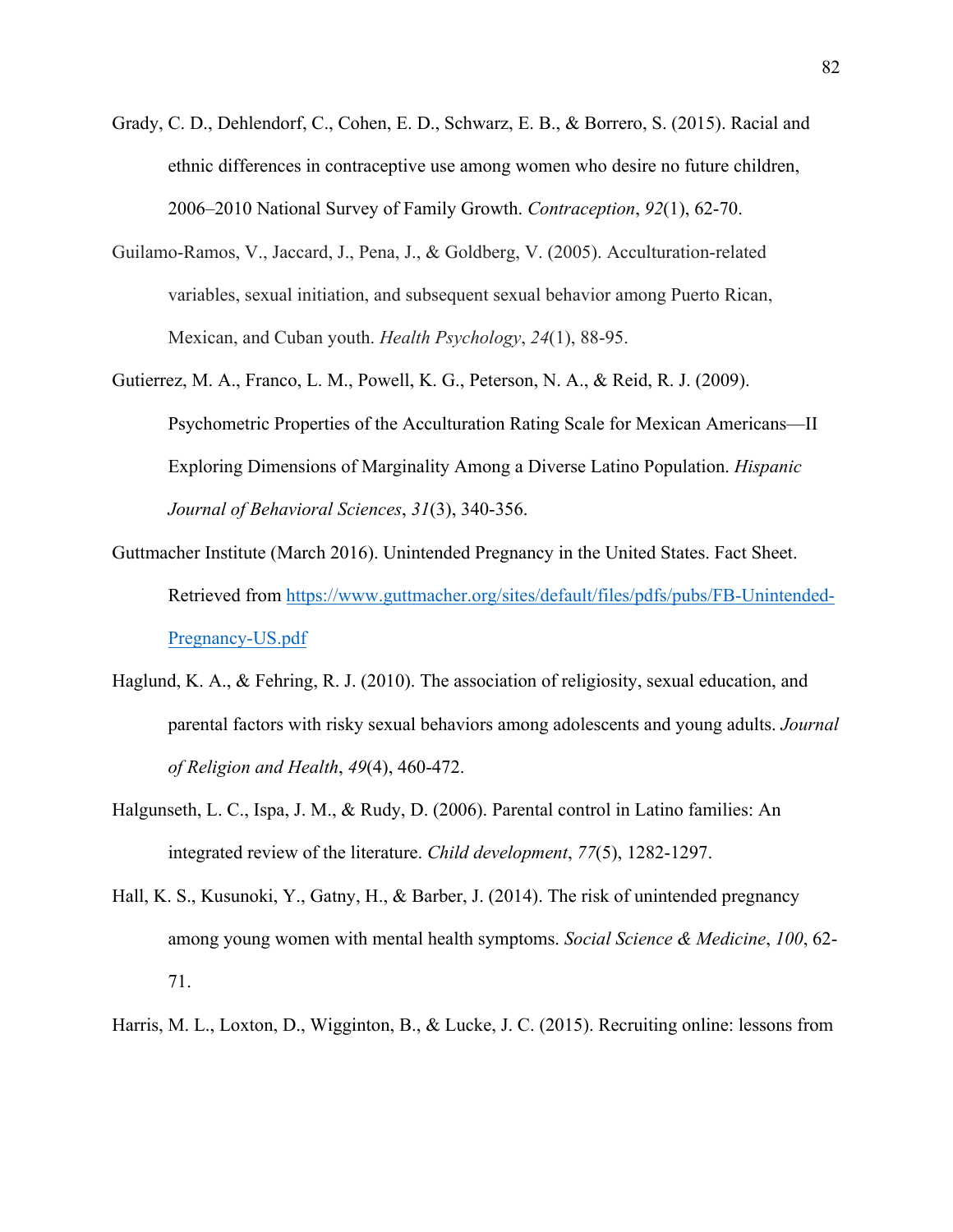Grady, C. D., Dehlendorf, C., Cohen, E. D., Schwarz, E. B., & Borrero, S. (2015). Racial and ethnic differences in contraceptive use among women who desire no future children, 2006–2010 National Survey of Family Growth. *Contraception*, *92*(1), 62-70.

Guilamo-Ramos, V., Jaccard, J., Pena, J., & Goldberg, V. (2005). Acculturation-related variables, sexual initiation, and subsequent sexual behavior among Puerto Rican, Mexican, and Cuban youth. *Health Psychology*, *24*(1), 88-95.

Gutierrez, M. A., Franco, L. M., Powell, K. G., Peterson, N. A., & Reid, R. J. (2009). Psychometric Properties of the Acculturation Rating Scale for Mexican Americans—II Exploring Dimensions of Marginality Among a Diverse Latino Population. *Hispanic Journal of Behavioral Sciences*, *31*(3), 340-356.

Guttmacher Institute (March 2016). Unintended Pregnancy in the United States. Fact Sheet. Retrieved from [https://www.guttmacher.org/sites/default/files/pdfs/pubs/FB-Unintended-Pregnancy-US.pdf](https://www.guttmacher.org/sites/default/files/pdfs/pubs/FB-Unintended-Pregnancy-US.pdf)

Haglund, K. A., & Fehring, R. J. (2010). The association of religiosity, sexual education, and parental factors with risky sexual behaviors among adolescents and young adults. *Journal of Religion and Health*, *49*(4), 460-472.

Halgunseth, L. C., Ispa, J. M., & Rudy, D. (2006). Parental control in Latino families: An integrated review of the literature. *Child development*, *77*(5), 1282-1297.

Hall, K. S., Kusunoki, Y., Gatny, H., & Barber, J. (2014). The risk of unintended pregnancy among young women with mental health symptoms. *Social Science & Medicine*, *100*, 62-71.

Harris, M. L., Loxton, D., Wigginton, B., & Lucke, J. C. (2015). Recruiting online: lessons from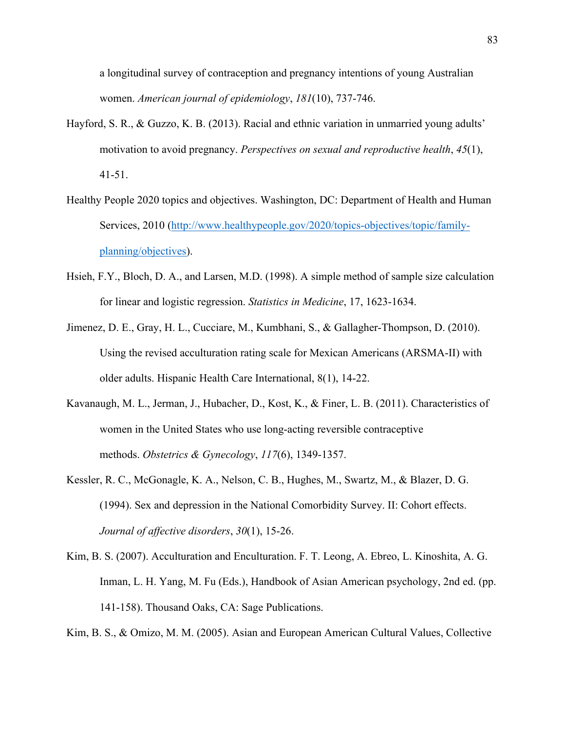a longitudinal survey of contraception and pregnancy intentions of young Australian women. *American journal of epidemiology*, *181*(10), 737-746.

Hayford, S. R., & Guzzo, K. B. (2013). Racial and ethnic variation in unmarried young adults' motivation to avoid pregnancy. *Perspectives on sexual and reproductive health*, *45*(1), 41-51.

Healthy People 2020 topics and objectives. Washington, DC: Department of Health and Human Services, 2010 ([http://www.healthypeople.gov/2020/topics-objectives/topic/family-planning/objectives](http://www.healthypeople.gov/2020/topics-objectives/topic/family-planning/objectives)).

Hsieh, F.Y., Bloch, D. A., and Larsen, M.D. (1998). A simple method of sample size calculation for linear and logistic regression. *Statistics in Medicine*, 17, 1623-1634.

Jimenez, D. E., Gray, H. L., Cucciare, M., Kumbhani, S., & Gallagher-Thompson, D. (2010). Using the revised acculturation rating scale for Mexican Americans (ARSMA-II) with older adults. Hispanic Health Care International, 8(1), 14-22.

Kavanaugh, M. L., Jerman, J., Hubacher, D., Kost, K., & Finer, L. B. (2011). Characteristics of women in the United States who use long-acting reversible contraceptive methods. *Obstetrics & Gynecology*, *117*(6), 1349-1357.

Kessler, R. C., McGonagle, K. A., Nelson, C. B., Hughes, M., Swartz, M., & Blazer, D. G. (1994). Sex and depression in the National Comorbidity Survey. II: Cohort effects. *Journal of affective disorders*, *30*(1), 15-26.

Kim, B. S. (2007). Acculturation and Enculturation. F. T. Leong, A. Ebreo, L. Kinoshita, A. G. Inman, L. H. Yang, M. Fu (Eds.), Handbook of Asian American psychology, 2nd ed. (pp. 141-158). Thousand Oaks, CA: Sage Publications.

Kim, B. S., & Omizo, M. M. (2005). Asian and European American Cultural Values, Collective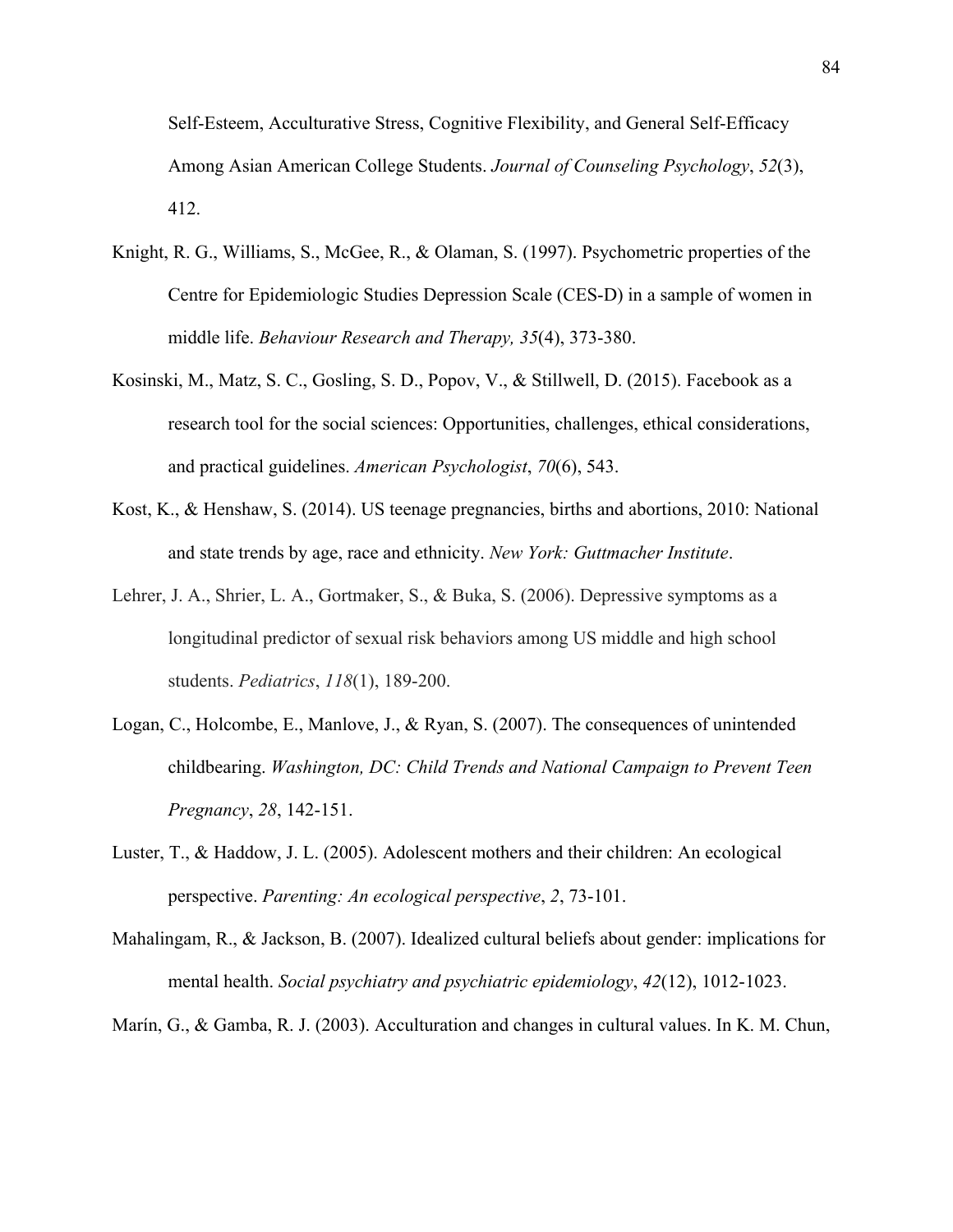Self-Esteem, Acculturative Stress, Cognitive Flexibility, and General Self-Efficacy Among Asian American College Students. *Journal of Counseling Psychology*, *52*(3), 412.

Knight, R. G., Williams, S., McGee, R., & Olaman, S. (1997). Psychometric properties of the Centre for Epidemiologic Studies Depression Scale (CES-D) in a sample of women in middle life. *Behaviour Research and Therapy, 35*(4), 373-380.

Kosinski, M., Matz, S. C., Gosling, S. D., Popov, V., & Stillwell, D. (2015). Facebook as a research tool for the social sciences: Opportunities, challenges, ethical considerations, and practical guidelines. *American Psychologist*, *70*(6), 543.

Kost, K., & Henshaw, S. (2014). US teenage pregnancies, births and abortions, 2010: National and state trends by age, race and ethnicity. *New York: Guttmacher Institute*.

Lehrer, J. A., Shrier, L. A., Gortmaker, S., & Buka, S. (2006). Depressive symptoms as a longitudinal predictor of sexual risk behaviors among US middle and high school students. *Pediatrics*, *118*(1), 189-200.

Logan, C., Holcombe, E., Manlove, J., & Ryan, S. (2007). The consequences of unintended childbearing. *Washington, DC: Child Trends and National Campaign to Prevent Teen Pregnancy*, *28*, 142-151.

Luster, T., & Haddow, J. L. (2005). Adolescent mothers and their children: An ecological perspective. *Parenting: An ecological perspective*, *2*, 73-101.

Mahalingam, R., & Jackson, B. (2007). Idealized cultural beliefs about gender: implications for mental health. *Social psychiatry and psychiatric epidemiology*, *42*(12), 1012-1023.

Marín, G., & Gamba, R. J. (2003). Acculturation and changes in cultural values. In K. M. Chun,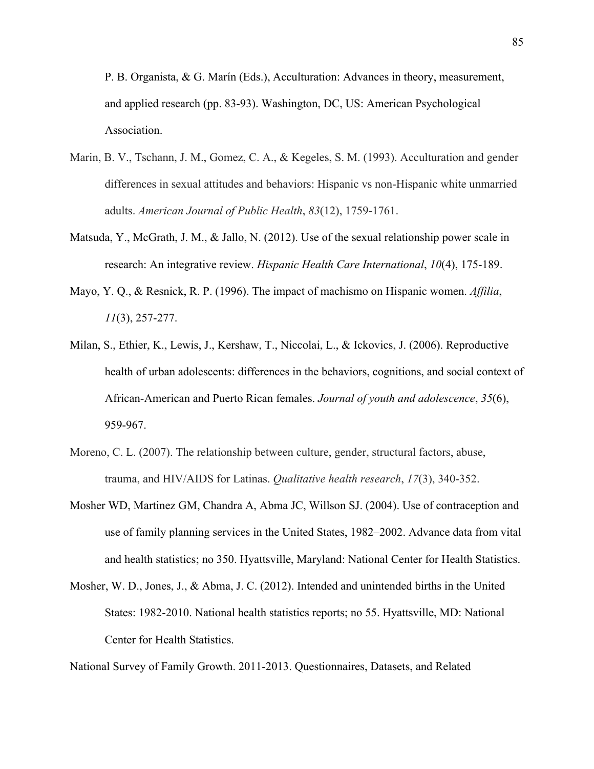P. B. Organista, & G. Marín (Eds.), Acculturation: Advances in theory, measurement, and applied research (pp. 83-93). Washington, DC, US: American Psychological Association.

Marin, B. V., Tschann, J. M., Gomez, C. A., & Kegeles, S. M. (1993). Acculturation and gender differences in sexual attitudes and behaviors: Hispanic vs non-Hispanic white unmarried adults. *American Journal of Public Health*, *83*(12), 1759-1761.

Matsuda, Y., McGrath, J. M., & Jallo, N. (2012). Use of the sexual relationship power scale in research: An integrative review. *Hispanic Health Care International*, *10*(4), 175-189.

Mayo, Y. Q., & Resnick, R. P. (1996). The impact of machismo on Hispanic women. *Affilia*, *11*(3), 257-277.

Milan, S., Ethier, K., Lewis, J., Kershaw, T., Niccolai, L., & Ickovics, J. (2006). Reproductive health of urban adolescents: differences in the behaviors, cognitions, and social context of African-American and Puerto Rican females. *Journal of youth and adolescence*, *35*(6), 959-967.

Moreno, C. L. (2007). The relationship between culture, gender, structural factors, abuse, trauma, and HIV/AIDS for Latinas. *Qualitative health research*, *17*(3), 340-352.

Mosher WD, Martinez GM, Chandra A, Abma JC, Willson SJ. (2004). Use of contraception and use of family planning services in the United States, 1982–2002. Advance data from vital and health statistics; no 350. Hyattsville, Maryland: National Center for Health Statistics.

Mosher, W. D., Jones, J., & Abma, J. C. (2012). Intended and unintended births in the United States: 1982-2010. National health statistics reports; no 55. Hyattsville, MD: National Center for Health Statistics.

National Survey of Family Growth. 2011-2013. Questionnaires, Datasets, and Related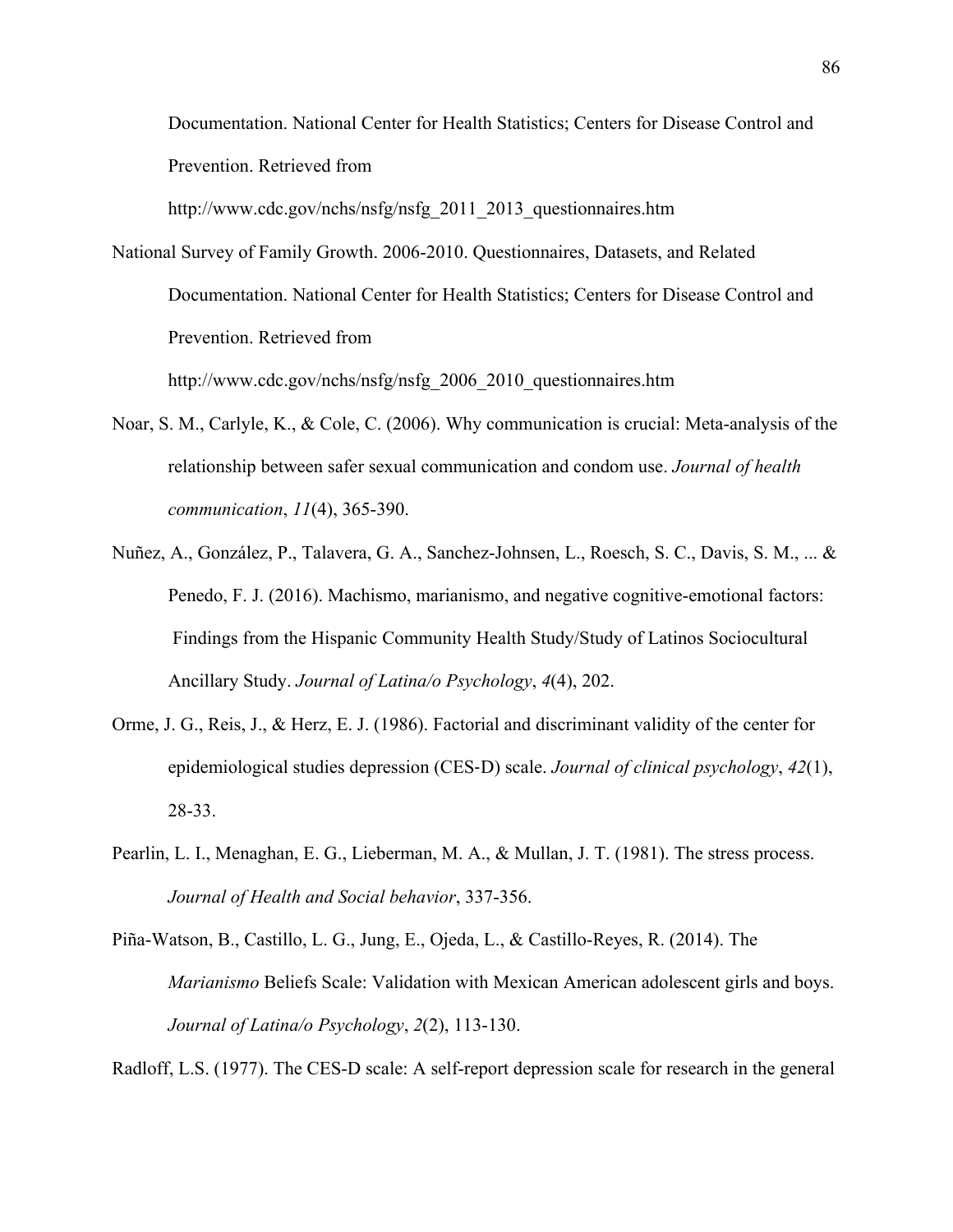Documentation. National Center for Health Statistics; Centers for Disease Control and Prevention. Retrieved from http://www.cdc.gov/nchs/nsfg/nsfg_2011_2013_questionnaires.htm

National Survey of Family Growth. 2006-2010. Questionnaires, Datasets, and Related Documentation. National Center for Health Statistics; Centers for Disease Control and Prevention. Retrieved from http://www.cdc.gov/nchs/nsfg/nsfg_2006_2010_questionnaires.htm

Noar, S. M., Carlyle, K., & Cole, C. (2006). Why communication is crucial: Meta-analysis of the relationship between safer sexual communication and condom use. *Journal of health communication*, *11*(4), 365-390.

Nuñez, A., González, P., Talavera, G. A., Sanchez-Johnsen, L., Roesch, S. C., Davis, S. M., ... & Penedo, F. J. (2016). Machismo, marianismo, and negative cognitive-emotional factors: Findings from the Hispanic Community Health Study/Study of Latinos Sociocultural Ancillary Study. *Journal of Latina/o Psychology*, *4*(4), 202.

Orme, J. G., Reis, J., & Herz, E. J. (1986). Factorial and discriminant validity of the center for epidemiological studies depression (CES-D) scale. *Journal of clinical psychology*, *42*(1), 28-33.

Pearlin, L. I., Menaghan, E. G., Lieberman, M. A., & Mullan, J. T. (1981). The stress process. *Journal of Health and Social behavior*, 337-356.

Piña-Watson, B., Castillo, L. G., Jung, E., Ojeda, L., & Castillo-Reyes, R. (2014). The *Marianismo* Beliefs Scale: Validation with Mexican American adolescent girls and boys. *Journal of Latina/o Psychology*, *2*(2), 113-130.

Radloff, L.S. (1977). The CES-D scale: A self-report depression scale for research in the general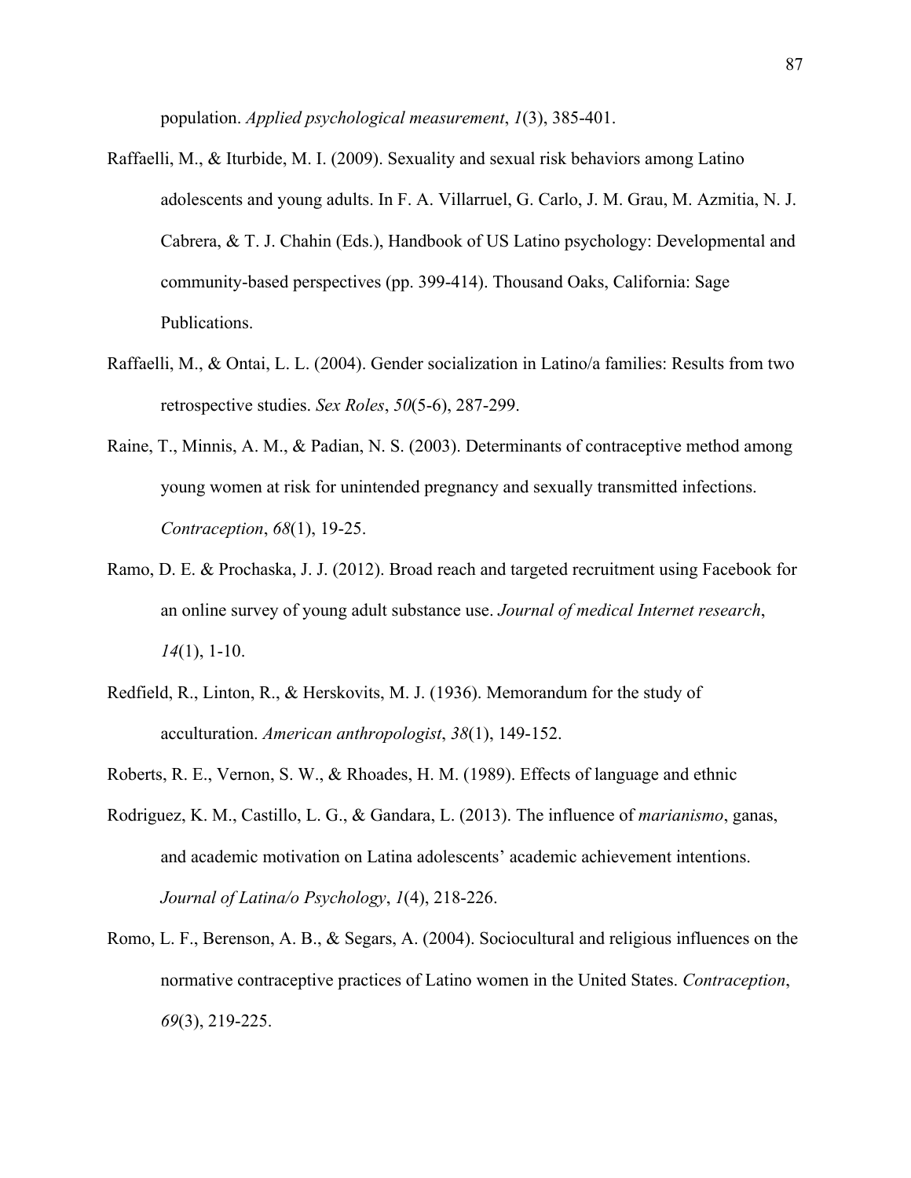population. *Applied psychological measurement*, *1*(3), 385-401.

Raffaelli, M., & Iturbide, M. I. (2009). Sexuality and sexual risk behaviors among Latino adolescents and young adults. In F. A. Villarruel, G. Carlo, J. M. Grau, M. Azmitia, N. J. Cabrera, & T. J. Chahin (Eds.), Handbook of US Latino psychology: Developmental and community-based perspectives (pp. 399-414). Thousand Oaks, California: Sage Publications.

Raffaelli, M., & Ontai, L. L. (2004). Gender socialization in Latino/a families: Results from two retrospective studies. *Sex Roles*, *50*(5-6), 287-299.

Raine, T., Minnis, A. M., & Padian, N. S. (2003). Determinants of contraceptive method among young women at risk for unintended pregnancy and sexually transmitted infections. *Contraception*, *68*(1), 19-25.

Ramo, D. E. & Prochaska, J. J. (2012). Broad reach and targeted recruitment using Facebook for an online survey of young adult substance use. *Journal of medical Internet research*, *14*(1), 1-10.

Redfield, R., Linton, R., & Herskovits, M. J. (1936). Memorandum for the study of acculturation. *American anthropologist*, *38*(1), 149-152.

Roberts, R. E., Vernon, S. W., & Rhoades, H. M. (1989). Effects of language and ethnic

Rodriguez, K. M., Castillo, L. G., & Gandara, L. (2013). The influence of *marianismo*, ganas, and academic motivation on Latina adolescents' academic achievement intentions. *Journal of Latina/o Psychology*, *1*(4), 218-226.

Romo, L. F., Berenson, A. B., & Segars, A. (2004). Sociocultural and religious influences on the normative contraceptive practices of Latino women in the United States. *Contraception*, *69*(3), 219-225.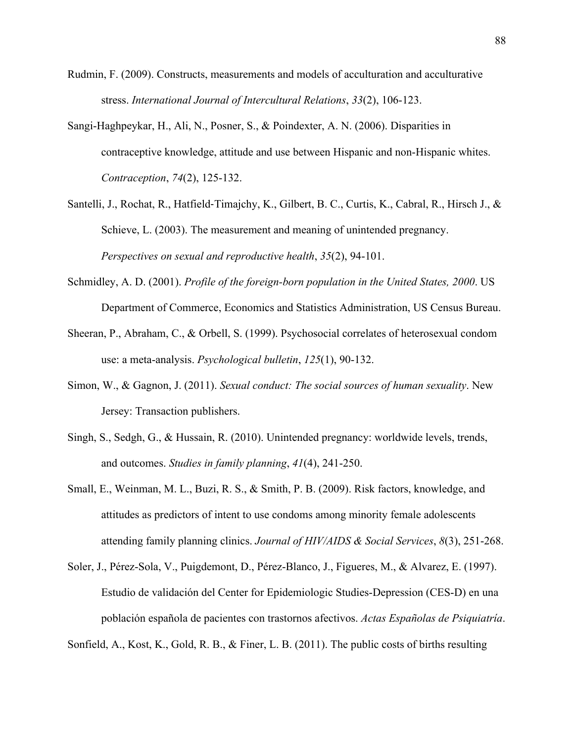Rudmin, F. (2009). Constructs, measurements and models of acculturation and acculturative stress. *International Journal of Intercultural Relations*, *33*(2), 106-123.

Sangi-Haghpeykar, H., Ali, N., Posner, S., & Poindexter, A. N. (2006). Disparities in contraceptive knowledge, attitude and use between Hispanic and non-Hispanic whites. *Contraception*, *74*(2), 125-132.

Santelli, J., Rochat, R., Hatfield-Timajchy, K., Gilbert, B. C., Curtis, K., Cabral, R., Hirsch J., & Schieve, L. (2003). The measurement and meaning of unintended pregnancy. *Perspectives on sexual and reproductive health*, *35*(2), 94-101.

Schmidley, A. D. (2001). *Profile of the foreign-born population in the United States, 2000*. US Department of Commerce, Economics and Statistics Administration, US Census Bureau.

Sheeran, P., Abraham, C., & Orbell, S. (1999). Psychosocial correlates of heterosexual condom use: a meta-analysis. *Psychological bulletin*, *125*(1), 90-132.

Simon, W., & Gagnon, J. (2011). *Sexual conduct: The social sources of human sexuality*. New Jersey: Transaction publishers.

Singh, S., Sedgh, G., & Hussain, R. (2010). Unintended pregnancy: worldwide levels, trends, and outcomes. *Studies in family planning*, *41*(4), 241-250.

Small, E., Weinman, M. L., Buzi, R. S., & Smith, P. B. (2009). Risk factors, knowledge, and attitudes as predictors of intent to use condoms among minority female adolescents attending family planning clinics. *Journal of HIV/AIDS & Social Services*, *8*(3), 251-268.

Soler, J., Pérez-Sola, V., Puigdemont, D., Pérez-Blanco, J., Figueres, M., & Alvarez, E. (1997). Estudio de validación del Center for Epidemiologic Studies-Depression (CES-D) en una población española de pacientes con trastornos afectivos. *Actas Españolas de Psiquiatría*.

Sonfield, A., Kost, K., Gold, R. B., & Finer, L. B. (2011). The public costs of births resulting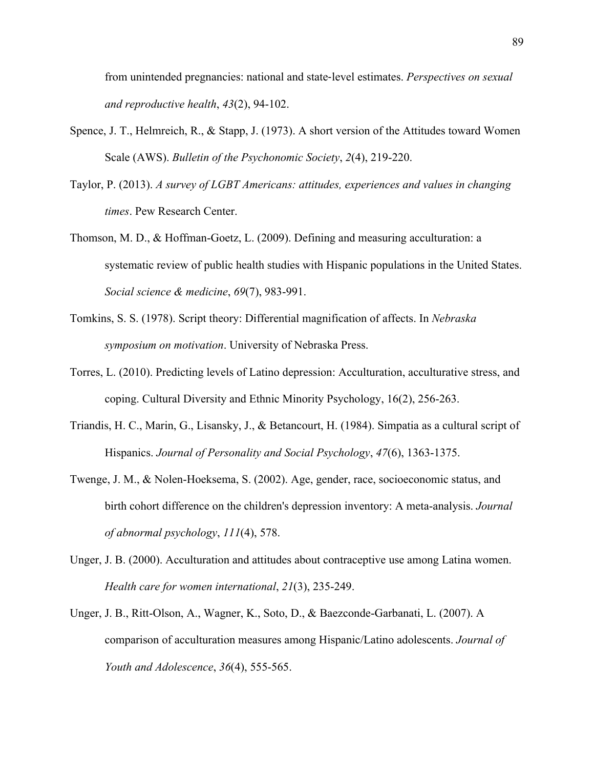from unintended pregnancies: national and state-level estimates. *Perspectives on sexual and reproductive health*, *43*(2), 94-102.

Spence, J. T., Helmreich, R., & Stapp, J. (1973). A short version of the Attitudes toward Women Scale (AWS). *Bulletin of the Psychonomic Society*, *2*(4), 219-220.

Taylor, P. (2013). *A survey of LGBT Americans: attitudes, experiences and values in changing times*. Pew Research Center.

Thomson, M. D., & Hoffman-Goetz, L. (2009). Defining and measuring acculturation: a systematic review of public health studies with Hispanic populations in the United States. *Social science & medicine*, *69*(7), 983-991.

Tomkins, S. S. (1978). Script theory: Differential magnification of affects. In *Nebraska symposium on motivation*. University of Nebraska Press.

Torres, L. (2010). Predicting levels of Latino depression: Acculturation, acculturative stress, and coping. Cultural Diversity and Ethnic Minority Psychology, 16(2), 256-263.

Triandis, H. C., Marin, G., Lisansky, J., & Betancourt, H. (1984). Simpatia as a cultural script of Hispanics. *Journal of Personality and Social Psychology*, *47*(6), 1363-1375.

Twenge, J. M., & Nolen-Hoeksema, S. (2002). Age, gender, race, socioeconomic status, and birth cohort difference on the children's depression inventory: A meta-analysis. *Journal of abnormal psychology*, *111*(4), 578.

Unger, J. B. (2000). Acculturation and attitudes about contraceptive use among Latina women. *Health care for women international*, *21*(3), 235-249.

Unger, J. B., Ritt-Olson, A., Wagner, K., Soto, D., & Baezconde-Garbanati, L. (2007). A comparison of acculturation measures among Hispanic/Latino adolescents. *Journal of Youth and Adolescence*, *36*(4), 555-565.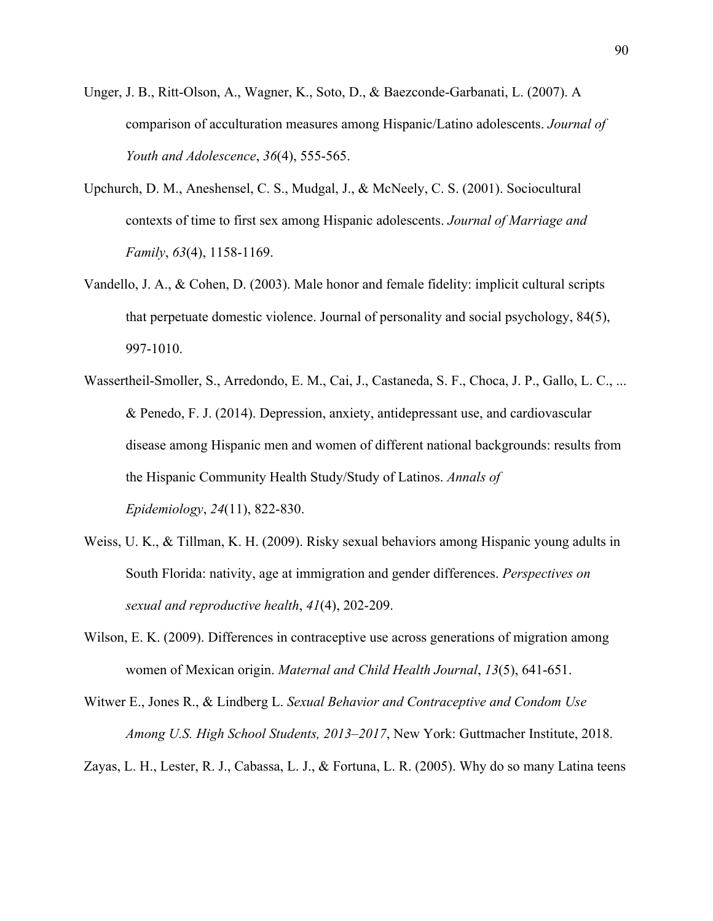Unger, J. B., Ritt-Olson, A., Wagner, K., Soto, D., & Baezconde-Garbanati, L. (2007). A comparison of acculturation measures among Hispanic/Latino adolescents. *Journal of Youth and Adolescence*, *36*(4), 555-565.

Upchurch, D. M., Aneshensel, C. S., Mudgal, J., & McNeely, C. S. (2001). Sociocultural contexts of time to first sex among Hispanic adolescents. *Journal of Marriage and Family*, *63*(4), 1158-1169.

Vandello, J. A., & Cohen, D. (2003). Male honor and female fidelity: implicit cultural scripts that perpetuate domestic violence. Journal of personality and social psychology, 84(5), 997-1010.

Wassertheil-Smoller, S., Arredondo, E. M., Cai, J., Castaneda, S. F., Choca, J. P., Gallo, L. C., ... & Penedo, F. J. (2014). Depression, anxiety, antidepressant use, and cardiovascular disease among Hispanic men and women of different national backgrounds: results from the Hispanic Community Health Study/Study of Latinos. *Annals of Epidemiology*, *24*(11), 822-830.

Weiss, U. K., & Tillman, K. H. (2009). Risky sexual behaviors among Hispanic young adults in South Florida: nativity, age at immigration and gender differences. *Perspectives on sexual and reproductive health*, *41*(4), 202-209.

Wilson, E. K. (2009). Differences in contraceptive use across generations of migration among women of Mexican origin. *Maternal and Child Health Journal*, *13*(5), 641-651.

Witwer E., Jones R., & Lindberg L. *Sexual Behavior and Contraceptive and Condom Use Among U.S. High School Students, 2013–2017*, New York: Guttmacher Institute, 2018.

Zayas, L. H., Lester, R. J., Cabassa, L. J., & Fortuna, L. R. (2005). Why do so many Latina teens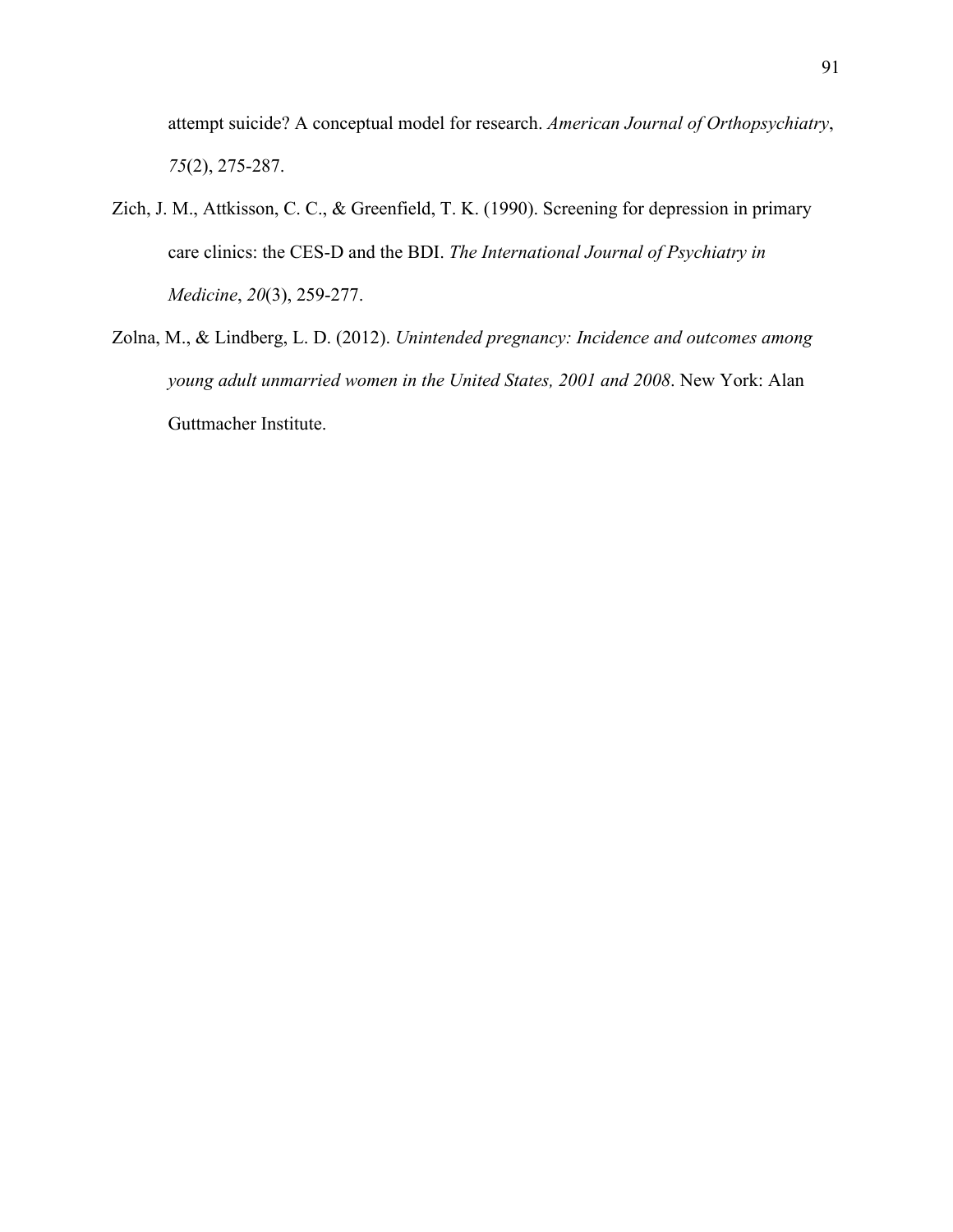attempt suicide? A conceptual model for research. *American Journal of Orthopsychiatry*, *75*(2), 275-287.

Zich, J. M., Attkisson, C. C., & Greenfield, T. K. (1990). Screening for depression in primary care clinics: the CES-D and the BDI. *The International Journal of Psychiatry in Medicine*, *20*(3), 259-277.

Zolna, M., & Lindberg, L. D. (2012). *Unintended pregnancy: Incidence and outcomes among young adult unmarried women in the United States, 2001 and 2008*. New York: Alan Guttmacher Institute.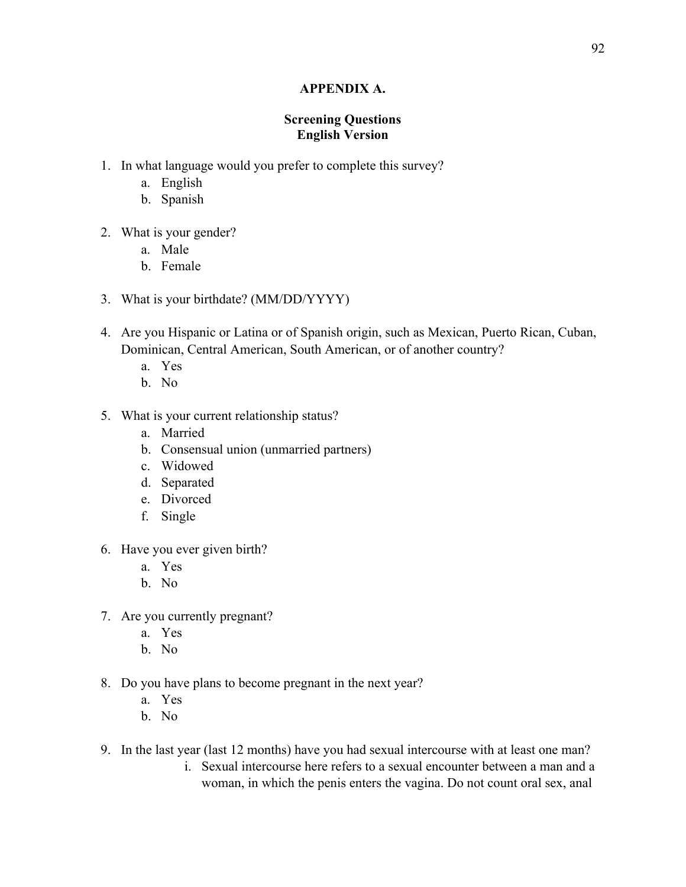## APPENDIX A.

### Screening Questions
### English Version

1. In what language would you prefer to complete this survey?
   a. English
   b. Spanish

2. What is your gender?
   a. Male
   b. Female

3. What is your birthdate? (MM/DD/YYYY)

4. Are you Hispanic or Latina or of Spanish origin, such as Mexican, Puerto Rican, Cuban, Dominican, Central American, South American, or of another country?
   a. Yes
   b. No

5. What is your current relationship status?
   a. Married
   b. Consensual union (unmarried partners)
   c. Widowed
   d. Separated
   e. Divorced
   f. Single

6. Have you ever given birth?
   a. Yes
   b. No

7. Are you currently pregnant?
   a. Yes
   b. No

8. Do you have plans to become pregnant in the next year?
   a. Yes
   b. No

9. In the last year (last 12 months) have you had sexual intercourse with at least one man?
   i. Sexual intercourse here refers to a sexual encounter between a man and a woman, in which the penis enters the vagina. Do not count oral sex, anal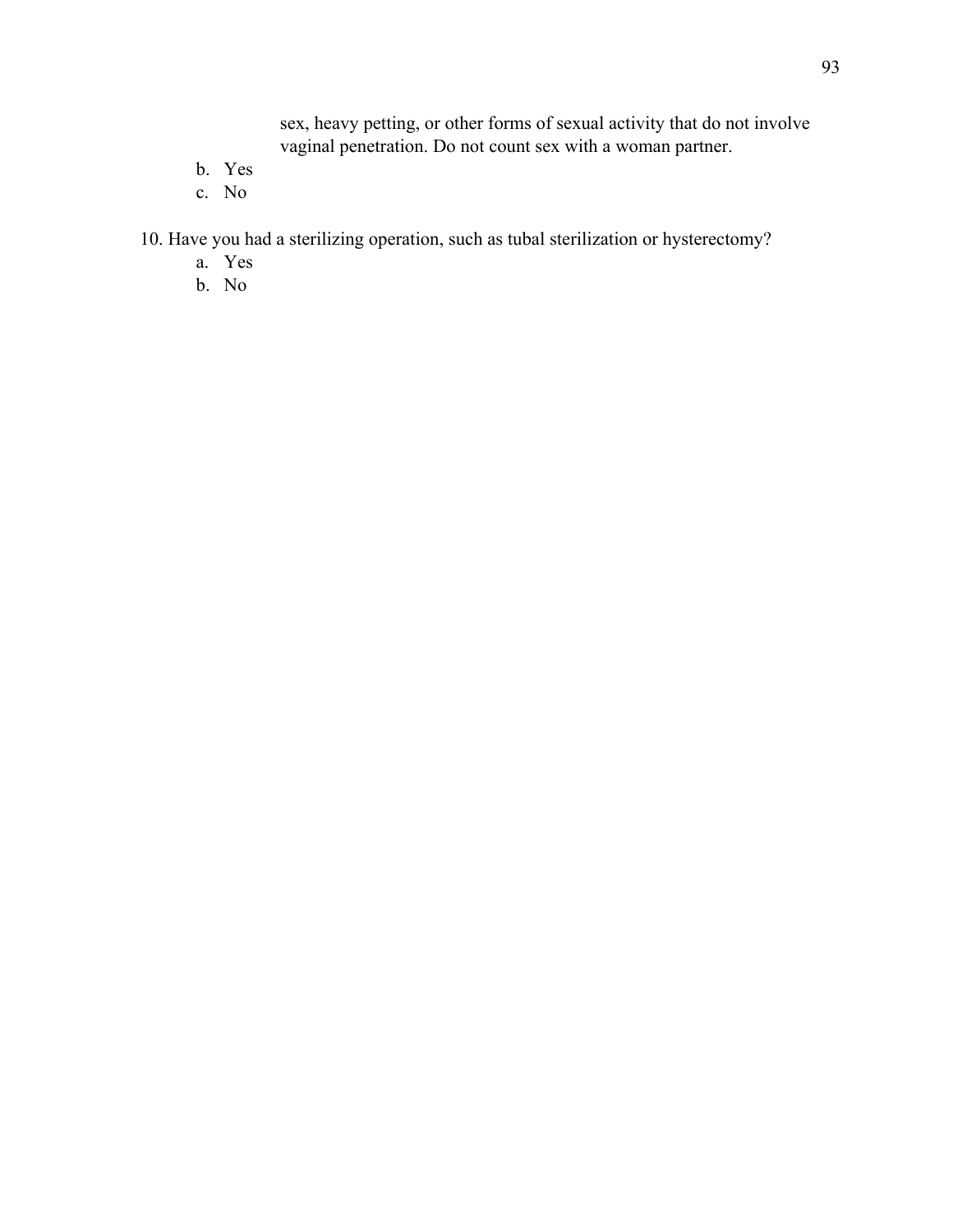sex, heavy petting, or other forms of sexual activity that do not involve vaginal penetration. Do not count sex with a woman partner.

b. Yes
c. No

10. Have you had a sterilizing operation, such as tubal sterilization or hysterectomy?
    a. Yes
    b. No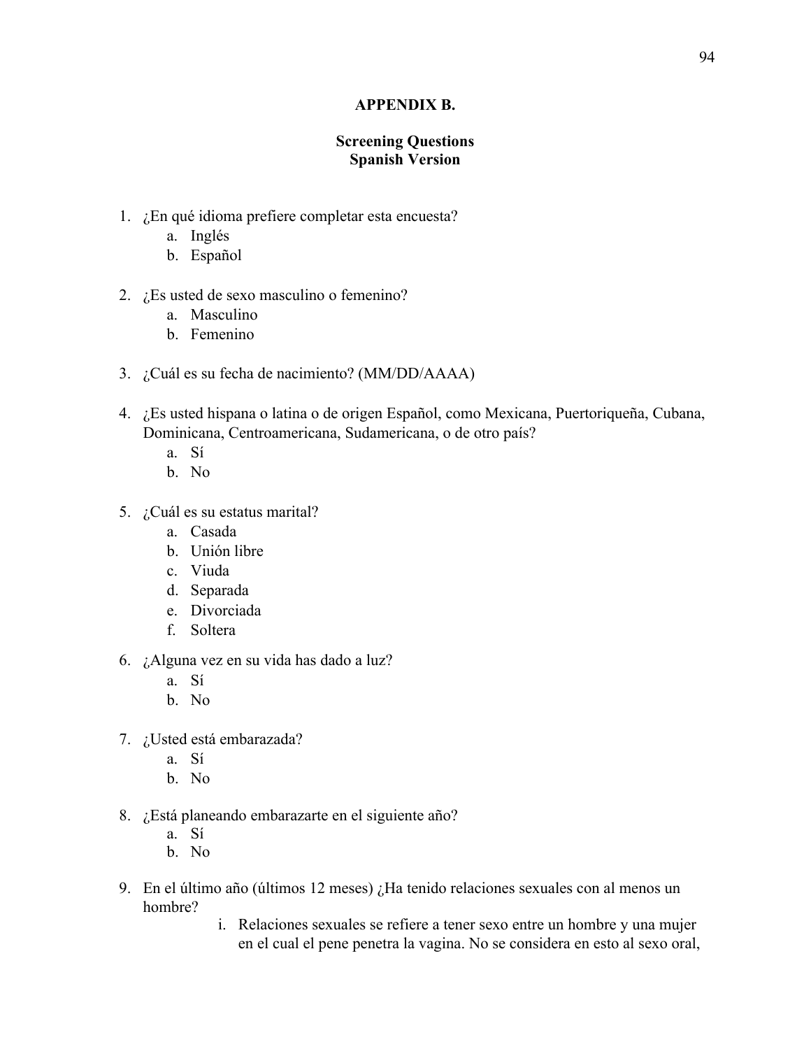## APPENDIX B.

### Screening Questions
### Spanish Version

1. ¿En qué idioma prefiere completar esta encuesta?
   a. Inglés
   b. Español

2. ¿Es usted de sexo masculino o femenino?
   a. Masculino
   b. Femenino

3. ¿Cuál es su fecha de nacimiento? (MM/DD/AAAA)

4. ¿Es usted hispana o latina o de origen Español, como Mexicana, Puertoriqueña, Cubana, Dominicana, Centroamericana, Sudamericana, o de otro país?
   a. Sí
   b. No

5. ¿Cuál es su estatus marital?
   a. Casada
   b. Unión libre
   c. Viuda
   d. Separada
   e. Divorciada
   f. Soltera

6. ¿Alguna vez en su vida has dado a luz?
   a. Sí
   b. No

7. ¿Usted está embarazada?
   a. Sí
   b. No

8. ¿Está planeando embarazarte en el siguiente año?
   a. Sí
   b. No

9. En el último año (últimos 12 meses) ¿Ha tenido relaciones sexuales con al menos un hombre?
   i. Relaciones sexuales se refiere a tener sexo entre un hombre y una mujer en el cual el pene penetra la vagina. No se considera en esto al sexo oral,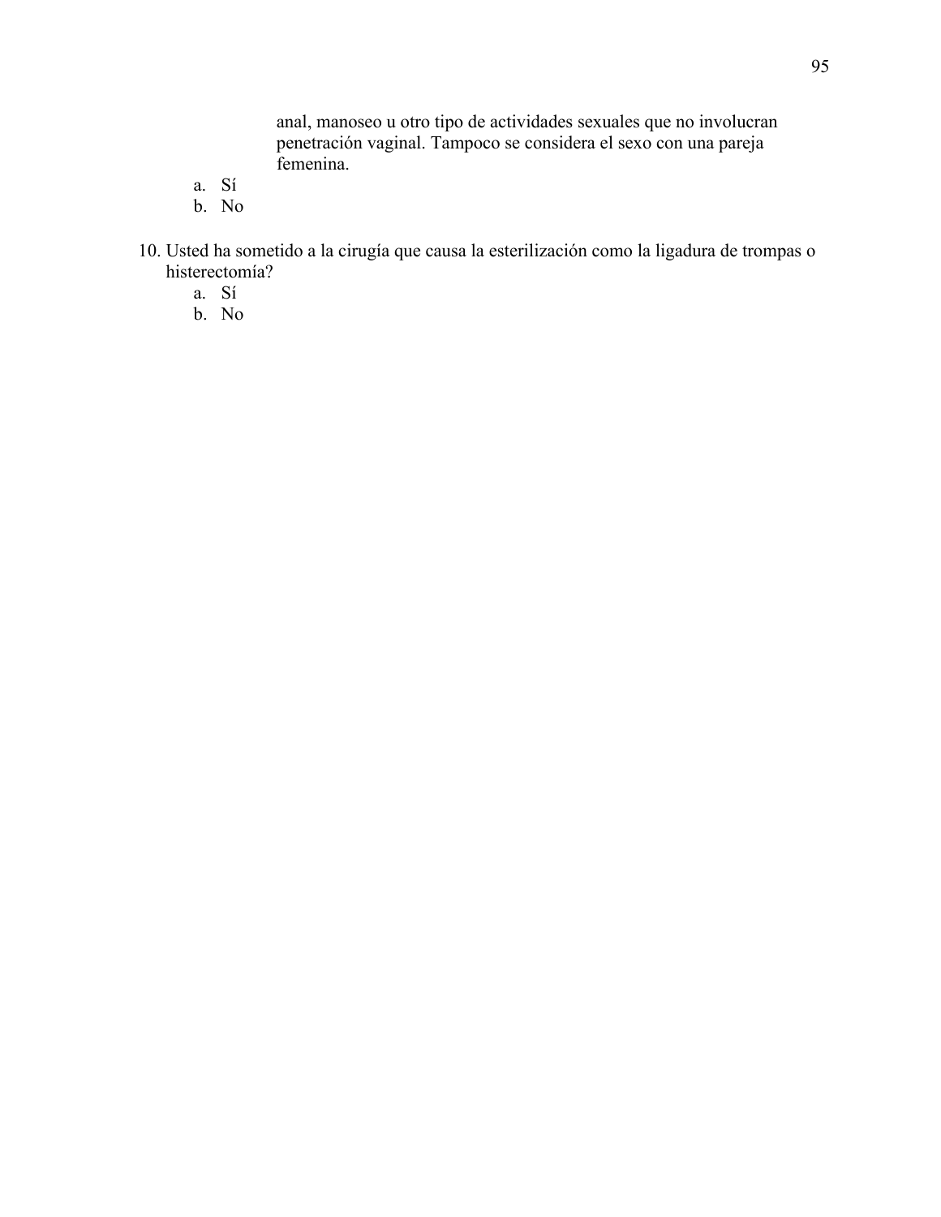anal, manoseo u otro tipo de actividades sexuales que no involucran penetración vaginal. Tampoco se considera el sexo con una pareja femenina.

   a. Sí
   b. No

10. Usted ha sometido a la cirugía que causa la esterilización como la ligadura de trompas o histerectomía?
    a. Sí
    b. No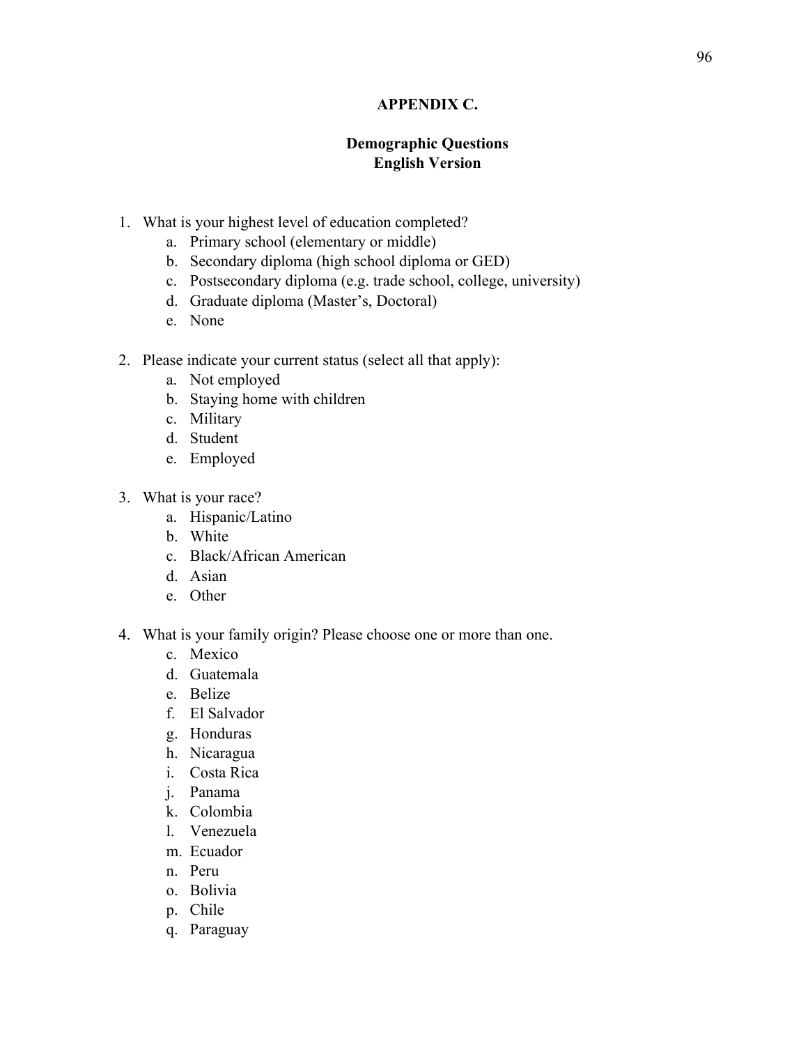# APPENDIX C.

## Demographic Questions
## English Version

1. What is your highest level of education completed?
   a. Primary school (elementary or middle)
   b. Secondary diploma (high school diploma or GED)
   c. Postsecondary diploma (e.g. trade school, college, university)
   d. Graduate diploma (Master's, Doctoral)
   e. None

2. Please indicate your current status (select all that apply):
   a. Not employed
   b. Staying home with children
   c. Military
   d. Student
   e. Employed

3. What is your race?
   a. Hispanic/Latino
   b. White
   c. Black/African American
   d. Asian
   e. Other

4. What is your family origin? Please choose one or more than one.
   c. Mexico
   d. Guatemala
   e. Belize
   f. El Salvador
   g. Honduras
   h. Nicaragua
   i. Costa Rica
   j. Panama
   k. Colombia
   l. Venezuela
   m. Ecuador
   n. Peru
   o. Bolivia
   p. Chile
   q. Paraguay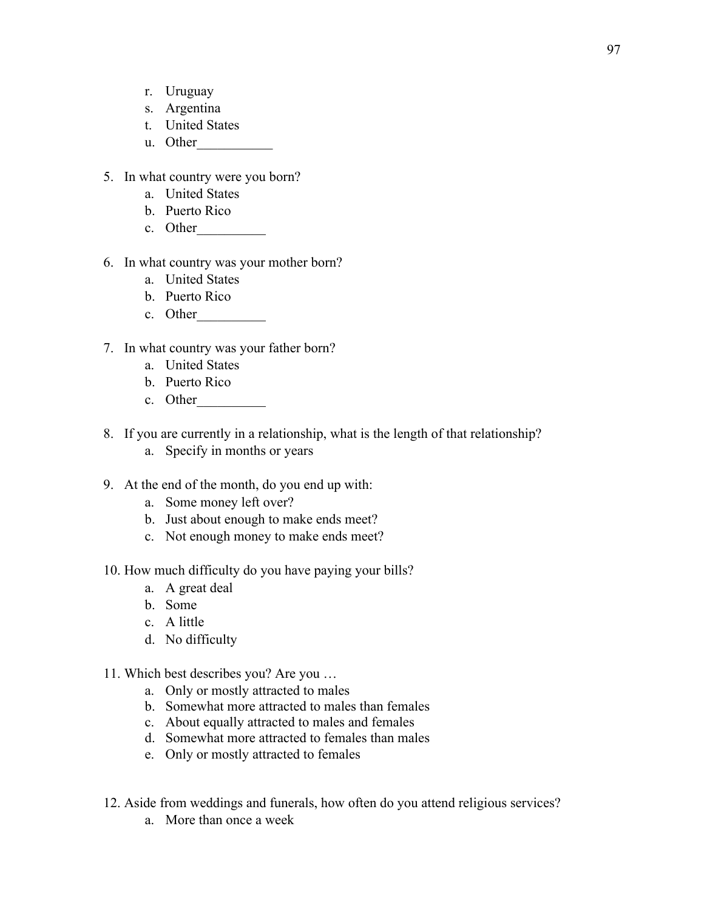r. Uruguay
   s. Argentina
   t. United States
   u. Other___________

5. In what country were you born?
   a. United States
   b. Puerto Rico
   c. Other__________

6. In what country was your mother born?
   a. United States
   b. Puerto Rico
   c. Other__________

7. In what country was your father born?
   a. United States
   b. Puerto Rico
   c. Other__________

8. If you are currently in a relationship, what is the length of that relationship?
   a. Specify in months or years

9. At the end of the month, do you end up with:
   a. Some money left over?
   b. Just about enough to make ends meet?
   c. Not enough money to make ends meet?

10. How much difficulty do you have paying your bills?
    a. A great deal
    b. Some
    c. A little
    d. No difficulty

11. Which best describes you? Are you …
    a. Only or mostly attracted to males
    b. Somewhat more attracted to males than females
    c. About equally attracted to males and females
    d. Somewhat more attracted to females than males
    e. Only or mostly attracted to females

12. Aside from weddings and funerals, how often do you attend religious services?
    a. More than once a week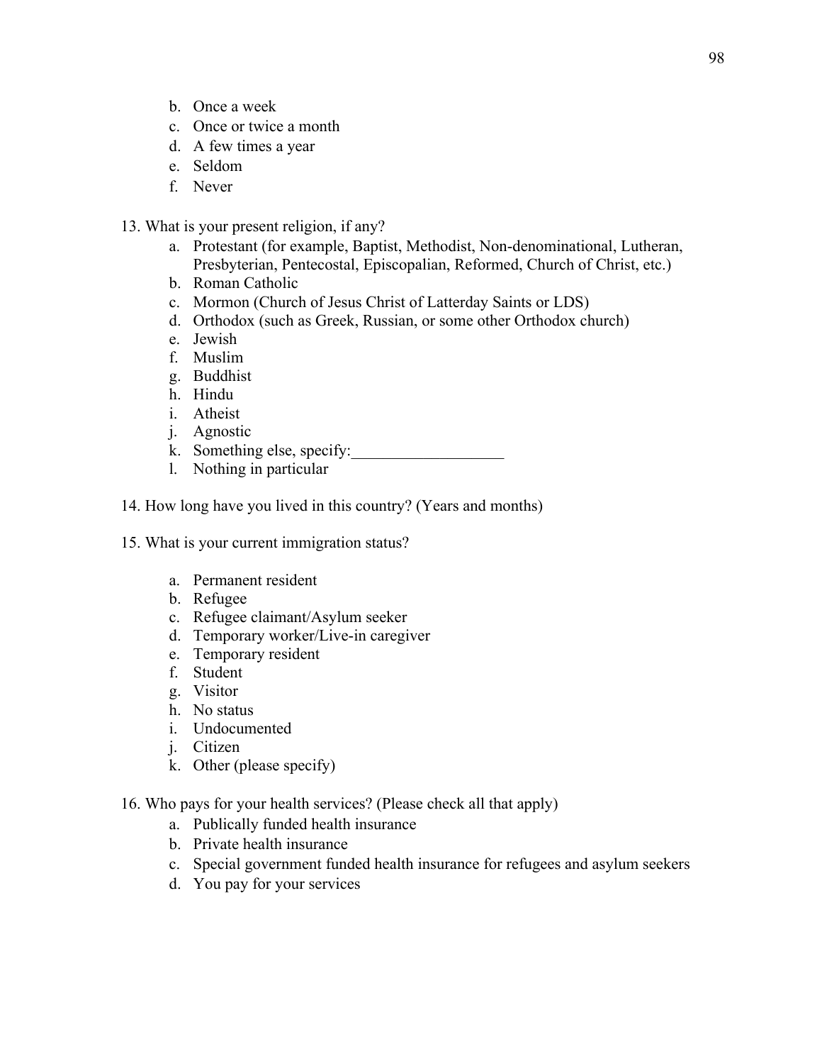b. Once a week
   c. Once or twice a month
   d. A few times a year
   e. Seldom
   f. Never

13. What is your present religion, if any?
   a. Protestant (for example, Baptist, Methodist, Non-denominational, Lutheran, Presbyterian, Pentecostal, Episcopalian, Reformed, Church of Christ, etc.)
   b. Roman Catholic
   c. Mormon (Church of Jesus Christ of Latterday Saints or LDS)
   d. Orthodox (such as Greek, Russian, or some other Orthodox church)
   e. Jewish
   f. Muslim
   g. Buddhist
   h. Hindu
   i. Atheist
   j. Agnostic
   k. Something else, specify:___________________
   l. Nothing in particular

14. How long have you lived in this country? (Years and months)

15. What is your current immigration status?

   a. Permanent resident
   b. Refugee
   c. Refugee claimant/Asylum seeker
   d. Temporary worker/Live-in caregiver
   e. Temporary resident
   f. Student
   g. Visitor
   h. No status
   i. Undocumented
   j. Citizen
   k. Other (please specify)

16. Who pays for your health services? (Please check all that apply)
   a. Publically funded health insurance
   b. Private health insurance
   c. Special government funded health insurance for refugees and asylum seekers
   d. You pay for your services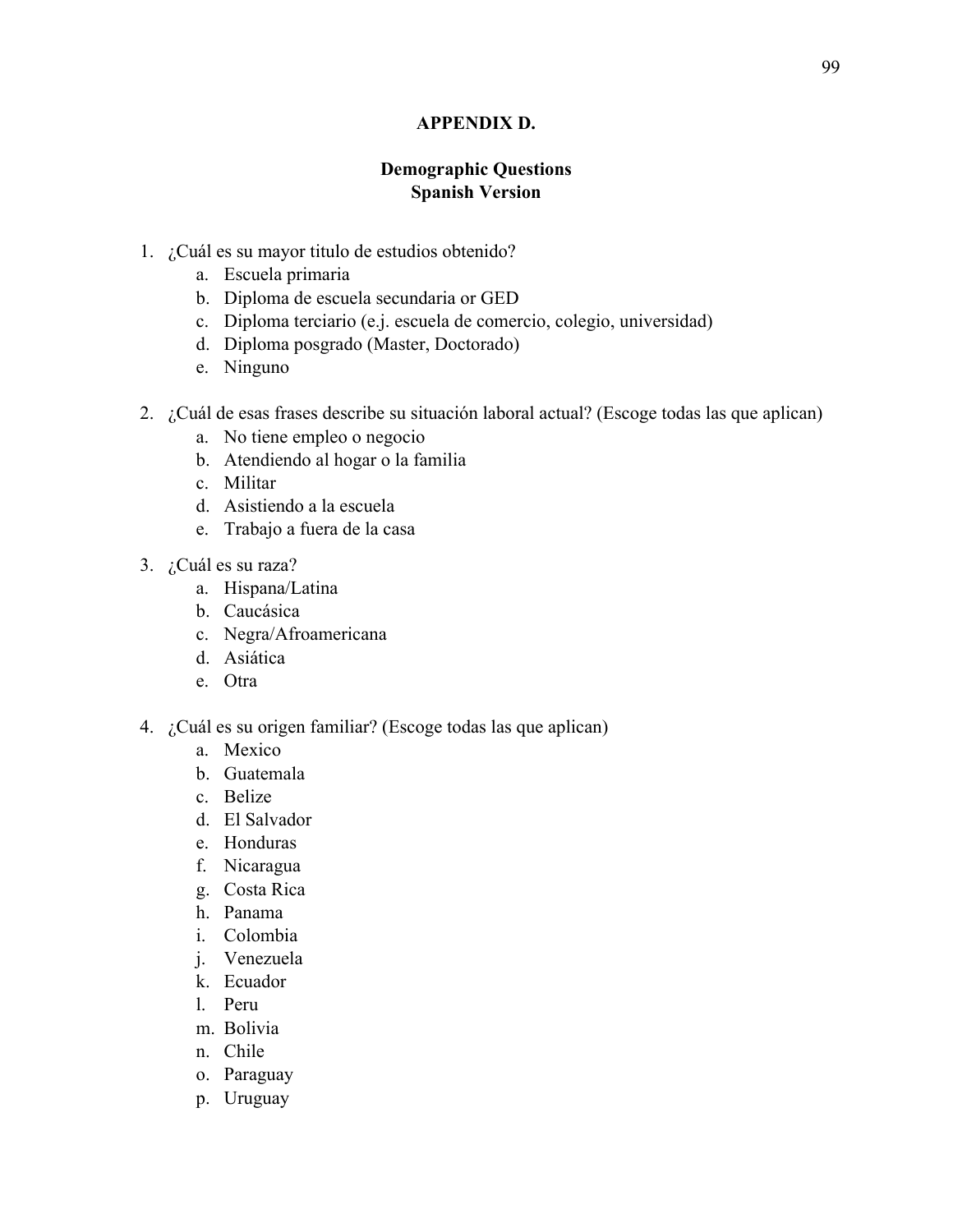## APPENDIX D.

### Demographic Questions
### Spanish Version

1. ¿Cuál es su mayor titulo de estudios obtenido?
   a. Escuela primaria
   b. Diploma de escuela secundaria or GED
   c. Diploma terciario (e.j. escuela de comercio, colegio, universidad)
   d. Diploma posgrado (Master, Doctorado)
   e. Ninguno

2. ¿Cuál de esas frases describe su situación laboral actual? (Escoge todas las que aplican)
   a. No tiene empleo o negocio
   b. Atendiendo al hogar o la familia
   c. Militar
   d. Asistiendo a la escuela
   e. Trabajo a fuera de la casa

3. ¿Cuál es su raza?
   a. Hispana/Latina
   b. Caucásica
   c. Negra/Afroamericana
   d. Asiática
   e. Otra

4. ¿Cuál es su origen familiar? (Escoge todas las que aplican)
   a. Mexico
   b. Guatemala
   c. Belize
   d. El Salvador
   e. Honduras
   f. Nicaragua
   g. Costa Rica
   h. Panama
   i. Colombia
   j. Venezuela
   k. Ecuador
   l. Peru
   m. Bolivia
   n. Chile
   o. Paraguay
   p. Uruguay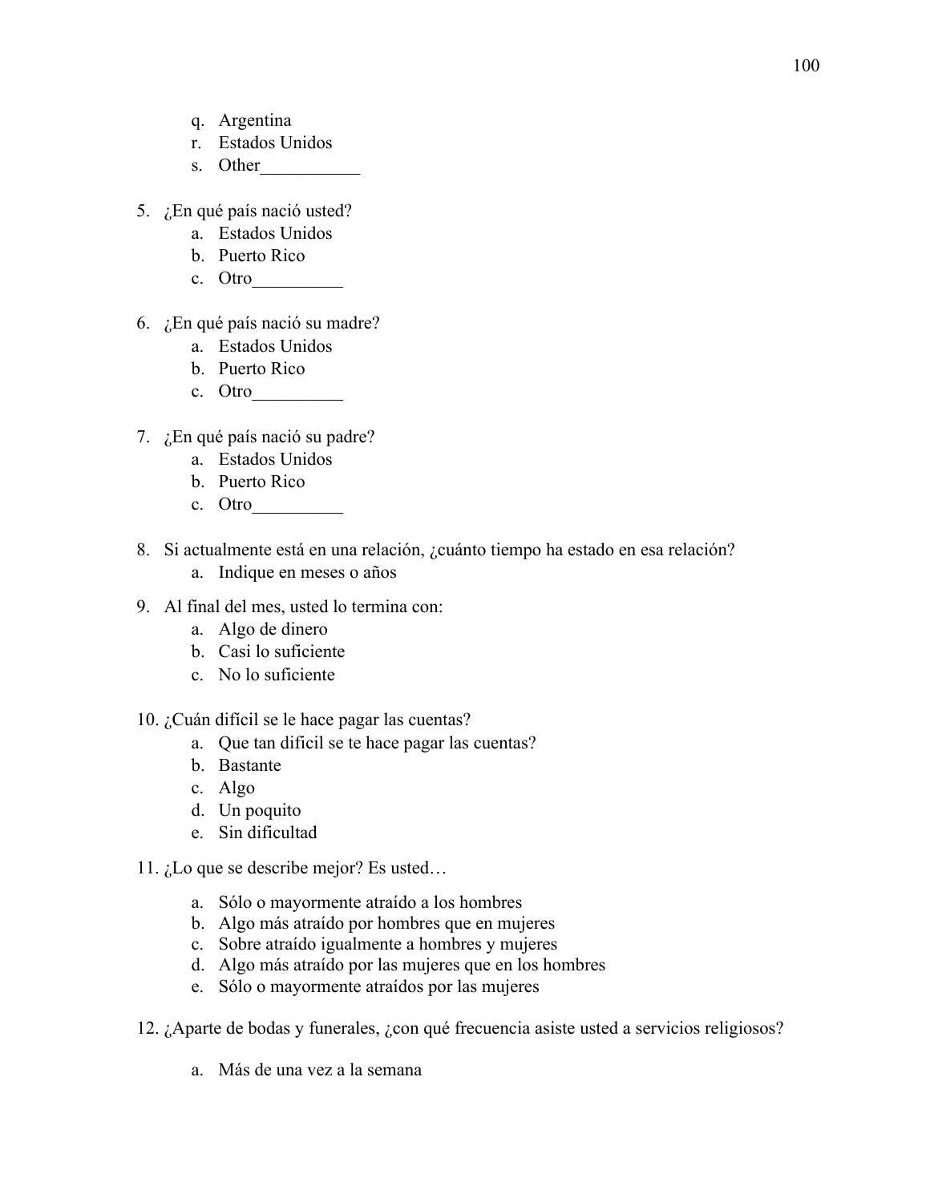q. Argentina
r. Estados Unidos
s. Other___________

5. ¿En qué país nació usted?
   a. Estados Unidos
   b. Puerto Rico
   c. Otro__________

6. ¿En qué país nació su madre?
   a. Estados Unidos
   b. Puerto Rico
   c. Otro__________

7. ¿En qué país nació su padre?
   a. Estados Unidos
   b. Puerto Rico
   c. Otro__________

8. Si actualmente está en una relación, ¿cuánto tiempo ha estado en esa relación?
   a. Indique en meses o años

9. Al final del mes, usted lo termina con:
   a. Algo de dinero
   b. Casi lo suficiente
   c. No lo suficiente

10. ¿Cuán difícil se le hace pagar las cuentas?
    a. Que tan dificil se te hace pagar las cuentas?
    b. Bastante
    c. Algo
    d. Un poquito
    e. Sin dificultad

11. ¿Lo que se describe mejor? Es usted…

    a. Sólo o mayormente atraído a los hombres
    b. Algo más atraído por hombres que en mujeres
    c. Sobre atraído igualmente a hombres y mujeres
    d. Algo más atraído por las mujeres que en los hombres
    e. Sólo o mayormente atraídos por las mujeres

12. ¿Aparte de bodas y funerales, ¿con qué frecuencia asiste usted a servicios religiosos?

    a. Más de una vez a la semana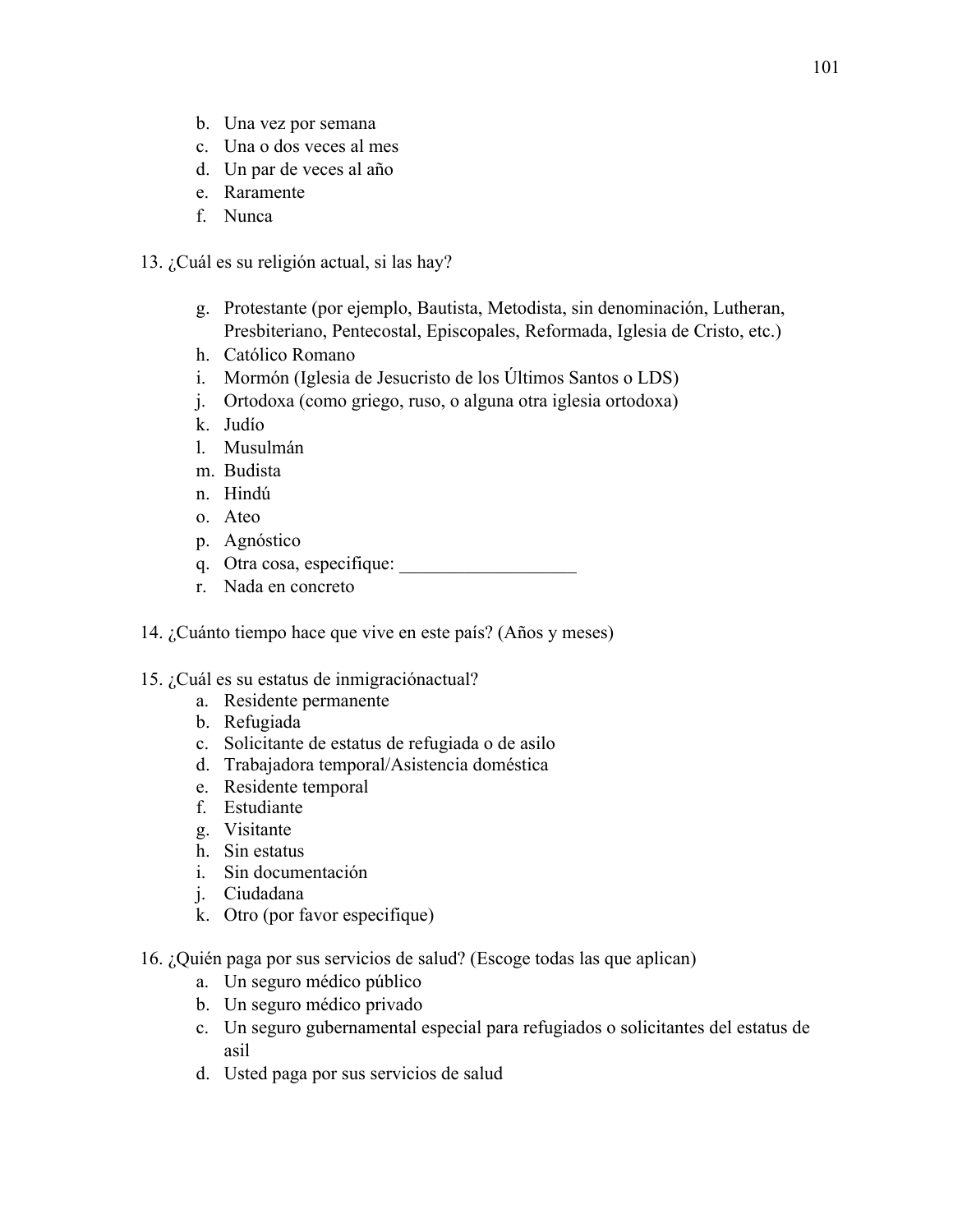b. Una vez por semana
c. Una o dos veces al mes
d. Un par de veces al año
e. Raramente
f. Nunca

13. ¿Cuál es su religión actual, si las hay?

g. Protestante (por ejemplo, Bautista, Metodista, sin denominación, Lutheran, Presbiteriano, Pentecostal, Episcopales, Reformada, Iglesia de Cristo, etc.)
h. Católico Romano
i. Mormón (Iglesia de Jesucristo de los Últimos Santos o LDS)
j. Ortodoxa (como griego, ruso, o alguna otra iglesia ortodoxa)
k. Judío
l. Musulmán
m. Budista
n. Hindú
o. Ateo
p. Agnóstico
q. Otra cosa, especifique: ___________________
r. Nada en concreto

14. ¿Cuánto tiempo hace que vive en este país? (Años y meses)

15. ¿Cuál es su estatus de inmigraciónactual?
a. Residente permanente
b. Refugiada
c. Solicitante de estatus de refugiada o de asilo
d. Trabajadora temporal/Asistencia doméstica
e. Residente temporal
f. Estudiante
g. Visitante
h. Sin estatus
i. Sin documentación
j. Ciudadana
k. Otro (por favor especifique)

16. ¿Quién paga por sus servicios de salud? (Escoge todas las que aplican)
a. Un seguro médico público
b. Un seguro médico privado
c. Un seguro gubernamental especial para refugiados o solicitantes del estatus de asil
d. Usted paga por sus servicios de salud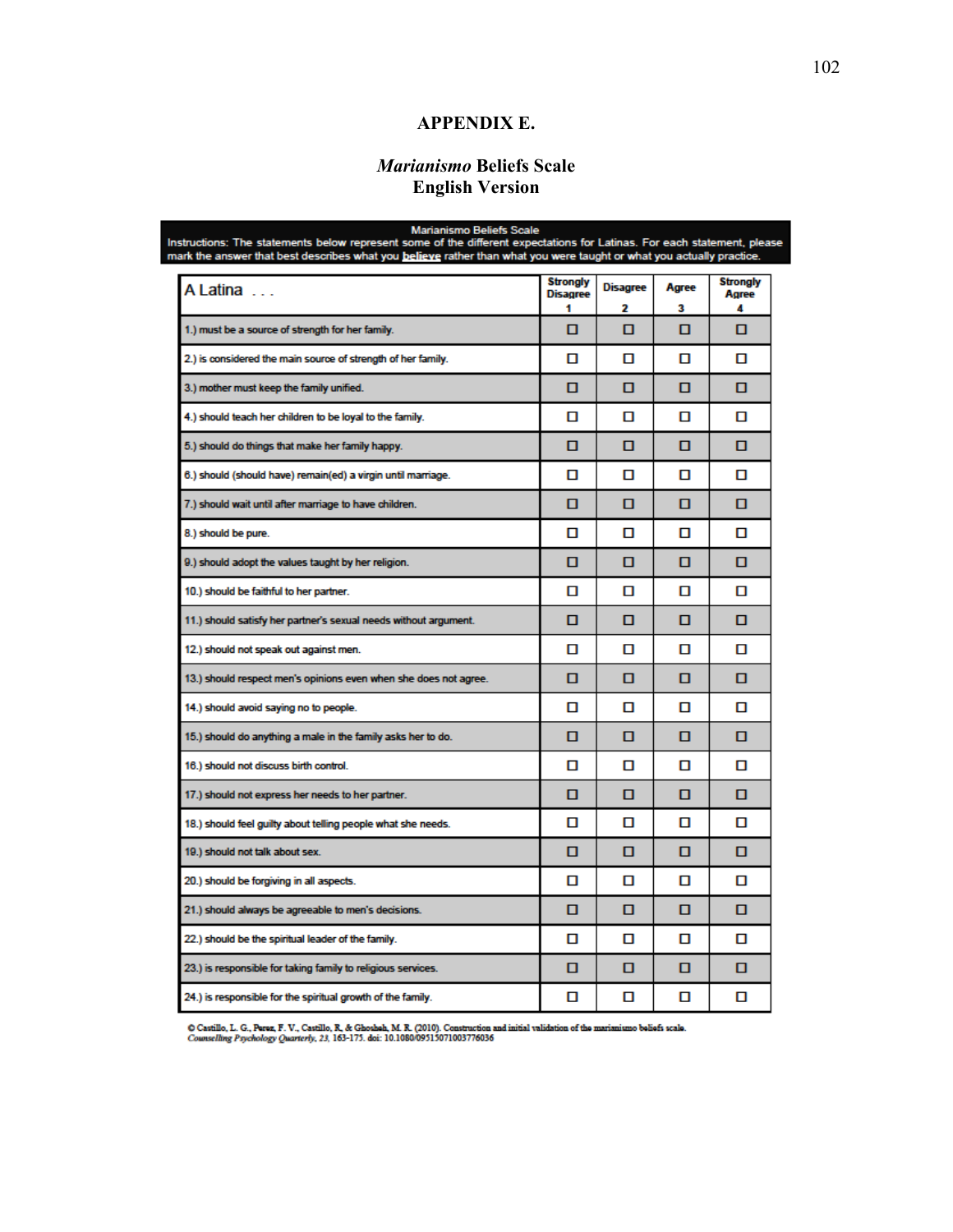# APPENDIX E.

## *Marianismo* Beliefs Scale
## English Version

**Marianismo Beliefs Scale**

Instructions: The statements below represent some of the different expectations for Latinas. For each statement, please mark the answer that best describes what you believe rather than what you were taught or what you actually practice.

| A Latina . . . | Strongly Disagree 1 | Disagree 2 | Agree 3 | Strongly Agree 4 |
|---|---|---|---|---|
| 1.) must be a source of strength for her family. | ☐ | ☐ | ☐ | ☐ |
| 2.) is considered the main source of strength of her family. | ☐ | ☐ | ☐ | ☐ |
| 3.) mother must keep the family unified. | ☐ | ☐ | ☐ | ☐ |
| 4.) should teach her children to be loyal to the family. | ☐ | ☐ | ☐ | ☐ |
| 5.) should do things that make her family happy. | ☐ | ☐ | ☐ | ☐ |
| 6.) should (should have) remain(ed) a virgin until marriage. | ☐ | ☐ | ☐ | ☐ |
| 7.) should wait until after marriage to have children. | ☐ | ☐ | ☐ | ☐ |
| 8.) should be pure. | ☐ | ☐ | ☐ | ☐ |
| 9.) should adopt the values taught by her religion. | ☐ | ☐ | ☐ | ☐ |
| 10.) should be faithful to her partner. | ☐ | ☐ | ☐ | ☐ |
| 11.) should satisfy her partner's sexual needs without argument. | ☐ | ☐ | ☐ | ☐ |
| 12.) should not speak out against men. | ☐ | ☐ | ☐ | ☐ |
| 13.) should respect men's opinions even when she does not agree. | ☐ | ☐ | ☐ | ☐ |
| 14.) should avoid saying no to people. | ☐ | ☐ | ☐ | ☐ |
| 15.) should do anything a male in the family asks her to do. | ☐ | ☐ | ☐ | ☐ |
| 16.) should not discuss birth control. | ☐ | ☐ | ☐ | ☐ |
| 17.) should not express her needs to her partner. | ☐ | ☐ | ☐ | ☐ |
| 18.) should feel guilty about telling people what she needs. | ☐ | ☐ | ☐ | ☐ |
| 19.) should not talk about sex. | ☐ | ☐ | ☐ | ☐ |
| 20.) should be forgiving in all aspects. | ☐ | ☐ | ☐ | ☐ |
| 21.) should always be agreeable to men's decisions. | ☐ | ☐ | ☐ | ☐ |
| 22.) should be the spiritual leader of the family. | ☐ | ☐ | ☐ | ☐ |
| 23.) is responsible for taking family to religious services. | ☐ | ☐ | ☐ | ☐ |
| 24.) is responsible for the spiritual growth of the family. | ☐ | ☐ | ☐ | ☐ |

© Castillo, L. G., Perez, F. V., Castillo, R., & Ghosheh, M. R. (2010). Construction and initial validation of the marianismo beliefs scale. *Counselling Psychology Quarterly, 23,* 163-175. doi: 10.1080/09515071003776036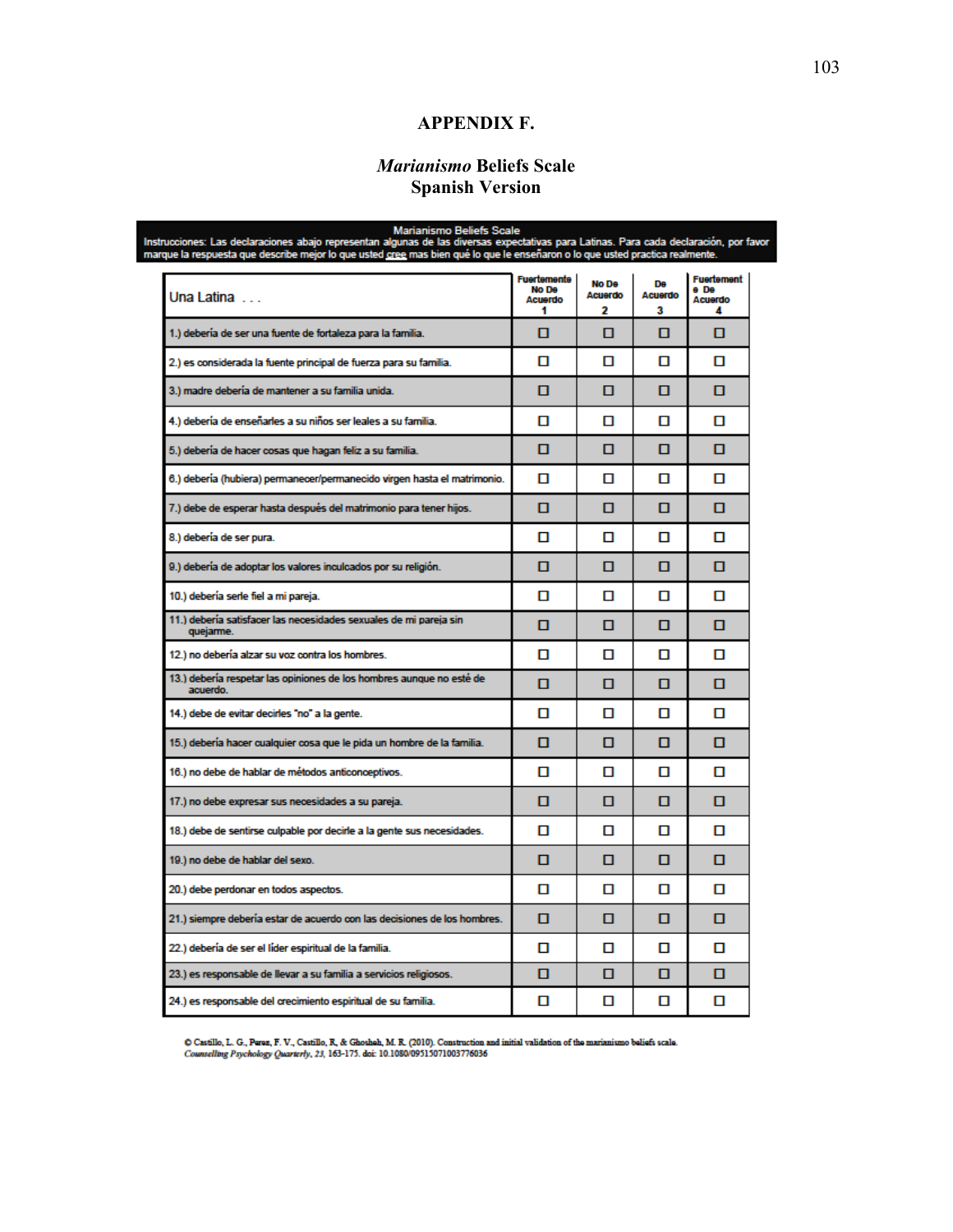## APPENDIX F.

### *Marianismo* Beliefs Scale
### Spanish Version

**Marianismo Beliefs Scale**

Instrucciones: Las declaraciones abajo representan algunas de las diversas expectativas para Latinas. Para cada declaración, por favor marque la respuesta que describe mejor lo que usted cree mas bien qué lo que le enseñaron o lo que usted practica realmente.

| Una Latina . . . | Fuertemente No De Acuerdo 1 | No De Acuerdo 2 | De Acuerdo 3 | Fuertemente De Acuerdo 4 |
|---|---|---|---|---|
| 1.) debería de ser una fuente de fortaleza para la familia. | ☐ | ☐ | ☐ | ☐ |
| 2.) es considerada la fuente principal de fuerza para su familia. | ☐ | ☐ | ☐ | ☐ |
| 3.) madre debería de mantener a su familia unida. | ☐ | ☐ | ☐ | ☐ |
| 4.) debería de enseñarles a su niños ser leales a su familia. | ☐ | ☐ | ☐ | ☐ |
| 5.) debería de hacer cosas que hagan feliz a su familia. | ☐ | ☐ | ☐ | ☐ |
| 6.) debería (hubiera) permanecer/permanecido virgen hasta el matrimonio. | ☐ | ☐ | ☐ | ☐ |
| 7.) debe de esperar hasta después del matrimonio para tener hijos. | ☐ | ☐ | ☐ | ☐ |
| 8.) debería de ser pura. | ☐ | ☐ | ☐ | ☐ |
| 9.) debería de adoptar los valores inculcados por su religión. | ☐ | ☐ | ☐ | ☐ |
| 10.) debería serle fiel a mi pareja. | ☐ | ☐ | ☐ | ☐ |
| 11.) debería satisfacer las necesidades sexuales de mi pareja sin quejarme. | ☐ | ☐ | ☐ | ☐ |
| 12.) no debería alzar su voz contra los hombres. | ☐ | ☐ | ☐ | ☐ |
| 13.) debería respetar las opiniones de los hombres aunque no esté de acuerdo. | ☐ | ☐ | ☐ | ☐ |
| 14.) debe de evitar decirles "no" a la gente. | ☐ | ☐ | ☐ | ☐ |
| 15.) debería hacer cualquier cosa que le pida un hombre de la familia. | ☐ | ☐ | ☐ | ☐ |
| 16.) no debe de hablar de métodos anticonceptivos. | ☐ | ☐ | ☐ | ☐ |
| 17.) no debe expresar sus necesidades a su pareja. | ☐ | ☐ | ☐ | ☐ |
| 18.) debe de sentirse culpable por decirle a la gente sus necesidades. | ☐ | ☐ | ☐ | ☐ |
| 19.) no debe de hablar del sexo. | ☐ | ☐ | ☐ | ☐ |
| 20.) debe perdonar en todos aspectos. | ☐ | ☐ | ☐ | ☐ |
| 21.) siempre debería estar de acuerdo con las decisiones de los hombres. | ☐ | ☐ | ☐ | ☐ |
| 22.) debería de ser el líder espiritual de la familia. | ☐ | ☐ | ☐ | ☐ |
| 23.) es responsable de llevar a su familia a servicios religiosos. | ☐ | ☐ | ☐ | ☐ |
| 24.) es responsable del crecimiento espiritual de su familia. | ☐ | ☐ | ☐ | ☐ |

© Castillo, L. G., Perez, F. V., Castillo, R, & Ghosheh, M. R. (2010). Construction and initial validation of the marianismo beliefs scale. *Counselling Psychology Quarterly*, *23*, 163-175. doi: 10.1080/09515071003776036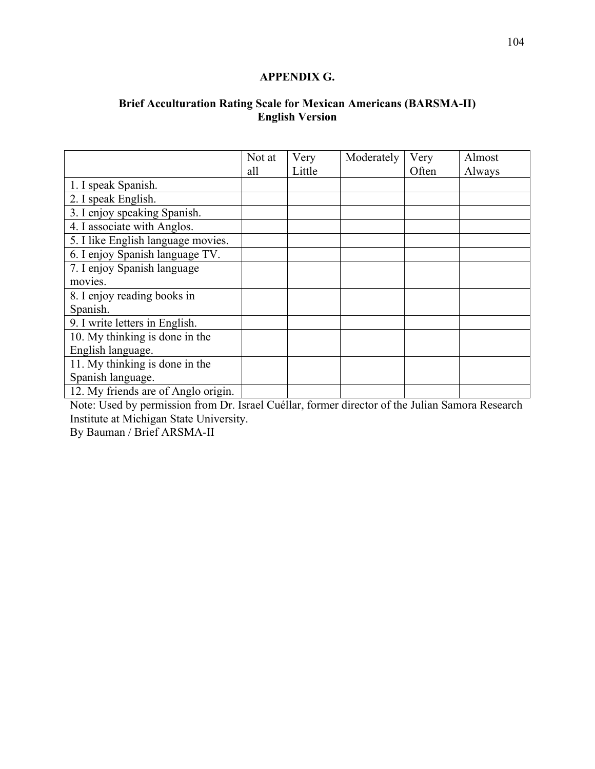## APPENDIX G.

### Brief Acculturation Rating Scale for Mexican Americans (BARSMA-II)
### English Version

| | Not at all | Very Little | Moderately | Very Often | Almost Always |
|---|---|---|---|---|---|
| 1. I speak Spanish. | | | | | |
| 2. I speak English. | | | | | |
| 3. I enjoy speaking Spanish. | | | | | |
| 4. I associate with Anglos. | | | | | |
| 5. I like English language movies. | | | | | |
| 6. I enjoy Spanish language TV. | | | | | |
| 7. I enjoy Spanish language movies. | | | | | |
| 8. I enjoy reading books in Spanish. | | | | | |
| 9. I write letters in English. | | | | | |
| 10. My thinking is done in the English language. | | | | | |
| 11. My thinking is done in the Spanish language. | | | | | |
| 12. My friends are of Anglo origin. | | | | | |

Note: Used by permission from Dr. Israel Cuéllar, former director of the Julian Samora Research Institute at Michigan State University.
By Bauman / Brief ARSMA-II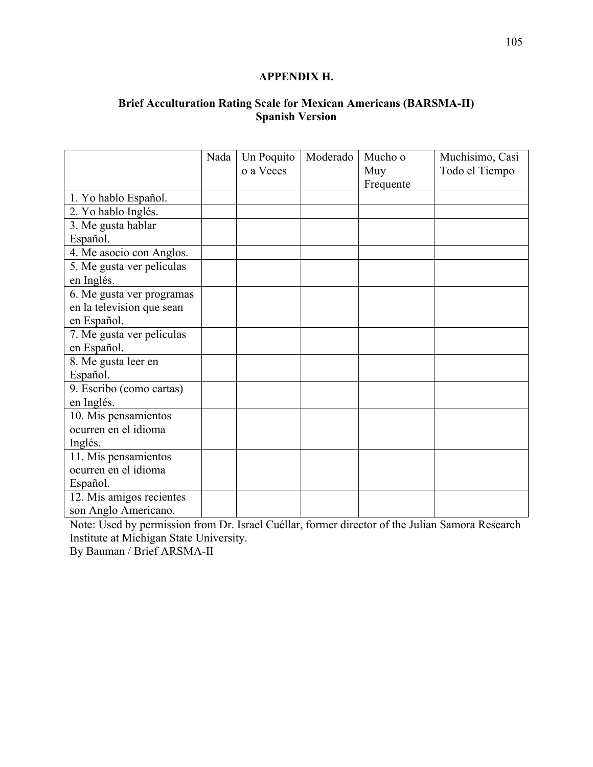## APPENDIX H.

### Brief Acculturation Rating Scale for Mexican Americans (BARSMA-II) Spanish Version

| | Nada | Un Poquito o a Veces | Moderado | Mucho o Muy Frequente | Muchisimo, Casi Todo el Tiempo |
|---|---|---|---|---|---|
| 1. Yo hablo Español. | | | | | |
| 2. Yo hablo Inglés. | | | | | |
| 3. Me gusta hablar Español. | | | | | |
| 4. Me asocio con Anglos. | | | | | |
| 5. Me gusta ver peliculas en Inglés. | | | | | |
| 6. Me gusta ver programas en la television que sean en Español. | | | | | |
| 7. Me gusta ver peliculas en Español. | | | | | |
| 8. Me gusta leer en Español. | | | | | |
| 9. Escribo (como cartas) en Inglés. | | | | | |
| 10. Mis pensamientos ocurren en el idioma Inglés. | | | | | |
| 11. Mis pensamientos ocurren en el idioma Español. | | | | | |
| 12. Mis amigos recientes son Anglo Americano. | | | | | |

Note: Used by permission from Dr. Israel Cuéllar, former director of the Julian Samora Research Institute at Michigan State University.
By Bauman / Brief ARSMA-II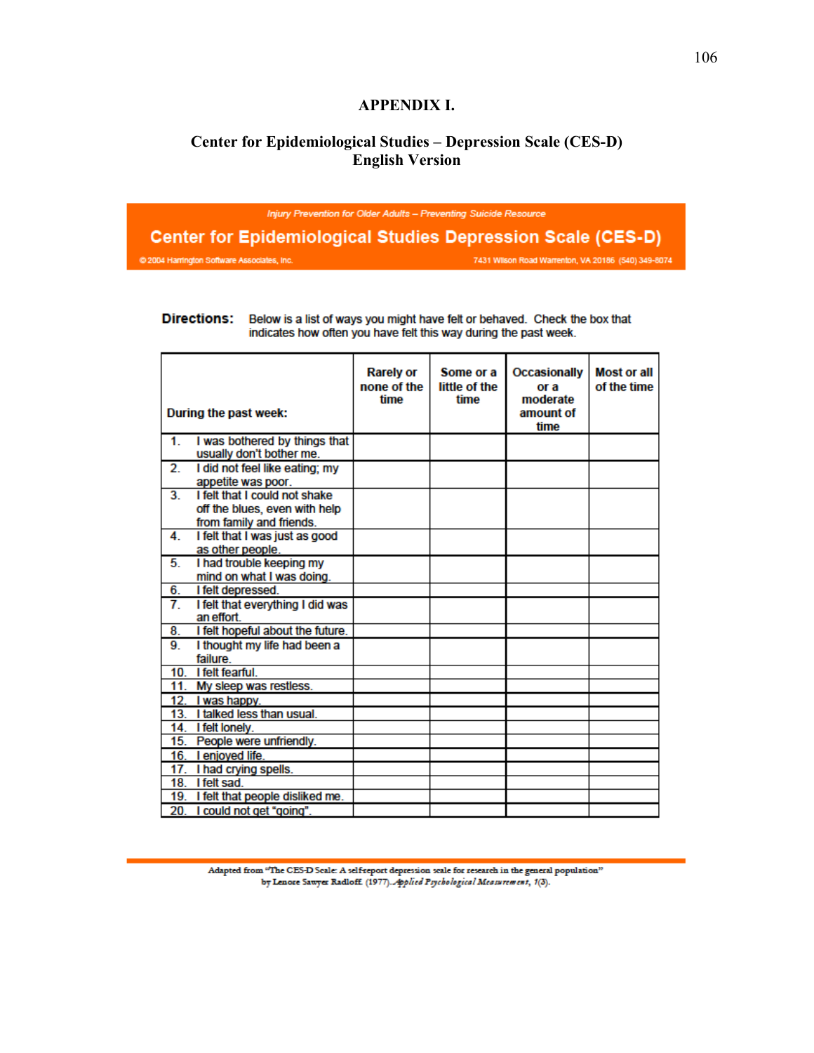# APPENDIX I.

## Center for Epidemiological Studies – Depression Scale (CES-D)
## English Version

*Injury Prevention for Older Adults – Preventing Suicide Resource*

**Center for Epidemiological Studies Depression Scale (CES-D)**

© 2004 Harrington Software Associates, Inc. 7431 Wilson Road Warrenton, VA 20186 (540) 349-8074

**Directions:** Below is a list of ways you might have felt or behaved. Check the box that indicates how often you have felt this way during the past week.

| During the past week: | Rarely or none of the time | Some or a little of the time | Occasionally or a moderate amount of time | Most or all of the time |
|---|---|---|---|---|
| 1. I was bothered by things that usually don't bother me. | | | | |
| 2. I did not feel like eating; my appetite was poor. | | | | |
| 3. I felt that I could not shake off the blues, even with help from family and friends. | | | | |
| 4. I felt that I was just as good as other people. | | | | |
| 5. I had trouble keeping my mind on what I was doing. | | | | |
| 6. I felt depressed. | | | | |
| 7. I felt that everything I did was an effort. | | | | |
| 8. I felt hopeful about the future. | | | | |
| 9. I thought my life had been a failure. | | | | |
| 10. I felt fearful. | | | | |
| 11. My sleep was restless. | | | | |
| 12. I was happy. | | | | |
| 13. I talked less than usual. | | | | |
| 14. I felt lonely. | | | | |
| 15. People were unfriendly. | | | | |
| 16. I enjoyed life. | | | | |
| 17. I had crying spells. | | | | |
| 18. I felt sad. | | | | |
| 19. I felt that people disliked me. | | | | |
| 20. I could not get "going". | | | | |

Adapted from "The CES-D Scale: A self-report depression scale for research in the general population" by Lenore Sawyer Radloff. (1977). *Applied Psychological Measurement, 1*(3).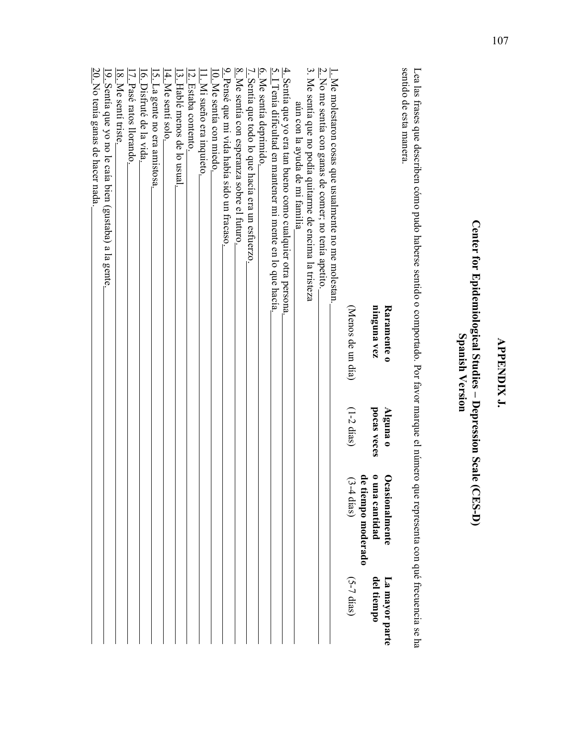# APPENDIX J.

## Center for Epidemiological Studies – Depression Scale (CES-D)
## Spanish Version

Lea las frases que describen cómo pudo haberse sentido o comportado. Por favor marque el número que representa con qué frecuencia se ha sentido de esta manera.

| | **Raramente o ninguna vez** (Menos de un día) | **Alguna o pocas veces** (1-2 días) | **Ocasionalmente o una cantidad de tiempo moderado** (3-4 días) | **La mayor parte del tiempo** (5-7 días) |
|---|---|---|---|---|
| 1. Me molestaron cosas que usualmente no me molestan. | | | | |
| 2. No me sentía con ganas de comer; no tenía apetito. | | | | |
| 3. Me sentía que no podía quitarme de encima la tristeza aún con la ayuda de mi familia | | | | |
| 4. Sentía que yo era tan bueno como cualquier otra persona. | | | | |
| 5. Tenía dificultad en mantener mi mente en lo que hacía. | | | | |
| 6. Me sentía deprimido. | | | | |
| 7. Sentía que todo lo que hacía era un esfuerzo. | | | | |
| 8. Me sentía con esperanza sobre el futuro. | | | | |
| 9. Pensé que mi vida había sido un fracaso. | | | | |
| 10. Me sentía con miedo. | | | | |
| 11. Mi sueño era inquieto. | | | | |
| 12. Estaba contento. | | | | |
| 13. Hablé menos de lo usual. | | | | |
| 14. Me sentí solo. | | | | |
| 15. La gente no era amistosa. | | | | |
| 16. Disfruté de la vida. | | | | |
| 17. Pasé ratos llorando. | | | | |
| 18. Me sentí triste. | | | | |
| 19. Sentía que yo no le caía bien (gustaba) a la gente. | | | | |
| 20. No tenía ganas de hacer nada. | | | | |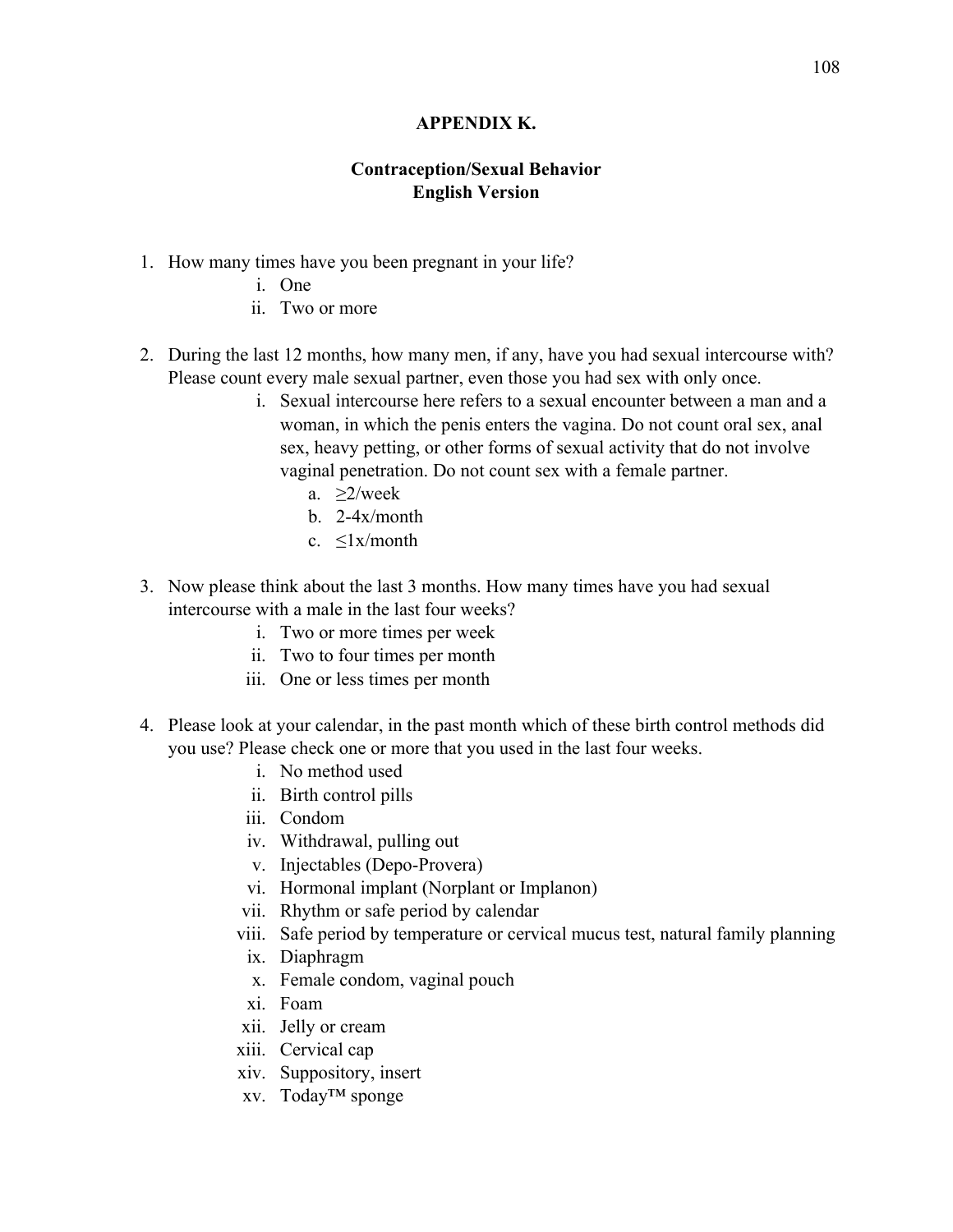**APPENDIX K.**

**Contraception/Sexual Behavior**
**English Version**

1. How many times have you been pregnant in your life?
   - i. One
   - ii. Two or more

2. During the last 12 months, how many men, if any, have you had sexual intercourse with? Please count every male sexual partner, even those you had sex with only once.
   - i. Sexual intercourse here refers to a sexual encounter between a man and a woman, in which the penis enters the vagina. Do not count oral sex, anal sex, heavy petting, or other forms of sexual activity that do not involve vaginal penetration. Do not count sex with a female partner.
     - a. ≥2/week
     - b. 2-4x/month
     - c. ≤1x/month

3. Now please think about the last 3 months. How many times have you had sexual intercourse with a male in the last four weeks?
   - i. Two or more times per week
   - ii. Two to four times per month
   - iii. One or less times per month

4. Please look at your calendar, in the past month which of these birth control methods did you use? Please check one or more that you used in the last four weeks.
   - i. No method used
   - ii. Birth control pills
   - iii. Condom
   - iv. Withdrawal, pulling out
   - v. Injectables (Depo-Provera)
   - vi. Hormonal implant (Norplant or Implanon)
   - vii. Rhythm or safe period by calendar
   - viii. Safe period by temperature or cervical mucus test, natural family planning
   - ix. Diaphragm
   - x. Female condom, vaginal pouch
   - xi. Foam
   - xii. Jelly or cream
   - xiii. Cervical cap
   - xiv. Suppository, insert
   - xv. Today™ sponge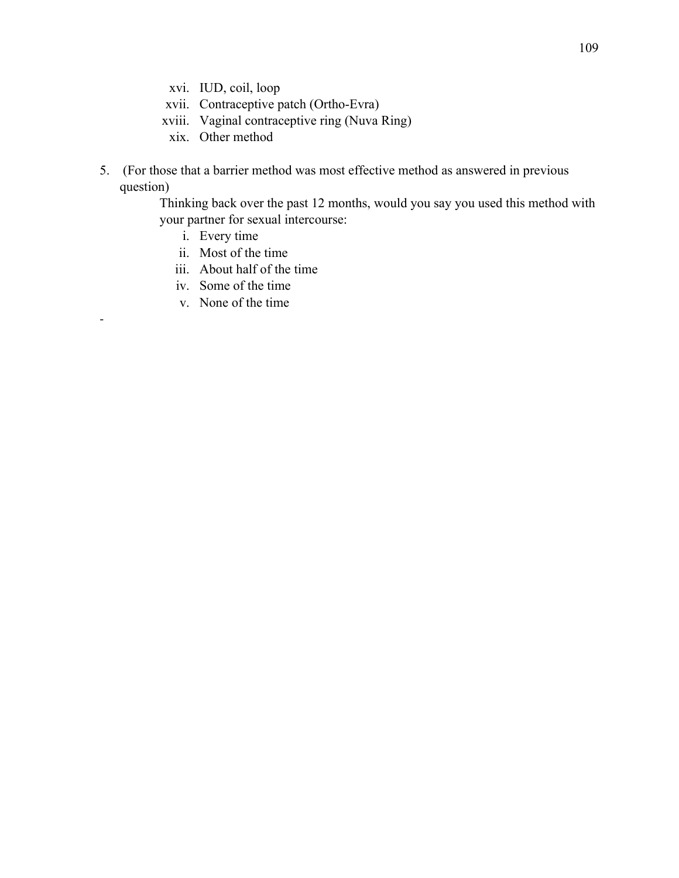xvi. IUD, coil, loop
xvii. Contraceptive patch (Ortho-Evra)
xviii. Vaginal contraceptive ring (Nuva Ring)
xix. Other method

5. (For those that a barrier method was most effective method as answered in previous question)

    Thinking back over the past 12 months, would you say you used this method with your partner for sexual intercourse:

    i. Every time
    ii. Most of the time
    iii. About half of the time
    iv. Some of the time
    v. None of the time

-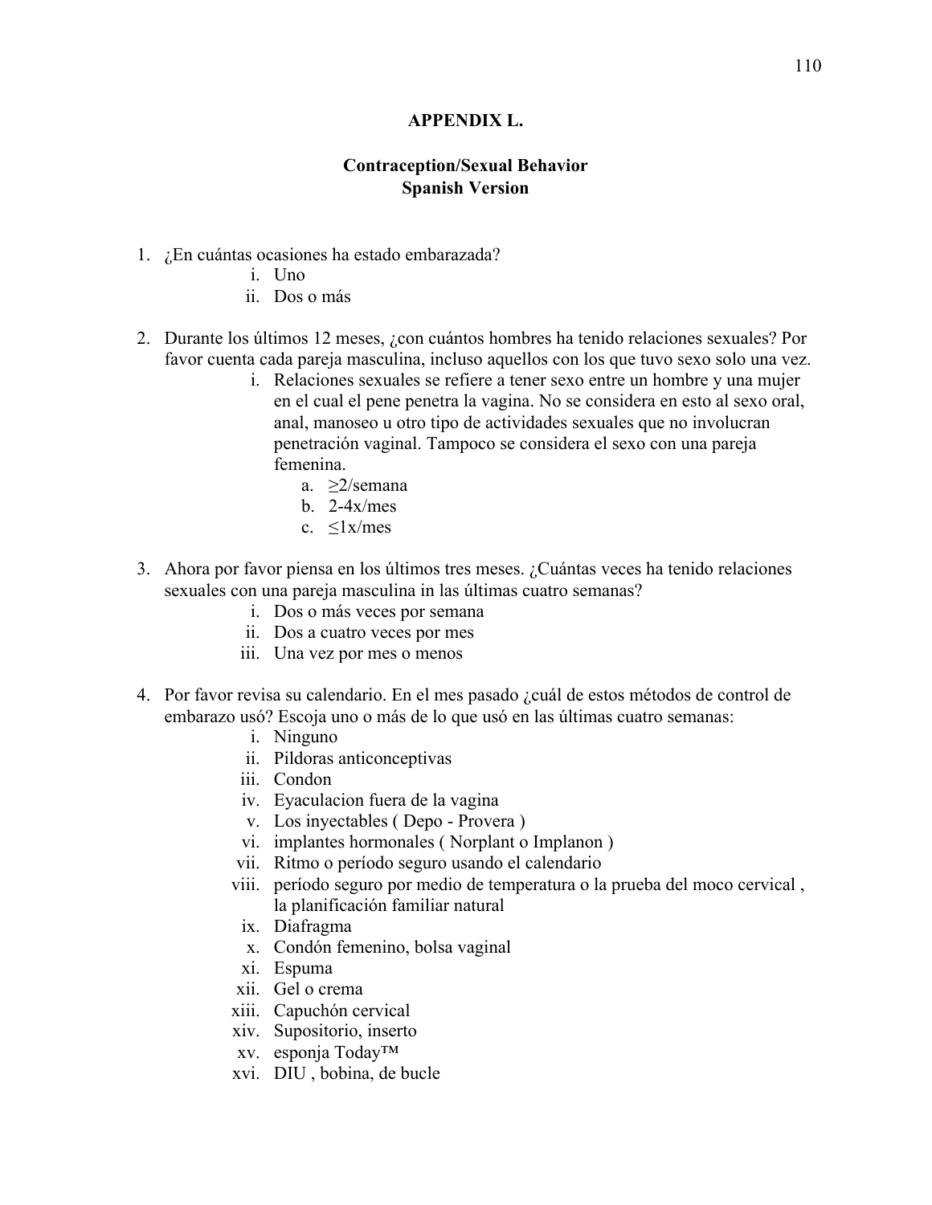# APPENDIX L.

## Contraception/Sexual Behavior
## Spanish Version

1. ¿En cuántas ocasiones ha estado embarazada?
   - i. Uno
   - ii. Dos o más

2. Durante los últimos 12 meses, ¿con cuántos hombres ha tenido relaciones sexuales? Por favor cuenta cada pareja masculina, incluso aquellos con los que tuvo sexo solo una vez.
   - i. Relaciones sexuales se refiere a tener sexo entre un hombre y una mujer en el cual el pene penetra la vagina. No se considera en esto al sexo oral, anal, manoseo u otro tipo de actividades sexuales que no involucran penetración vaginal. Tampoco se considera el sexo con una pareja femenina.
     - a. ≥2/semana
     - b. 2-4x/mes
     - c. ≤1x/mes

3. Ahora por favor piensa en los últimos tres meses. ¿Cuántas veces ha tenido relaciones sexuales con una pareja masculina in las últimas cuatro semanas?
   - i. Dos o más veces por semana
   - ii. Dos a cuatro veces por mes
   - iii. Una vez por mes o menos

4. Por favor revisa su calendario. En el mes pasado ¿cuál de estos métodos de control de embarazo usó? Escoja uno o más de lo que usó en las últimas cuatro semanas:
   - i. Ninguno
   - ii. Pildoras anticonceptivas
   - iii. Condon
   - iv. Eyaculacion fuera de la vagina
   - v. Los inyectables ( Depo - Provera )
   - vi. implantes hormonales ( Norplant o Implanon )
   - vii. Ritmo o período seguro usando el calendario
   - viii. período seguro por medio de temperatura o la prueba del moco cervical , la planificación familiar natural
   - ix. Diafragma
   - x. Condón femenino, bolsa vaginal
   - xi. Espuma
   - xii. Gel o crema
   - xiii. Capuchón cervical
   - xiv. Supositorio, inserto
   - xv. esponja Today™
   - xvi. DIU , bobina, de bucle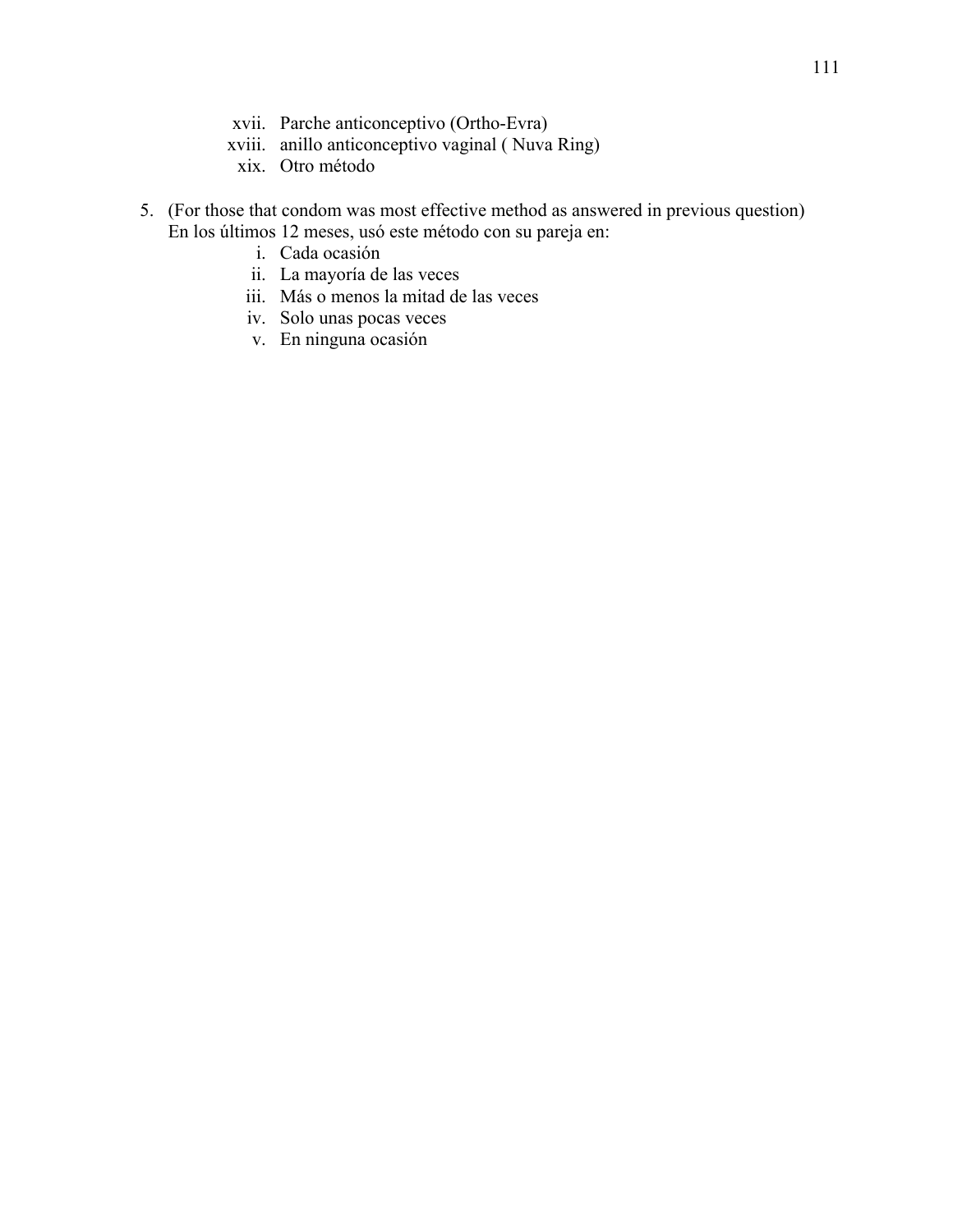xvii. Parche anticonceptivo (Ortho-Evra)
xviii. anillo anticonceptivo vaginal ( Nuva Ring)
xix. Otro método

5. (For those that condom was most effective method as answered in previous question) En los últimos 12 meses, usó este método con su pareja en:
   i. Cada ocasión
   ii. La mayoría de las veces
   iii. Más o menos la mitad de las veces
   iv. Solo unas pocas veces
   v. En ninguna ocasión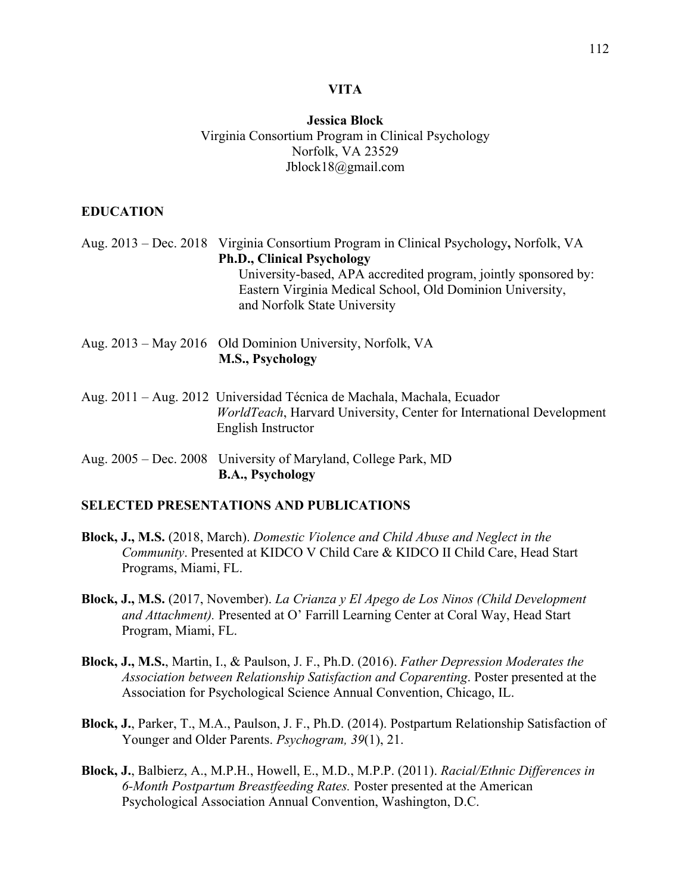# VITA

**Jessica Block**
Virginia Consortium Program in Clinical Psychology
Norfolk, VA 23529
Jblock18@gmail.com

## EDUCATION

Aug. 2013 – Dec. 2018 Virginia Consortium Program in Clinical Psychology**,** Norfolk, VA
**Ph.D., Clinical Psychology**
University-based, APA accredited program, jointly sponsored by: Eastern Virginia Medical School, Old Dominion University, and Norfolk State University

Aug. 2013 – May 2016 Old Dominion University, Norfolk, VA
**M.S., Psychology**

Aug. 2011 – Aug. 2012 Universidad Técnica de Machala, Machala, Ecuador
*WorldTeach*, Harvard University, Center for International Development
English Instructor

Aug. 2005 – Dec. 2008 University of Maryland, College Park, MD
**B.A., Psychology**

## SELECTED PRESENTATIONS AND PUBLICATIONS

**Block, J., M.S.** (2018, March). *Domestic Violence and Child Abuse and Neglect in the Community*. Presented at KIDCO V Child Care & KIDCO II Child Care, Head Start Programs, Miami, FL.

**Block, J., M.S.** (2017, November). *La Crianza y El Apego de Los Ninos (Child Development and Attachment).* Presented at O' Farrill Learning Center at Coral Way, Head Start Program, Miami, FL.

**Block, J., M.S.**, Martin, I., & Paulson, J. F., Ph.D. (2016). *Father Depression Moderates the Association between Relationship Satisfaction and Coparenting*. Poster presented at the Association for Psychological Science Annual Convention, Chicago, IL.

**Block, J.**, Parker, T., M.A., Paulson, J. F., Ph.D. (2014). Postpartum Relationship Satisfaction of Younger and Older Parents. *Psychogram, 39*(1), 21.

**Block, J.**, Balbierz, A., M.P.H., Howell, E., M.D., M.P.P. (2011). *Racial/Ethnic Differences in 6-Month Postpartum Breastfeeding Rates.* Poster presented at the American Psychological Association Annual Convention, Washington, D.C.